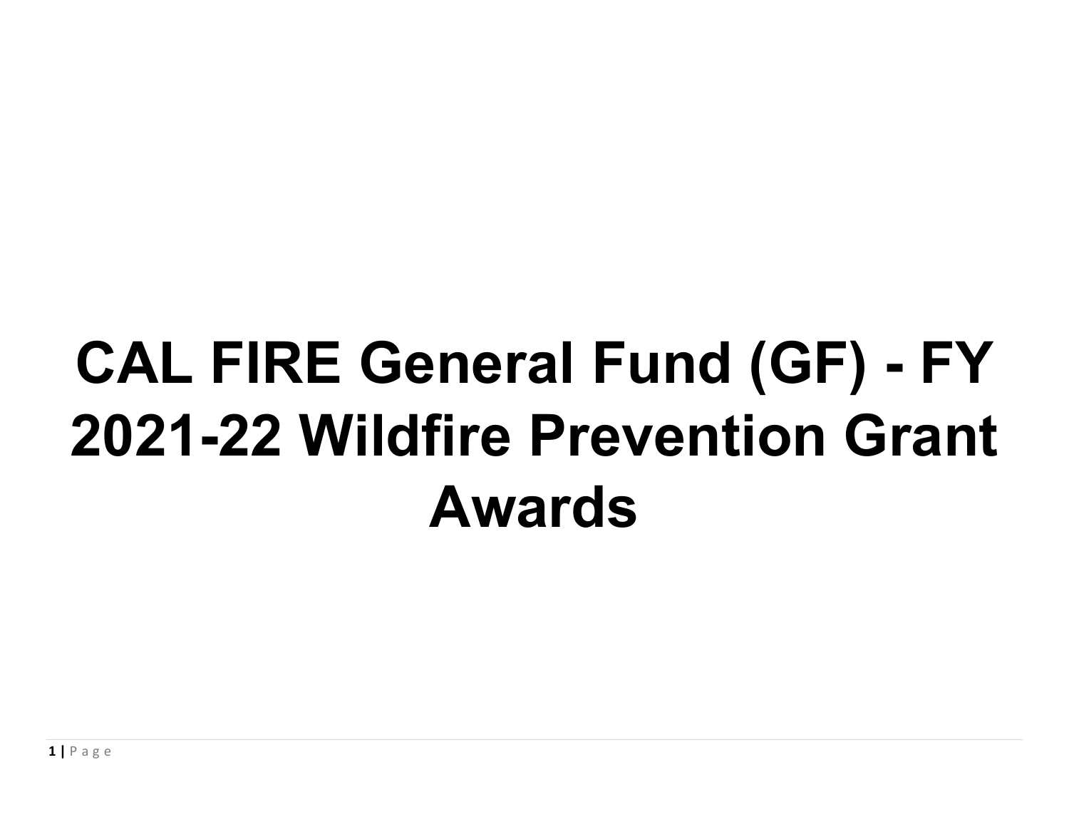# CAL FIRE General Fund (GF) - FY 2021-22 Wildfire Prevention Grant Awards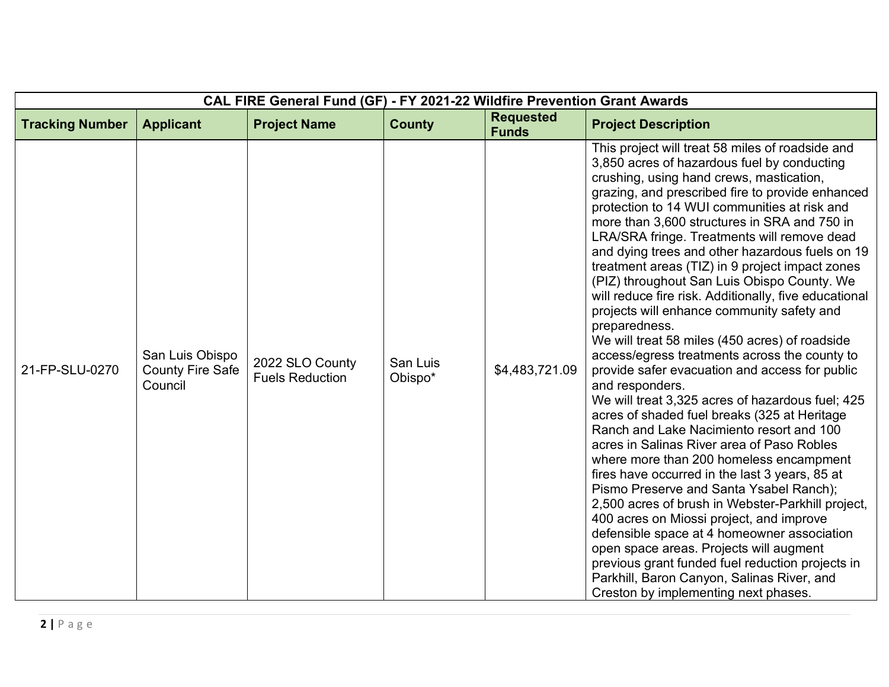| CAL FIRE General Fund (GF) - FY 2021-22 Wildfire Prevention Grant Awards | | | | | |
|---|---|---|---|---|---|
| **Tracking Number** | **Applicant** | **Project Name** | **County** | **Requested Funds** | **Project Description** |
| 21-FP-SLU-0270 | San Luis Obispo County Fire Safe Council | 2022 SLO County Fuels Reduction | San Luis Obispo* | $4,483,721.09 | This project will treat 58 miles of roadside and 3,850 acres of hazardous fuel by conducting crushing, using hand crews, mastication, grazing, and prescribed fire to provide enhanced protection to 14 WUI communities at risk and more than 3,600 structures in SRA and 750 in LRA/SRA fringe. Treatments will remove dead and dying trees and other hazardous fuels on 19 treatment areas (TIZ) in 9 project impact zones (PIZ) throughout San Luis Obispo County. We will reduce fire risk. Additionally, five educational projects will enhance community safety and preparedness.<br>We will treat 58 miles (450 acres) of roadside access/egress treatments across the county to provide safer evacuation and access for public and responders.<br>We will treat 3,325 acres of hazardous fuel; 425 acres of shaded fuel breaks (325 at Heritage Ranch and Lake Nacimiento resort and 100 acres in Salinas River area of Paso Robles where more than 200 homeless encampment fires have occurred in the last 3 years, 85 at Pismo Preserve and Santa Ysabel Ranch); 2,500 acres of brush in Webster-Parkhill project, 400 acres on Miossi project, and improve defensible space at 4 homeowner association open space areas. Projects will augment previous grant funded fuel reduction projects in Parkhill, Baron Canyon, Salinas River, and Creston by implementing next phases. |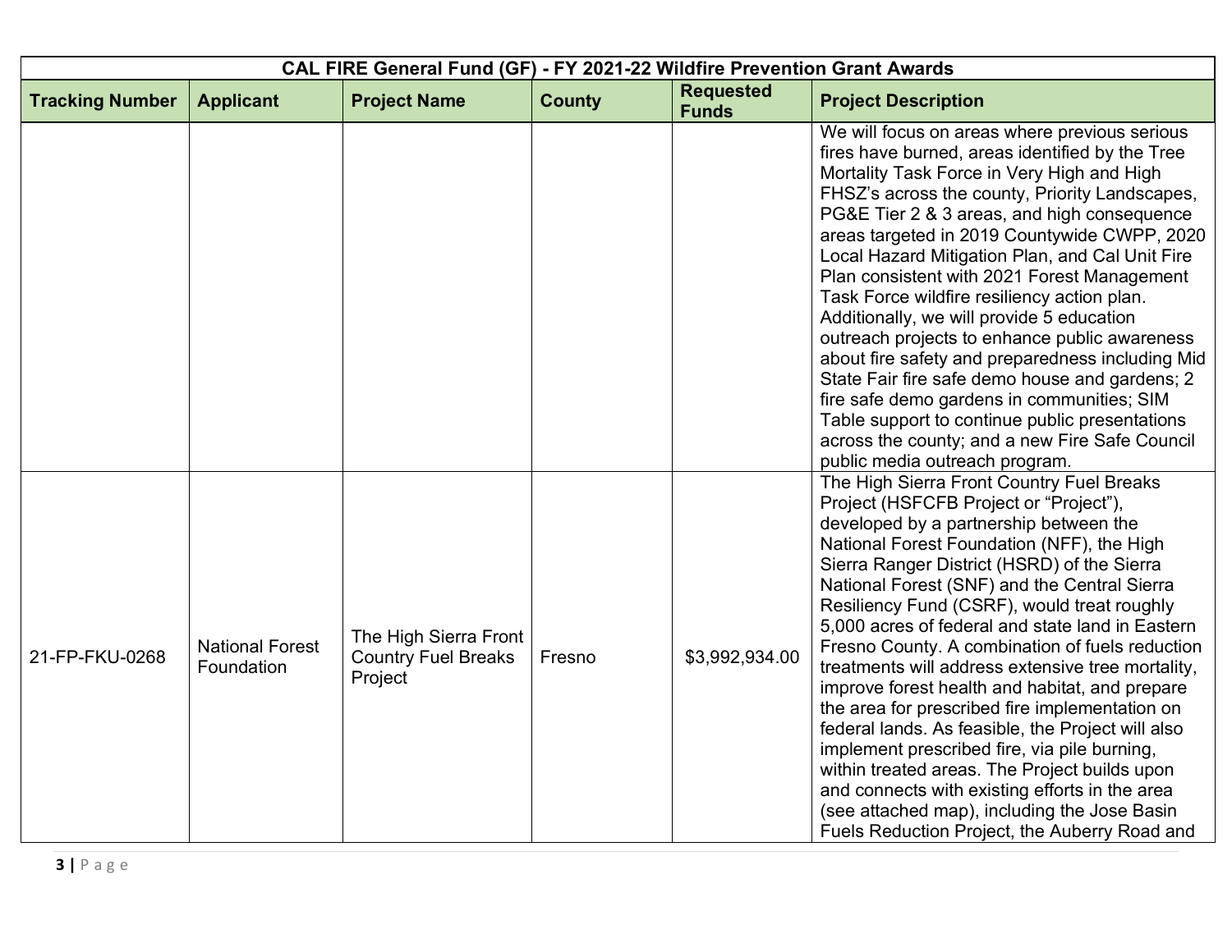| CAL FIRE General Fund (GF) - FY 2021-22 Wildfire Prevention Grant Awards | | | | | |
|---|---|---|---|---|---|
| **Tracking Number** | **Applicant** | **Project Name** | **County** | **Requested Funds** | **Project Description** |
| | | | | | We will focus on areas where previous serious fires have burned, areas identified by the Tree Mortality Task Force in Very High and High FHSZ's across the county, Priority Landscapes, PG&E Tier 2 & 3 areas, and high consequence areas targeted in 2019 Countywide CWPP, 2020 Local Hazard Mitigation Plan, and Cal Unit Fire Plan consistent with 2021 Forest Management Task Force wildfire resiliency action plan. Additionally, we will provide 5 education outreach projects to enhance public awareness about fire safety and preparedness including Mid State Fair fire safe demo house and gardens; 2 fire safe demo gardens in communities; SIM Table support to continue public presentations across the county; and a new Fire Safe Council public media outreach program. |
| 21-FP-FKU-0268 | National Forest Foundation | The High Sierra Front Country Fuel Breaks Project | Fresno | $3,992,934.00 | The High Sierra Front Country Fuel Breaks Project (HSFCFB Project or "Project"), developed by a partnership between the National Forest Foundation (NFF), the High Sierra Ranger District (HSRD) of the Sierra National Forest (SNF) and the Central Sierra Resiliency Fund (CSRF), would treat roughly 5,000 acres of federal and state land in Eastern Fresno County. A combination of fuels reduction treatments will address extensive tree mortality, improve forest health and habitat, and prepare the area for prescribed fire implementation on federal lands. As feasible, the Project will also implement prescribed fire, via pile burning, within treated areas. The Project builds upon and connects with existing efforts in the area (see attached map), including the Jose Basin Fuels Reduction Project, the Auberry Road and |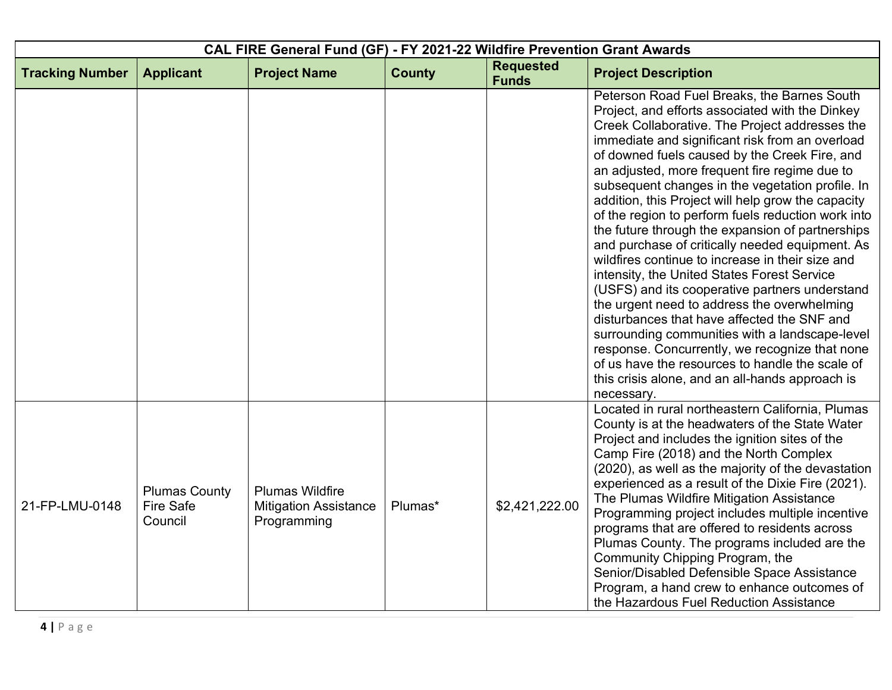| CAL FIRE General Fund (GF) - FY 2021-22 Wildfire Prevention Grant Awards | | | | | |
|---|---|---|---|---|---|
| **Tracking Number** | **Applicant** | **Project Name** | **County** | **Requested Funds** | **Project Description** |
| | | | | | Peterson Road Fuel Breaks, the Barnes South Project, and efforts associated with the Dinkey Creek Collaborative. The Project addresses the immediate and significant risk from an overload of downed fuels caused by the Creek Fire, and an adjusted, more frequent fire regime due to subsequent changes in the vegetation profile. In addition, this Project will help grow the capacity of the region to perform fuels reduction work into the future through the expansion of partnerships and purchase of critically needed equipment. As wildfires continue to increase in their size and intensity, the United States Forest Service (USFS) and its cooperative partners understand the urgent need to address the overwhelming disturbances that have affected the SNF and surrounding communities with a landscape-level response. Concurrently, we recognize that none of us have the resources to handle the scale of this crisis alone, and an all-hands approach is necessary. |
| 21-FP-LMU-0148 | Plumas County Fire Safe Council | Plumas Wildfire Mitigation Assistance Programming | Plumas* | $2,421,222.00 | Located in rural northeastern California, Plumas County is at the headwaters of the State Water Project and includes the ignition sites of the Camp Fire (2018) and the North Complex (2020), as well as the majority of the devastation experienced as a result of the Dixie Fire (2021). The Plumas Wildfire Mitigation Assistance Programming project includes multiple incentive programs that are offered to residents across Plumas County. The programs included are the Community Chipping Program, the Senior/Disabled Defensible Space Assistance Program, a hand crew to enhance outcomes of the Hazardous Fuel Reduction Assistance |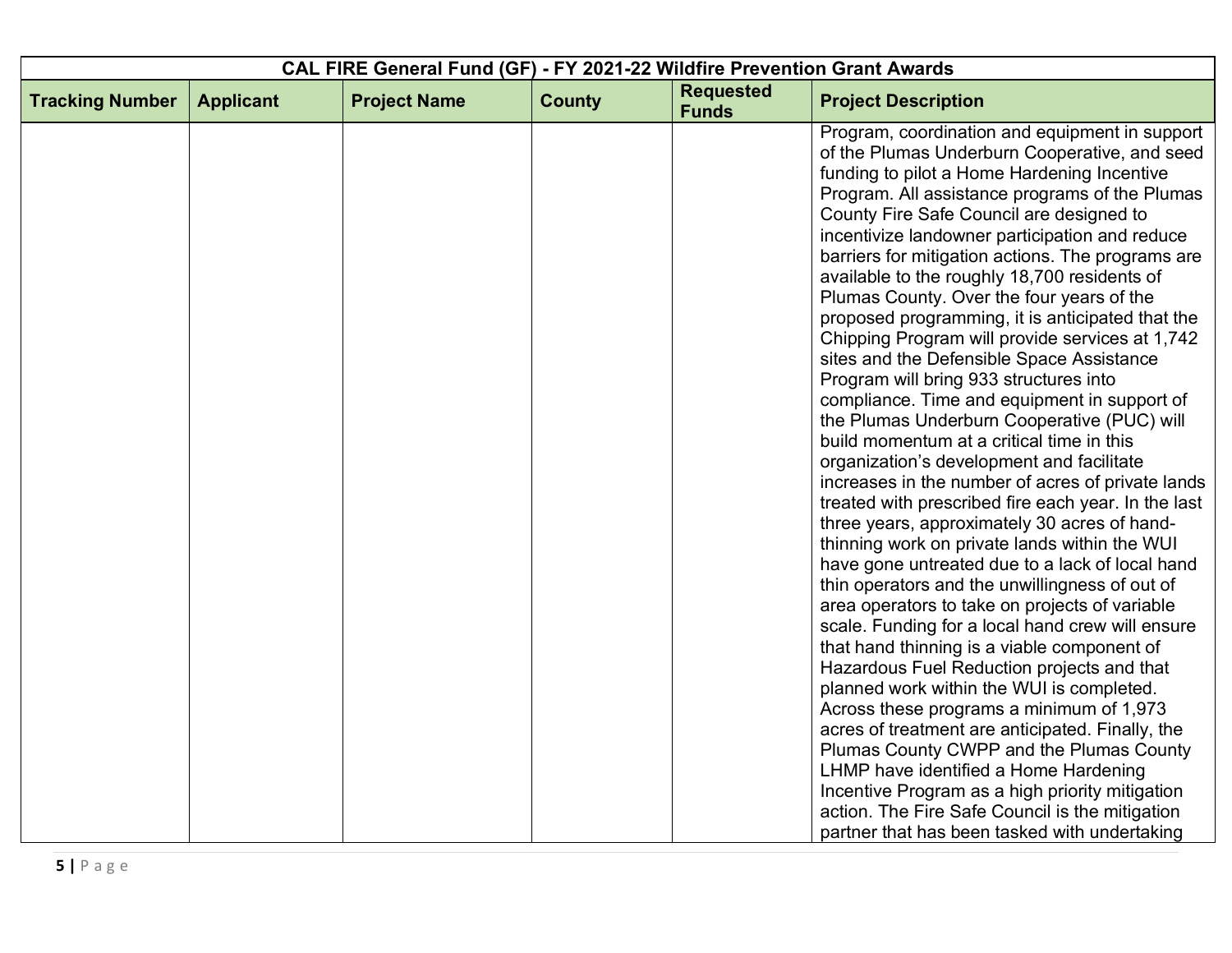| CAL FIRE General Fund (GF) - FY 2021-22 Wildfire Prevention Grant Awards | | | | | |
|---|---|---|---|---|---|
| **Tracking Number** | **Applicant** | **Project Name** | **County** | **Requested Funds** | **Project Description** |
| | | | | | Program, coordination and equipment in support of the Plumas Underburn Cooperative, and seed funding to pilot a Home Hardening Incentive Program. All assistance programs of the Plumas County Fire Safe Council are designed to incentivize landowner participation and reduce barriers for mitigation actions. The programs are available to the roughly 18,700 residents of Plumas County. Over the four years of the proposed programming, it is anticipated that the Chipping Program will provide services at 1,742 sites and the Defensible Space Assistance Program will bring 933 structures into compliance. Time and equipment in support of the Plumas Underburn Cooperative (PUC) will build momentum at a critical time in this organization's development and facilitate increases in the number of acres of private lands treated with prescribed fire each year. In the last three years, approximately 30 acres of hand-thinning work on private lands within the WUI have gone untreated due to a lack of local hand thin operators and the unwillingness of out of area operators to take on projects of variable scale. Funding for a local hand crew will ensure that hand thinning is a viable component of Hazardous Fuel Reduction projects and that planned work within the WUI is completed. Across these programs a minimum of 1,973 acres of treatment are anticipated. Finally, the Plumas County CWPP and the Plumas County LHMP have identified a Home Hardening Incentive Program as a high priority mitigation action. The Fire Safe Council is the mitigation partner that has been tasked with undertaking |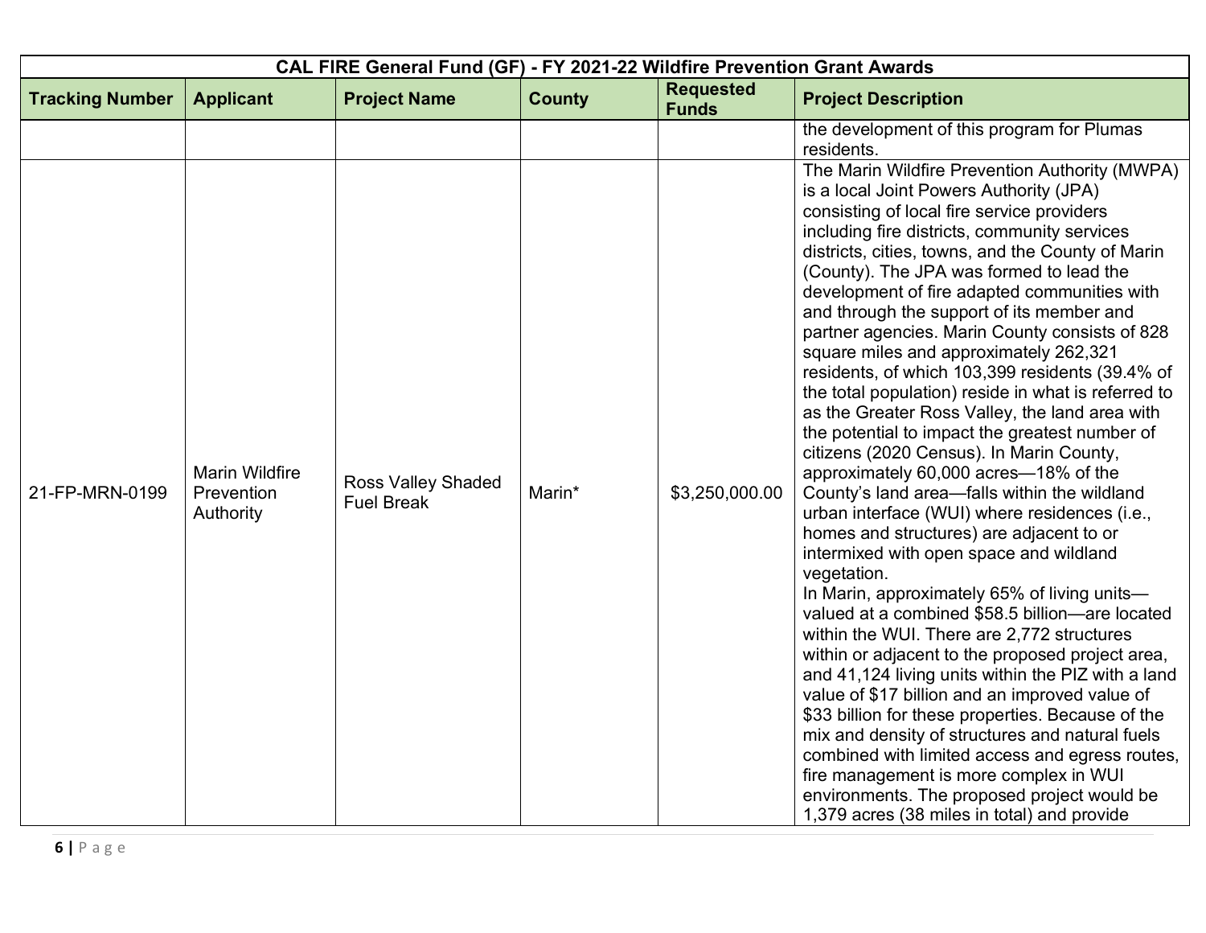| CAL FIRE General Fund (GF) - FY 2021-22 Wildfire Prevention Grant Awards | | | | | |
|---|---|---|---|---|---|
| **Tracking Number** | **Applicant** | **Project Name** | **County** | **Requested Funds** | **Project Description** |
| | | | | | the development of this program for Plumas residents. |
| 21-FP-MRN-0199 | Marin Wildfire Prevention Authority | Ross Valley Shaded Fuel Break | Marin* | $3,250,000.00 | The Marin Wildfire Prevention Authority (MWPA) is a local Joint Powers Authority (JPA) consisting of local fire service providers including fire districts, community services districts, cities, towns, and the County of Marin (County). The JPA was formed to lead the development of fire adapted communities with and through the support of its member and partner agencies. Marin County consists of 828 square miles and approximately 262,321 residents, of which 103,399 residents (39.4% of the total population) reside in what is referred to as the Greater Ross Valley, the land area with the potential to impact the greatest number of citizens (2020 Census). In Marin County, approximately 60,000 acres—18% of the County's land area—falls within the wildland urban interface (WUI) where residences (i.e., homes and structures) are adjacent to or intermixed with open space and wildland vegetation.<br>In Marin, approximately 65% of living units—valued at a combined $58.5 billion—are located within the WUI. There are 2,772 structures within or adjacent to the proposed project area, and 41,124 living units within the PIZ with a land value of $17 billion and an improved value of $33 billion for these properties. Because of the mix and density of structures and natural fuels combined with limited access and egress routes, fire management is more complex in WUI environments. The proposed project would be 1,379 acres (38 miles in total) and provide |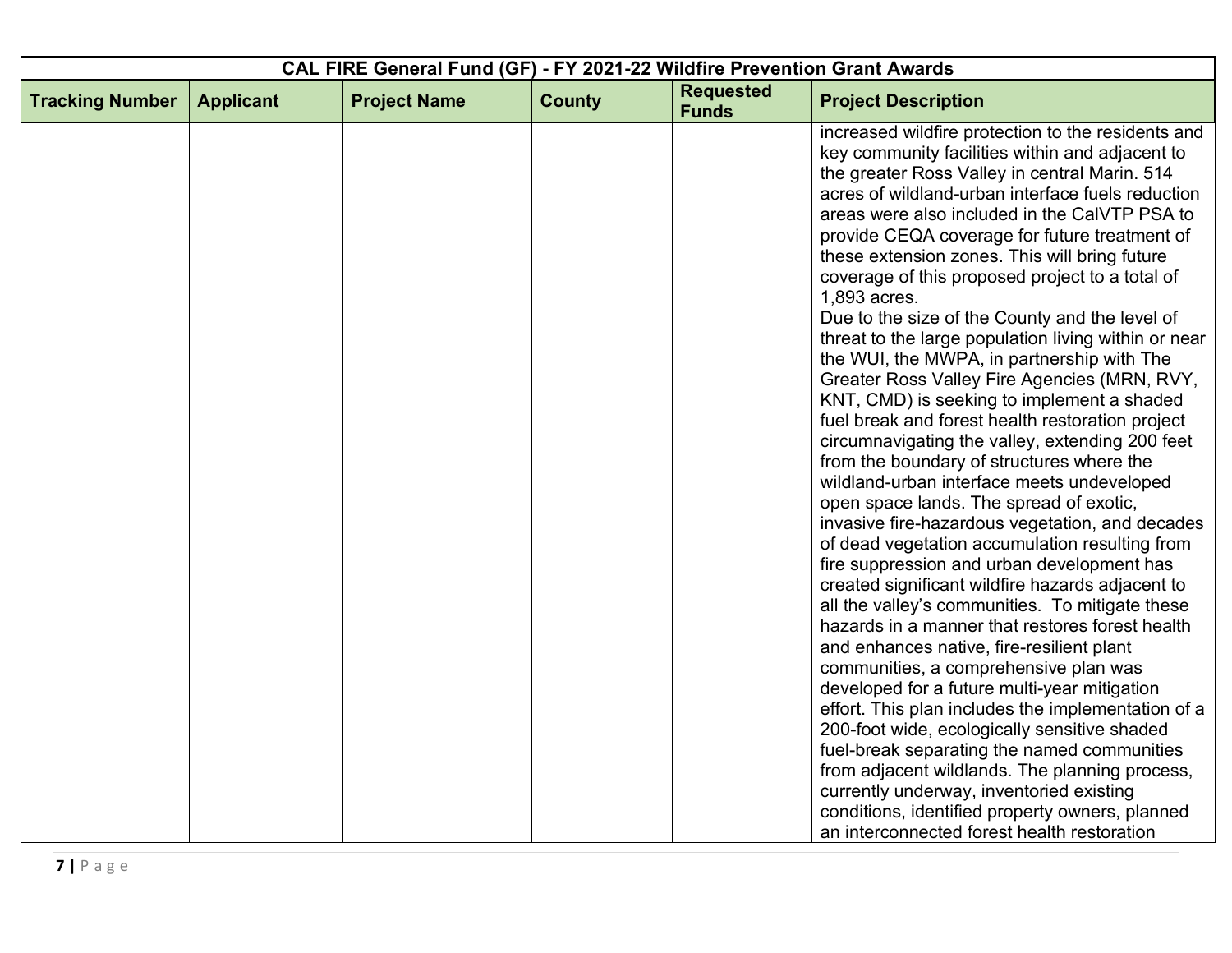| CAL FIRE General Fund (GF) - FY 2021-22 Wildfire Prevention Grant Awards | | | | | |
|---|---|---|---|---|---|
| **Tracking Number** | **Applicant** | **Project Name** | **County** | **Requested Funds** | **Project Description** |
| | | | | | increased wildfire protection to the residents and key community facilities within and adjacent to the greater Ross Valley in central Marin. 514 acres of wildland-urban interface fuels reduction areas were also included in the CalVTP PSA to provide CEQA coverage for future treatment of these extension zones. This will bring future coverage of this proposed project to a total of 1,893 acres.<br>Due to the size of the County and the level of threat to the large population living within or near the WUI, the MWPA, in partnership with The Greater Ross Valley Fire Agencies (MRN, RVY, KNT, CMD) is seeking to implement a shaded fuel break and forest health restoration project circumnavigating the valley, extending 200 feet from the boundary of structures where the wildland-urban interface meets undeveloped open space lands. The spread of exotic, invasive fire-hazardous vegetation, and decades of dead vegetation accumulation resulting from fire suppression and urban development has created significant wildfire hazards adjacent to all the valley's communities. To mitigate these hazards in a manner that restores forest health and enhances native, fire-resilient plant communities, a comprehensive plan was developed for a future multi-year mitigation effort. This plan includes the implementation of a 200-foot wide, ecologically sensitive shaded fuel-break separating the named communities from adjacent wildlands. The planning process, currently underway, inventoried existing conditions, identified property owners, planned an interconnected forest health restoration |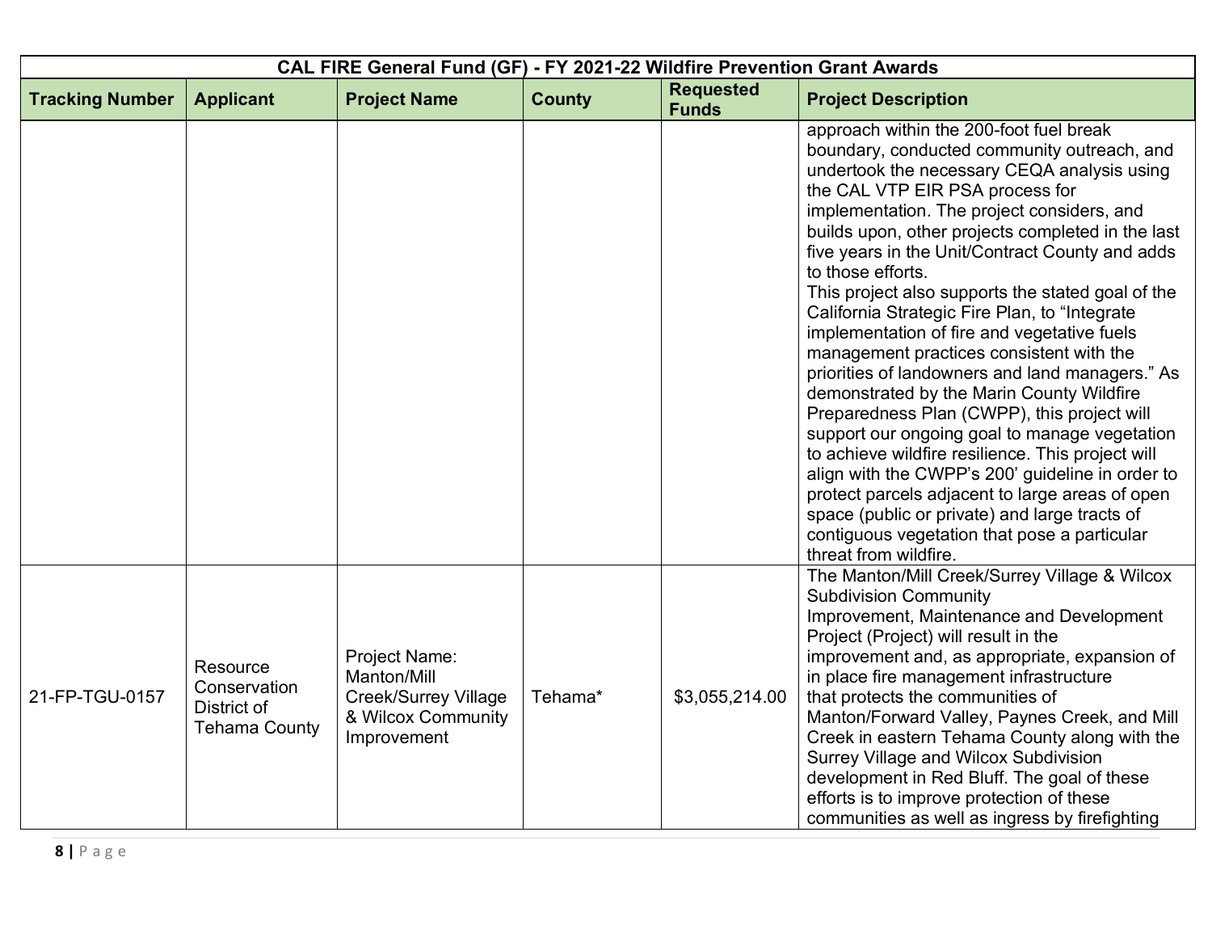| CAL FIRE General Fund (GF) - FY 2021-22 Wildfire Prevention Grant Awards | | | | | |
|---|---|---|---|---|---|
| **Tracking Number** | **Applicant** | **Project Name** | **County** | **Requested Funds** | **Project Description** |
| | | | | | approach within the 200-foot fuel break boundary, conducted community outreach, and undertook the necessary CEQA analysis using the CAL VTP EIR PSA process for implementation. The project considers, and builds upon, other projects completed in the last five years in the Unit/Contract County and adds to those efforts.<br>This project also supports the stated goal of the California Strategic Fire Plan, to "Integrate implementation of fire and vegetative fuels management practices consistent with the priorities of landowners and land managers." As demonstrated by the Marin County Wildfire Preparedness Plan (CWPP), this project will support our ongoing goal to manage vegetation to achieve wildfire resilience. This project will align with the CWPP's 200' guideline in order to protect parcels adjacent to large areas of open space (public or private) and large tracts of contiguous vegetation that pose a particular threat from wildfire. |
| 21-FP-TGU-0157 | Resource Conservation District of Tehama County | Project Name: Manton/Mill Creek/Surrey Village & Wilcox Community Improvement | Tehama* | $3,055,214.00 | The Manton/Mill Creek/Surrey Village & Wilcox Subdivision Community Improvement, Maintenance and Development Project (Project) will result in the improvement and, as appropriate, expansion of in place fire management infrastructure that protects the communities of Manton/Forward Valley, Paynes Creek, and Mill Creek in eastern Tehama County along with the Surrey Village and Wilcox Subdivision development in Red Bluff. The goal of these efforts is to improve protection of these communities as well as ingress by firefighting |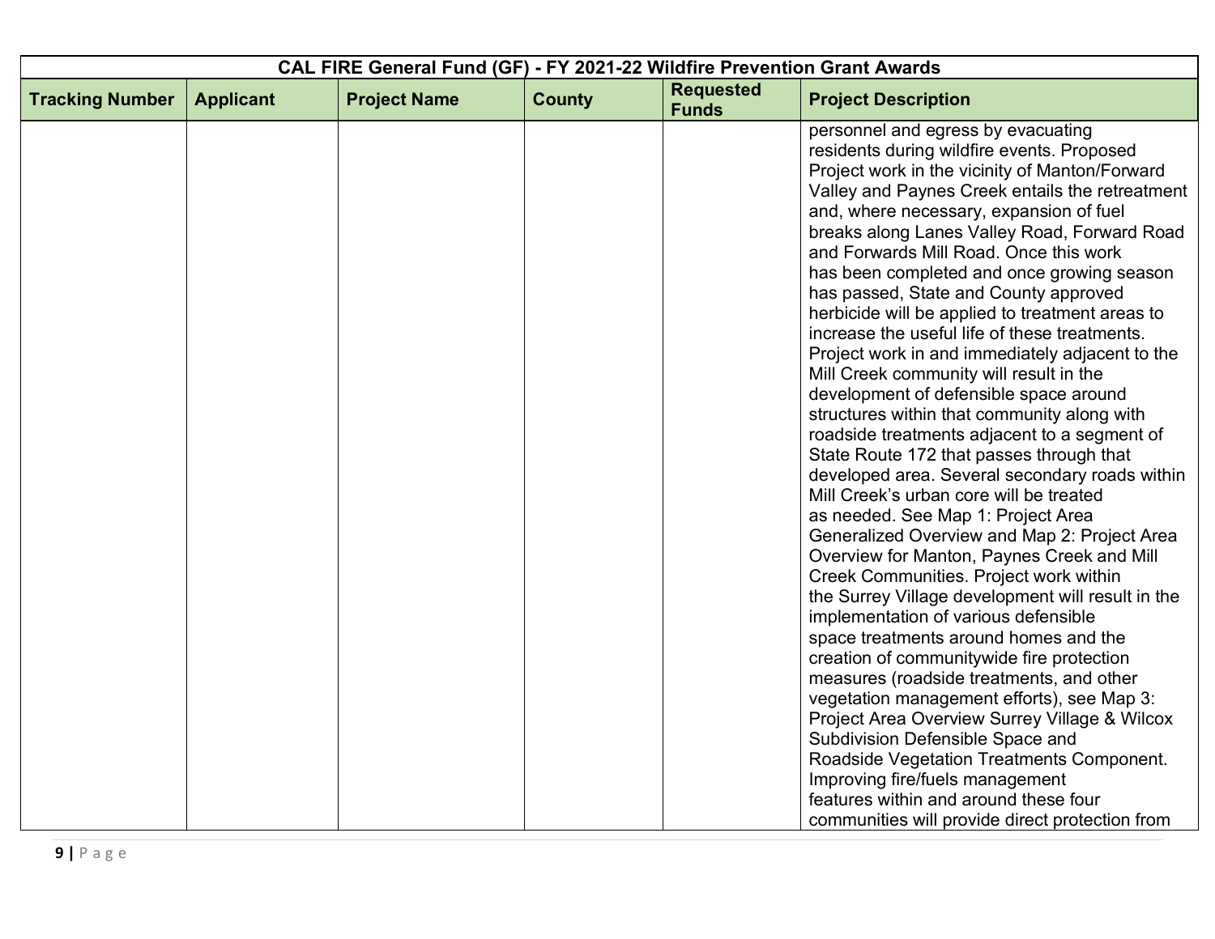| CAL FIRE General Fund (GF) - FY 2021-22 Wildfire Prevention Grant Awards | | | | | |
|---|---|---|---|---|---|
| **Tracking Number** | **Applicant** | **Project Name** | **County** | **Requested Funds** | **Project Description** |
| | | | | | personnel and egress by evacuating residents during wildfire events. Proposed Project work in the vicinity of Manton/Forward Valley and Paynes Creek entails the retreatment and, where necessary, expansion of fuel breaks along Lanes Valley Road, Forward Road and Forwards Mill Road. Once this work has been completed and once growing season has passed, State and County approved herbicide will be applied to treatment areas to increase the useful life of these treatments. Project work in and immediately adjacent to the Mill Creek community will result in the development of defensible space around structures within that community along with roadside treatments adjacent to a segment of State Route 172 that passes through that developed area. Several secondary roads within Mill Creek's urban core will be treated as needed. See Map 1: Project Area Generalized Overview and Map 2: Project Area Overview for Manton, Paynes Creek and Mill Creek Communities. Project work within the Surrey Village development will result in the implementation of various defensible space treatments around homes and the creation of communitywide fire protection measures (roadside treatments, and other vegetation management efforts), see Map 3: Project Area Overview Surrey Village & Wilcox Subdivision Defensible Space and Roadside Vegetation Treatments Component. Improving fire/fuels management features within and around these four communities will provide direct protection from |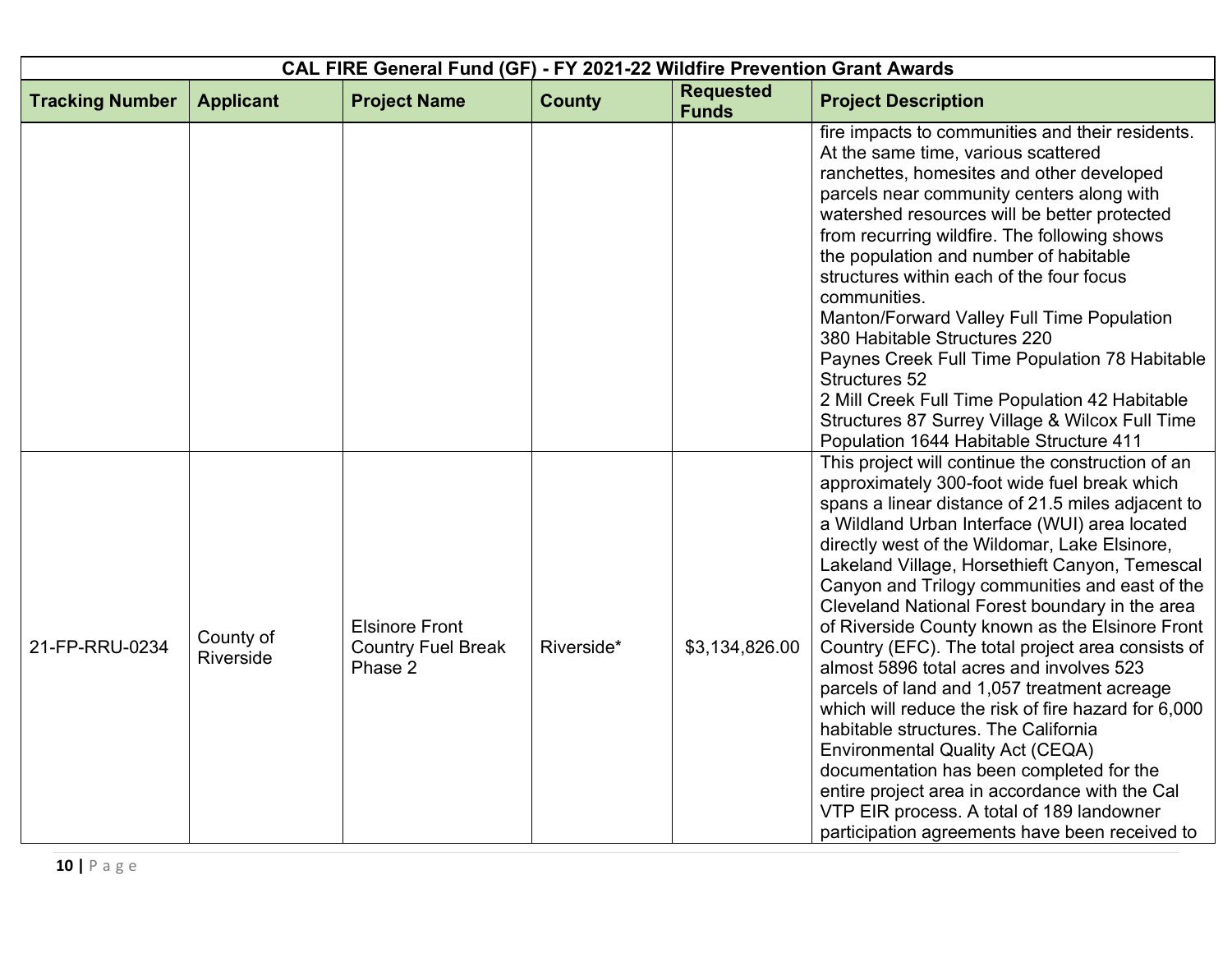| CAL FIRE General Fund (GF) - FY 2021-22 Wildfire Prevention Grant Awards | | | | | |
|---|---|---|---|---|---|
| **Tracking Number** | **Applicant** | **Project Name** | **County** | **Requested Funds** | **Project Description** |
| | | | | | fire impacts to communities and their residents. At the same time, various scattered ranchettes, homesites and other developed parcels near community centers along with watershed resources will be better protected from recurring wildfire. The following shows the population and number of habitable structures within each of the four focus communities. Manton/Forward Valley Full Time Population 380 Habitable Structures 220 Paynes Creek Full Time Population 78 Habitable Structures 52 2 Mill Creek Full Time Population 42 Habitable Structures 87 Surrey Village & Wilcox Full Time Population 1644 Habitable Structure 411 |
| 21-FP-RRU-0234 | County of Riverside | Elsinore Front Country Fuel Break Phase 2 | Riverside* | $3,134,826.00 | This project will continue the construction of an approximately 300-foot wide fuel break which spans a linear distance of 21.5 miles adjacent to a Wildland Urban Interface (WUI) area located directly west of the Wildomar, Lake Elsinore, Lakeland Village, Horsethieft Canyon, Temescal Canyon and Trilogy communities and east of the Cleveland National Forest boundary in the area of Riverside County known as the Elsinore Front Country (EFC). The total project area consists of almost 5896 total acres and involves 523 parcels of land and 1,057 treatment acreage which will reduce the risk of fire hazard for 6,000 habitable structures. The California Environmental Quality Act (CEQA) documentation has been completed for the entire project area in accordance with the Cal VTP EIR process. A total of 189 landowner participation agreements have been received to |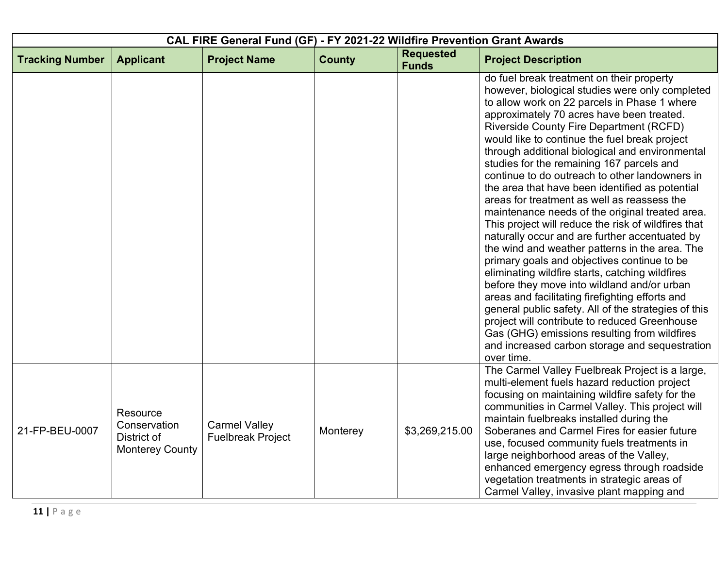| CAL FIRE General Fund (GF) - FY 2021-22 Wildfire Prevention Grant Awards | | | | | |
|---|---|---|---|---|---|
| **Tracking Number** | **Applicant** | **Project Name** | **County** | **Requested Funds** | **Project Description** |
| | | | | | do fuel break treatment on their property however, biological studies were only completed to allow work on 22 parcels in Phase 1 where approximately 70 acres have been treated. Riverside County Fire Department (RCFD) would like to continue the fuel break project through additional biological and environmental studies for the remaining 167 parcels and continue to do outreach to other landowners in the area that have been identified as potential areas for treatment as well as reassess the maintenance needs of the original treated area. This project will reduce the risk of wildfires that naturally occur and are further accentuated by the wind and weather patterns in the area. The primary goals and objectives continue to be eliminating wildfire starts, catching wildfires before they move into wildland and/or urban areas and facilitating firefighting efforts and general public safety. All of the strategies of this project will contribute to reduced Greenhouse Gas (GHG) emissions resulting from wildfires and increased carbon storage and sequestration over time. |
| 21-FP-BEU-0007 | Resource Conservation District of Monterey County | Carmel Valley Fuelbreak Project | Monterey | $3,269,215.00 | The Carmel Valley Fuelbreak Project is a large, multi-element fuels hazard reduction project focusing on maintaining wildfire safety for the communities in Carmel Valley. This project will maintain fuelbreaks installed during the Soberanes and Carmel Fires for easier future use, focused community fuels treatments in large neighborhood areas of the Valley, enhanced emergency egress through roadside vegetation treatments in strategic areas of Carmel Valley, invasive plant mapping and |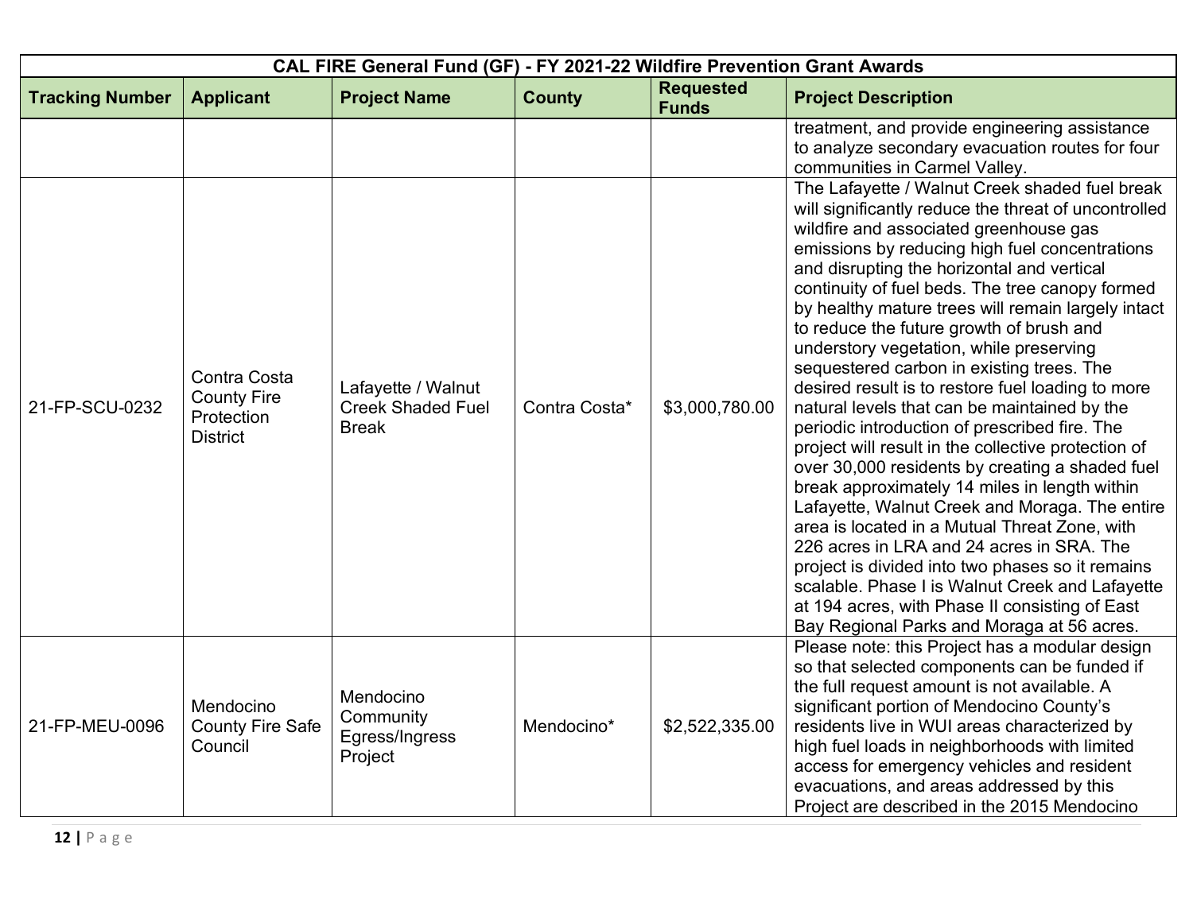| CAL FIRE General Fund (GF) - FY 2021-22 Wildfire Prevention Grant Awards | | | | | |
|---|---|---|---|---|---|
| **Tracking Number** | **Applicant** | **Project Name** | **County** | **Requested Funds** | **Project Description** |
| | | | | | treatment, and provide engineering assistance to analyze secondary evacuation routes for four communities in Carmel Valley. |
| 21-FP-SCU-0232 | Contra Costa County Fire Protection District | Lafayette / Walnut Creek Shaded Fuel Break | Contra Costa* | $3,000,780.00 | The Lafayette / Walnut Creek shaded fuel break will significantly reduce the threat of uncontrolled wildfire and associated greenhouse gas emissions by reducing high fuel concentrations and disrupting the horizontal and vertical continuity of fuel beds. The tree canopy formed by healthy mature trees will remain largely intact to reduce the future growth of brush and understory vegetation, while preserving sequestered carbon in existing trees. The desired result is to restore fuel loading to more natural levels that can be maintained by the periodic introduction of prescribed fire. The project will result in the collective protection of over 30,000 residents by creating a shaded fuel break approximately 14 miles in length within Lafayette, Walnut Creek and Moraga. The entire area is located in a Mutual Threat Zone, with 226 acres in LRA and 24 acres in SRA. The project is divided into two phases so it remains scalable. Phase I is Walnut Creek and Lafayette at 194 acres, with Phase II consisting of East Bay Regional Parks and Moraga at 56 acres. |
| 21-FP-MEU-0096 | Mendocino County Fire Safe Council | Mendocino Community Egress/Ingress Project | Mendocino* | $2,522,335.00 | Please note: this Project has a modular design so that selected components can be funded if the full request amount is not available. A significant portion of Mendocino County's residents live in WUI areas characterized by high fuel loads in neighborhoods with limited access for emergency vehicles and resident evacuations, and areas addressed by this Project are described in the 2015 Mendocino |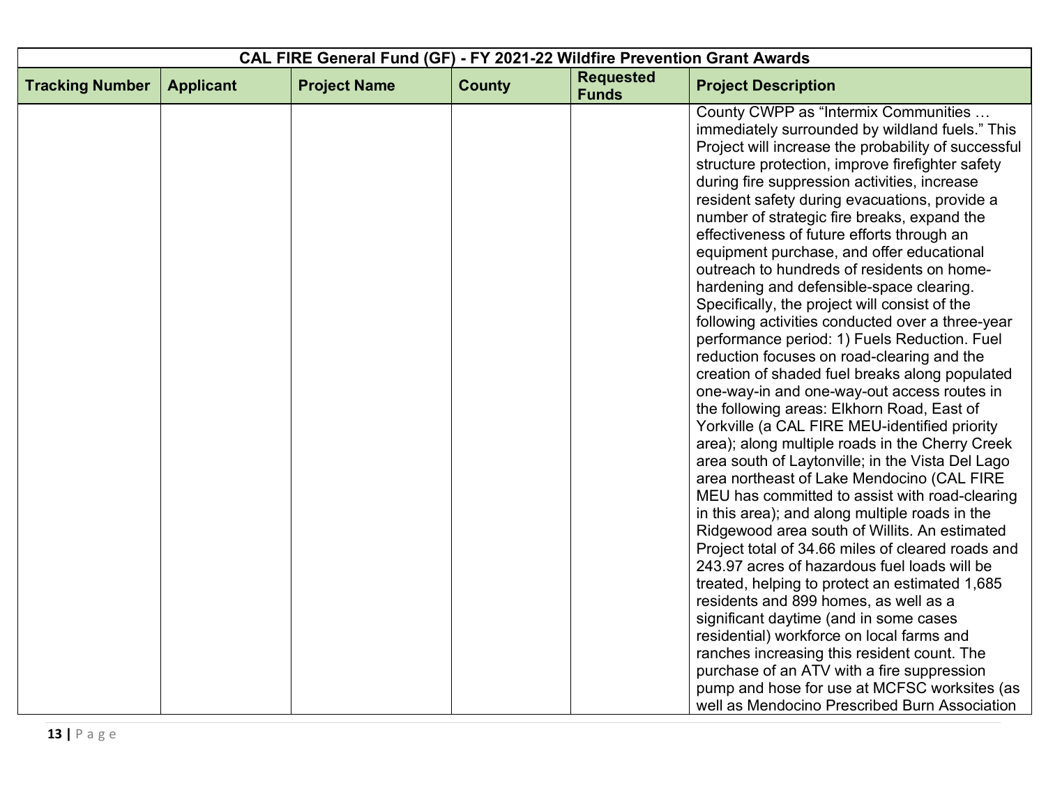| CAL FIRE General Fund (GF) - FY 2021-22 Wildfire Prevention Grant Awards | | | | | |
|---|---|---|---|---|---|
| **Tracking Number** | **Applicant** | **Project Name** | **County** | **Requested Funds** | **Project Description** |
| | | | | | County CWPP as "Intermix Communities … immediately surrounded by wildland fuels." This Project will increase the probability of successful structure protection, improve firefighter safety during fire suppression activities, increase resident safety during evacuations, provide a number of strategic fire breaks, expand the effectiveness of future efforts through an equipment purchase, and offer educational outreach to hundreds of residents on home-hardening and defensible-space clearing. Specifically, the project will consist of the following activities conducted over a three-year performance period: 1) Fuels Reduction. Fuel reduction focuses on road-clearing and the creation of shaded fuel breaks along populated one-way-in and one-way-out access routes in the following areas: Elkhorn Road, East of Yorkville (a CAL FIRE MEU-identified priority area); along multiple roads in the Cherry Creek area south of Laytonville; in the Vista Del Lago area northeast of Lake Mendocino (CAL FIRE MEU has committed to assist with road-clearing in this area); and along multiple roads in the Ridgewood area south of Willits. An estimated Project total of 34.66 miles of cleared roads and 243.97 acres of hazardous fuel loads will be treated, helping to protect an estimated 1,685 residents and 899 homes, as well as a significant daytime (and in some cases residential) workforce on local farms and ranches increasing this resident count. The purchase of an ATV with a fire suppression pump and hose for use at MCFSC worksites (as well as Mendocino Prescribed Burn Association |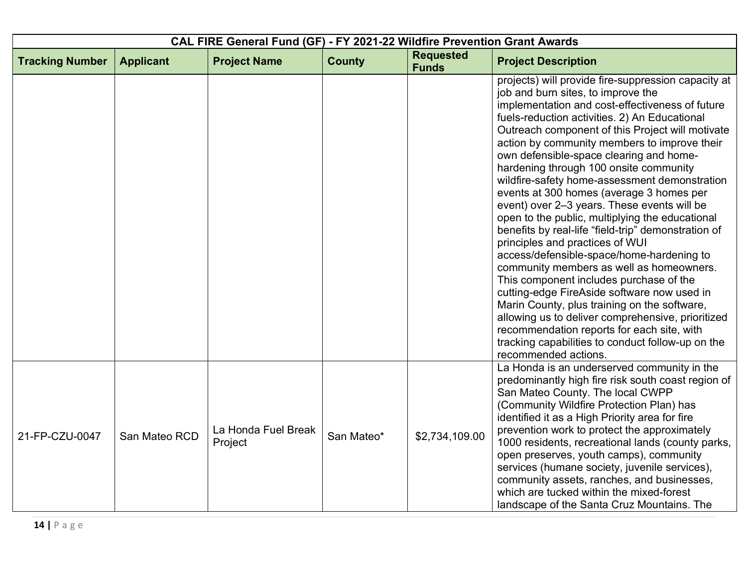| CAL FIRE General Fund (GF) - FY 2021-22 Wildfire Prevention Grant Awards | | | | | |
|---|---|---|---|---|---|
| **Tracking Number** | **Applicant** | **Project Name** | **County** | **Requested Funds** | **Project Description** |
| | | | | | projects) will provide fire-suppression capacity at job and burn sites, to improve the implementation and cost-effectiveness of future fuels-reduction activities. 2) An Educational Outreach component of this Project will motivate action by community members to improve their own defensible-space clearing and home-hardening through 100 onsite community wildfire-safety home-assessment demonstration events at 300 homes (average 3 homes per event) over 2–3 years. These events will be open to the public, multiplying the educational benefits by real-life "field-trip" demonstration of principles and practices of WUI access/defensible-space/home-hardening to community members as well as homeowners. This component includes purchase of the cutting-edge FireAside software now used in Marin County, plus training on the software, allowing us to deliver comprehensive, prioritized recommendation reports for each site, with tracking capabilities to conduct follow-up on the recommended actions. |
| 21-FP-CZU-0047 | San Mateo RCD | La Honda Fuel Break Project | San Mateo* | $2,734,109.00 | La Honda is an underserved community in the predominantly high fire risk south coast region of San Mateo County. The local CWPP (Community Wildfire Protection Plan) has identified it as a High Priority area for fire prevention work to protect the approximately 1000 residents, recreational lands (county parks, open preserves, youth camps), community services (humane society, juvenile services), community assets, ranches, and businesses, which are tucked within the mixed-forest landscape of the Santa Cruz Mountains. The |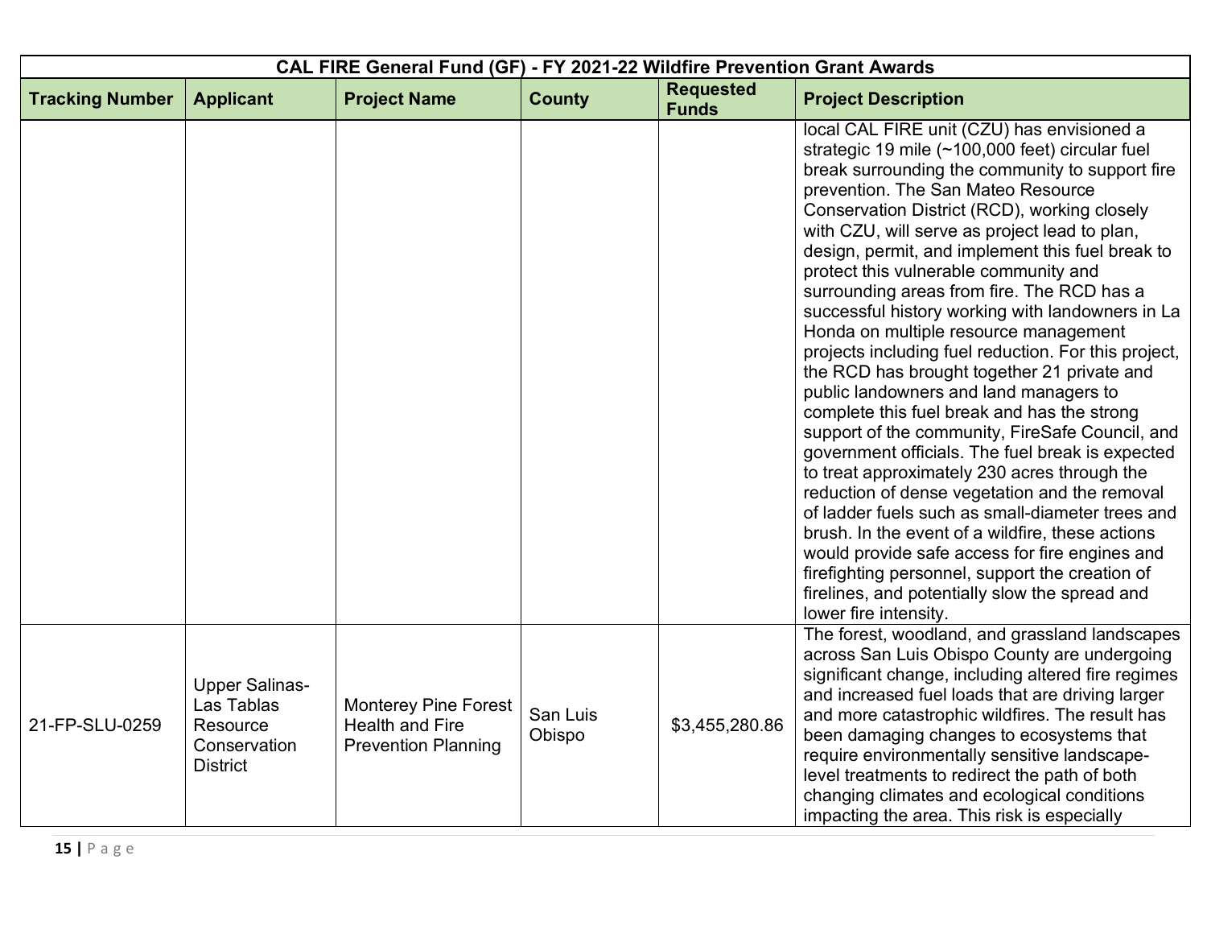| CAL FIRE General Fund (GF) - FY 2021-22 Wildfire Prevention Grant Awards | | | | | |
|---|---|---|---|---|---|
| **Tracking Number** | **Applicant** | **Project Name** | **County** | **Requested Funds** | **Project Description** |
| | | | | | local CAL FIRE unit (CZU) has envisioned a strategic 19 mile (~100,000 feet) circular fuel break surrounding the community to support fire prevention. The San Mateo Resource Conservation District (RCD), working closely with CZU, will serve as project lead to plan, design, permit, and implement this fuel break to protect this vulnerable community and surrounding areas from fire. The RCD has a successful history working with landowners in La Honda on multiple resource management projects including fuel reduction. For this project, the RCD has brought together 21 private and public landowners and land managers to complete this fuel break and has the strong support of the community, FireSafe Council, and government officials. The fuel break is expected to treat approximately 230 acres through the reduction of dense vegetation and the removal of ladder fuels such as small-diameter trees and brush. In the event of a wildfire, these actions would provide safe access for fire engines and firefighting personnel, support the creation of firelines, and potentially slow the spread and lower fire intensity. |
| 21-FP-SLU-0259 | Upper Salinas-Las Tablas Resource Conservation District | Monterey Pine Forest Health and Fire Prevention Planning | San Luis Obispo | $3,455,280.86 | The forest, woodland, and grassland landscapes across San Luis Obispo County are undergoing significant change, including altered fire regimes and increased fuel loads that are driving larger and more catastrophic wildfires. The result has been damaging changes to ecosystems that require environmentally sensitive landscape-level treatments to redirect the path of both changing climates and ecological conditions impacting the area. This risk is especially |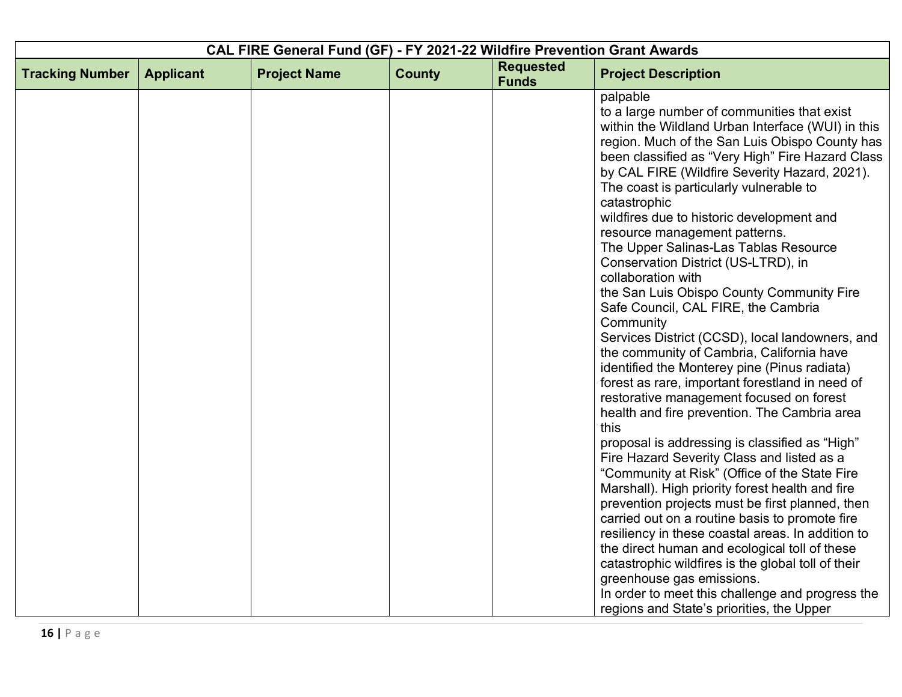| CAL FIRE General Fund (GF) - FY 2021-22 Wildfire Prevention Grant Awards | | | | | |
|---|---|---|---|---|---|
| **Tracking Number** | **Applicant** | **Project Name** | **County** | **Requested Funds** | **Project Description** |
| | | | | | palpable to a large number of communities that exist within the Wildland Urban Interface (WUI) in this region. Much of the San Luis Obispo County has been classified as "Very High" Fire Hazard Class by CAL FIRE (Wildfire Severity Hazard, 2021). The coast is particularly vulnerable to catastrophic wildfires due to historic development and resource management patterns. The Upper Salinas-Las Tablas Resource Conservation District (US-LTRD), in collaboration with the San Luis Obispo County Community Fire Safe Council, CAL FIRE, the Cambria Community Services District (CCSD), local landowners, and the community of Cambria, California have identified the Monterey pine (Pinus radiata) forest as rare, important forestland in need of restorative management focused on forest health and fire prevention. The Cambria area this proposal is addressing is classified as "High" Fire Hazard Severity Class and listed as a "Community at Risk" (Office of the State Fire Marshall). High priority forest health and fire prevention projects must be first planned, then carried out on a routine basis to promote fire resiliency in these coastal areas. In addition to the direct human and ecological toll of these catastrophic wildfires is the global toll of their greenhouse gas emissions. In order to meet this challenge and progress the regions and State's priorities, the Upper |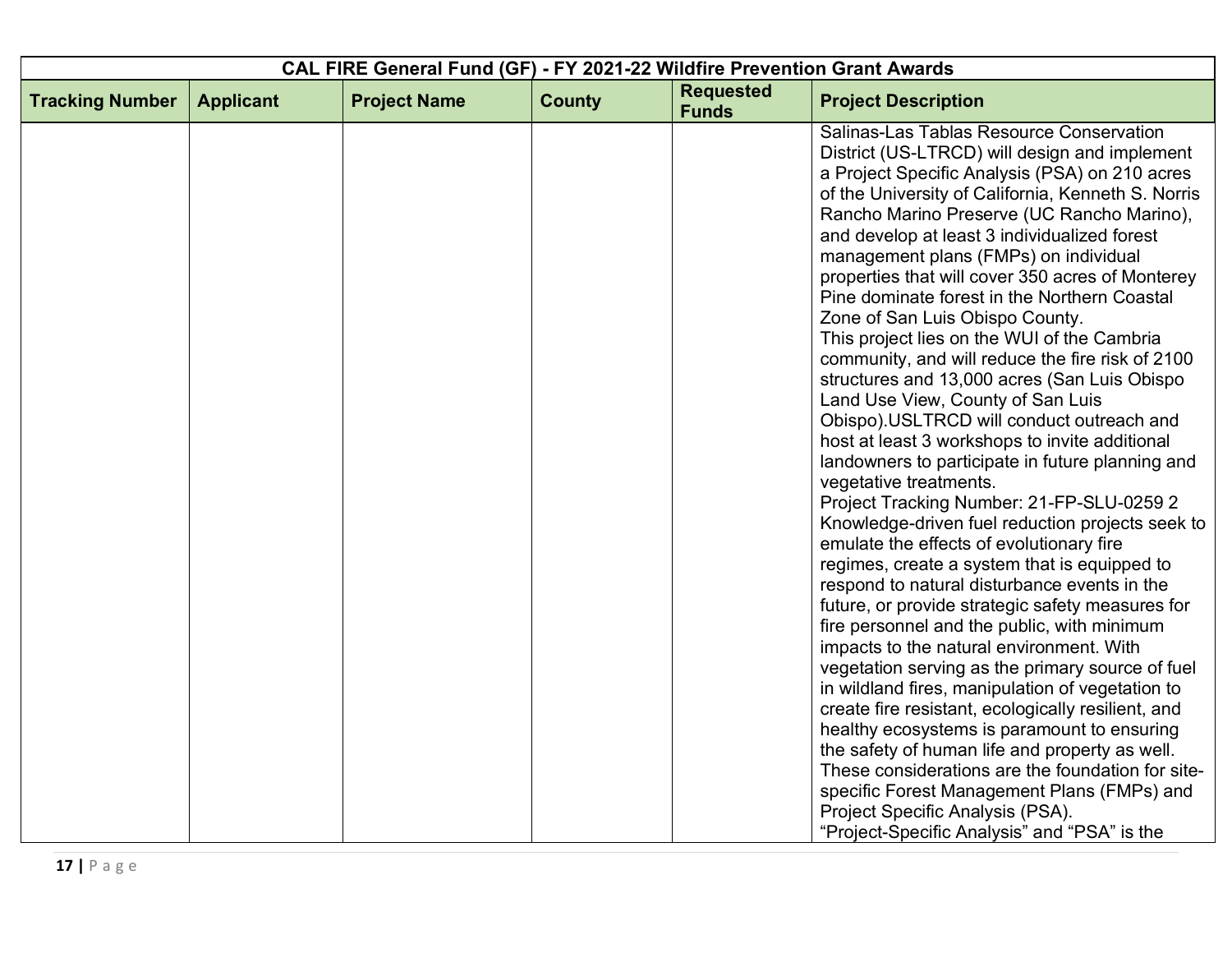| CAL FIRE General Fund (GF) - FY 2021-22 Wildfire Prevention Grant Awards | | | | | |
|---|---|---|---|---|---|
| **Tracking Number** | **Applicant** | **Project Name** | **County** | **Requested Funds** | **Project Description** |
| | | | | | Salinas-Las Tablas Resource Conservation District (US-LTRCD) will design and implement a Project Specific Analysis (PSA) on 210 acres of the University of California, Kenneth S. Norris Rancho Marino Preserve (UC Rancho Marino), and develop at least 3 individualized forest management plans (FMPs) on individual properties that will cover 350 acres of Monterey Pine dominate forest in the Northern Coastal Zone of San Luis Obispo County. This project lies on the WUI of the Cambria community, and will reduce the fire risk of 2100 structures and 13,000 acres (San Luis Obispo Land Use View, County of San Luis Obispo).USLTRCD will conduct outreach and host at least 3 workshops to invite additional landowners to participate in future planning and vegetative treatments. Project Tracking Number: 21-FP-SLU-0259 2 Knowledge-driven fuel reduction projects seek to emulate the effects of evolutionary fire regimes, create a system that is equipped to respond to natural disturbance events in the future, or provide strategic safety measures for fire personnel and the public, with minimum impacts to the natural environment. With vegetation serving as the primary source of fuel in wildland fires, manipulation of vegetation to create fire resistant, ecologically resilient, and healthy ecosystems is paramount to ensuring the safety of human life and property as well. These considerations are the foundation for site-specific Forest Management Plans (FMPs) and Project Specific Analysis (PSA). "Project-Specific Analysis" and "PSA" is the |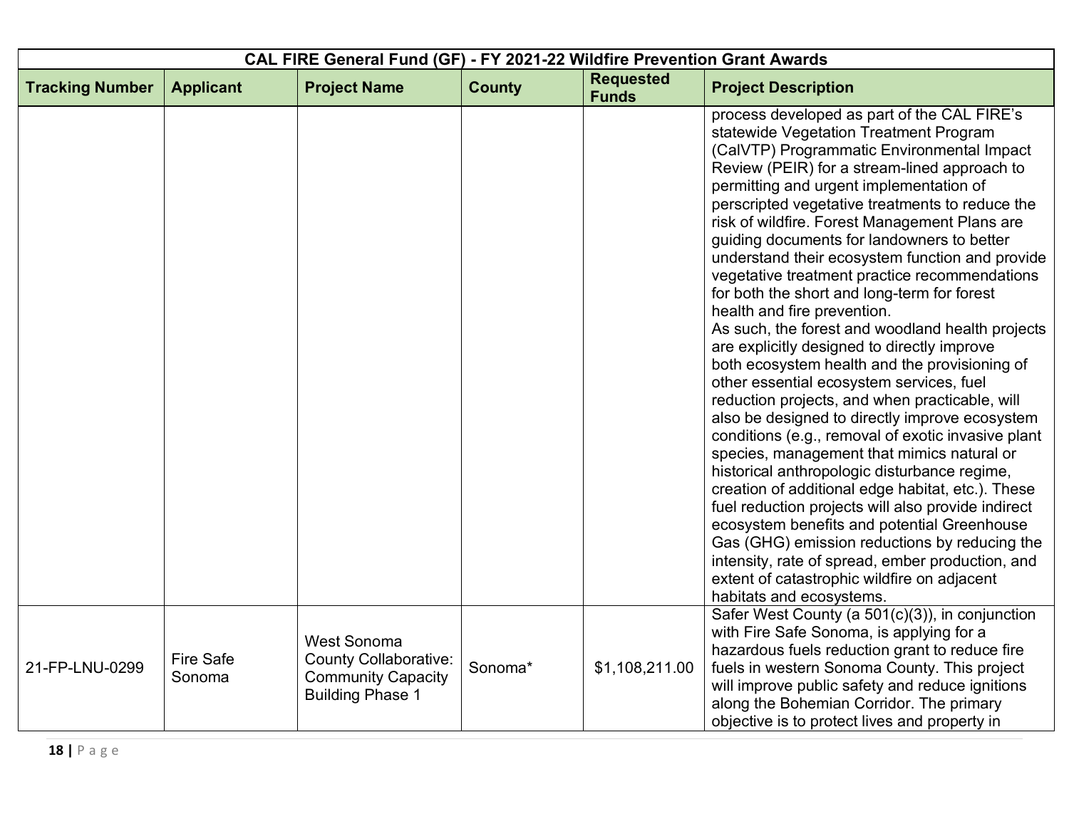| CAL FIRE General Fund (GF) - FY 2021-22 Wildfire Prevention Grant Awards | | | | | |
|---|---|---|---|---|---|
| **Tracking Number** | **Applicant** | **Project Name** | **County** | **Requested Funds** | **Project Description** |
| | | | | | process developed as part of the CAL FIRE's statewide Vegetation Treatment Program (CalVTP) Programmatic Environmental Impact Review (PEIR) for a stream-lined approach to permitting and urgent implementation of perscripted vegetative treatments to reduce the risk of wildfire. Forest Management Plans are guiding documents for landowners to better understand their ecosystem function and provide vegetative treatment practice recommendations for both the short and long-term for forest health and fire prevention. As such, the forest and woodland health projects are explicitly designed to directly improve both ecosystem health and the provisioning of other essential ecosystem services, fuel reduction projects, and when practicable, will also be designed to directly improve ecosystem conditions (e.g., removal of exotic invasive plant species, management that mimics natural or historical anthropologic disturbance regime, creation of additional edge habitat, etc.). These fuel reduction projects will also provide indirect ecosystem benefits and potential Greenhouse Gas (GHG) emission reductions by reducing the intensity, rate of spread, ember production, and extent of catastrophic wildfire on adjacent habitats and ecosystems. |
| 21-FP-LNU-0299 | Fire Safe Sonoma | West Sonoma County Collaborative: Community Capacity Building Phase 1 | Sonoma* | $1,108,211.00 | Safer West County (a 501(c)(3)), in conjunction with Fire Safe Sonoma, is applying for a hazardous fuels reduction grant to reduce fire fuels in western Sonoma County. This project will improve public safety and reduce ignitions along the Bohemian Corridor. The primary objective is to protect lives and property in |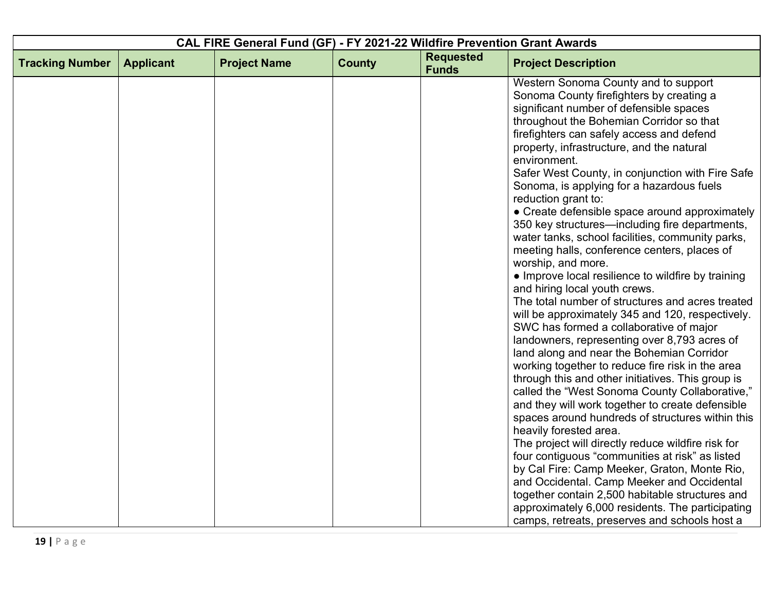| CAL FIRE General Fund (GF) - FY 2021-22 Wildfire Prevention Grant Awards | | | | | |
|---|---|---|---|---|---|
| **Tracking Number** | **Applicant** | **Project Name** | **County** | **Requested Funds** | **Project Description** |
| | | | | | Western Sonoma County and to support Sonoma County firefighters by creating a significant number of defensible spaces throughout the Bohemian Corridor so that firefighters can safely access and defend property, infrastructure, and the natural environment.<br>Safer West County, in conjunction with Fire Safe Sonoma, is applying for a hazardous fuels reduction grant to:<br>● Create defensible space around approximately 350 key structures—including fire departments, water tanks, school facilities, community parks, meeting halls, conference centers, places of worship, and more.<br>● Improve local resilience to wildfire by training and hiring local youth crews.<br>The total number of structures and acres treated will be approximately 345 and 120, respectively.<br>SWC has formed a collaborative of major landowners, representing over 8,793 acres of land along and near the Bohemian Corridor working together to reduce fire risk in the area through this and other initiatives. This group is called the "West Sonoma County Collaborative," and they will work together to create defensible spaces around hundreds of structures within this heavily forested area.<br>The project will directly reduce wildfire risk for four contiguous "communities at risk" as listed by Cal Fire: Camp Meeker, Graton, Monte Rio, and Occidental. Camp Meeker and Occidental together contain 2,500 habitable structures and approximately 6,000 residents. The participating camps, retreats, preserves and schools host a |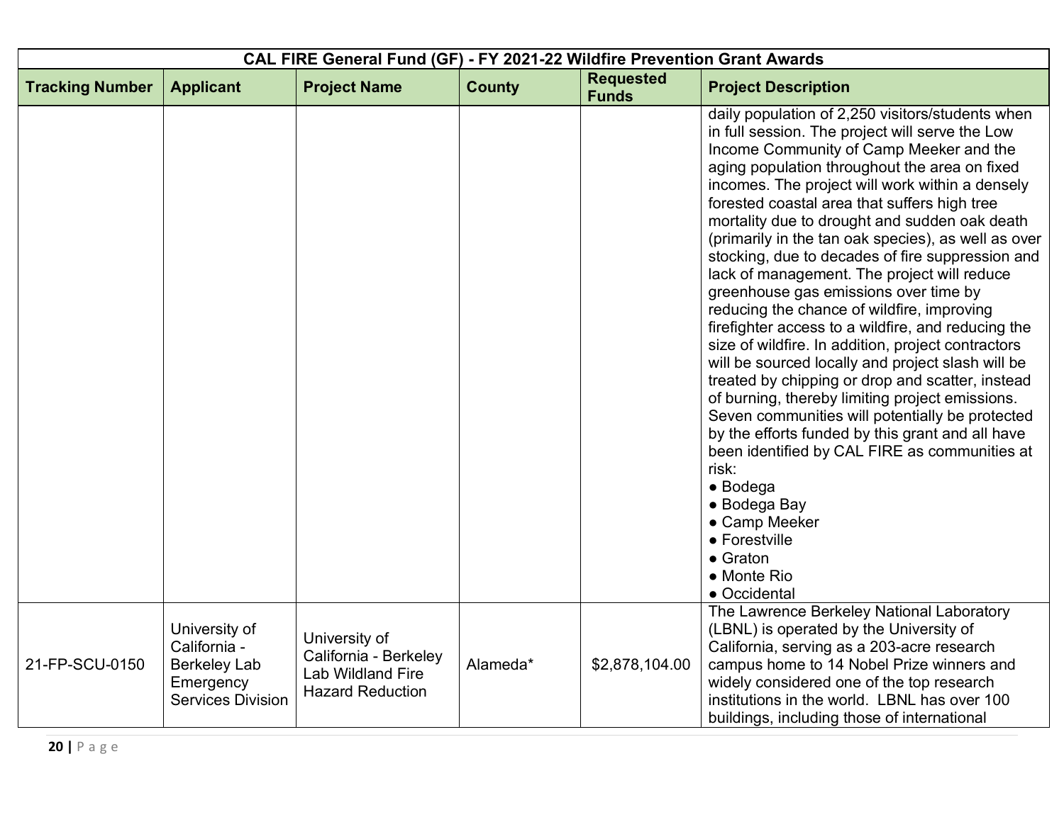| CAL FIRE General Fund (GF) - FY 2021-22 Wildfire Prevention Grant Awards | | | | | |
|---|---|---|---|---|---|
| **Tracking Number** | **Applicant** | **Project Name** | **County** | **Requested Funds** | **Project Description** |
| | | | | | daily population of 2,250 visitors/students when in full session. The project will serve the Low Income Community of Camp Meeker and the aging population throughout the area on fixed incomes. The project will work within a densely forested coastal area that suffers high tree mortality due to drought and sudden oak death (primarily in the tan oak species), as well as over stocking, due to decades of fire suppression and lack of management. The project will reduce greenhouse gas emissions over time by reducing the chance of wildfire, improving firefighter access to a wildfire, and reducing the size of wildfire. In addition, project contractors will be sourced locally and project slash will be treated by chipping or drop and scatter, instead of burning, thereby limiting project emissions. Seven communities will potentially be protected by the efforts funded by this grant and all have been identified by CAL FIRE as communities at risk:<br>● Bodega<br>● Bodega Bay<br>● Camp Meeker<br>● Forestville<br>● Graton<br>● Monte Rio<br>● Occidental |
| 21-FP-SCU-0150 | University of California - Berkeley Lab Emergency Services Division | University of California - Berkeley Lab Wildland Fire Hazard Reduction | Alameda* | $2,878,104.00 | The Lawrence Berkeley National Laboratory (LBNL) is operated by the University of California, serving as a 203-acre research campus home to 14 Nobel Prize winners and widely considered one of the top research institutions in the world. LBNL has over 100 buildings, including those of international |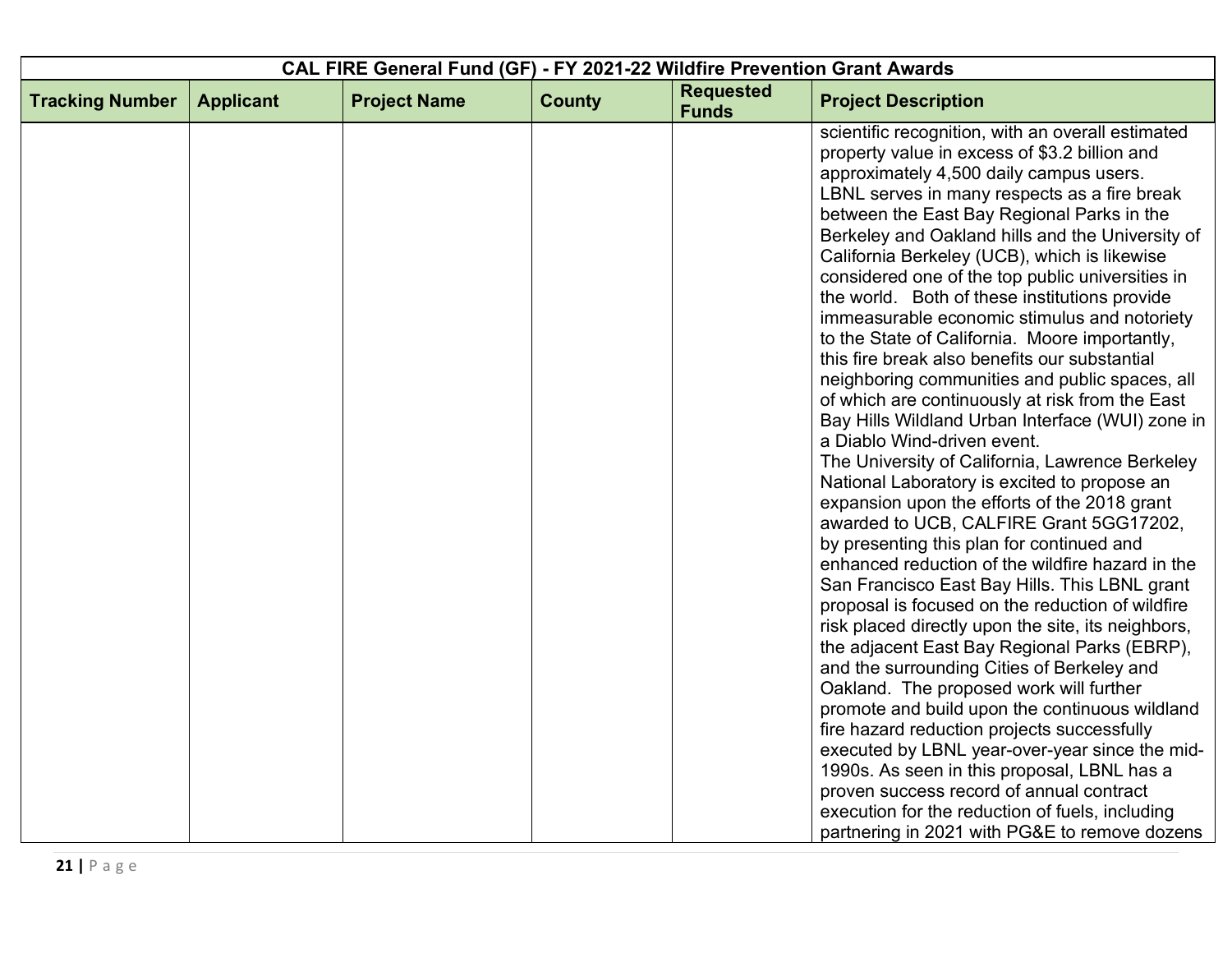| CAL FIRE General Fund (GF) - FY 2021-22 Wildfire Prevention Grant Awards | | | | | |
|---|---|---|---|---|---|
| **Tracking Number** | **Applicant** | **Project Name** | **County** | **Requested Funds** | **Project Description** |
| | | | | | scientific recognition, with an overall estimated property value in excess of $3.2 billion and approximately 4,500 daily campus users. LBNL serves in many respects as a fire break between the East Bay Regional Parks in the Berkeley and Oakland hills and the University of California Berkeley (UCB), which is likewise considered one of the top public universities in the world. Both of these institutions provide immeasurable economic stimulus and notoriety to the State of California. Moore importantly, this fire break also benefits our substantial neighboring communities and public spaces, all of which are continuously at risk from the East Bay Hills Wildland Urban Interface (WUI) zone in a Diablo Wind-driven event. The University of California, Lawrence Berkeley National Laboratory is excited to propose an expansion upon the efforts of the 2018 grant awarded to UCB, CALFIRE Grant 5GG17202, by presenting this plan for continued and enhanced reduction of the wildfire hazard in the San Francisco East Bay Hills. This LBNL grant proposal is focused on the reduction of wildfire risk placed directly upon the site, its neighbors, the adjacent East Bay Regional Parks (EBRP), and the surrounding Cities of Berkeley and Oakland. The proposed work will further promote and build upon the continuous wildland fire hazard reduction projects successfully executed by LBNL year-over-year since the mid-1990s. As seen in this proposal, LBNL has a proven success record of annual contract execution for the reduction of fuels, including partnering in 2021 with PG&E to remove dozens |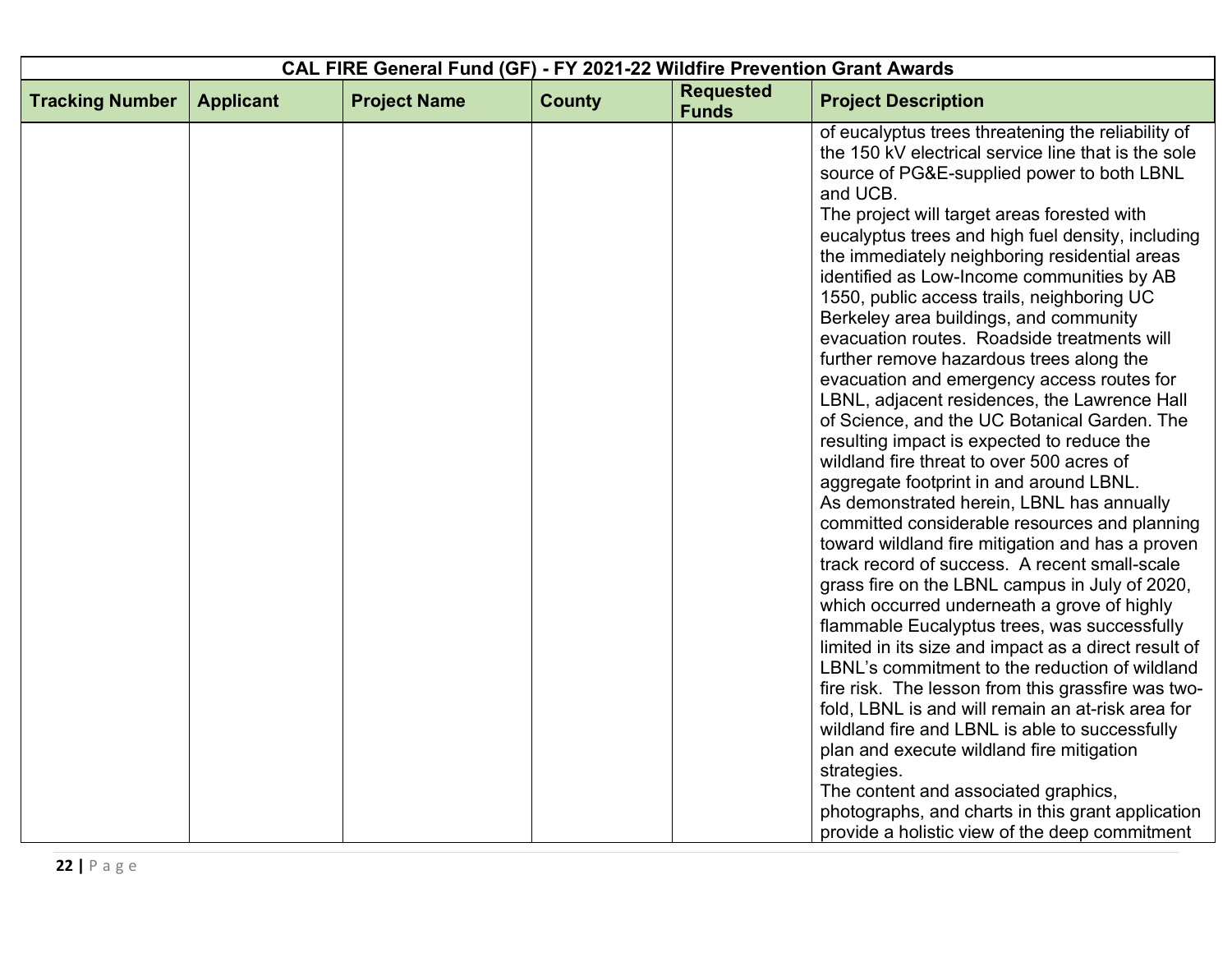| CAL FIRE General Fund (GF) - FY 2021-22 Wildfire Prevention Grant Awards | | | | | |
|---|---|---|---|---|---|
| **Tracking Number** | **Applicant** | **Project Name** | **County** | **Requested Funds** | **Project Description** |
| | | | | | of eucalyptus trees threatening the reliability of the 150 kV electrical service line that is the sole source of PG&E-supplied power to both LBNL and UCB.<br>The project will target areas forested with eucalyptus trees and high fuel density, including the immediately neighboring residential areas identified as Low-Income communities by AB 1550, public access trails, neighboring UC Berkeley area buildings, and community evacuation routes. Roadside treatments will further remove hazardous trees along the evacuation and emergency access routes for LBNL, adjacent residences, the Lawrence Hall of Science, and the UC Botanical Garden. The resulting impact is expected to reduce the wildland fire threat to over 500 acres of aggregate footprint in and around LBNL.<br>As demonstrated herein, LBNL has annually committed considerable resources and planning toward wildland fire mitigation and has a proven track record of success. A recent small-scale grass fire on the LBNL campus in July of 2020, which occurred underneath a grove of highly flammable Eucalyptus trees, was successfully limited in its size and impact as a direct result of LBNL's commitment to the reduction of wildland fire risk. The lesson from this grassfire was two-fold, LBNL is and will remain an at-risk area for wildland fire and LBNL is able to successfully plan and execute wildland fire mitigation strategies.<br>The content and associated graphics, photographs, and charts in this grant application provide a holistic view of the deep commitment |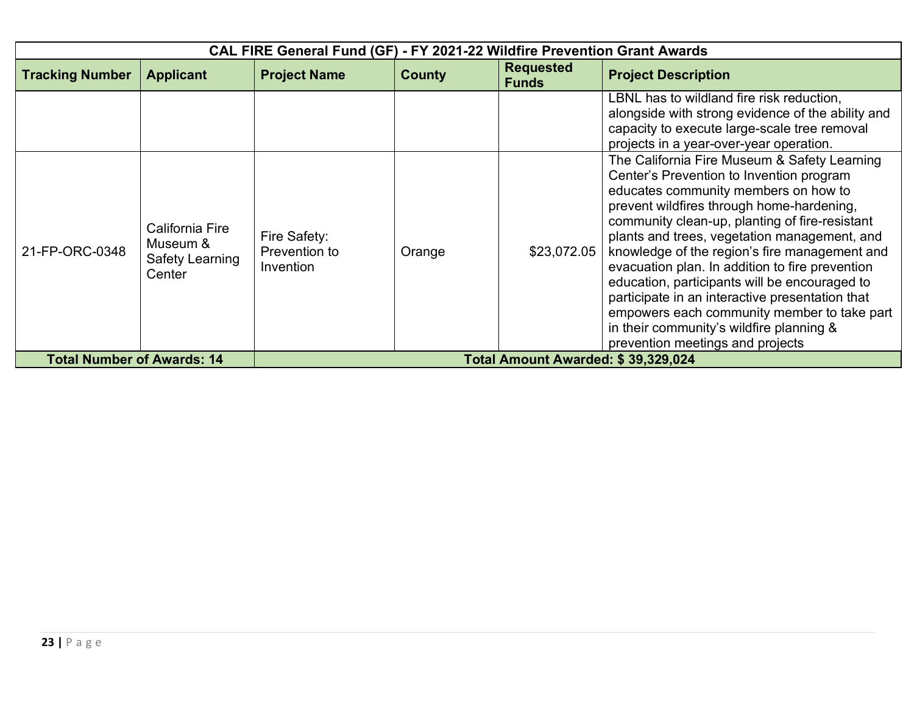| CAL FIRE General Fund (GF) - FY 2021-22 Wildfire Prevention Grant Awards | | | | | |
|---|---|---|---|---|---|
| **Tracking Number** | **Applicant** | **Project Name** | **County** | **Requested Funds** | **Project Description** |
| | | | | | LBNL has to wildland fire risk reduction, alongside with strong evidence of the ability and capacity to execute large-scale tree removal projects in a year-over-year operation. |
| 21-FP-ORC-0348 | California Fire Museum & Safety Learning Center | Fire Safety: Prevention to Invention | Orange | $23,072.05 | The California Fire Museum & Safety Learning Center's Prevention to Invention program educates community members on how to prevent wildfires through home-hardening, community clean-up, planting of fire-resistant plants and trees, vegetation management, and knowledge of the region's fire management and evacuation plan. In addition to fire prevention education, participants will be encouraged to participate in an interactive presentation that empowers each community member to take part in their community's wildfire planning & prevention meetings and projects |
| **Total Number of Awards: 14** | | **Total Amount Awarded: $ 39,329,024** | | | |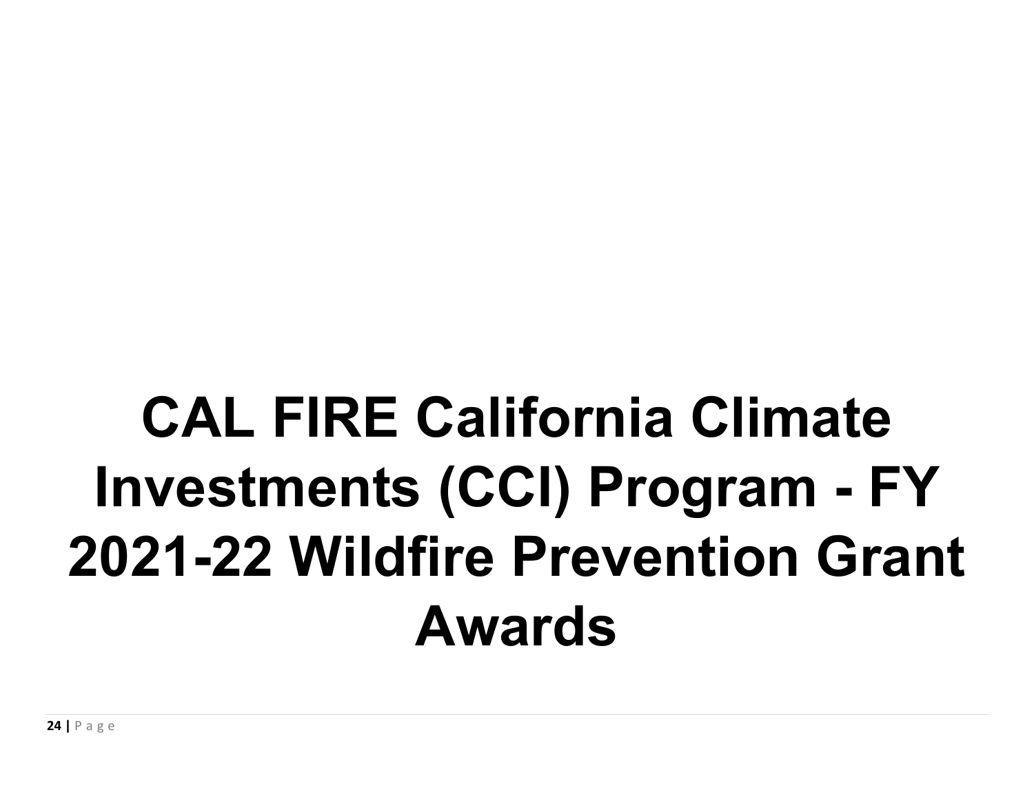# CAL FIRE California Climate Investments (CCI) Program - FY 2021-22 Wildfire Prevention Grant Awards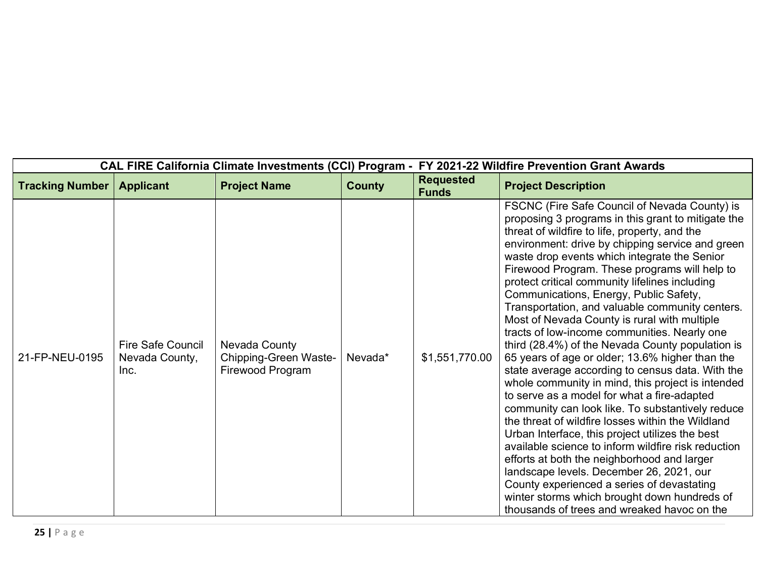| CAL FIRE California Climate Investments (CCI) Program - FY 2021-22 Wildfire Prevention Grant Awards | | | | | |
|---|---|---|---|---|---|
| **Tracking Number** | **Applicant** | **Project Name** | **County** | **Requested Funds** | **Project Description** |
| 21-FP-NEU-0195 | Fire Safe Council Nevada County, Inc. | Nevada County Chipping-Green Waste-Firewood Program | Nevada* | $1,551,770.00 | FSCNC (Fire Safe Council of Nevada County) is proposing 3 programs in this grant to mitigate the threat of wildfire to life, property, and the environment: drive by chipping service and green waste drop events which integrate the Senior Firewood Program. These programs will help to protect critical community lifelines including Communications, Energy, Public Safety, Transportation, and valuable community centers. Most of Nevada County is rural with multiple tracts of low-income communities. Nearly one third (28.4%) of the Nevada County population is 65 years of age or older; 13.6% higher than the state average according to census data. With the whole community in mind, this project is intended to serve as a model for what a fire-adapted community can look like. To substantively reduce the threat of wildfire losses within the Wildland Urban Interface, this project utilizes the best available science to inform wildfire risk reduction efforts at both the neighborhood and larger landscape levels. December 26, 2021, our County experienced a series of devastating winter storms which brought down hundreds of thousands of trees and wreaked havoc on the |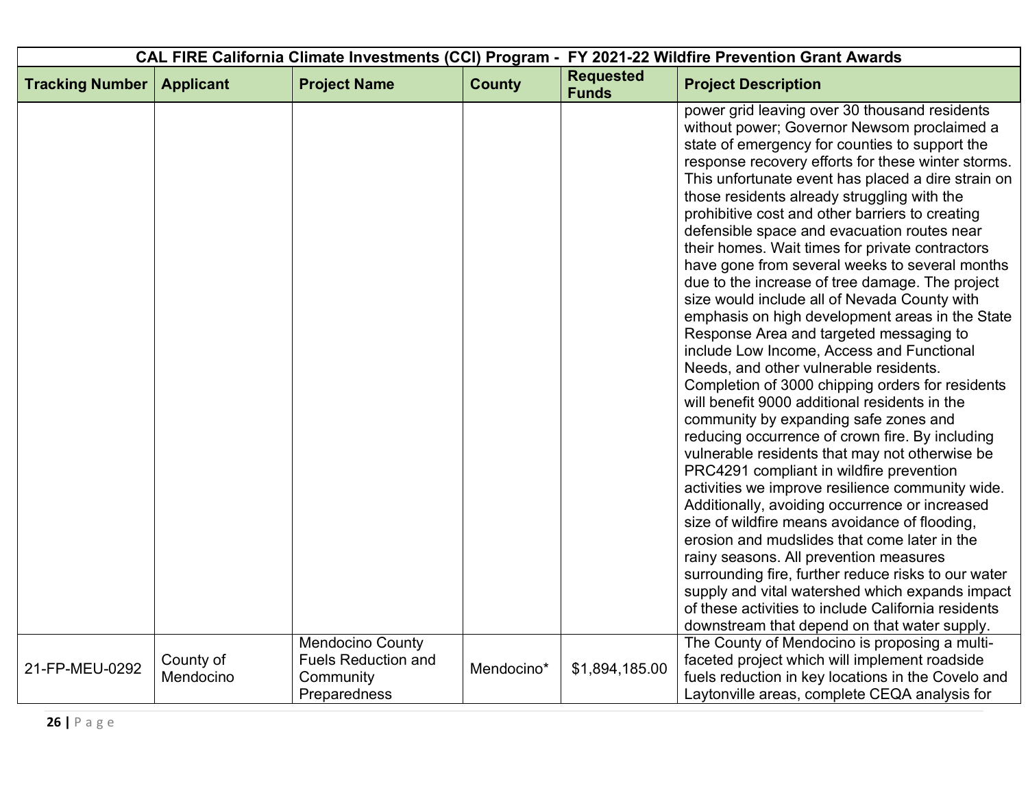| CAL FIRE California Climate Investments (CCI) Program - FY 2021-22 Wildfire Prevention Grant Awards | | | | | |
|---|---|---|---|---|---|
| **Tracking Number** | **Applicant** | **Project Name** | **County** | **Requested Funds** | **Project Description** |
| | | | | | power grid leaving over 30 thousand residents without power; Governor Newsom proclaimed a state of emergency for counties to support the response recovery efforts for these winter storms. This unfortunate event has placed a dire strain on those residents already struggling with the prohibitive cost and other barriers to creating defensible space and evacuation routes near their homes. Wait times for private contractors have gone from several weeks to several months due to the increase of tree damage. The project size would include all of Nevada County with emphasis on high development areas in the State Response Area and targeted messaging to include Low Income, Access and Functional Needs, and other vulnerable residents. Completion of 3000 chipping orders for residents will benefit 9000 additional residents in the community by expanding safe zones and reducing occurrence of crown fire. By including vulnerable residents that may not otherwise be PRC4291 compliant in wildfire prevention activities we improve resilience community wide. Additionally, avoiding occurrence or increased size of wildfire means avoidance of flooding, erosion and mudslides that come later in the rainy seasons. All prevention measures surrounding fire, further reduce risks to our water supply and vital watershed which expands impact of these activities to include California residents downstream that depend on that water supply. |
| 21-FP-MEU-0292 | County of Mendocino | Mendocino County Fuels Reduction and Community Preparedness | Mendocino* | $1,894,185.00 | The County of Mendocino is proposing a multi-faceted project which will implement roadside fuels reduction in key locations in the Covelo and Laytonville areas, complete CEQA analysis for |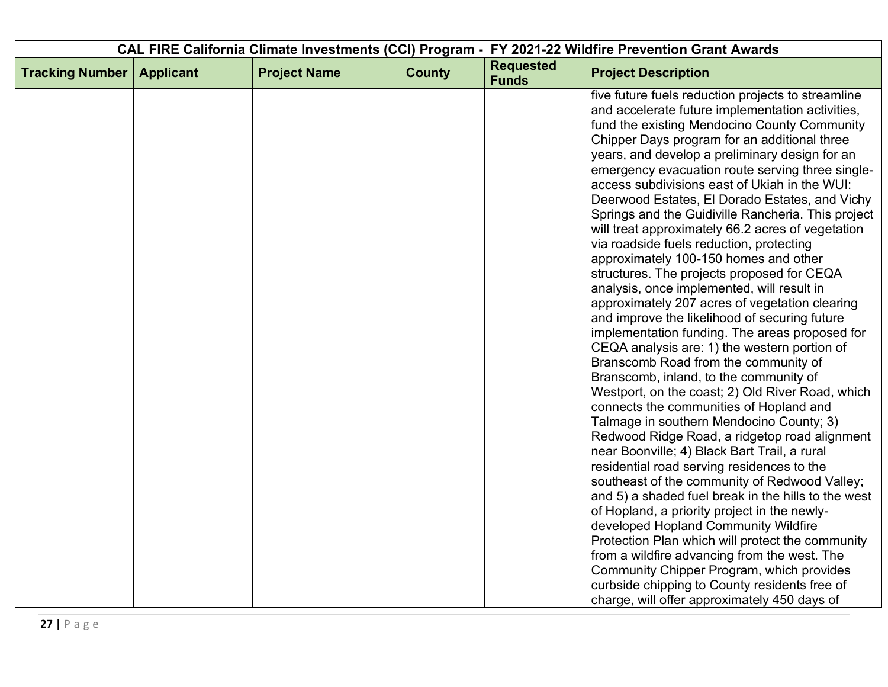| CAL FIRE California Climate Investments (CCI) Program - FY 2021-22 Wildfire Prevention Grant Awards | | | | | |
|---|---|---|---|---|---|
| **Tracking Number** | **Applicant** | **Project Name** | **County** | **Requested Funds** | **Project Description** |
| | | | | | five future fuels reduction projects to streamline and accelerate future implementation activities, fund the existing Mendocino County Community Chipper Days program for an additional three years, and develop a preliminary design for an emergency evacuation route serving three single-access subdivisions east of Ukiah in the WUI: Deerwood Estates, El Dorado Estates, and Vichy Springs and the Guidiville Rancheria. This project will treat approximately 66.2 acres of vegetation via roadside fuels reduction, protecting approximately 100-150 homes and other structures. The projects proposed for CEQA analysis, once implemented, will result in approximately 207 acres of vegetation clearing and improve the likelihood of securing future implementation funding. The areas proposed for CEQA analysis are: 1) the western portion of Branscomb Road from the community of Branscomb, inland, to the community of Westport, on the coast; 2) Old River Road, which connects the communities of Hopland and Talmage in southern Mendocino County; 3) Redwood Ridge Road, a ridgetop road alignment near Boonville; 4) Black Bart Trail, a rural residential road serving residences to the southeast of the community of Redwood Valley; and 5) a shaded fuel break in the hills to the west of Hopland, a priority project in the newly-developed Hopland Community Wildfire Protection Plan which will protect the community from a wildfire advancing from the west. The Community Chipper Program, which provides curbside chipping to County residents free of charge, will offer approximately 450 days of |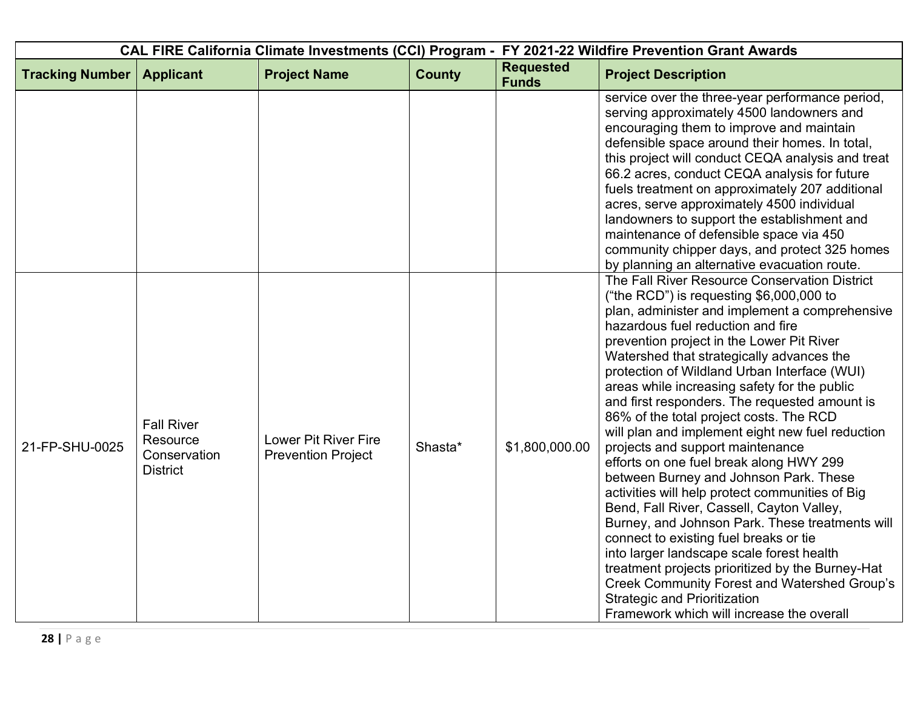| CAL FIRE California Climate Investments (CCI) Program - FY 2021-22 Wildfire Prevention Grant Awards | | | | | |
|---|---|---|---|---|---|
| **Tracking Number** | **Applicant** | **Project Name** | **County** | **Requested Funds** | **Project Description** |
| | | | | | service over the three-year performance period, serving approximately 4500 landowners and encouraging them to improve and maintain defensible space around their homes. In total, this project will conduct CEQA analysis and treat 66.2 acres, conduct CEQA analysis for future fuels treatment on approximately 207 additional acres, serve approximately 4500 individual landowners to support the establishment and maintenance of defensible space via 450 community chipper days, and protect 325 homes by planning an alternative evacuation route. |
| 21-FP-SHU-0025 | Fall River Resource Conservation District | Lower Pit River Fire Prevention Project | Shasta* | $1,800,000.00 | The Fall River Resource Conservation District ("the RCD") is requesting $6,000,000 to plan, administer and implement a comprehensive hazardous fuel reduction and fire prevention project in the Lower Pit River Watershed that strategically advances the protection of Wildland Urban Interface (WUI) areas while increasing safety for the public and first responders. The requested amount is 86% of the total project costs. The RCD will plan and implement eight new fuel reduction projects and support maintenance efforts on one fuel break along HWY 299 between Burney and Johnson Park. These activities will help protect communities of Big Bend, Fall River, Cassell, Cayton Valley, Burney, and Johnson Park. These treatments will connect to existing fuel breaks or tie into larger landscape scale forest health treatment projects prioritized by the Burney-Hat Creek Community Forest and Watershed Group's Strategic and Prioritization Framework which will increase the overall |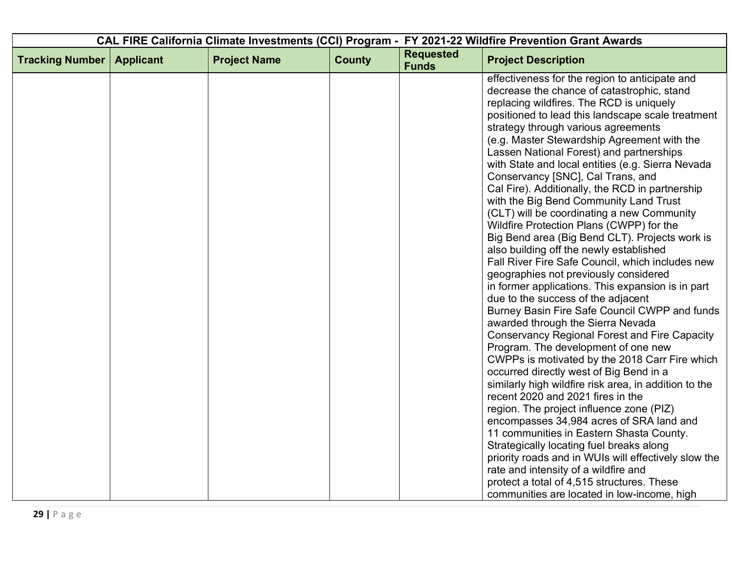| CAL FIRE California Climate Investments (CCI) Program - FY 2021-22 Wildfire Prevention Grant Awards | | | | | |
|---|---|---|---|---|---|
| **Tracking Number** | **Applicant** | **Project Name** | **County** | **Requested Funds** | **Project Description** |
| | | | | | effectiveness for the region to anticipate and decrease the chance of catastrophic, stand replacing wildfires. The RCD is uniquely positioned to lead this landscape scale treatment strategy through various agreements (e.g. Master Stewardship Agreement with the Lassen National Forest) and partnerships with State and local entities (e.g. Sierra Nevada Conservancy [SNC], Cal Trans, and Cal Fire). Additionally, the RCD in partnership with the Big Bend Community Land Trust (CLT) will be coordinating a new Community Wildfire Protection Plans (CWPP) for the Big Bend area (Big Bend CLT). Projects work is also building off the newly established Fall River Fire Safe Council, which includes new geographies not previously considered in former applications. This expansion is in part due to the success of the adjacent Burney Basin Fire Safe Council CWPP and funds awarded through the Sierra Nevada Conservancy Regional Forest and Fire Capacity Program. The development of one new CWPPs is motivated by the 2018 Carr Fire which occurred directly west of Big Bend in a similarly high wildfire risk area, in addition to the recent 2020 and 2021 fires in the region. The project influence zone (PIZ) encompasses 34,984 acres of SRA land and 11 communities in Eastern Shasta County. Strategically locating fuel breaks along priority roads and in WUIs will effectively slow the rate and intensity of a wildfire and protect a total of 4,515 structures. These communities are located in low-income, high |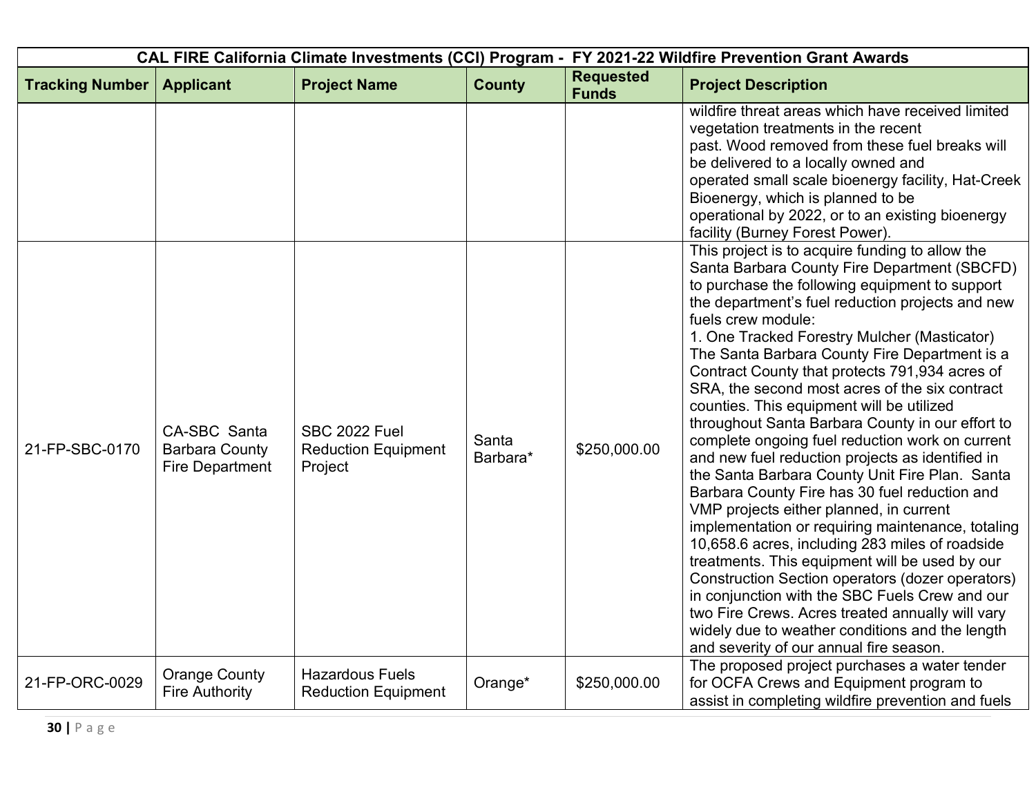| CAL FIRE California Climate Investments (CCI) Program - FY 2021-22 Wildfire Prevention Grant Awards | | | | | |
|---|---|---|---|---|---|
| **Tracking Number** | **Applicant** | **Project Name** | **County** | **Requested Funds** | **Project Description** |
| | | | | | wildfire threat areas which have received limited vegetation treatments in the recent past. Wood removed from these fuel breaks will be delivered to a locally owned and operated small scale bioenergy facility, Hat-Creek Bioenergy, which is planned to be operational by 2022, or to an existing bioenergy facility (Burney Forest Power). |
| 21-FP-SBC-0170 | CA-SBC Santa Barbara County Fire Department | SBC 2022 Fuel Reduction Equipment Project | Santa Barbara* | $250,000.00 | This project is to acquire funding to allow the Santa Barbara County Fire Department (SBCFD) to purchase the following equipment to support the department's fuel reduction projects and new fuels crew module: 1. One Tracked Forestry Mulcher (Masticator) The Santa Barbara County Fire Department is a Contract County that protects 791,934 acres of SRA, the second most acres of the six contract counties. This equipment will be utilized throughout Santa Barbara County in our effort to complete ongoing fuel reduction work on current and new fuel reduction projects as identified in the Santa Barbara County Unit Fire Plan. Santa Barbara County Fire has 30 fuel reduction and VMP projects either planned, in current implementation or requiring maintenance, totaling 10,658.6 acres, including 283 miles of roadside treatments. This equipment will be used by our Construction Section operators (dozer operators) in conjunction with the SBC Fuels Crew and our two Fire Crews. Acres treated annually will vary widely due to weather conditions and the length and severity of our annual fire season. |
| 21-FP-ORC-0029 | Orange County Fire Authority | Hazardous Fuels Reduction Equipment | Orange* | $250,000.00 | The proposed project purchases a water tender for OCFA Crews and Equipment program to assist in completing wildfire prevention and fuels |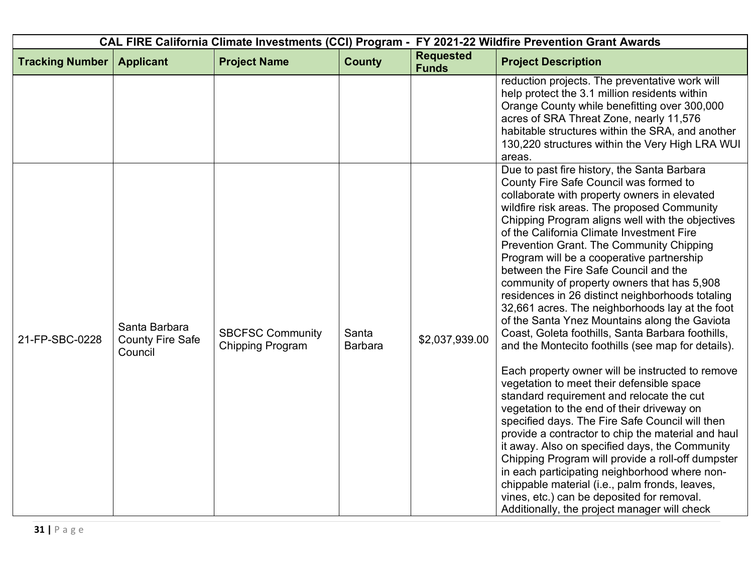| CAL FIRE California Climate Investments (CCI) Program - FY 2021-22 Wildfire Prevention Grant Awards | | | | | |
|---|---|---|---|---|---|
| **Tracking Number** | **Applicant** | **Project Name** | **County** | **Requested Funds** | **Project Description** |
| | | | | | reduction projects. The preventative work will help protect the 3.1 million residents within Orange County while benefitting over 300,000 acres of SRA Threat Zone, nearly 11,576 habitable structures within the SRA, and another 130,220 structures within the Very High LRA WUI areas. |
| 21-FP-SBC-0228 | Santa Barbara County Fire Safe Council | SBCFSC Community Chipping Program | Santa Barbara | $2,037,939.00 | Due to past fire history, the Santa Barbara County Fire Safe Council was formed to collaborate with property owners in elevated wildfire risk areas. The proposed Community Chipping Program aligns well with the objectives of the California Climate Investment Fire Prevention Grant. The Community Chipping Program will be a cooperative partnership between the Fire Safe Council and the community of property owners that has 5,908 residences in 26 distinct neighborhoods totaling 32,661 acres. The neighborhoods lay at the foot of the Santa Ynez Mountains along the Gaviota Coast, Goleta foothills, Santa Barbara foothills, and the Montecito foothills (see map for details).<br><br>Each property owner will be instructed to remove vegetation to meet their defensible space standard requirement and relocate the cut vegetation to the end of their driveway on specified days. The Fire Safe Council will then provide a contractor to chip the material and haul it away. Also on specified days, the Community Chipping Program will provide a roll-off dumpster in each participating neighborhood where non-chippable material (i.e., palm fronds, leaves, vines, etc.) can be deposited for removal. Additionally, the project manager will check |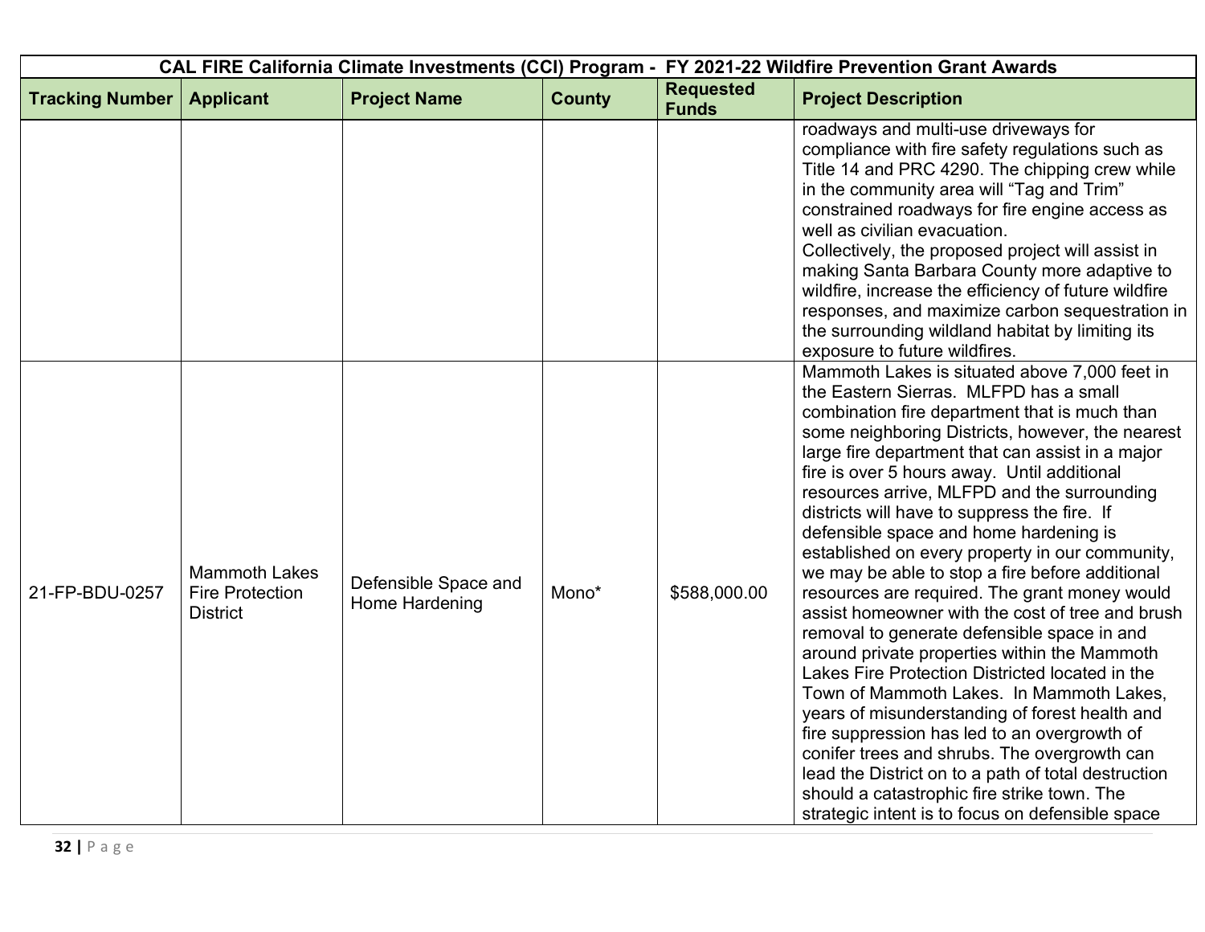| CAL FIRE California Climate Investments (CCI) Program - FY 2021-22 Wildfire Prevention Grant Awards | | | | | |
|---|---|---|---|---|---|
| **Tracking Number** | **Applicant** | **Project Name** | **County** | **Requested Funds** | **Project Description** |
| | | | | | roadways and multi-use driveways for compliance with fire safety regulations such as Title 14 and PRC 4290. The chipping crew while in the community area will "Tag and Trim" constrained roadways for fire engine access as well as civilian evacuation.<br>Collectively, the proposed project will assist in making Santa Barbara County more adaptive to wildfire, increase the efficiency of future wildfire responses, and maximize carbon sequestration in the surrounding wildland habitat by limiting its exposure to future wildfires. |
| 21-FP-BDU-0257 | Mammoth Lakes Fire Protection District | Defensible Space and Home Hardening | Mono* | $588,000.00 | Mammoth Lakes is situated above 7,000 feet in the Eastern Sierras. MLFPD has a small combination fire department that is much than some neighboring Districts, however, the nearest large fire department that can assist in a major fire is over 5 hours away. Until additional resources arrive, MLFPD and the surrounding districts will have to suppress the fire. If defensible space and home hardening is established on every property in our community, we may be able to stop a fire before additional resources are required. The grant money would assist homeowner with the cost of tree and brush removal to generate defensible space in and around private properties within the Mammoth Lakes Fire Protection Districted located in the Town of Mammoth Lakes. In Mammoth Lakes, years of misunderstanding of forest health and fire suppression has led to an overgrowth of conifer trees and shrubs. The overgrowth can lead the District on to a path of total destruction should a catastrophic fire strike town. The strategic intent is to focus on defensible space |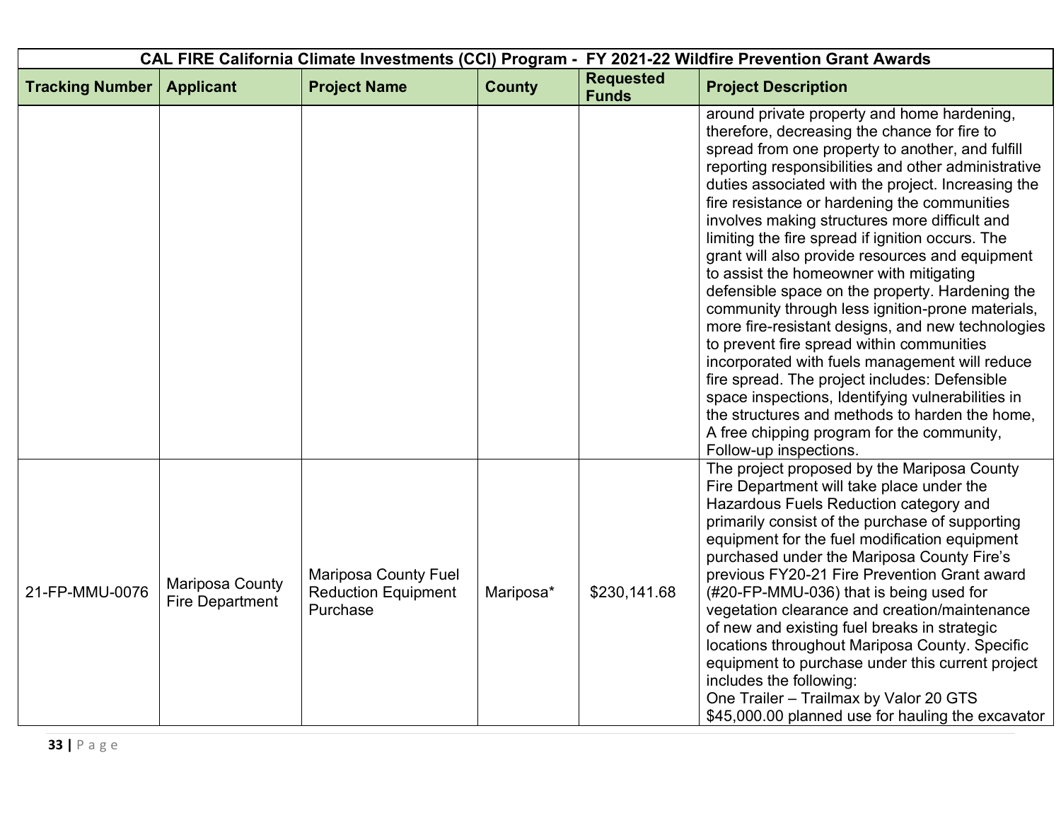| CAL FIRE California Climate Investments (CCI) Program - FY 2021-22 Wildfire Prevention Grant Awards | | | | | |
|---|---|---|---|---|---|
| **Tracking Number** | **Applicant** | **Project Name** | **County** | **Requested Funds** | **Project Description** |
| | | | | | around private property and home hardening, therefore, decreasing the chance for fire to spread from one property to another, and fulfill reporting responsibilities and other administrative duties associated with the project. Increasing the fire resistance or hardening the communities involves making structures more difficult and limiting the fire spread if ignition occurs. The grant will also provide resources and equipment to assist the homeowner with mitigating defensible space on the property. Hardening the community through less ignition-prone materials, more fire-resistant designs, and new technologies to prevent fire spread within communities incorporated with fuels management will reduce fire spread. The project includes: Defensible space inspections, Identifying vulnerabilities in the structures and methods to harden the home, A free chipping program for the community, Follow-up inspections. |
| 21-FP-MMU-0076 | Mariposa County Fire Department | Mariposa County Fuel Reduction Equipment Purchase | Mariposa* | $230,141.68 | The project proposed by the Mariposa County Fire Department will take place under the Hazardous Fuels Reduction category and primarily consist of the purchase of supporting equipment for the fuel modification equipment purchased under the Mariposa County Fire's previous FY20-21 Fire Prevention Grant award (#20-FP-MMU-036) that is being used for vegetation clearance and creation/maintenance of new and existing fuel breaks in strategic locations throughout Mariposa County. Specific equipment to purchase under this current project includes the following: One Trailer – Trailmax by Valor 20 GTS $45,000.00 planned use for hauling the excavator |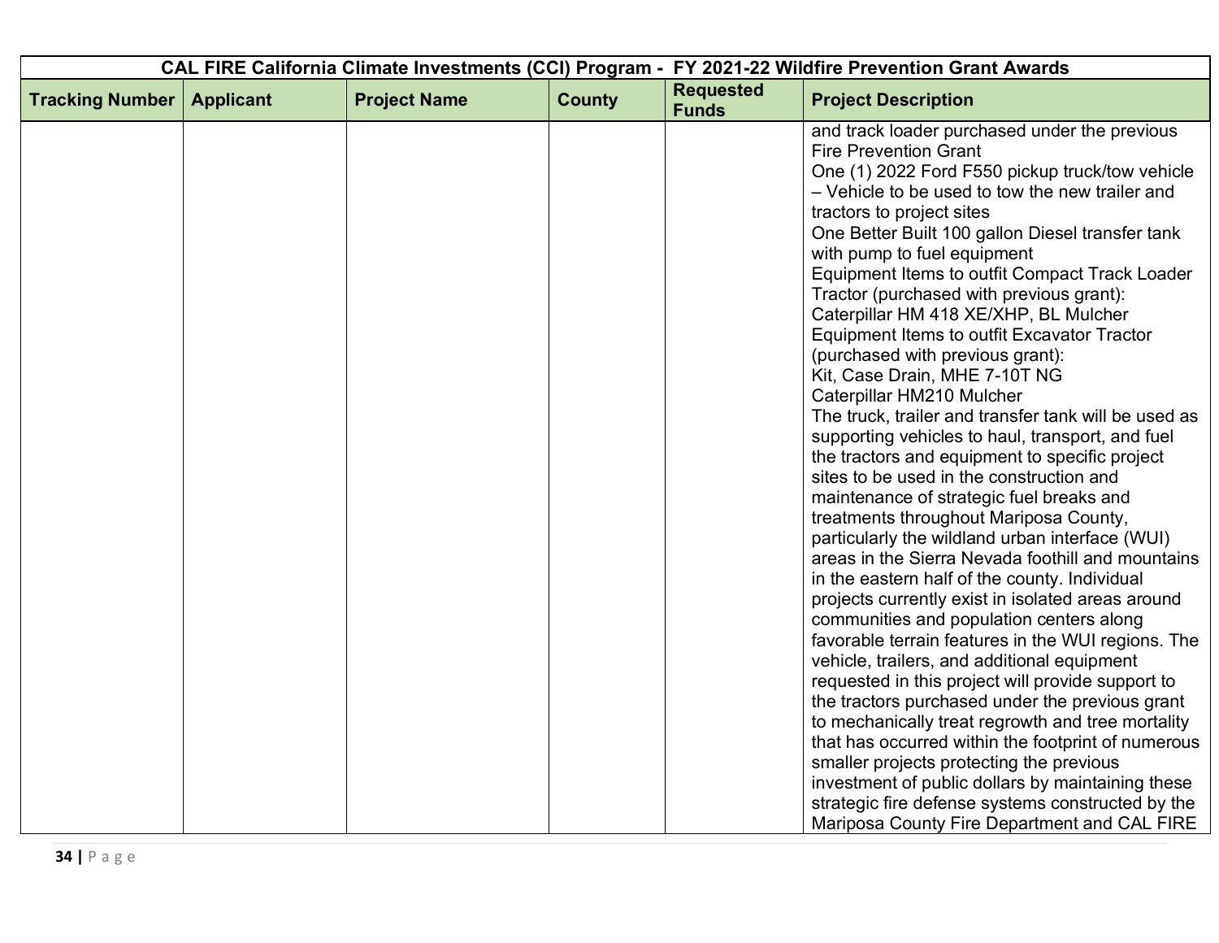| CAL FIRE California Climate Investments (CCI) Program - FY 2021-22 Wildfire Prevention Grant Awards | | | | | |
|---|---|---|---|---|---|
| **Tracking Number** | **Applicant** | **Project Name** | **County** | **Requested Funds** | **Project Description** |
| | | | | | and track loader purchased under the previous Fire Prevention Grant<br>One (1) 2022 Ford F550 pickup truck/tow vehicle – Vehicle to be used to tow the new trailer and tractors to project sites<br>One Better Built 100 gallon Diesel transfer tank with pump to fuel equipment<br>Equipment Items to outfit Compact Track Loader Tractor (purchased with previous grant):<br>Caterpillar HM 418 XE/XHP, BL Mulcher<br>Equipment Items to outfit Excavator Tractor (purchased with previous grant):<br>Kit, Case Drain, MHE 7-10T NG<br>Caterpillar HM210 Mulcher<br>The truck, trailer and transfer tank will be used as supporting vehicles to haul, transport, and fuel the tractors and equipment to specific project sites to be used in the construction and maintenance of strategic fuel breaks and treatments throughout Mariposa County, particularly the wildland urban interface (WUI) areas in the Sierra Nevada foothill and mountains in the eastern half of the county. Individual projects currently exist in isolated areas around communities and population centers along favorable terrain features in the WUI regions. The vehicle, trailers, and additional equipment requested in this project will provide support to the tractors purchased under the previous grant to mechanically treat regrowth and tree mortality that has occurred within the footprint of numerous smaller projects protecting the previous investment of public dollars by maintaining these strategic fire defense systems constructed by the Mariposa County Fire Department and CAL FIRE |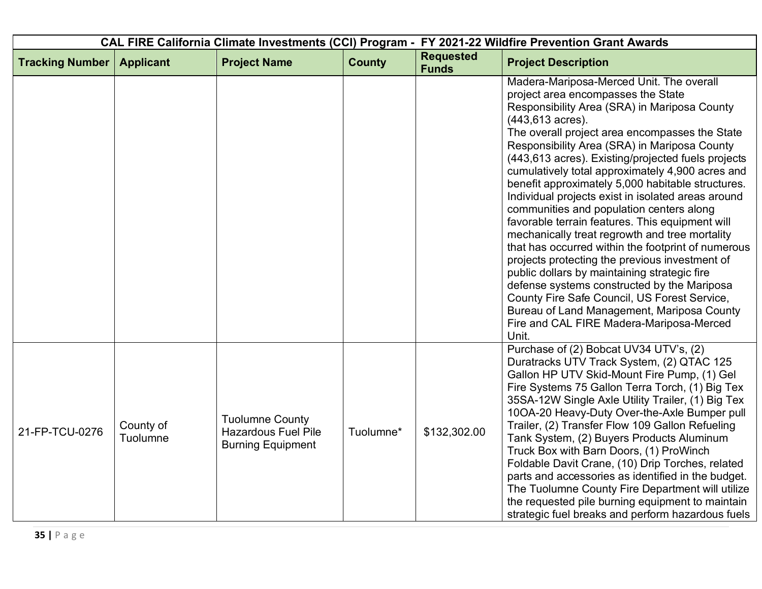| CAL FIRE California Climate Investments (CCI) Program - FY 2021-22 Wildfire Prevention Grant Awards | | | | | |
|---|---|---|---|---|---|
| **Tracking Number** | **Applicant** | **Project Name** | **County** | **Requested Funds** | **Project Description** |
| | | | | | Madera-Mariposa-Merced Unit. The overall project area encompasses the State Responsibility Area (SRA) in Mariposa County (443,613 acres).<br>The overall project area encompasses the State Responsibility Area (SRA) in Mariposa County (443,613 acres). Existing/projected fuels projects cumulatively total approximately 4,900 acres and benefit approximately 5,000 habitable structures. Individual projects exist in isolated areas around communities and population centers along favorable terrain features. This equipment will mechanically treat regrowth and tree mortality that has occurred within the footprint of numerous projects protecting the previous investment of public dollars by maintaining strategic fire defense systems constructed by the Mariposa County Fire Safe Council, US Forest Service, Bureau of Land Management, Mariposa County Fire and CAL FIRE Madera-Mariposa-Merced Unit. |
| 21-FP-TCU-0276 | County of Tuolumne | Tuolumne County Hazardous Fuel Pile Burning Equipment | Tuolumne* | $132,302.00 | Purchase of (2) Bobcat UV34 UTV's, (2) Duratracks UTV Track System, (2) QTAC 125 Gallon HP UTV Skid-Mount Fire Pump, (1) Gel Fire Systems 75 Gallon Terra Torch, (1) Big Tex 35SA-12W Single Axle Utility Trailer, (1) Big Tex 10OA-20 Heavy-Duty Over-the-Axle Bumper pull Trailer, (2) Transfer Flow 109 Gallon Refueling Tank System, (2) Buyers Products Aluminum Truck Box with Barn Doors, (1) ProWinch Foldable Davit Crane, (10) Drip Torches, related parts and accessories as identified in the budget. The Tuolumne County Fire Department will utilize the requested pile burning equipment to maintain strategic fuel breaks and perform hazardous fuels |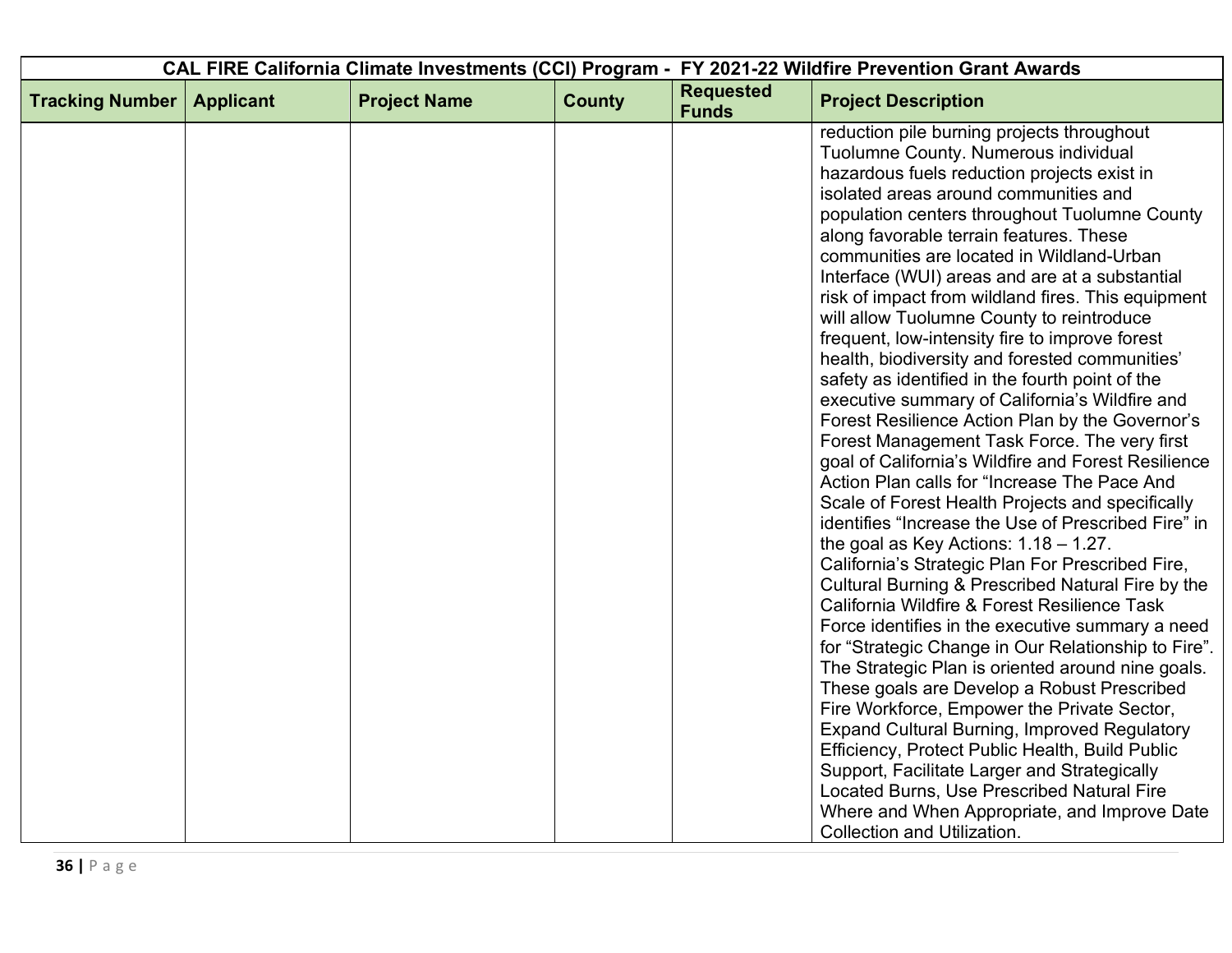| CAL FIRE California Climate Investments (CCI) Program - FY 2021-22 Wildfire Prevention Grant Awards | | | | | |
|---|---|---|---|---|---|
| **Tracking Number** | **Applicant** | **Project Name** | **County** | **Requested Funds** | **Project Description** |
| | | | | | reduction pile burning projects throughout Tuolumne County. Numerous individual hazardous fuels reduction projects exist in isolated areas around communities and population centers throughout Tuolumne County along favorable terrain features. These communities are located in Wildland-Urban Interface (WUI) areas and are at a substantial risk of impact from wildland fires. This equipment will allow Tuolumne County to reintroduce frequent, low-intensity fire to improve forest health, biodiversity and forested communities' safety as identified in the fourth point of the executive summary of California's Wildfire and Forest Resilience Action Plan by the Governor's Forest Management Task Force. The very first goal of California's Wildfire and Forest Resilience Action Plan calls for "Increase The Pace And Scale of Forest Health Projects and specifically identifies "Increase the Use of Prescribed Fire" in the goal as Key Actions: 1.18 – 1.27. California's Strategic Plan For Prescribed Fire, Cultural Burning & Prescribed Natural Fire by the California Wildfire & Forest Resilience Task Force identifies in the executive summary a need for "Strategic Change in Our Relationship to Fire". The Strategic Plan is oriented around nine goals. These goals are Develop a Robust Prescribed Fire Workforce, Empower the Private Sector, Expand Cultural Burning, Improved Regulatory Efficiency, Protect Public Health, Build Public Support, Facilitate Larger and Strategically Located Burns, Use Prescribed Natural Fire Where and When Appropriate, and Improve Date Collection and Utilization. |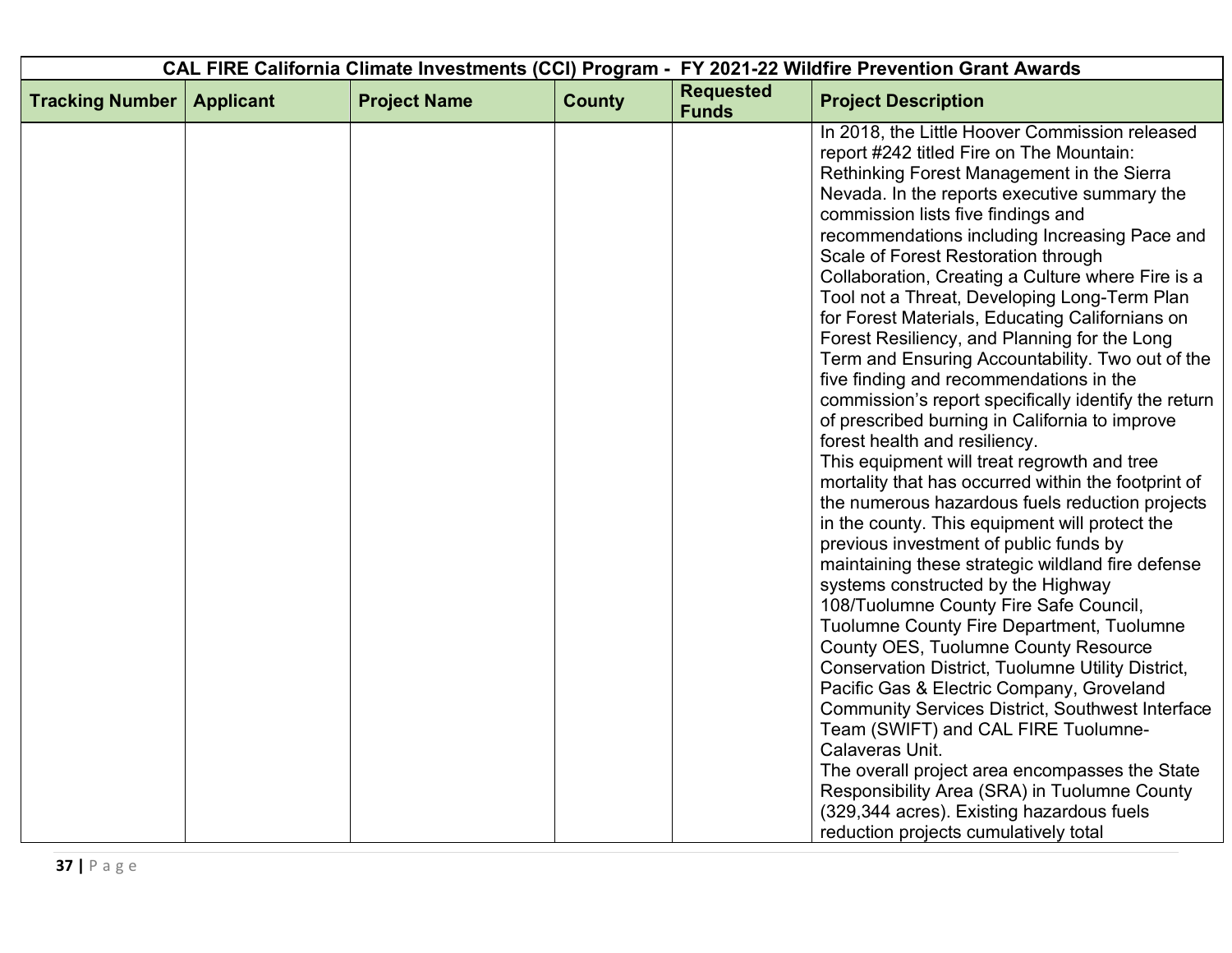| CAL FIRE California Climate Investments (CCI) Program - FY 2021-22 Wildfire Prevention Grant Awards | | | | | |
|---|---|---|---|---|---|
| **Tracking Number** | **Applicant** | **Project Name** | **County** | **Requested Funds** | **Project Description** |
| | | | | | In 2018, the Little Hoover Commission released report #242 titled Fire on The Mountain: Rethinking Forest Management in the Sierra Nevada. In the reports executive summary the commission lists five findings and recommendations including Increasing Pace and Scale of Forest Restoration through Collaboration, Creating a Culture where Fire is a Tool not a Threat, Developing Long-Term Plan for Forest Materials, Educating Californians on Forest Resiliency, and Planning for the Long Term and Ensuring Accountability. Two out of the five finding and recommendations in the commission's report specifically identify the return of prescribed burning in California to improve forest health and resiliency.<br>This equipment will treat regrowth and tree mortality that has occurred within the footprint of the numerous hazardous fuels reduction projects in the county. This equipment will protect the previous investment of public funds by maintaining these strategic wildland fire defense systems constructed by the Highway 108/Tuolumne County Fire Safe Council, Tuolumne County Fire Department, Tuolumne County OES, Tuolumne County Resource Conservation District, Tuolumne Utility District, Pacific Gas & Electric Company, Groveland Community Services District, Southwest Interface Team (SWIFT) and CAL FIRE Tuolumne-Calaveras Unit.<br>The overall project area encompasses the State Responsibility Area (SRA) in Tuolumne County (329,344 acres). Existing hazardous fuels reduction projects cumulatively total |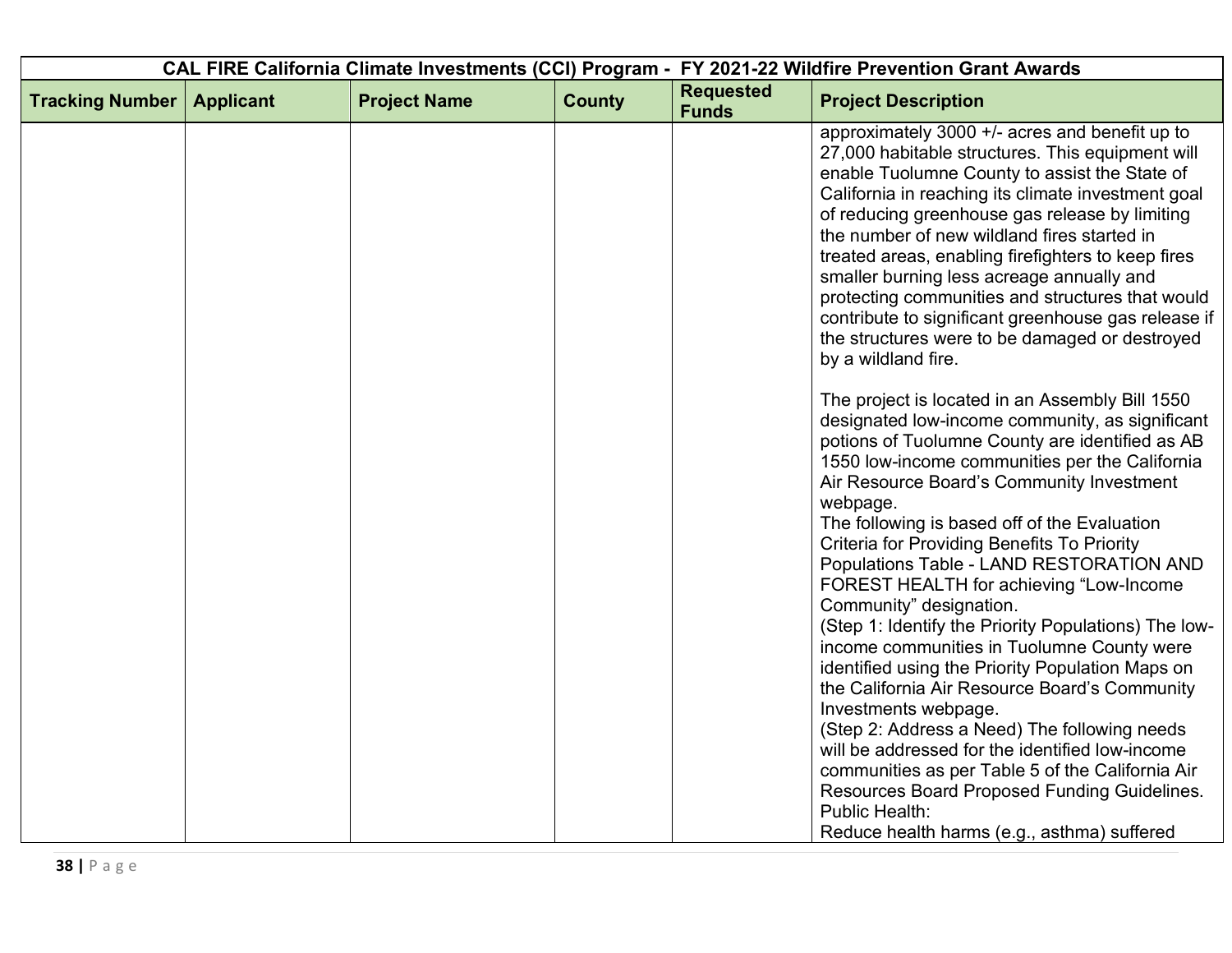| CAL FIRE California Climate Investments (CCI) Program - FY 2021-22 Wildfire Prevention Grant Awards | | | | | |
|---|---|---|---|---|---|
| **Tracking Number** | **Applicant** | **Project Name** | **County** | **Requested Funds** | **Project Description** |
| | | | | | approximately 3000 +/- acres and benefit up to 27,000 habitable structures. This equipment will enable Tuolumne County to assist the State of California in reaching its climate investment goal of reducing greenhouse gas release by limiting the number of new wildland fires started in treated areas, enabling firefighters to keep fires smaller burning less acreage annually and protecting communities and structures that would contribute to significant greenhouse gas release if the structures were to be damaged or destroyed by a wildland fire.<br><br>The project is located in an Assembly Bill 1550 designated low-income community, as significant potions of Tuolumne County are identified as AB 1550 low-income communities per the California Air Resource Board's Community Investment webpage.<br>The following is based off of the Evaluation Criteria for Providing Benefits To Priority Populations Table - LAND RESTORATION AND FOREST HEALTH for achieving "Low-Income Community" designation.<br>(Step 1: Identify the Priority Populations) The low-income communities in Tuolumne County were identified using the Priority Population Maps on the California Air Resource Board's Community Investments webpage.<br>(Step 2: Address a Need) The following needs will be addressed for the identified low-income communities as per Table 5 of the California Air Resources Board Proposed Funding Guidelines.<br>Public Health:<br>Reduce health harms (e.g., asthma) suffered |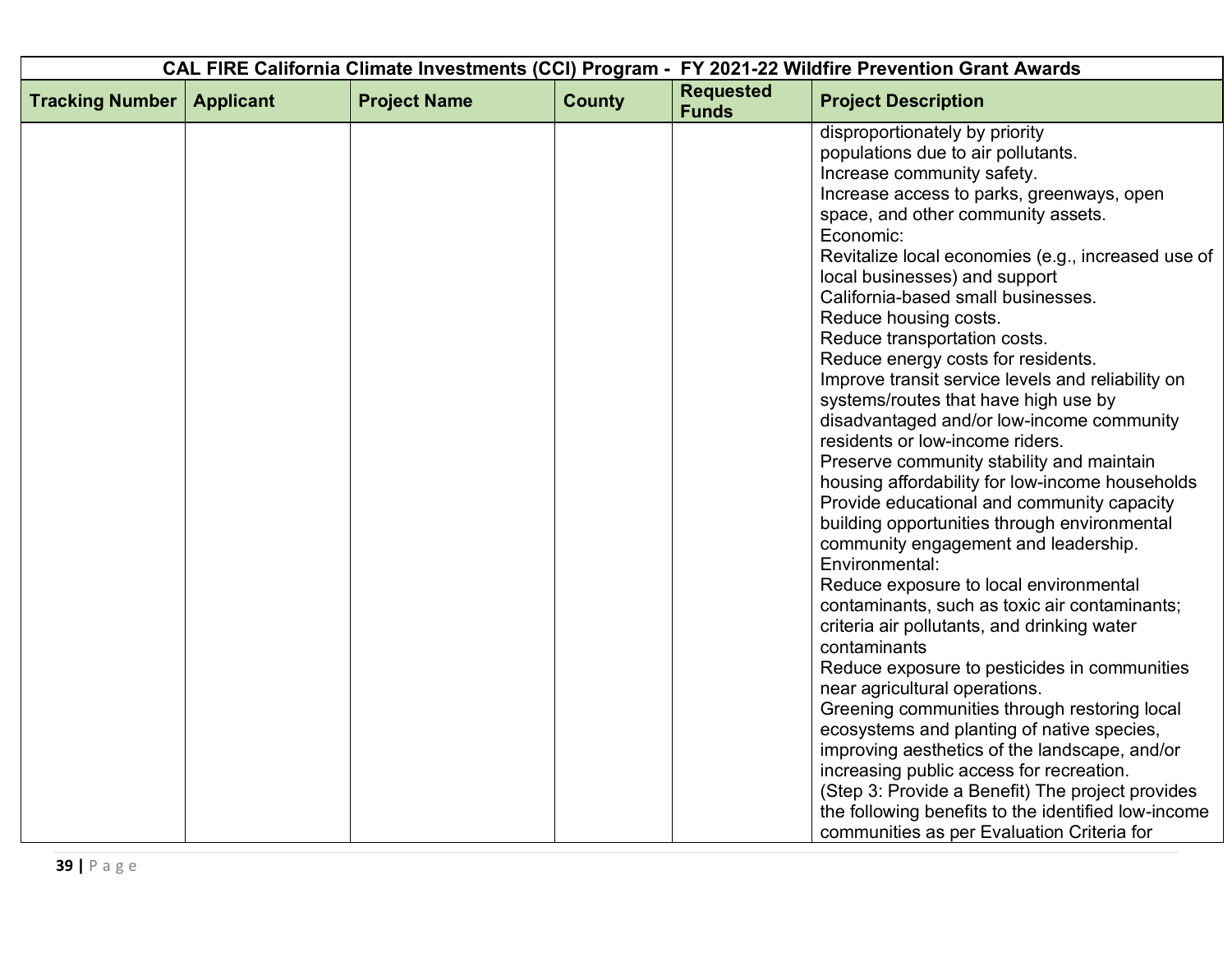| CAL FIRE California Climate Investments (CCI) Program - FY 2021-22 Wildfire Prevention Grant Awards | | | | | |
|---|---|---|---|---|---|
| **Tracking Number** | **Applicant** | **Project Name** | **County** | **Requested Funds** | **Project Description** |
| | | | | | disproportionately by priority populations due to air pollutants.<br>Increase community safety.<br>Increase access to parks, greenways, open space, and other community assets.<br>Economic:<br>Revitalize local economies (e.g., increased use of local businesses) and support California-based small businesses.<br>Reduce housing costs.<br>Reduce transportation costs.<br>Reduce energy costs for residents.<br>Improve transit service levels and reliability on systems/routes that have high use by disadvantaged and/or low-income community residents or low-income riders.<br>Preserve community stability and maintain housing affordability for low-income households<br>Provide educational and community capacity building opportunities through environmental community engagement and leadership.<br>Environmental:<br>Reduce exposure to local environmental contaminants, such as toxic air contaminants; criteria air pollutants, and drinking water contaminants<br>Reduce exposure to pesticides in communities near agricultural operations.<br>Greening communities through restoring local ecosystems and planting of native species, improving aesthetics of the landscape, and/or increasing public access for recreation.<br>(Step 3: Provide a Benefit) The project provides the following benefits to the identified low-income communities as per Evaluation Criteria for |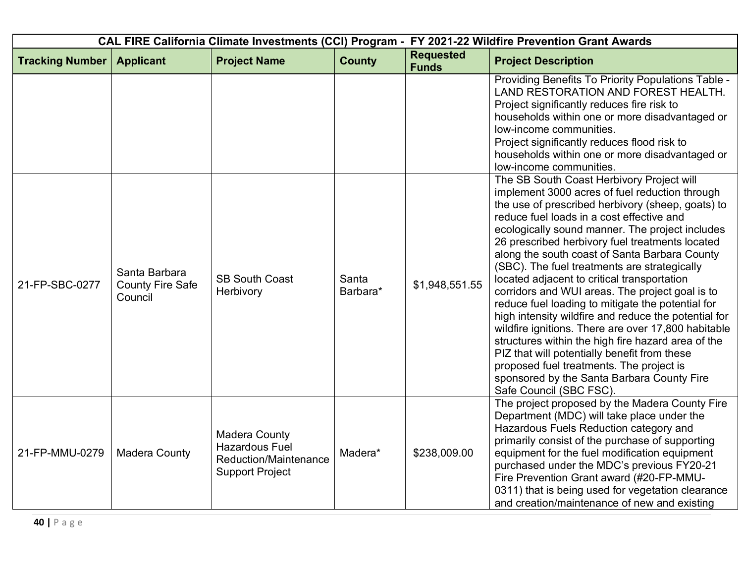| CAL FIRE California Climate Investments (CCI) Program - FY 2021-22 Wildfire Prevention Grant Awards | | | | | |
|---|---|---|---|---|---|
| **Tracking Number** | **Applicant** | **Project Name** | **County** | **Requested Funds** | **Project Description** |
| | | | | | Providing Benefits To Priority Populations Table - LAND RESTORATION AND FOREST HEALTH. Project significantly reduces fire risk to households within one or more disadvantaged or low-income communities. Project significantly reduces flood risk to households within one or more disadvantaged or low-income communities. |
| 21-FP-SBC-0277 | Santa Barbara County Fire Safe Council | SB South Coast Herbivory | Santa Barbara* | $1,948,551.55 | The SB South Coast Herbivory Project will implement 3000 acres of fuel reduction through the use of prescribed herbivory (sheep, goats) to reduce fuel loads in a cost effective and ecologically sound manner. The project includes 26 prescribed herbivory fuel treatments located along the south coast of Santa Barbara County (SBC). The fuel treatments are strategically located adjacent to critical transportation corridors and WUI areas. The project goal is to reduce fuel loading to mitigate the potential for high intensity wildfire and reduce the potential for wildfire ignitions. There are over 17,800 habitable structures within the high fire hazard area of the PIZ that will potentially benefit from these proposed fuel treatments. The project is sponsored by the Santa Barbara County Fire Safe Council (SBC FSC). |
| 21-FP-MMU-0279 | Madera County | Madera County Hazardous Fuel Reduction/Maintenance Support Project | Madera* | $238,009.00 | The project proposed by the Madera County Fire Department (MDC) will take place under the Hazardous Fuels Reduction category and primarily consist of the purchase of supporting equipment for the fuel modification equipment purchased under the MDC's previous FY20-21 Fire Prevention Grant award (#20-FP-MMU-0311) that is being used for vegetation clearance and creation/maintenance of new and existing |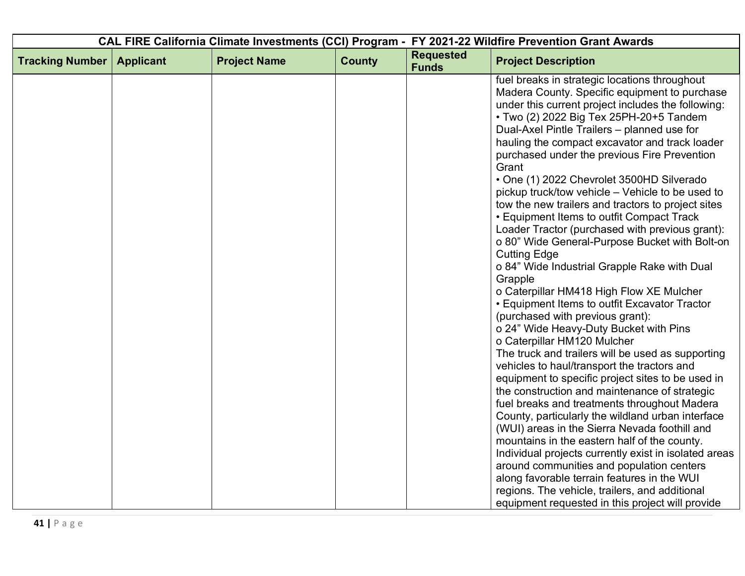| CAL FIRE California Climate Investments (CCI) Program - FY 2021-22 Wildfire Prevention Grant Awards | | | | | |
|---|---|---|---|---|---|
| **Tracking Number** | **Applicant** | **Project Name** | **County** | **Requested Funds** | **Project Description** |
| | | | | | fuel breaks in strategic locations throughout Madera County. Specific equipment to purchase under this current project includes the following:<br>• Two (2) 2022 Big Tex 25PH-20+5 Tandem Dual-Axel Pintle Trailers – planned use for hauling the compact excavator and track loader purchased under the previous Fire Prevention Grant<br>• One (1) 2022 Chevrolet 3500HD Silverado pickup truck/tow vehicle – Vehicle to be used to tow the new trailers and tractors to project sites<br>• Equipment Items to outfit Compact Track Loader Tractor (purchased with previous grant):<br>o 80" Wide General-Purpose Bucket with Bolt-on Cutting Edge<br>o 84" Wide Industrial Grapple Rake with Dual Grapple<br>o Caterpillar HM418 High Flow XE Mulcher<br>• Equipment Items to outfit Excavator Tractor (purchased with previous grant):<br>o 24" Wide Heavy-Duty Bucket with Pins<br>o Caterpillar HM120 Mulcher<br>The truck and trailers will be used as supporting vehicles to haul/transport the tractors and equipment to specific project sites to be used in the construction and maintenance of strategic fuel breaks and treatments throughout Madera County, particularly the wildland urban interface (WUI) areas in the Sierra Nevada foothill and mountains in the eastern half of the county. Individual projects currently exist in isolated areas around communities and population centers along favorable terrain features in the WUI regions. The vehicle, trailers, and additional equipment requested in this project will provide |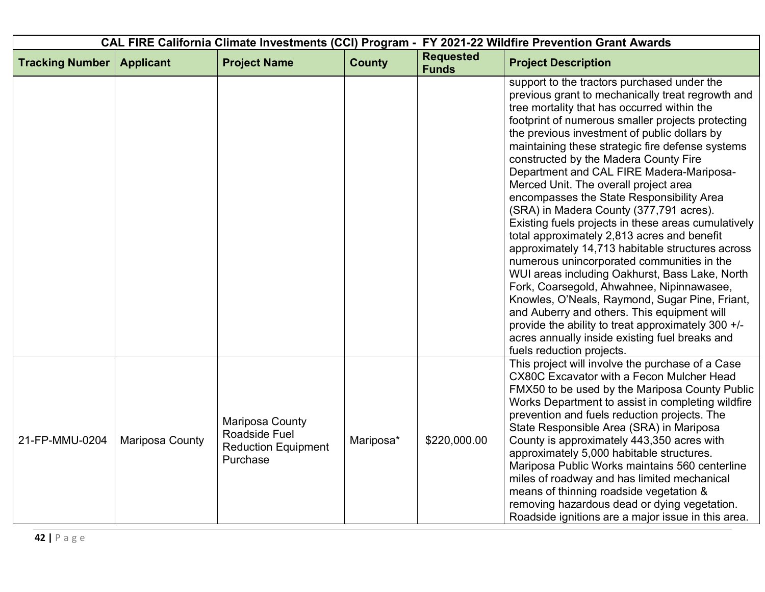| CAL FIRE California Climate Investments (CCI) Program - FY 2021-22 Wildfire Prevention Grant Awards | | | | | |
|---|---|---|---|---|---|
| **Tracking Number** | **Applicant** | **Project Name** | **County** | **Requested Funds** | **Project Description** |
| | | | | | support to the tractors purchased under the previous grant to mechanically treat regrowth and tree mortality that has occurred within the footprint of numerous smaller projects protecting the previous investment of public dollars by maintaining these strategic fire defense systems constructed by the Madera County Fire Department and CAL FIRE Madera-Mariposa-Merced Unit. The overall project area encompasses the State Responsibility Area (SRA) in Madera County (377,791 acres). Existing fuels projects in these areas cumulatively total approximately 2,813 acres and benefit approximately 14,713 habitable structures across numerous unincorporated communities in the WUI areas including Oakhurst, Bass Lake, North Fork, Coarsegold, Ahwahnee, Nipinnawasee, Knowles, O'Neals, Raymond, Sugar Pine, Friant, and Auberry and others. This equipment will provide the ability to treat approximately 300 +/- acres annually inside existing fuel breaks and fuels reduction projects. |
| 21-FP-MMU-0204 | Mariposa County | Mariposa County Roadside Fuel Reduction Equipment Purchase | Mariposa* | $220,000.00 | This project will involve the purchase of a Case CX80C Excavator with a Fecon Mulcher Head FMX50 to be used by the Mariposa County Public Works Department to assist in completing wildfire prevention and fuels reduction projects. The State Responsible Area (SRA) in Mariposa County is approximately 443,350 acres with approximately 5,000 habitable structures. Mariposa Public Works maintains 560 centerline miles of roadway and has limited mechanical means of thinning roadside vegetation & removing hazardous dead or dying vegetation. Roadside ignitions are a major issue in this area. |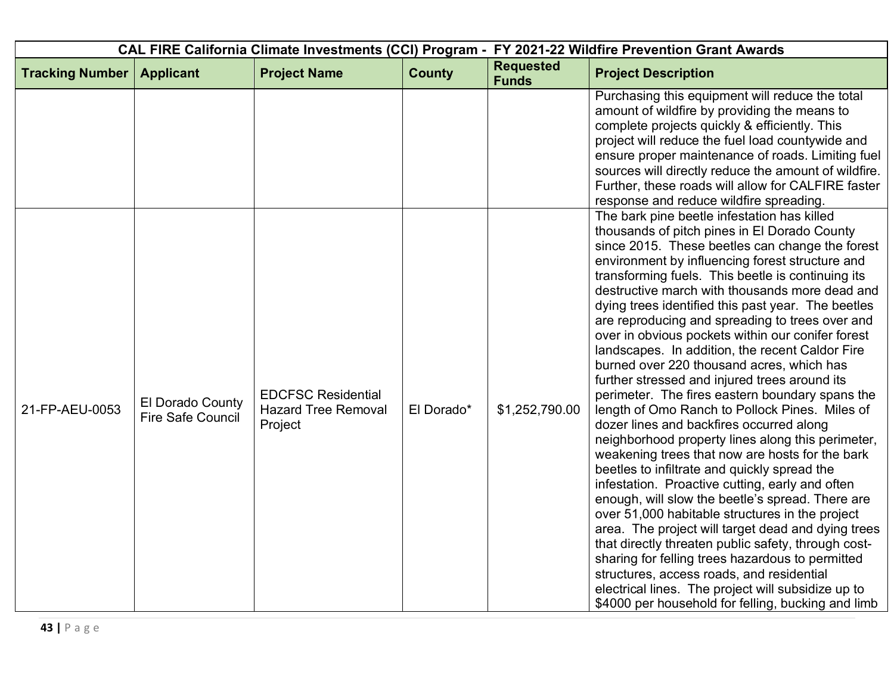| CAL FIRE California Climate Investments (CCI) Program - FY 2021-22 Wildfire Prevention Grant Awards | | | | | |
|---|---|---|---|---|---|
| **Tracking Number** | **Applicant** | **Project Name** | **County** | **Requested Funds** | **Project Description** |
| | | | | | Purchasing this equipment will reduce the total amount of wildfire by providing the means to complete projects quickly & efficiently. This project will reduce the fuel load countywide and ensure proper maintenance of roads. Limiting fuel sources will directly reduce the amount of wildfire. Further, these roads will allow for CALFIRE faster response and reduce wildfire spreading. |
| 21-FP-AEU-0053 | El Dorado County Fire Safe Council | EDCFSC Residential Hazard Tree Removal Project | El Dorado* | $1,252,790.00 | The bark pine beetle infestation has killed thousands of pitch pines in El Dorado County since 2015. These beetles can change the forest environment by influencing forest structure and transforming fuels. This beetle is continuing its destructive march with thousands more dead and dying trees identified this past year. The beetles are reproducing and spreading to trees over and over in obvious pockets within our conifer forest landscapes. In addition, the recent Caldor Fire burned over 220 thousand acres, which has further stressed and injured trees around its perimeter. The fires eastern boundary spans the length of Omo Ranch to Pollock Pines. Miles of dozer lines and backfires occurred along neighborhood property lines along this perimeter, weakening trees that now are hosts for the bark beetles to infiltrate and quickly spread the infestation. Proactive cutting, early and often enough, will slow the beetle's spread. There are over 51,000 habitable structures in the project area. The project will target dead and dying trees that directly threaten public safety, through cost-sharing for felling trees hazardous to permitted structures, access roads, and residential electrical lines. The project will subsidize up to $4000 per household for felling, bucking and limb |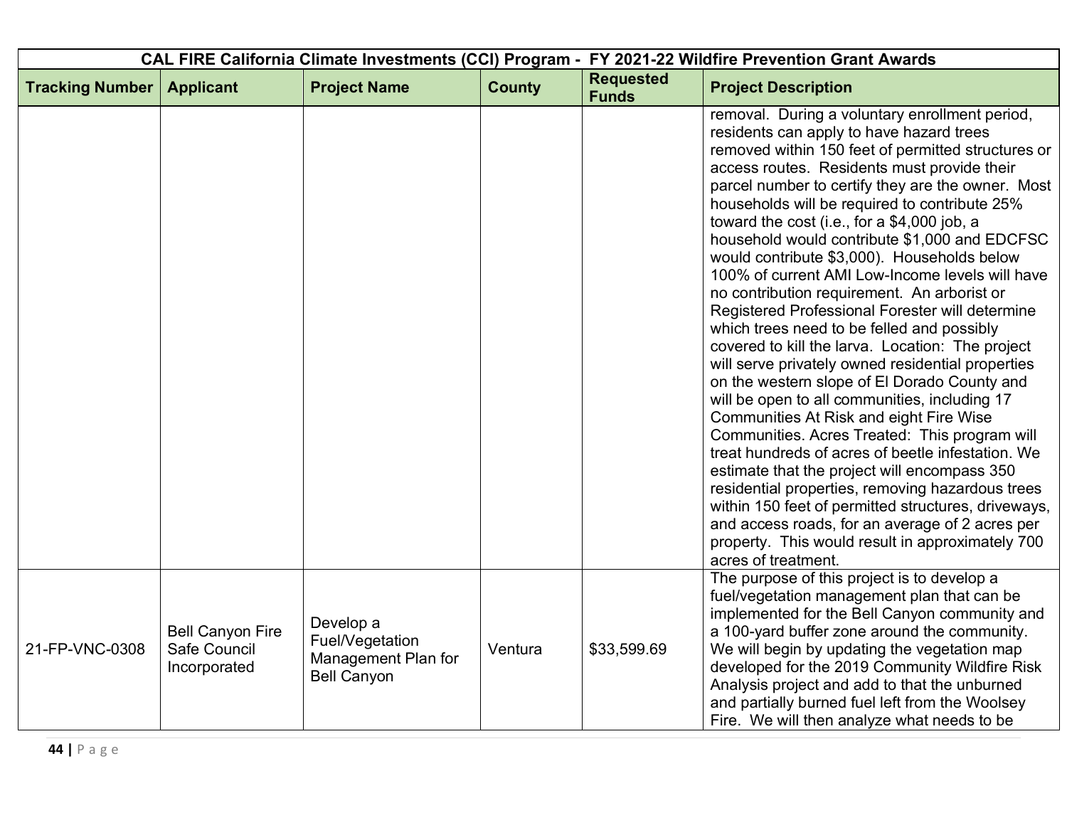| CAL FIRE California Climate Investments (CCI) Program - FY 2021-22 Wildfire Prevention Grant Awards | | | | | |
|---|---|---|---|---|---|
| **Tracking Number** | **Applicant** | **Project Name** | **County** | **Requested Funds** | **Project Description** |
| | | | | | removal. During a voluntary enrollment period, residents can apply to have hazard trees removed within 150 feet of permitted structures or access routes. Residents must provide their parcel number to certify they are the owner. Most households will be required to contribute 25% toward the cost (i.e., for a $4,000 job, a household would contribute $1,000 and EDCFSC would contribute $3,000). Households below 100% of current AMI Low-Income levels will have no contribution requirement. An arborist or Registered Professional Forester will determine which trees need to be felled and possibly covered to kill the larva. Location: The project will serve privately owned residential properties on the western slope of El Dorado County and will be open to all communities, including 17 Communities At Risk and eight Fire Wise Communities. Acres Treated: This program will treat hundreds of acres of beetle infestation. We estimate that the project will encompass 350 residential properties, removing hazardous trees within 150 feet of permitted structures, driveways, and access roads, for an average of 2 acres per property. This would result in approximately 700 acres of treatment. |
| 21-FP-VNC-0308 | Bell Canyon Fire Safe Council Incorporated | Develop a Fuel/Vegetation Management Plan for Bell Canyon | Ventura | $33,599.69 | The purpose of this project is to develop a fuel/vegetation management plan that can be implemented for the Bell Canyon community and a 100-yard buffer zone around the community. We will begin by updating the vegetation map developed for the 2019 Community Wildfire Risk Analysis project and add to that the unburned and partially burned fuel left from the Woolsey Fire. We will then analyze what needs to be |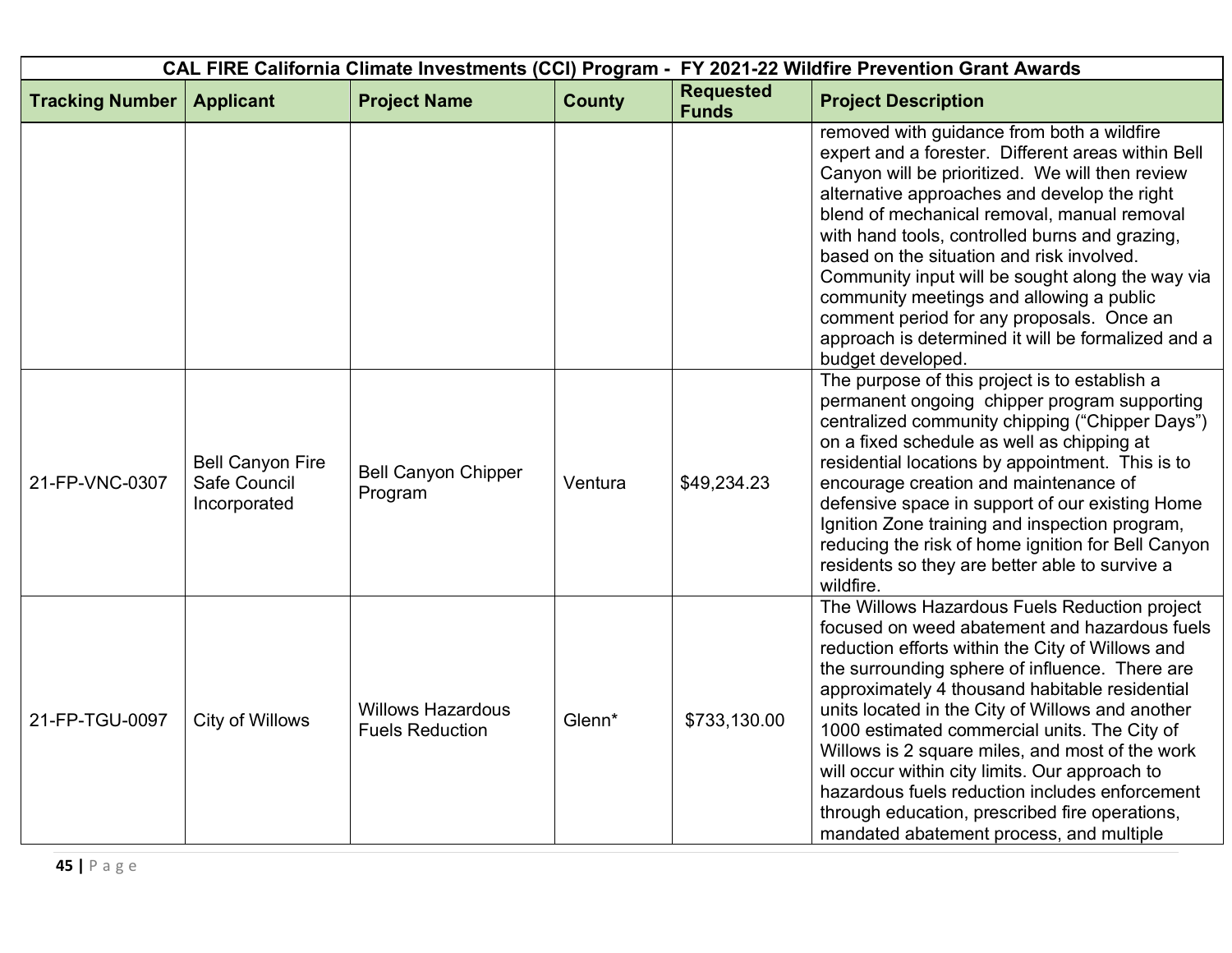| CAL FIRE California Climate Investments (CCI) Program - FY 2021-22 Wildfire Prevention Grant Awards | | | | | |
|---|---|---|---|---|---|
| **Tracking Number** | **Applicant** | **Project Name** | **County** | **Requested Funds** | **Project Description** |
| | | | | | removed with guidance from both a wildfire expert and a forester. Different areas within Bell Canyon will be prioritized. We will then review alternative approaches and develop the right blend of mechanical removal, manual removal with hand tools, controlled burns and grazing, based on the situation and risk involved. Community input will be sought along the way via community meetings and allowing a public comment period for any proposals. Once an approach is determined it will be formalized and a budget developed. |
| 21-FP-VNC-0307 | Bell Canyon Fire Safe Council Incorporated | Bell Canyon Chipper Program | Ventura | $49,234.23 | The purpose of this project is to establish a permanent ongoing chipper program supporting centralized community chipping ("Chipper Days") on a fixed schedule as well as chipping at residential locations by appointment. This is to encourage creation and maintenance of defensive space in support of our existing Home Ignition Zone training and inspection program, reducing the risk of home ignition for Bell Canyon residents so they are better able to survive a wildfire. |
| 21-FP-TGU-0097 | City of Willows | Willows Hazardous Fuels Reduction | Glenn* | $733,130.00 | The Willows Hazardous Fuels Reduction project focused on weed abatement and hazardous fuels reduction efforts within the City of Willows and the surrounding sphere of influence. There are approximately 4 thousand habitable residential units located in the City of Willows and another 1000 estimated commercial units. The City of Willows is 2 square miles, and most of the work will occur within city limits. Our approach to hazardous fuels reduction includes enforcement through education, prescribed fire operations, mandated abatement process, and multiple |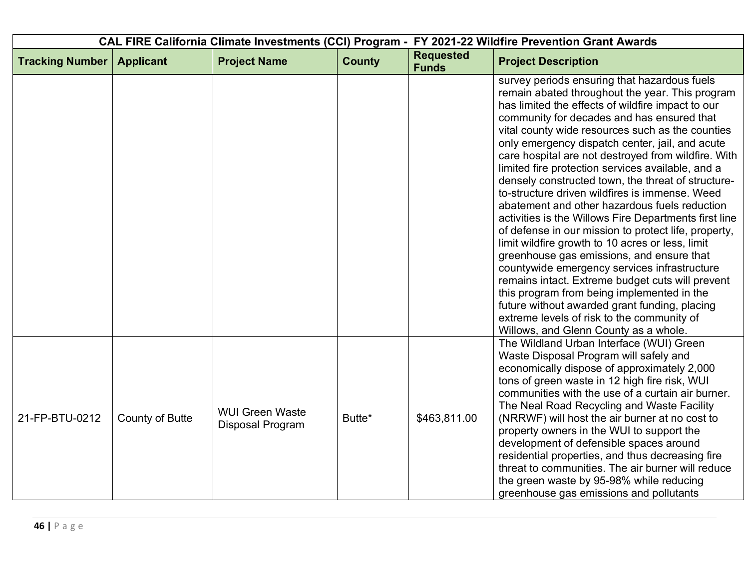| CAL FIRE California Climate Investments (CCI) Program - FY 2021-22 Wildfire Prevention Grant Awards | | | | | |
|---|---|---|---|---|---|
| **Tracking Number** | **Applicant** | **Project Name** | **County** | **Requested Funds** | **Project Description** |
| | | | | | survey periods ensuring that hazardous fuels remain abated throughout the year. This program has limited the effects of wildfire impact to our community for decades and has ensured that vital county wide resources such as the counties only emergency dispatch center, jail, and acute care hospital are not destroyed from wildfire. With limited fire protection services available, and a densely constructed town, the threat of structure-to-structure driven wildfires is immense. Weed abatement and other hazardous fuels reduction activities is the Willows Fire Departments first line of defense in our mission to protect life, property, limit wildfire growth to 10 acres or less, limit greenhouse gas emissions, and ensure that countywide emergency services infrastructure remains intact. Extreme budget cuts will prevent this program from being implemented in the future without awarded grant funding, placing extreme levels of risk to the community of Willows, and Glenn County as a whole. |
| 21-FP-BTU-0212 | County of Butte | WUI Green Waste Disposal Program | Butte* | $463,811.00 | The Wildland Urban Interface (WUI) Green Waste Disposal Program will safely and economically dispose of approximately 2,000 tons of green waste in 12 high fire risk, WUI communities with the use of a curtain air burner. The Neal Road Recycling and Waste Facility (NRRWF) will host the air burner at no cost to property owners in the WUI to support the development of defensible spaces around residential properties, and thus decreasing fire threat to communities. The air burner will reduce the green waste by 95-98% while reducing greenhouse gas emissions and pollutants |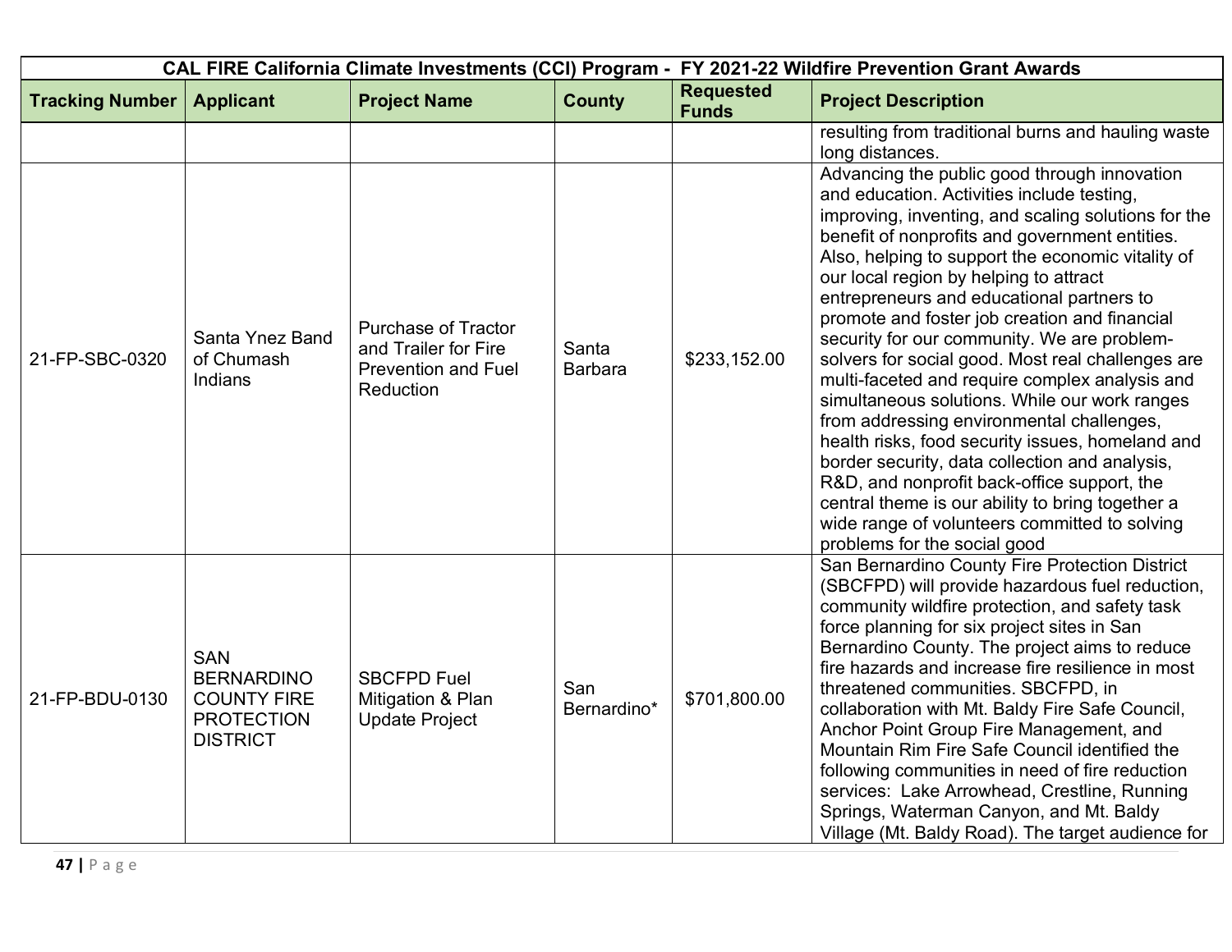| CAL FIRE California Climate Investments (CCI) Program - FY 2021-22 Wildfire Prevention Grant Awards | | | | | |
|---|---|---|---|---|---|
| **Tracking Number** | **Applicant** | **Project Name** | **County** | **Requested Funds** | **Project Description** |
| | | | | | resulting from traditional burns and hauling waste long distances. |
| 21-FP-SBC-0320 | Santa Ynez Band of Chumash Indians | Purchase of Tractor and Trailer for Fire Prevention and Fuel Reduction | Santa Barbara | $233,152.00 | Advancing the public good through innovation and education. Activities include testing, improving, inventing, and scaling solutions for the benefit of nonprofits and government entities. Also, helping to support the economic vitality of our local region by helping to attract entrepreneurs and educational partners to promote and foster job creation and financial security for our community. We are problem-solvers for social good. Most real challenges are multi-faceted and require complex analysis and simultaneous solutions. While our work ranges from addressing environmental challenges, health risks, food security issues, homeland and border security, data collection and analysis, R&D, and nonprofit back-office support, the central theme is our ability to bring together a wide range of volunteers committed to solving problems for the social good |
| 21-FP-BDU-0130 | SAN BERNARDINO COUNTY FIRE PROTECTION DISTRICT | SBCFPD Fuel Mitigation & Plan Update Project | San Bernardino* | $701,800.00 | San Bernardino County Fire Protection District (SBCFPD) will provide hazardous fuel reduction, community wildfire protection, and safety task force planning for six project sites in San Bernardino County. The project aims to reduce fire hazards and increase fire resilience in most threatened communities. SBCFPD, in collaboration with Mt. Baldy Fire Safe Council, Anchor Point Group Fire Management, and Mountain Rim Fire Safe Council identified the following communities in need of fire reduction services: Lake Arrowhead, Crestline, Running Springs, Waterman Canyon, and Mt. Baldy Village (Mt. Baldy Road). The target audience for |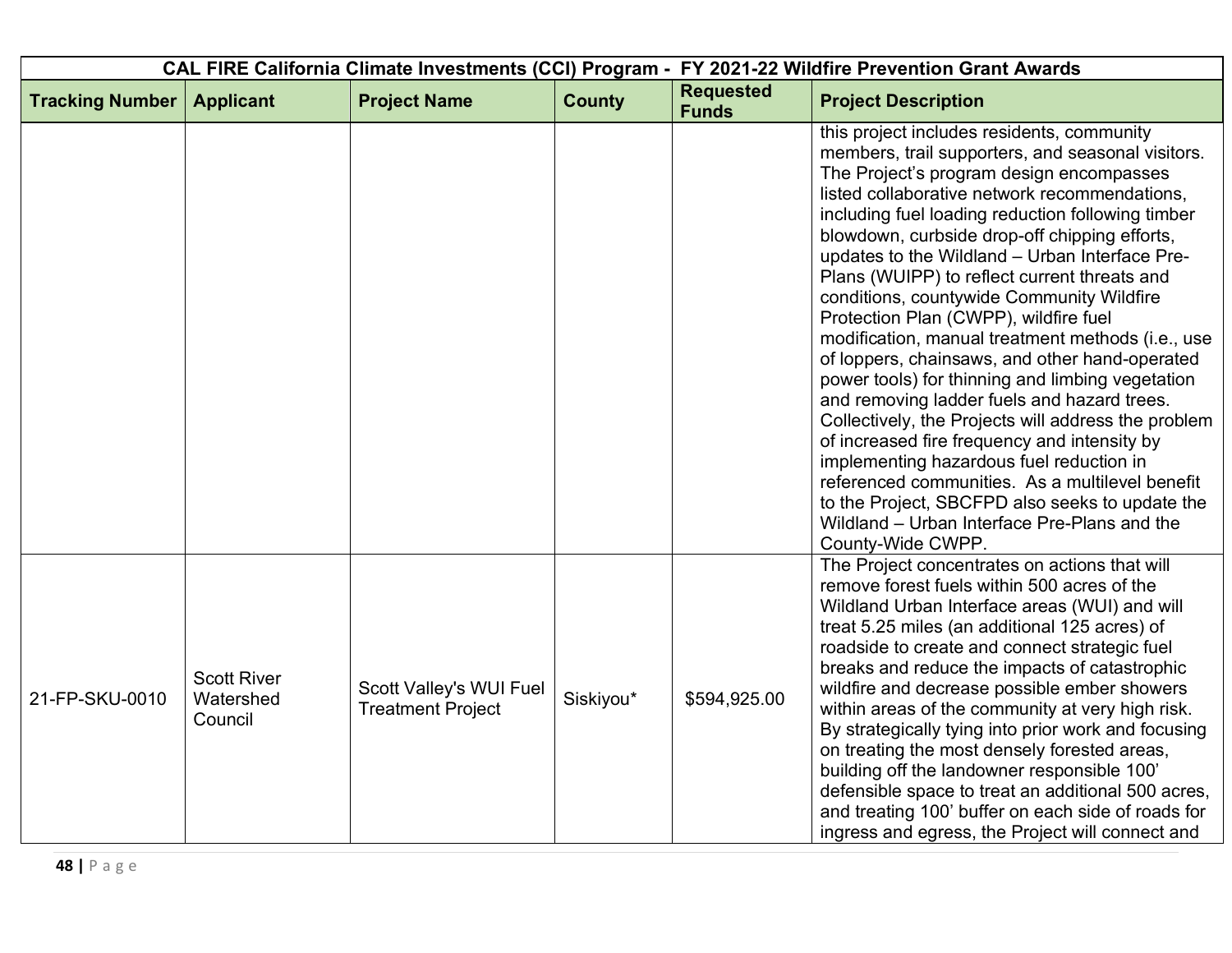| CAL FIRE California Climate Investments (CCI) Program - FY 2021-22 Wildfire Prevention Grant Awards | | | | | |
|---|---|---|---|---|---|
| **Tracking Number** | **Applicant** | **Project Name** | **County** | **Requested Funds** | **Project Description** |
| | | | | | this project includes residents, community members, trail supporters, and seasonal visitors. The Project's program design encompasses listed collaborative network recommendations, including fuel loading reduction following timber blowdown, curbside drop-off chipping efforts, updates to the Wildland – Urban Interface Pre-Plans (WUIPP) to reflect current threats and conditions, countywide Community Wildfire Protection Plan (CWPP), wildfire fuel modification, manual treatment methods (i.e., use of loppers, chainsaws, and other hand-operated power tools) for thinning and limbing vegetation and removing ladder fuels and hazard trees. Collectively, the Projects will address the problem of increased fire frequency and intensity by implementing hazardous fuel reduction in referenced communities. As a multilevel benefit to the Project, SBCFPD also seeks to update the Wildland – Urban Interface Pre-Plans and the County-Wide CWPP. |
| 21-FP-SKU-0010 | Scott River Watershed Council | Scott Valley's WUI Fuel Treatment Project | Siskiyou* | $594,925.00 | The Project concentrates on actions that will remove forest fuels within 500 acres of the Wildland Urban Interface areas (WUI) and will treat 5.25 miles (an additional 125 acres) of roadside to create and connect strategic fuel breaks and reduce the impacts of catastrophic wildfire and decrease possible ember showers within areas of the community at very high risk. By strategically tying into prior work and focusing on treating the most densely forested areas, building off the landowner responsible 100' defensible space to treat an additional 500 acres, and treating 100' buffer on each side of roads for ingress and egress, the Project will connect and |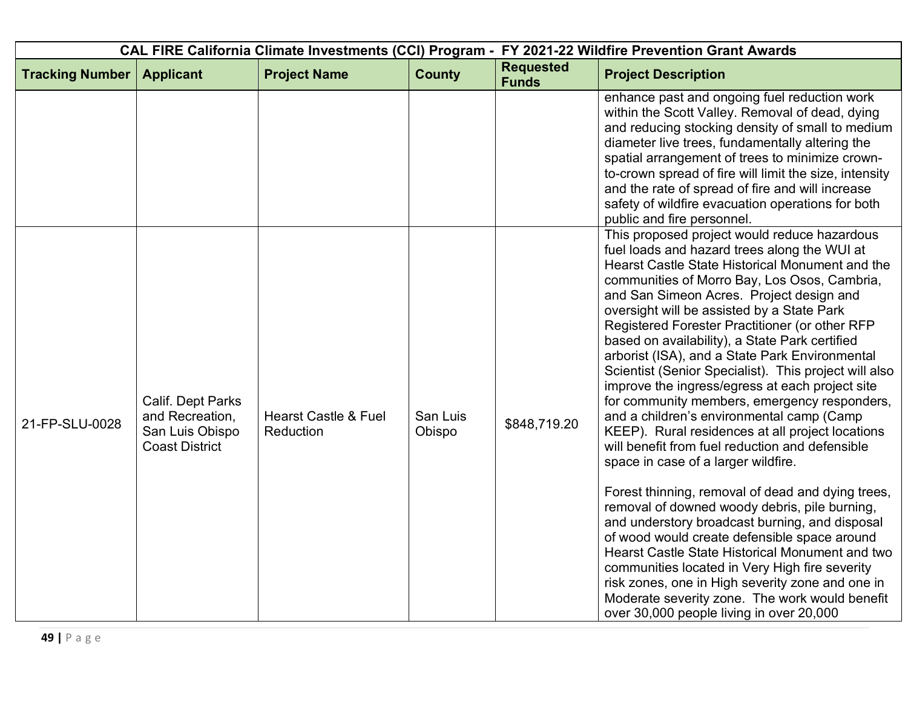| CAL FIRE California Climate Investments (CCI) Program - FY 2021-22 Wildfire Prevention Grant Awards | | | | | |
|---|---|---|---|---|---|
| **Tracking Number** | **Applicant** | **Project Name** | **County** | **Requested Funds** | **Project Description** |
| | | | | | enhance past and ongoing fuel reduction work within the Scott Valley. Removal of dead, dying and reducing stocking density of small to medium diameter live trees, fundamentally altering the spatial arrangement of trees to minimize crown-to-crown spread of fire will limit the size, intensity and the rate of spread of fire and will increase safety of wildfire evacuation operations for both public and fire personnel. |
| 21-FP-SLU-0028 | Calif. Dept Parks and Recreation, San Luis Obispo Coast District | Hearst Castle & Fuel Reduction | San Luis Obispo | $848,719.20 | This proposed project would reduce hazardous fuel loads and hazard trees along the WUI at Hearst Castle State Historical Monument and the communities of Morro Bay, Los Osos, Cambria, and San Simeon Acres. Project design and oversight will be assisted by a State Park Registered Forester Practitioner (or other RFP based on availability), a State Park certified arborist (ISA), and a State Park Environmental Scientist (Senior Specialist). This project will also improve the ingress/egress at each project site for community members, emergency responders, and a children's environmental camp (Camp KEEP). Rural residences at all project locations will benefit from fuel reduction and defensible space in case of a larger wildfire. <br><br> Forest thinning, removal of dead and dying trees, removal of downed woody debris, pile burning, and understory broadcast burning, and disposal of wood would create defensible space around Hearst Castle State Historical Monument and two communities located in Very High fire severity risk zones, one in High severity zone and one in Moderate severity zone. The work would benefit over 30,000 people living in over 20,000 |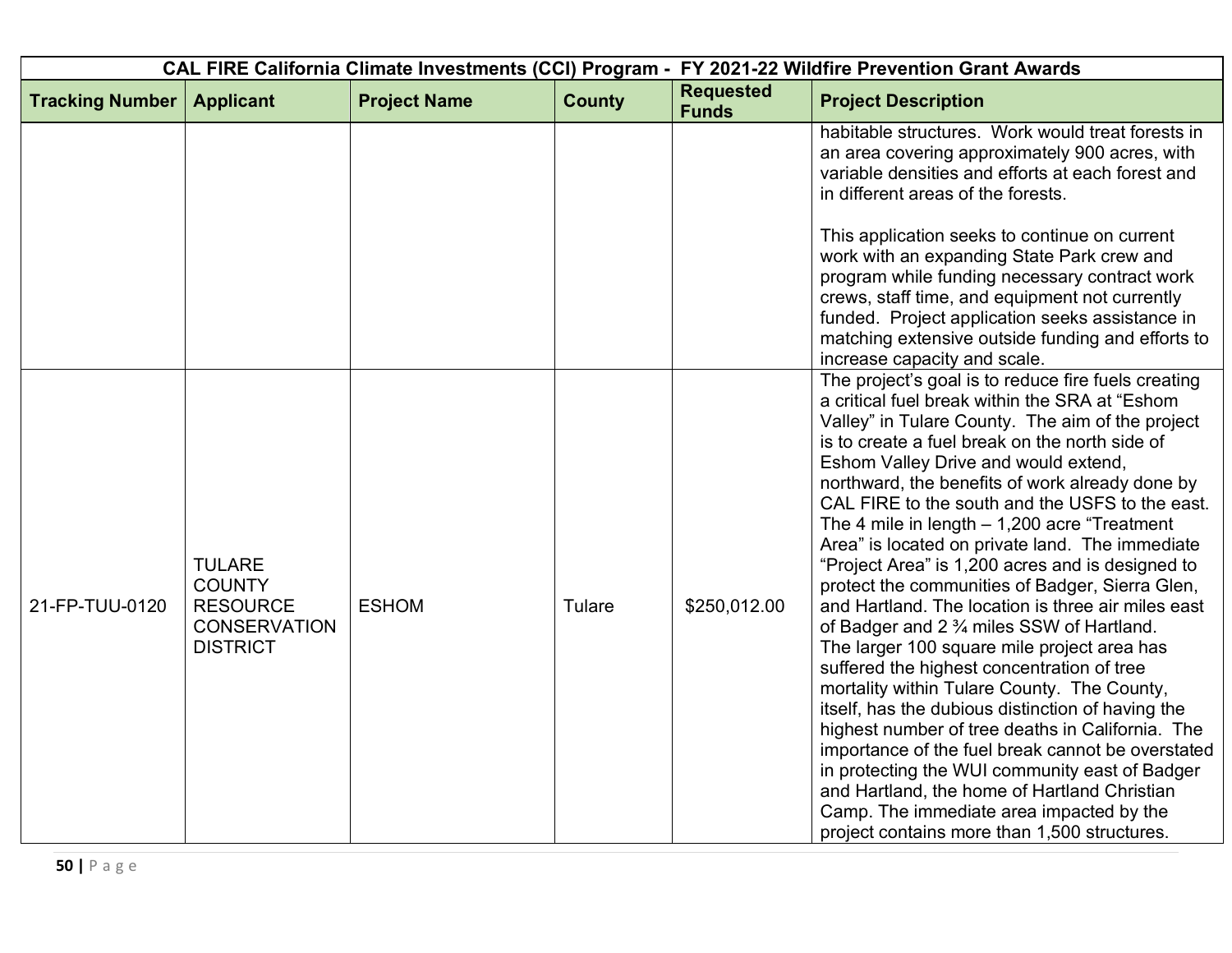| CAL FIRE California Climate Investments (CCI) Program - FY 2021-22 Wildfire Prevention Grant Awards | | | | | |
|---|---|---|---|---|---|
| **Tracking Number** | **Applicant** | **Project Name** | **County** | **Requested Funds** | **Project Description** |
| | | | | | habitable structures. Work would treat forests in an area covering approximately 900 acres, with variable densities and efforts at each forest and in different areas of the forests.<br><br>This application seeks to continue on current work with an expanding State Park crew and program while funding necessary contract work crews, staff time, and equipment not currently funded. Project application seeks assistance in matching extensive outside funding and efforts to increase capacity and scale. |
| 21-FP-TUU-0120 | TULARE COUNTY RESOURCE CONSERVATION DISTRICT | ESHOM | Tulare | $250,012.00 | The project's goal is to reduce fire fuels creating a critical fuel break within the SRA at "Eshom Valley" in Tulare County. The aim of the project is to create a fuel break on the north side of Eshom Valley Drive and would extend, northward, the benefits of work already done by CAL FIRE to the south and the USFS to the east. The 4 mile in length – 1,200 acre "Treatment Area" is located on private land. The immediate "Project Area" is 1,200 acres and is designed to protect the communities of Badger, Sierra Glen, and Hartland. The location is three air miles east of Badger and 2 ¾ miles SSW of Hartland. The larger 100 square mile project area has suffered the highest concentration of tree mortality within Tulare County. The County, itself, has the dubious distinction of having the highest number of tree deaths in California. The importance of the fuel break cannot be overstated in protecting the WUI community east of Badger and Hartland, the home of Hartland Christian Camp. The immediate area impacted by the project contains more than 1,500 structures. |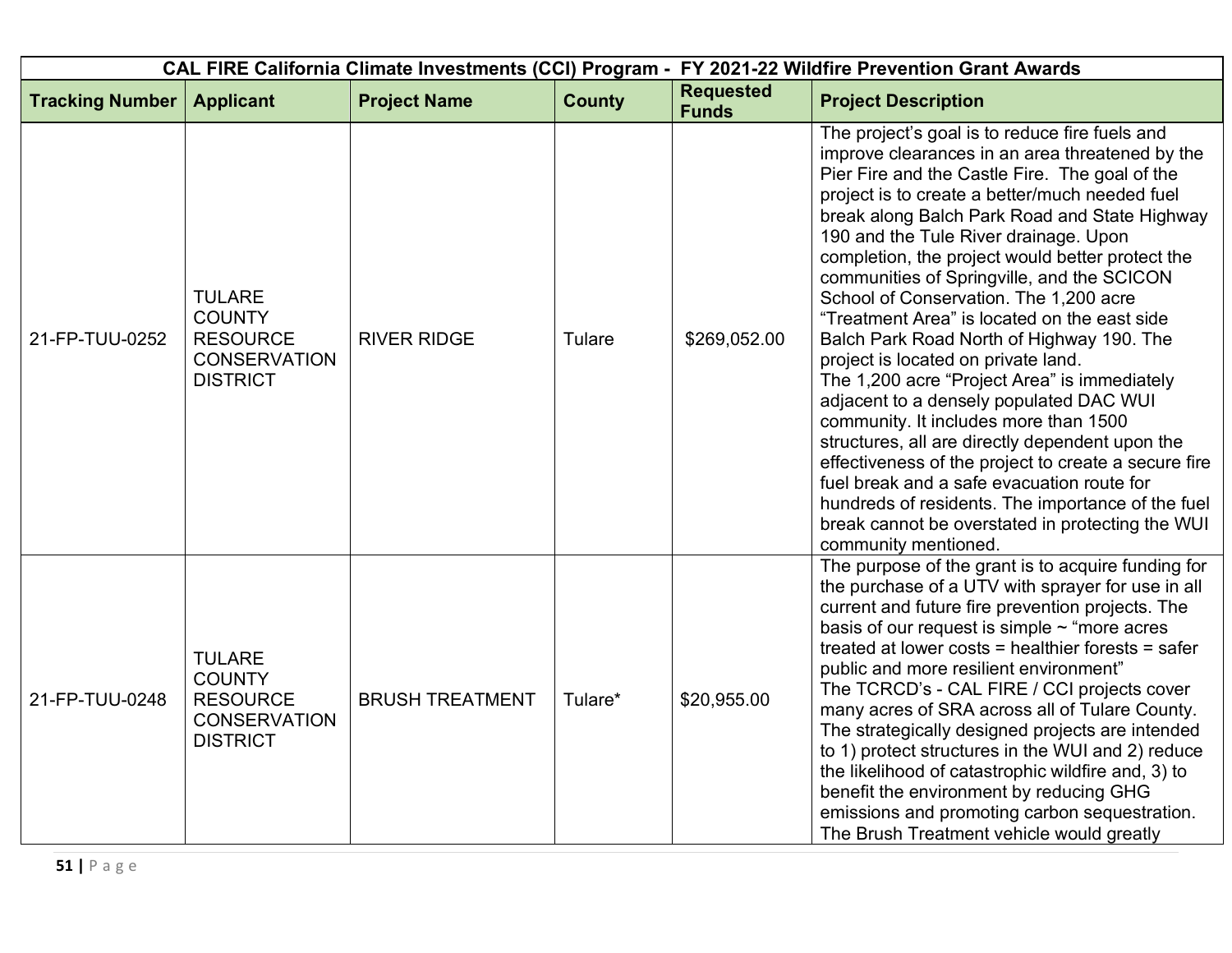| CAL FIRE California Climate Investments (CCI) Program - FY 2021-22 Wildfire Prevention Grant Awards | | | | | |
|---|---|---|---|---|---|
| **Tracking Number** | **Applicant** | **Project Name** | **County** | **Requested Funds** | **Project Description** |
| 21-FP-TUU-0252 | TULARE COUNTY RESOURCE CONSERVATION DISTRICT | RIVER RIDGE | Tulare | $269,052.00 | The project's goal is to reduce fire fuels and improve clearances in an area threatened by the Pier Fire and the Castle Fire. The goal of the project is to create a better/much needed fuel break along Balch Park Road and State Highway 190 and the Tule River drainage. Upon completion, the project would better protect the communities of Springville, and the SCICON School of Conservation. The 1,200 acre "Treatment Area" is located on the east side Balch Park Road North of Highway 190. The project is located on private land. The 1,200 acre "Project Area" is immediately adjacent to a densely populated DAC WUI community. It includes more than 1500 structures, all are directly dependent upon the effectiveness of the project to create a secure fire fuel break and a safe evacuation route for hundreds of residents. The importance of the fuel break cannot be overstated in protecting the WUI community mentioned. |
| 21-FP-TUU-0248 | TULARE COUNTY RESOURCE CONSERVATION DISTRICT | BRUSH TREATMENT | Tulare* | $20,955.00 | The purpose of the grant is to acquire funding for the purchase of a UTV with sprayer for use in all current and future fire prevention projects. The basis of our request is simple ~ "more acres treated at lower costs = healthier forests = safer public and more resilient environment" The TCRCD's - CAL FIRE / CCI projects cover many acres of SRA across all of Tulare County. The strategically designed projects are intended to 1) protect structures in the WUI and 2) reduce the likelihood of catastrophic wildfire and, 3) to benefit the environment by reducing GHG emissions and promoting carbon sequestration. The Brush Treatment vehicle would greatly |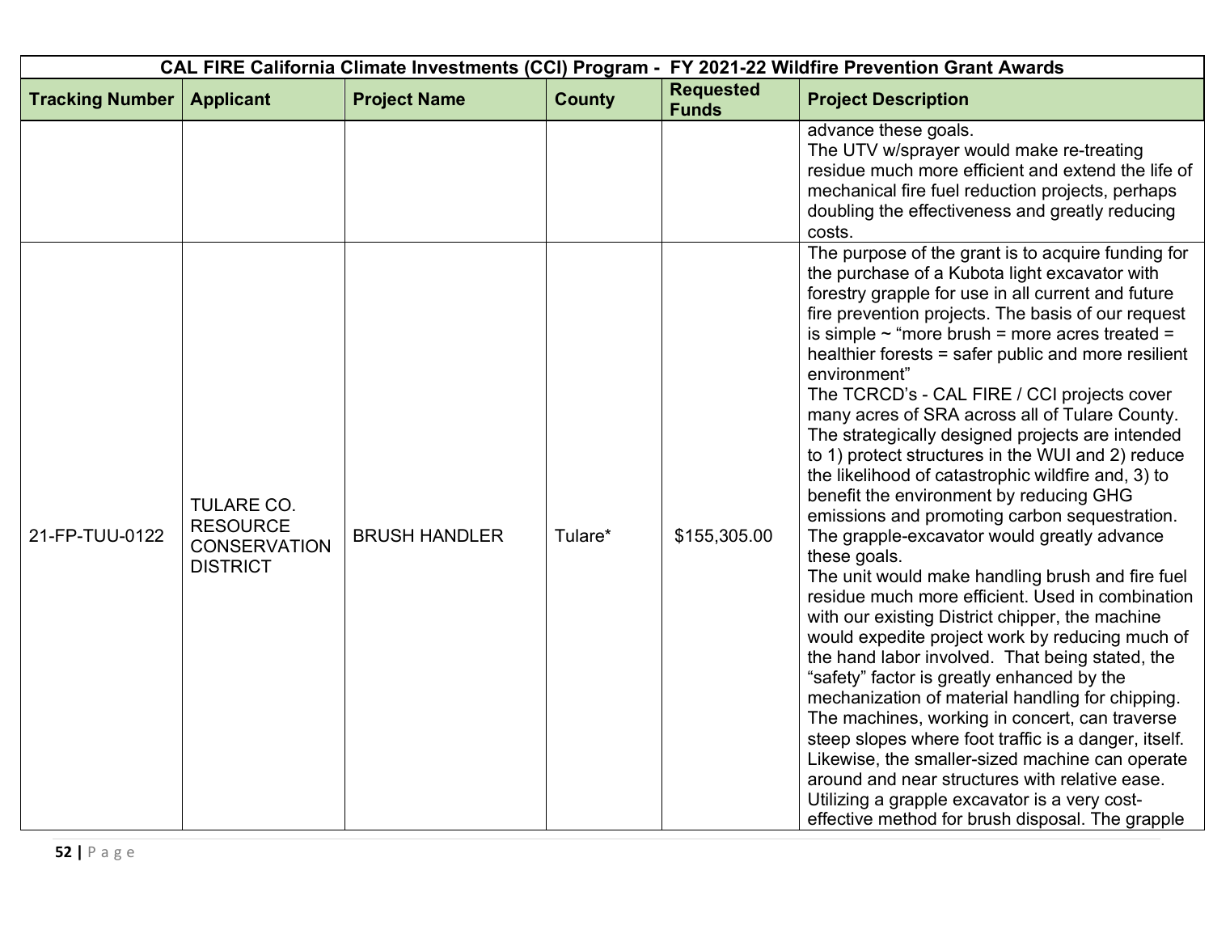| CAL FIRE California Climate Investments (CCI) Program - FY 2021-22 Wildfire Prevention Grant Awards | | | | | |
|---|---|---|---|---|---|
| **Tracking Number** | **Applicant** | **Project Name** | **County** | **Requested Funds** | **Project Description** |
| | | | | | advance these goals.<br>The UTV w/sprayer would make re-treating residue much more efficient and extend the life of mechanical fire fuel reduction projects, perhaps doubling the effectiveness and greatly reducing costs. |
| 21-FP-TUU-0122 | TULARE CO. RESOURCE CONSERVATION DISTRICT | BRUSH HANDLER | Tulare* | $155,305.00 | The purpose of the grant is to acquire funding for the purchase of a Kubota light excavator with forestry grapple for use in all current and future fire prevention projects. The basis of our request is simple ~ "more brush = more acres treated = healthier forests = safer public and more resilient environment"<br>The TCRCD's - CAL FIRE / CCI projects cover many acres of SRA across all of Tulare County. The strategically designed projects are intended to 1) protect structures in the WUI and 2) reduce the likelihood of catastrophic wildfire and, 3) to benefit the environment by reducing GHG emissions and promoting carbon sequestration. The grapple-excavator would greatly advance these goals.<br>The unit would make handling brush and fire fuel residue much more efficient. Used in combination with our existing District chipper, the machine would expedite project work by reducing much of the hand labor involved. That being stated, the "safety" factor is greatly enhanced by the mechanization of material handling for chipping. The machines, working in concert, can traverse steep slopes where foot traffic is a danger, itself. Likewise, the smaller-sized machine can operate around and near structures with relative ease. Utilizing a grapple excavator is a very cost-effective method for brush disposal. The grapple |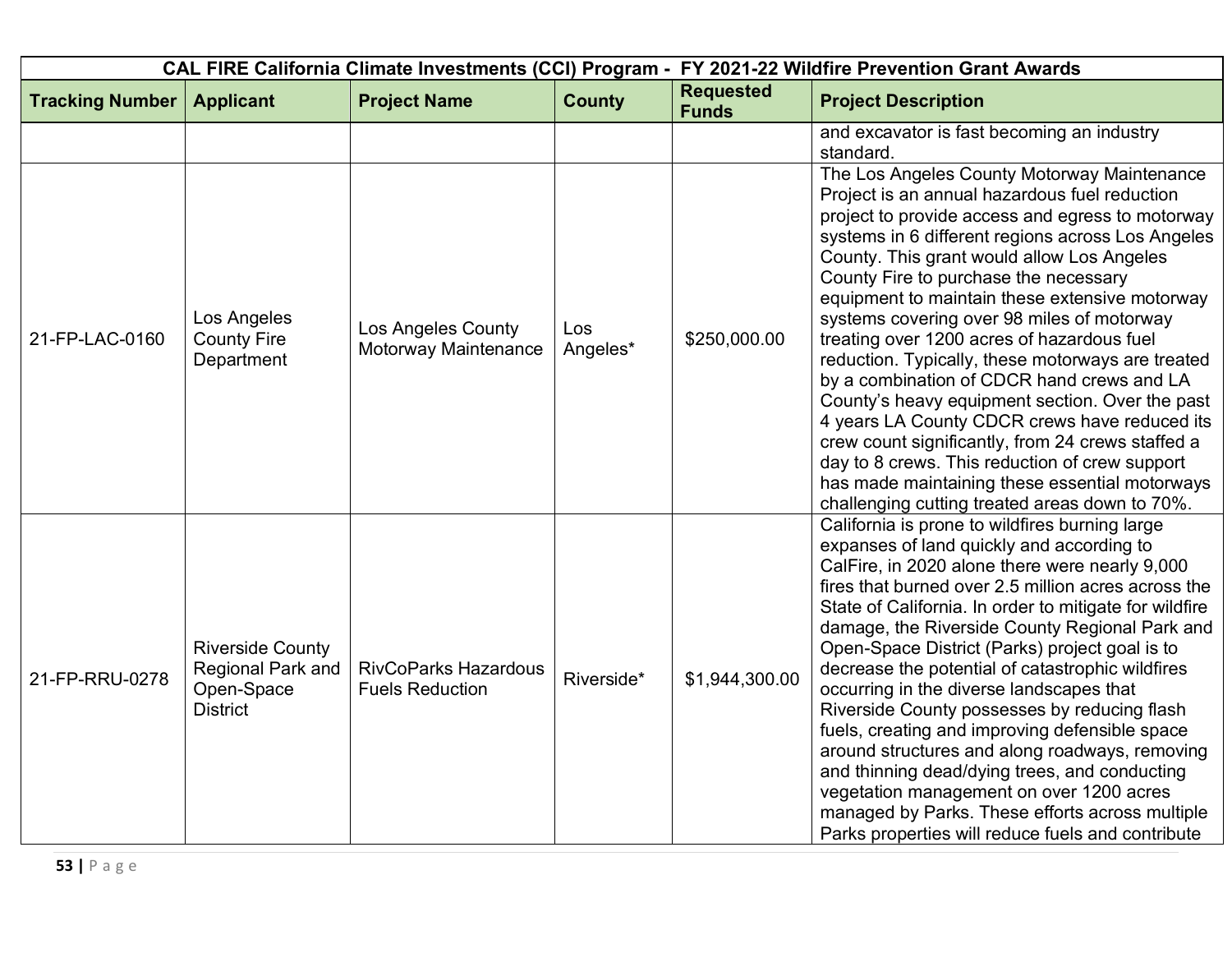| CAL FIRE California Climate Investments (CCI) Program - FY 2021-22 Wildfire Prevention Grant Awards | | | | | |
|---|---|---|---|---|---|
| **Tracking Number** | **Applicant** | **Project Name** | **County** | **Requested Funds** | **Project Description** |
| | | | | | and excavator is fast becoming an industry standard. |
| 21-FP-LAC-0160 | Los Angeles County Fire Department | Los Angeles County Motorway Maintenance | Los Angeles* | $250,000.00 | The Los Angeles County Motorway Maintenance Project is an annual hazardous fuel reduction project to provide access and egress to motorway systems in 6 different regions across Los Angeles County. This grant would allow Los Angeles County Fire to purchase the necessary equipment to maintain these extensive motorway systems covering over 98 miles of motorway treating over 1200 acres of hazardous fuel reduction. Typically, these motorways are treated by a combination of CDCR hand crews and LA County's heavy equipment section. Over the past 4 years LA County CDCR crews have reduced its crew count significantly, from 24 crews staffed a day to 8 crews. This reduction of crew support has made maintaining these essential motorways challenging cutting treated areas down to 70%. |
| 21-FP-RRU-0278 | Riverside County Regional Park and Open-Space District | RivCoParks Hazardous Fuels Reduction | Riverside* | $1,944,300.00 | California is prone to wildfires burning large expanses of land quickly and according to CalFire, in 2020 alone there were nearly 9,000 fires that burned over 2.5 million acres across the State of California. In order to mitigate for wildfire damage, the Riverside County Regional Park and Open-Space District (Parks) project goal is to decrease the potential of catastrophic wildfires occurring in the diverse landscapes that Riverside County possesses by reducing flash fuels, creating and improving defensible space around structures and along roadways, removing and thinning dead/dying trees, and conducting vegetation management on over 1200 acres managed by Parks. These efforts across multiple Parks properties will reduce fuels and contribute |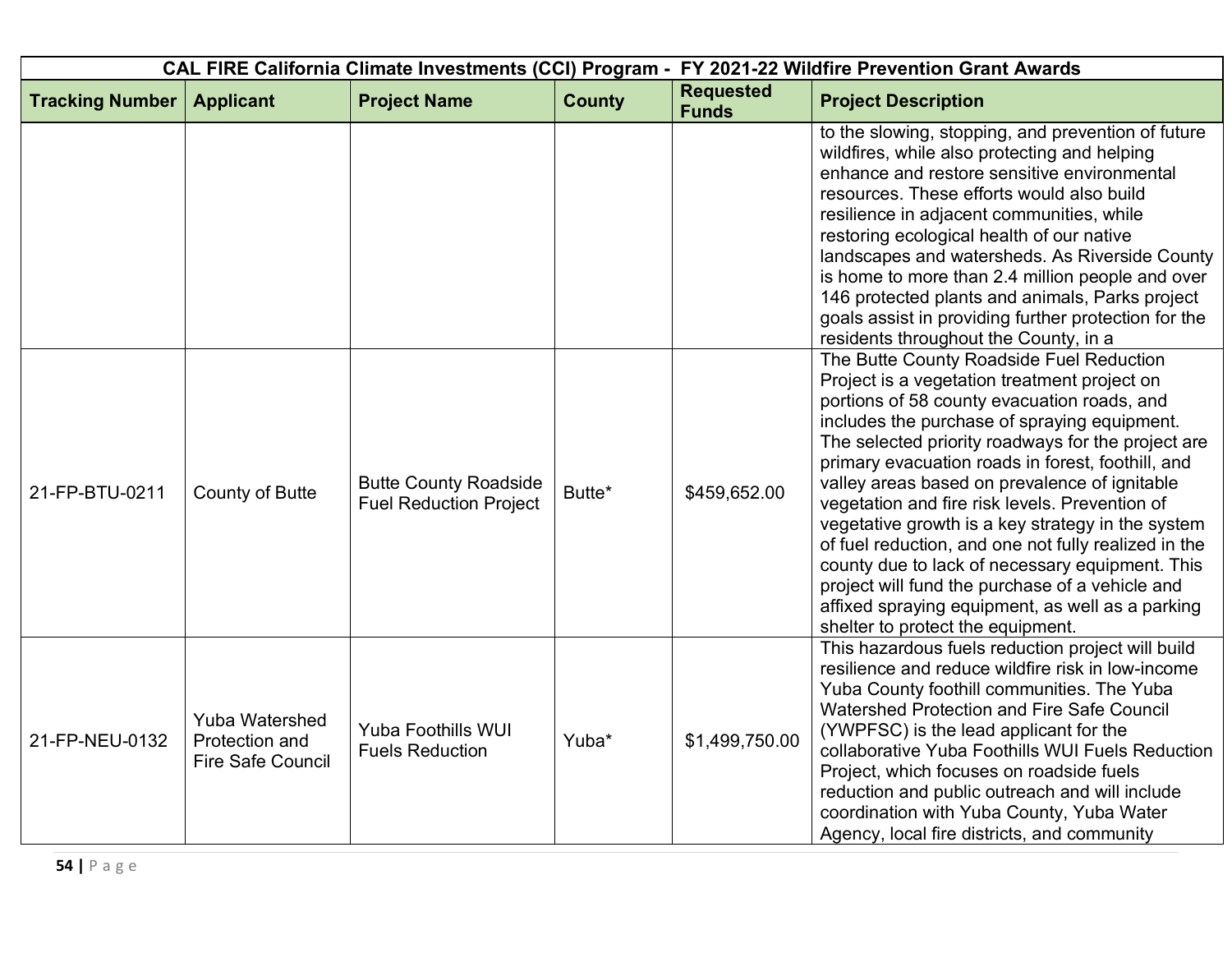| CAL FIRE California Climate Investments (CCI) Program - FY 2021-22 Wildfire Prevention Grant Awards | | | | | |
|---|---|---|---|---|---|
| **Tracking Number** | **Applicant** | **Project Name** | **County** | **Requested Funds** | **Project Description** |
| | | | | | to the slowing, stopping, and prevention of future wildfires, while also protecting and helping enhance and restore sensitive environmental resources. These efforts would also build resilience in adjacent communities, while restoring ecological health of our native landscapes and watersheds. As Riverside County is home to more than 2.4 million people and over 146 protected plants and animals, Parks project goals assist in providing further protection for the residents throughout the County, in a |
| 21-FP-BTU-0211 | County of Butte | Butte County Roadside Fuel Reduction Project | Butte* | $459,652.00 | The Butte County Roadside Fuel Reduction Project is a vegetation treatment project on portions of 58 county evacuation roads, and includes the purchase of spraying equipment. The selected priority roadways for the project are primary evacuation roads in forest, foothill, and valley areas based on prevalence of ignitable vegetation and fire risk levels. Prevention of vegetative growth is a key strategy in the system of fuel reduction, and one not fully realized in the county due to lack of necessary equipment. This project will fund the purchase of a vehicle and affixed spraying equipment, as well as a parking shelter to protect the equipment. |
| 21-FP-NEU-0132 | Yuba Watershed Protection and Fire Safe Council | Yuba Foothills WUI Fuels Reduction | Yuba* | $1,499,750.00 | This hazardous fuels reduction project will build resilience and reduce wildfire risk in low-income Yuba County foothill communities. The Yuba Watershed Protection and Fire Safe Council (YWPFSC) is the lead applicant for the collaborative Yuba Foothills WUI Fuels Reduction Project, which focuses on roadside fuels reduction and public outreach and will include coordination with Yuba County, Yuba Water Agency, local fire districts, and community |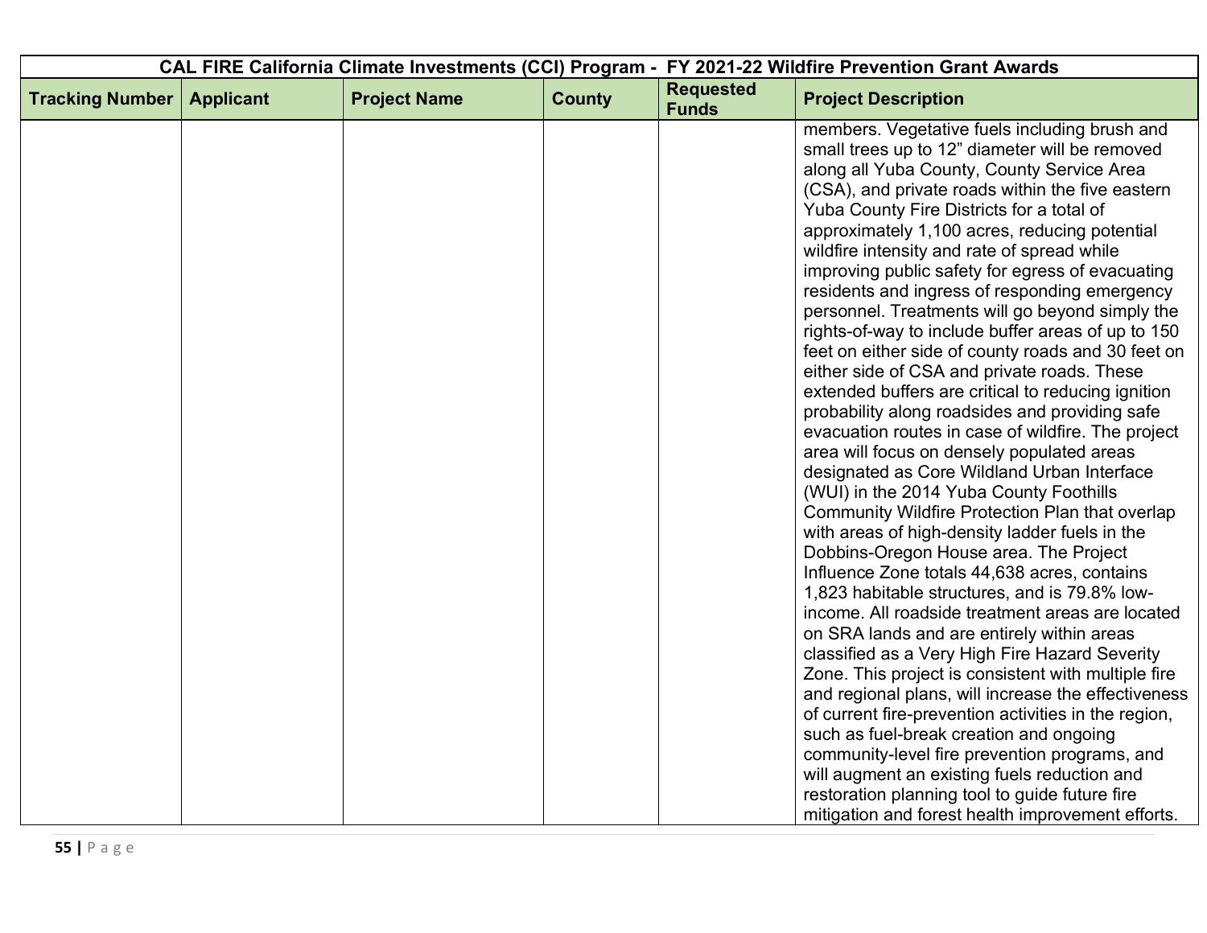| CAL FIRE California Climate Investments (CCI) Program - FY 2021-22 Wildfire Prevention Grant Awards | | | | | |
|---|---|---|---|---|---|
| **Tracking Number** | **Applicant** | **Project Name** | **County** | **Requested Funds** | **Project Description** |
| | | | | | members. Vegetative fuels including brush and small trees up to 12" diameter will be removed along all Yuba County, County Service Area (CSA), and private roads within the five eastern Yuba County Fire Districts for a total of approximately 1,100 acres, reducing potential wildfire intensity and rate of spread while improving public safety for egress of evacuating residents and ingress of responding emergency personnel. Treatments will go beyond simply the rights-of-way to include buffer areas of up to 150 feet on either side of county roads and 30 feet on either side of CSA and private roads. These extended buffers are critical to reducing ignition probability along roadsides and providing safe evacuation routes in case of wildfire. The project area will focus on densely populated areas designated as Core Wildland Urban Interface (WUI) in the 2014 Yuba County Foothills Community Wildfire Protection Plan that overlap with areas of high-density ladder fuels in the Dobbins-Oregon House area. The Project Influence Zone totals 44,638 acres, contains 1,823 habitable structures, and is 79.8% low-income. All roadside treatment areas are located on SRA lands and are entirely within areas classified as a Very High Fire Hazard Severity Zone. This project is consistent with multiple fire and regional plans, will increase the effectiveness of current fire-prevention activities in the region, such as fuel-break creation and ongoing community-level fire prevention programs, and will augment an existing fuels reduction and restoration planning tool to guide future fire mitigation and forest health improvement efforts. |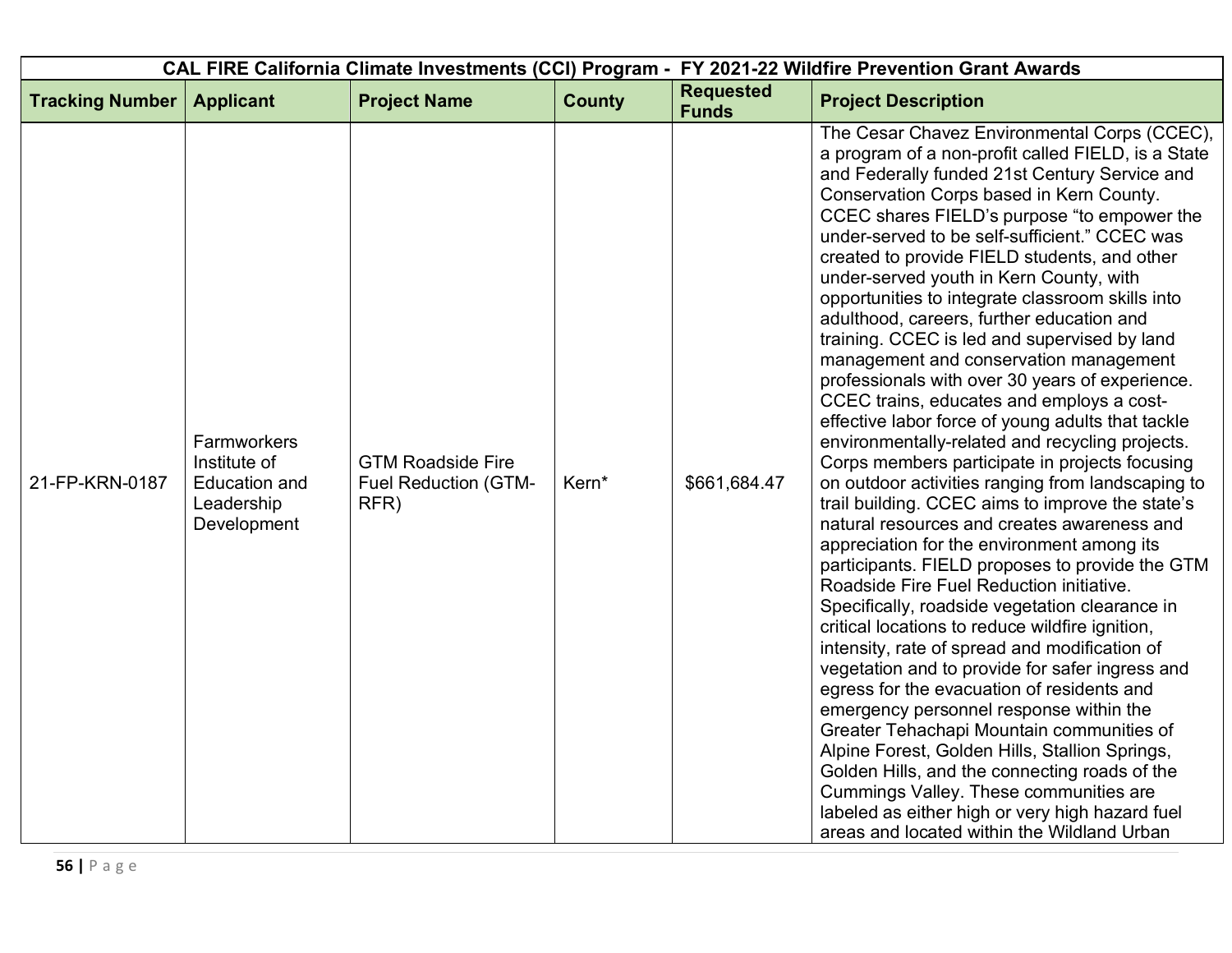| CAL FIRE California Climate Investments (CCI) Program - FY 2021-22 Wildfire Prevention Grant Awards | | | | | |
|---|---|---|---|---|---|
| **Tracking Number** | **Applicant** | **Project Name** | **County** | **Requested Funds** | **Project Description** |
| 21-FP-KRN-0187 | Farmworkers Institute of Education and Leadership Development | GTM Roadside Fire Fuel Reduction (GTM-RFR) | Kern* | $661,684.47 | The Cesar Chavez Environmental Corps (CCEC), a program of a non-profit called FIELD, is a State and Federally funded 21st Century Service and Conservation Corps based in Kern County. CCEC shares FIELD's purpose "to empower the under-served to be self-sufficient." CCEC was created to provide FIELD students, and other under-served youth in Kern County, with opportunities to integrate classroom skills into adulthood, careers, further education and training. CCEC is led and supervised by land management and conservation management professionals with over 30 years of experience. CCEC trains, educates and employs a cost-effective labor force of young adults that tackle environmentally-related and recycling projects. Corps members participate in projects focusing on outdoor activities ranging from landscaping to trail building. CCEC aims to improve the state's natural resources and creates awareness and appreciation for the environment among its participants. FIELD proposes to provide the GTM Roadside Fire Fuel Reduction initiative. Specifically, roadside vegetation clearance in critical locations to reduce wildfire ignition, intensity, rate of spread and modification of vegetation and to provide for safer ingress and egress for the evacuation of residents and emergency personnel response within the Greater Tehachapi Mountain communities of Alpine Forest, Golden Hills, Stallion Springs, Golden Hills, and the connecting roads of the Cummings Valley. These communities are labeled as either high or very high hazard fuel areas and located within the Wildland Urban |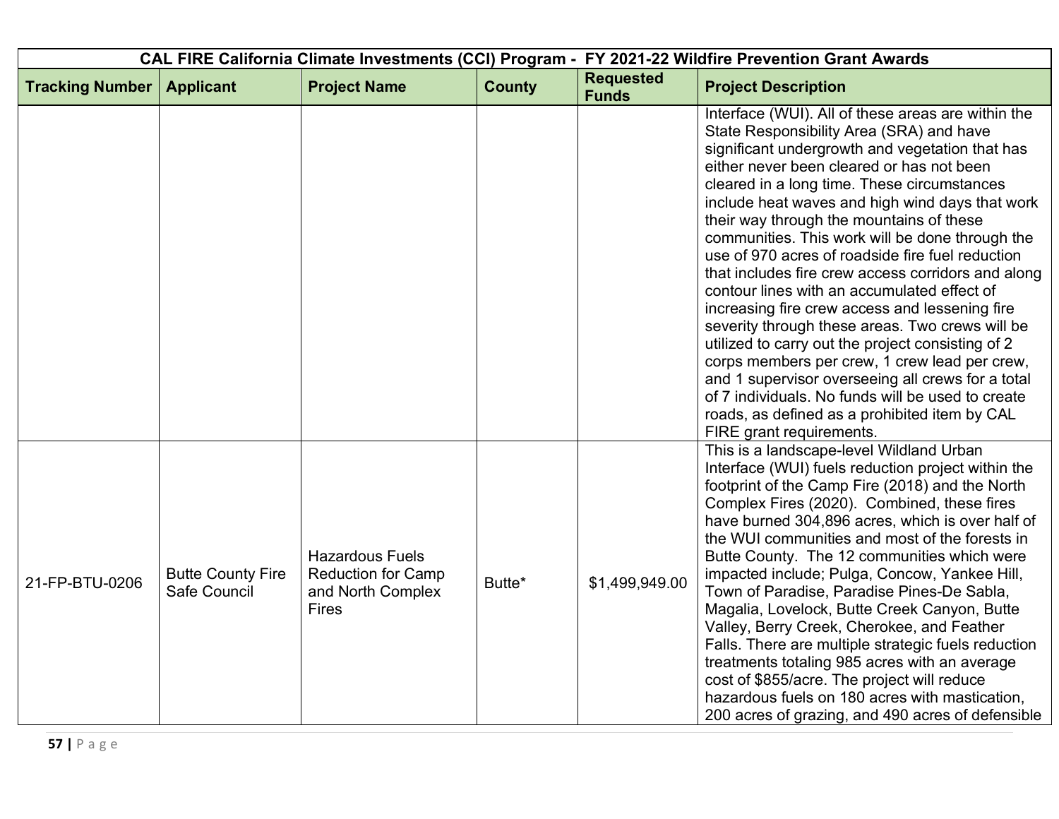| CAL FIRE California Climate Investments (CCI) Program - FY 2021-22 Wildfire Prevention Grant Awards | | | | | |
|---|---|---|---|---|---|
| **Tracking Number** | **Applicant** | **Project Name** | **County** | **Requested Funds** | **Project Description** |
| | | | | | Interface (WUI). All of these areas are within the State Responsibility Area (SRA) and have significant undergrowth and vegetation that has either never been cleared or has not been cleared in a long time. These circumstances include heat waves and high wind days that work their way through the mountains of these communities. This work will be done through the use of 970 acres of roadside fire fuel reduction that includes fire crew access corridors and along contour lines with an accumulated effect of increasing fire crew access and lessening fire severity through these areas. Two crews will be utilized to carry out the project consisting of 2 corps members per crew, 1 crew lead per crew, and 1 supervisor overseeing all crews for a total of 7 individuals. No funds will be used to create roads, as defined as a prohibited item by CAL FIRE grant requirements. |
| 21-FP-BTU-0206 | Butte County Fire Safe Council | Hazardous Fuels Reduction for Camp and North Complex Fires | Butte* | $1,499,949.00 | This is a landscape-level Wildland Urban Interface (WUI) fuels reduction project within the footprint of the Camp Fire (2018) and the North Complex Fires (2020). Combined, these fires have burned 304,896 acres, which is over half of the WUI communities and most of the forests in Butte County. The 12 communities which were impacted include; Pulga, Concow, Yankee Hill, Town of Paradise, Paradise Pines-De Sabla, Magalia, Lovelock, Butte Creek Canyon, Butte Valley, Berry Creek, Cherokee, and Feather Falls. There are multiple strategic fuels reduction treatments totaling 985 acres with an average cost of $855/acre. The project will reduce hazardous fuels on 180 acres with mastication, 200 acres of grazing, and 490 acres of defensible |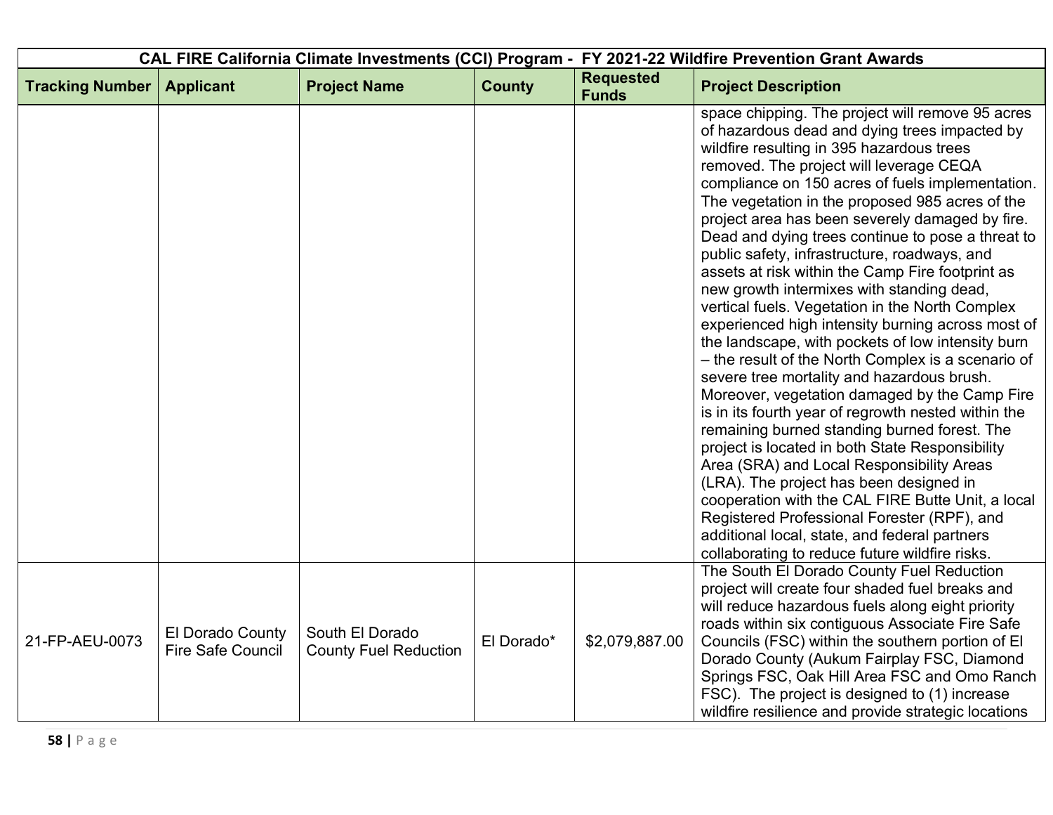| CAL FIRE California Climate Investments (CCI) Program - FY 2021-22 Wildfire Prevention Grant Awards | | | | | |
|---|---|---|---|---|---|
| **Tracking Number** | **Applicant** | **Project Name** | **County** | **Requested Funds** | **Project Description** |
| | | | | | space chipping. The project will remove 95 acres of hazardous dead and dying trees impacted by wildfire resulting in 395 hazardous trees removed. The project will leverage CEQA compliance on 150 acres of fuels implementation. The vegetation in the proposed 985 acres of the project area has been severely damaged by fire. Dead and dying trees continue to pose a threat to public safety, infrastructure, roadways, and assets at risk within the Camp Fire footprint as new growth intermixes with standing dead, vertical fuels. Vegetation in the North Complex experienced high intensity burning across most of the landscape, with pockets of low intensity burn – the result of the North Complex is a scenario of severe tree mortality and hazardous brush. Moreover, vegetation damaged by the Camp Fire is in its fourth year of regrowth nested within the remaining burned standing burned forest. The project is located in both State Responsibility Area (SRA) and Local Responsibility Areas (LRA). The project has been designed in cooperation with the CAL FIRE Butte Unit, a local Registered Professional Forester (RPF), and additional local, state, and federal partners collaborating to reduce future wildfire risks. |
| 21-FP-AEU-0073 | El Dorado County Fire Safe Council | South El Dorado County Fuel Reduction | El Dorado* | $2,079,887.00 | The South El Dorado County Fuel Reduction project will create four shaded fuel breaks and will reduce hazardous fuels along eight priority roads within six contiguous Associate Fire Safe Councils (FSC) within the southern portion of El Dorado County (Aukum Fairplay FSC, Diamond Springs FSC, Oak Hill Area FSC and Omo Ranch FSC). The project is designed to (1) increase wildfire resilience and provide strategic locations |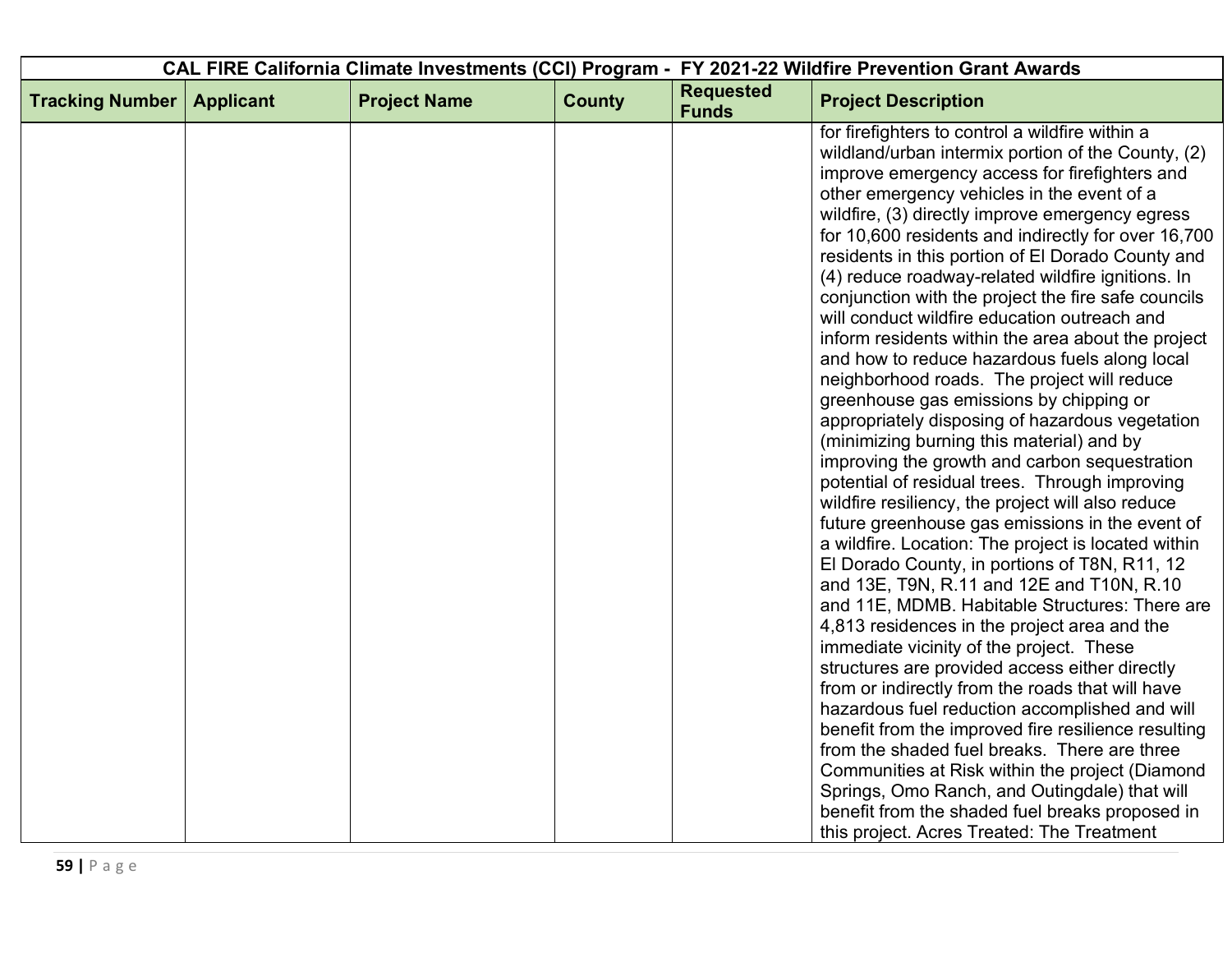| CAL FIRE California Climate Investments (CCI) Program - FY 2021-22 Wildfire Prevention Grant Awards | | | | | |
|---|---|---|---|---|---|
| **Tracking Number** | **Applicant** | **Project Name** | **County** | **Requested Funds** | **Project Description** |
| | | | | | for firefighters to control a wildfire within a wildland/urban intermix portion of the County, (2) improve emergency access for firefighters and other emergency vehicles in the event of a wildfire, (3) directly improve emergency egress for 10,600 residents and indirectly for over 16,700 residents in this portion of El Dorado County and (4) reduce roadway-related wildfire ignitions. In conjunction with the project the fire safe councils will conduct wildfire education outreach and inform residents within the area about the project and how to reduce hazardous fuels along local neighborhood roads. The project will reduce greenhouse gas emissions by chipping or appropriately disposing of hazardous vegetation (minimizing burning this material) and by improving the growth and carbon sequestration potential of residual trees. Through improving wildfire resiliency, the project will also reduce future greenhouse gas emissions in the event of a wildfire. Location: The project is located within El Dorado County, in portions of T8N, R11, 12 and 13E, T9N, R.11 and 12E and T10N, R.10 and 11E, MDMB. Habitable Structures: There are 4,813 residences in the project area and the immediate vicinity of the project. These structures are provided access either directly from or indirectly from the roads that will have hazardous fuel reduction accomplished and will benefit from the improved fire resilience resulting from the shaded fuel breaks. There are three Communities at Risk within the project (Diamond Springs, Omo Ranch, and Outingdale) that will benefit from the shaded fuel breaks proposed in this project. Acres Treated: The Treatment |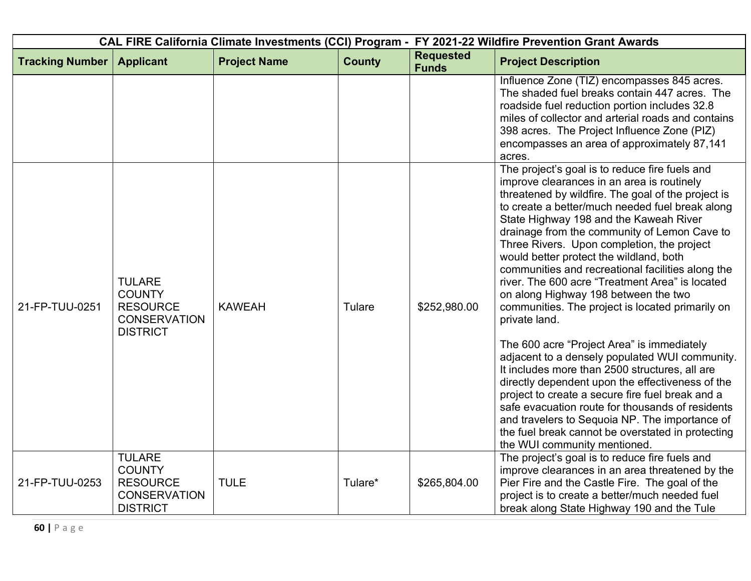| CAL FIRE California Climate Investments (CCI) Program - FY 2021-22 Wildfire Prevention Grant Awards | | | | | |
|---|---|---|---|---|---|
| **Tracking Number** | **Applicant** | **Project Name** | **County** | **Requested Funds** | **Project Description** |
| | | | | | Influence Zone (TIZ) encompasses 845 acres. The shaded fuel breaks contain 447 acres. The roadside fuel reduction portion includes 32.8 miles of collector and arterial roads and contains 398 acres. The Project Influence Zone (PIZ) encompasses an area of approximately 87,141 acres. |
| 21-FP-TUU-0251 | TULARE COUNTY RESOURCE CONSERVATION DISTRICT | KAWEAH | Tulare | $252,980.00 | The project's goal is to reduce fire fuels and improve clearances in an area is routinely threatened by wildfire. The goal of the project is to create a better/much needed fuel break along State Highway 198 and the Kaweah River drainage from the community of Lemon Cave to Three Rivers. Upon completion, the project would better protect the wildland, both communities and recreational facilities along the river. The 600 acre "Treatment Area" is located on along Highway 198 between the two communities. The project is located primarily on private land.<br><br>The 600 acre "Project Area" is immediately adjacent to a densely populated WUI community. It includes more than 2500 structures, all are directly dependent upon the effectiveness of the project to create a secure fire fuel break and a safe evacuation route for thousands of residents and travelers to Sequoia NP. The importance of the fuel break cannot be overstated in protecting the WUI community mentioned. |
| 21-FP-TUU-0253 | TULARE COUNTY RESOURCE CONSERVATION DISTRICT | TULE | Tulare* | $265,804.00 | The project's goal is to reduce fire fuels and improve clearances in an area threatened by the Pier Fire and the Castle Fire. The goal of the project is to create a better/much needed fuel break along State Highway 190 and the Tule |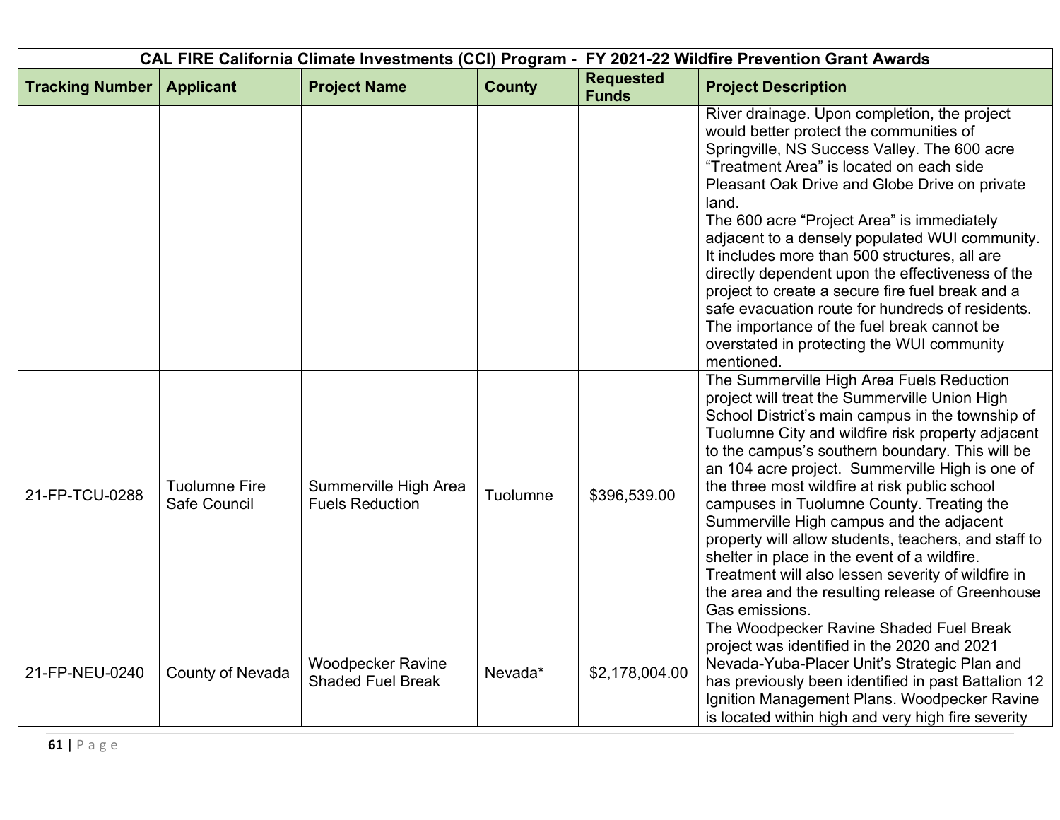| CAL FIRE California Climate Investments (CCI) Program - FY 2021-22 Wildfire Prevention Grant Awards | | | | | |
|---|---|---|---|---|---|
| **Tracking Number** | **Applicant** | **Project Name** | **County** | **Requested Funds** | **Project Description** |
| | | | | | River drainage. Upon completion, the project would better protect the communities of Springville, NS Success Valley. The 600 acre "Treatment Area" is located on each side Pleasant Oak Drive and Globe Drive on private land. The 600 acre "Project Area" is immediately adjacent to a densely populated WUI community. It includes more than 500 structures, all are directly dependent upon the effectiveness of the project to create a secure fire fuel break and a safe evacuation route for hundreds of residents. The importance of the fuel break cannot be overstated in protecting the WUI community mentioned. |
| 21-FP-TCU-0288 | Tuolumne Fire Safe Council | Summerville High Area Fuels Reduction | Tuolumne | $396,539.00 | The Summerville High Area Fuels Reduction project will treat the Summerville Union High School District's main campus in the township of Tuolumne City and wildfire risk property adjacent to the campus's southern boundary. This will be an 104 acre project. Summerville High is one of the three most wildfire at risk public school campuses in Tuolumne County. Treating the Summerville High campus and the adjacent property will allow students, teachers, and staff to shelter in place in the event of a wildfire. Treatment will also lessen severity of wildfire in the area and the resulting release of Greenhouse Gas emissions. |
| 21-FP-NEU-0240 | County of Nevada | Woodpecker Ravine Shaded Fuel Break | Nevada* | $2,178,004.00 | The Woodpecker Ravine Shaded Fuel Break project was identified in the 2020 and 2021 Nevada-Yuba-Placer Unit's Strategic Plan and has previously been identified in past Battalion 12 Ignition Management Plans. Woodpecker Ravine is located within high and very high fire severity |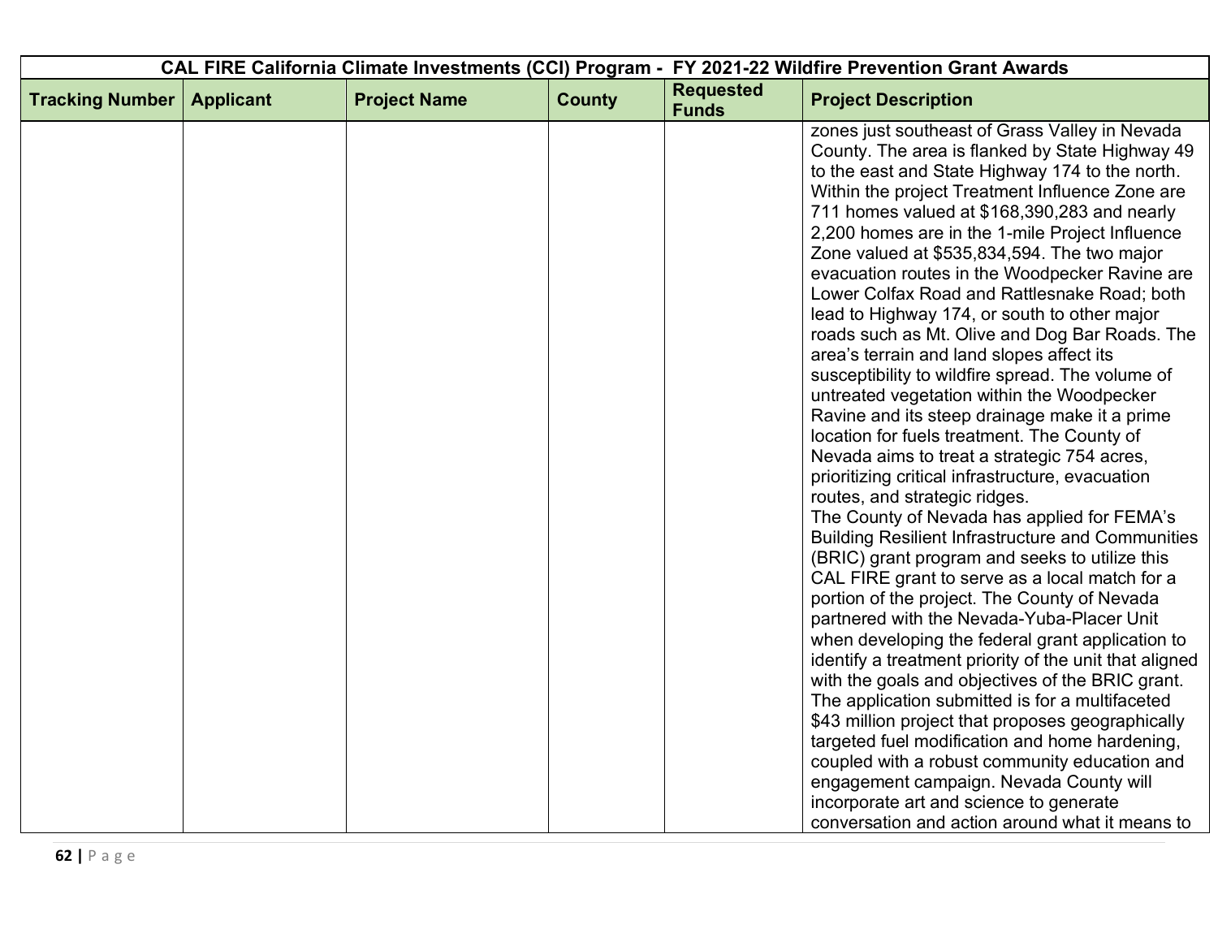| CAL FIRE California Climate Investments (CCI) Program - FY 2021-22 Wildfire Prevention Grant Awards | | | | | |
|---|---|---|---|---|---|
| **Tracking Number** | **Applicant** | **Project Name** | **County** | **Requested Funds** | **Project Description** |
| | | | | | zones just southeast of Grass Valley in Nevada County. The area is flanked by State Highway 49 to the east and State Highway 174 to the north. Within the project Treatment Influence Zone are 711 homes valued at $168,390,283 and nearly 2,200 homes are in the 1-mile Project Influence Zone valued at $535,834,594. The two major evacuation routes in the Woodpecker Ravine are Lower Colfax Road and Rattlesnake Road; both lead to Highway 174, or south to other major roads such as Mt. Olive and Dog Bar Roads. The area's terrain and land slopes affect its susceptibility to wildfire spread. The volume of untreated vegetation within the Woodpecker Ravine and its steep drainage make it a prime location for fuels treatment. The County of Nevada aims to treat a strategic 754 acres, prioritizing critical infrastructure, evacuation routes, and strategic ridges.<br>The County of Nevada has applied for FEMA's Building Resilient Infrastructure and Communities (BRIC) grant program and seeks to utilize this CAL FIRE grant to serve as a local match for a portion of the project. The County of Nevada partnered with the Nevada-Yuba-Placer Unit when developing the federal grant application to identify a treatment priority of the unit that aligned with the goals and objectives of the BRIC grant. The application submitted is for a multifaceted $43 million project that proposes geographically targeted fuel modification and home hardening, coupled with a robust community education and engagement campaign. Nevada County will incorporate art and science to generate conversation and action around what it means to |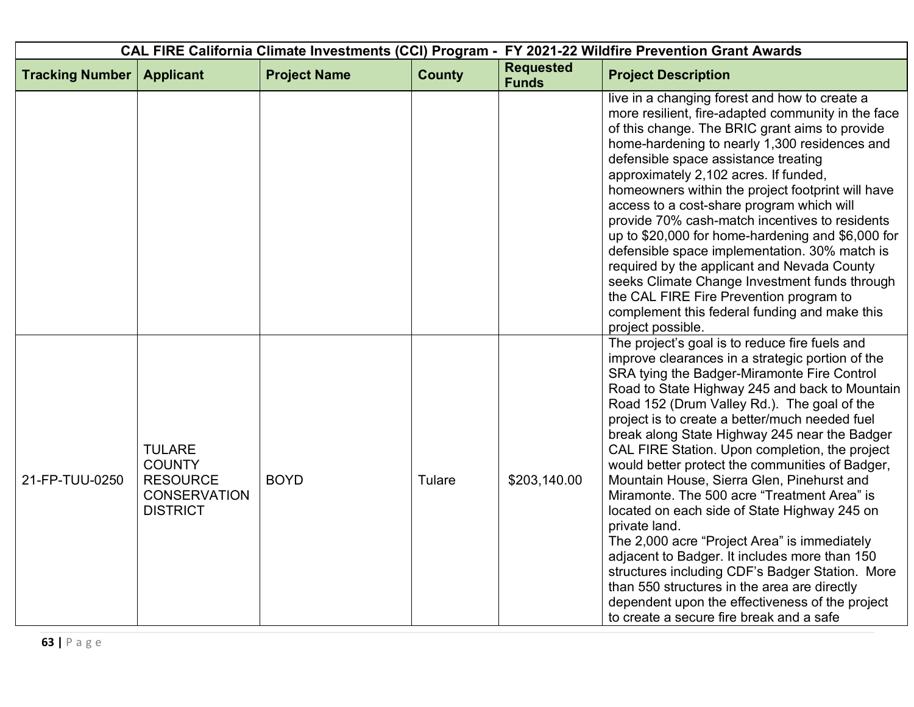| CAL FIRE California Climate Investments (CCI) Program - FY 2021-22 Wildfire Prevention Grant Awards | | | | | |
|---|---|---|---|---|---|
| **Tracking Number** | **Applicant** | **Project Name** | **County** | **Requested Funds** | **Project Description** |
| | | | | | live in a changing forest and how to create a more resilient, fire-adapted community in the face of this change. The BRIC grant aims to provide home-hardening to nearly 1,300 residences and defensible space assistance treating approximately 2,102 acres. If funded, homeowners within the project footprint will have access to a cost-share program which will provide 70% cash-match incentives to residents up to $20,000 for home-hardening and $6,000 for defensible space implementation. 30% match is required by the applicant and Nevada County seeks Climate Change Investment funds through the CAL FIRE Fire Prevention program to complement this federal funding and make this project possible. |
| 21-FP-TUU-0250 | TULARE COUNTY RESOURCE CONSERVATION DISTRICT | BOYD | Tulare | $203,140.00 | The project's goal is to reduce fire fuels and improve clearances in a strategic portion of the SRA tying the Badger-Miramonte Fire Control Road to State Highway 245 and back to Mountain Road 152 (Drum Valley Rd.). The goal of the project is to create a better/much needed fuel break along State Highway 245 near the Badger CAL FIRE Station. Upon completion, the project would better protect the communities of Badger, Mountain House, Sierra Glen, Pinehurst and Miramonte. The 500 acre "Treatment Area" is located on each side of State Highway 245 on private land.<br>The 2,000 acre "Project Area" is immediately adjacent to Badger. It includes more than 150 structures including CDF's Badger Station. More than 550 structures in the area are directly dependent upon the effectiveness of the project to create a secure fire break and a safe |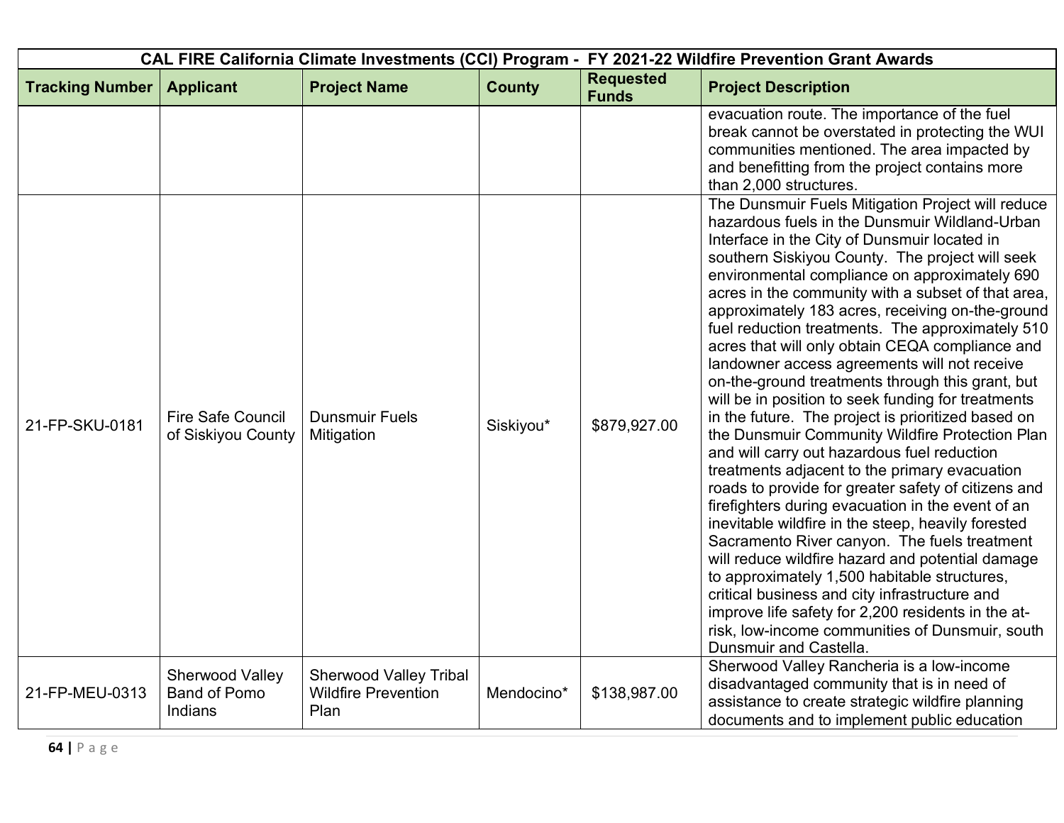| CAL FIRE California Climate Investments (CCI) Program - FY 2021-22 Wildfire Prevention Grant Awards | | | | | |
|---|---|---|---|---|---|
| **Tracking Number** | **Applicant** | **Project Name** | **County** | **Requested Funds** | **Project Description** |
| | | | | | evacuation route. The importance of the fuel break cannot be overstated in protecting the WUI communities mentioned. The area impacted by and benefitting from the project contains more than 2,000 structures. |
| 21-FP-SKU-0181 | Fire Safe Council of Siskiyou County | Dunsmuir Fuels Mitigation | Siskiyou* | $879,927.00 | The Dunsmuir Fuels Mitigation Project will reduce hazardous fuels in the Dunsmuir Wildland-Urban Interface in the City of Dunsmuir located in southern Siskiyou County. The project will seek environmental compliance on approximately 690 acres in the community with a subset of that area, approximately 183 acres, receiving on-the-ground fuel reduction treatments. The approximately 510 acres that will only obtain CEQA compliance and landowner access agreements will not receive on-the-ground treatments through this grant, but will be in position to seek funding for treatments in the future. The project is prioritized based on the Dunsmuir Community Wildfire Protection Plan and will carry out hazardous fuel reduction treatments adjacent to the primary evacuation roads to provide for greater safety of citizens and firefighters during evacuation in the event of an inevitable wildfire in the steep, heavily forested Sacramento River canyon. The fuels treatment will reduce wildfire hazard and potential damage to approximately 1,500 habitable structures, critical business and city infrastructure and improve life safety for 2,200 residents in the at-risk, low-income communities of Dunsmuir, south Dunsmuir and Castella. |
| 21-FP-MEU-0313 | Sherwood Valley Band of Pomo Indians | Sherwood Valley Tribal Wildfire Prevention Plan | Mendocino* | $138,987.00 | Sherwood Valley Rancheria is a low-income disadvantaged community that is in need of assistance to create strategic wildfire planning documents and to implement public education |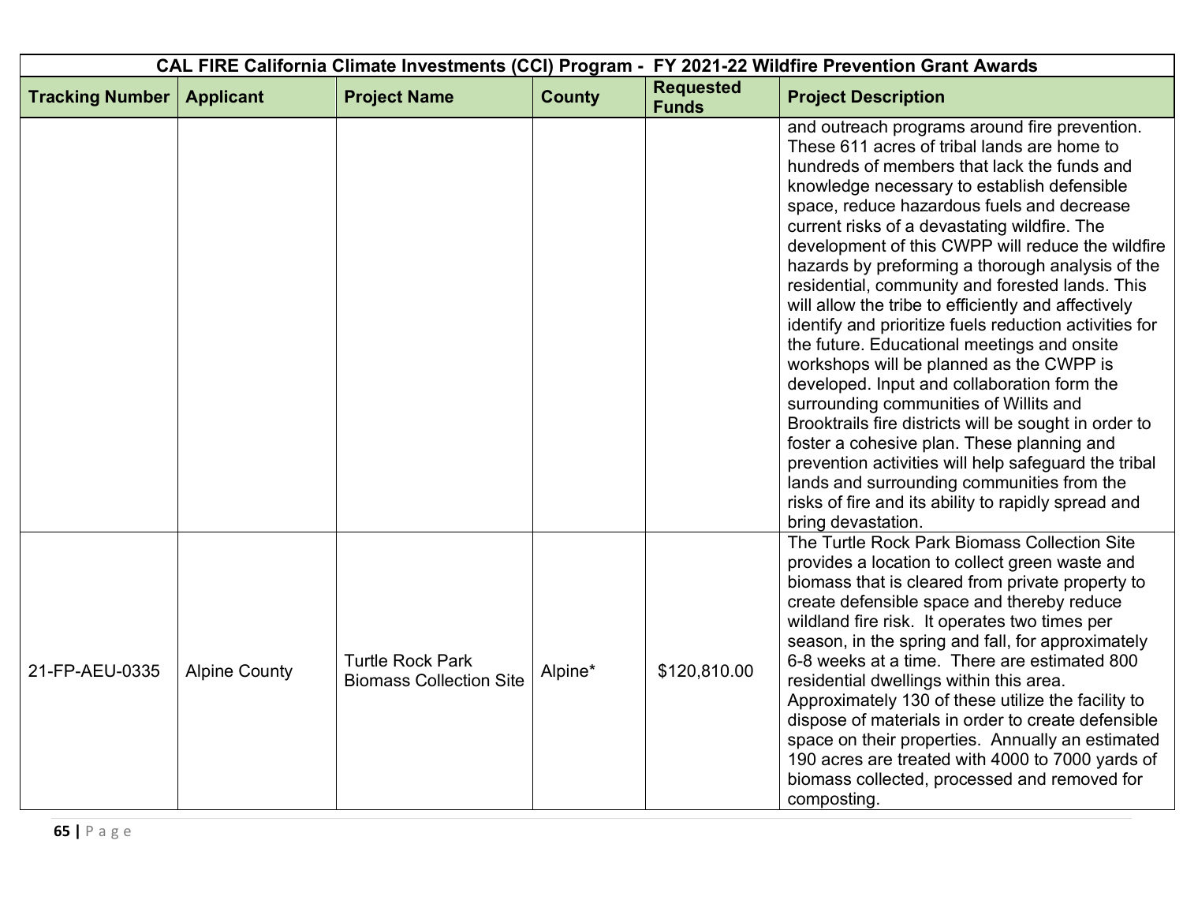| CAL FIRE California Climate Investments (CCI) Program - FY 2021-22 Wildfire Prevention Grant Awards | | | | | |
|---|---|---|---|---|---|
| Tracking Number | Applicant | Project Name | County | Requested Funds | Project Description |
| | | | | | and outreach programs around fire prevention. These 611 acres of tribal lands are home to hundreds of members that lack the funds and knowledge necessary to establish defensible space, reduce hazardous fuels and decrease current risks of a devastating wildfire. The development of this CWPP will reduce the wildfire hazards by preforming a thorough analysis of the residential, community and forested lands. This will allow the tribe to efficiently and affectively identify and prioritize fuels reduction activities for the future. Educational meetings and onsite workshops will be planned as the CWPP is developed. Input and collaboration form the surrounding communities of Willits and Brooktrails fire districts will be sought in order to foster a cohesive plan. These planning and prevention activities will help safeguard the tribal lands and surrounding communities from the risks of fire and its ability to rapidly spread and bring devastation. |
| 21-FP-AEU-0335 | Alpine County | Turtle Rock Park Biomass Collection Site | Alpine* | $120,810.00 | The Turtle Rock Park Biomass Collection Site provides a location to collect green waste and biomass that is cleared from private property to create defensible space and thereby reduce wildland fire risk. It operates two times per season, in the spring and fall, for approximately 6-8 weeks at a time. There are estimated 800 residential dwellings within this area. Approximately 130 of these utilize the facility to dispose of materials in order to create defensible space on their properties. Annually an estimated 190 acres are treated with 4000 to 7000 yards of biomass collected, processed and removed for composting. |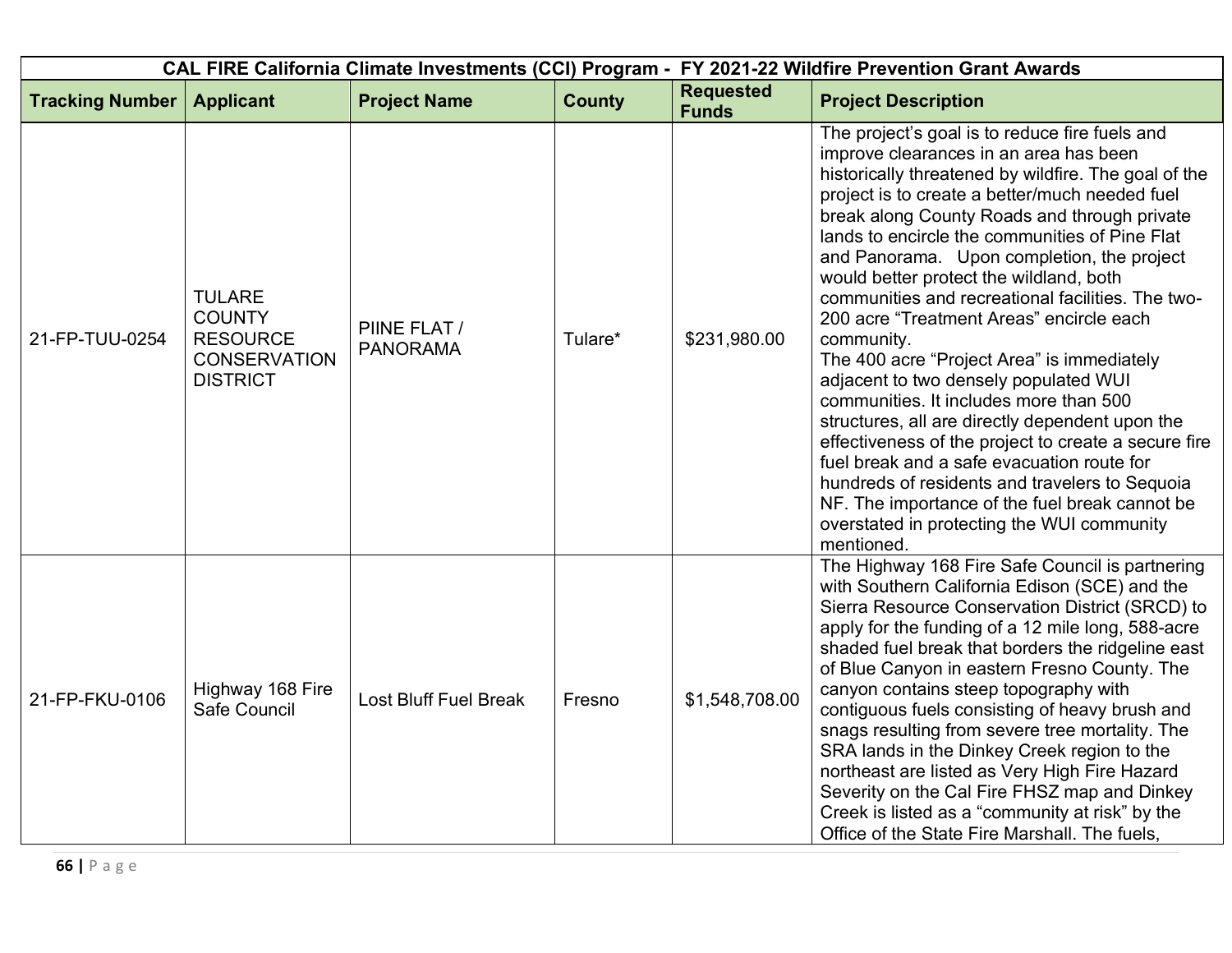| CAL FIRE California Climate Investments (CCI) Program - FY 2021-22 Wildfire Prevention Grant Awards | | | | | |
|---|---|---|---|---|---|
| **Tracking Number** | **Applicant** | **Project Name** | **County** | **Requested Funds** | **Project Description** |
| 21-FP-TUU-0254 | TULARE COUNTY RESOURCE CONSERVATION DISTRICT | PIINE FLAT / PANORAMA | Tulare* | $231,980.00 | The project's goal is to reduce fire fuels and improve clearances in an area has been historically threatened by wildfire. The goal of the project is to create a better/much needed fuel break along County Roads and through private lands to encircle the communities of Pine Flat and Panorama. Upon completion, the project would better protect the wildland, both communities and recreational facilities. The two-200 acre "Treatment Areas" encircle each community.<br>The 400 acre "Project Area" is immediately adjacent to two densely populated WUI communities. It includes more than 500 structures, all are directly dependent upon the effectiveness of the project to create a secure fire fuel break and a safe evacuation route for hundreds of residents and travelers to Sequoia NF. The importance of the fuel break cannot be overstated in protecting the WUI community mentioned. |
| 21-FP-FKU-0106 | Highway 168 Fire Safe Council | Lost Bluff Fuel Break | Fresno | $1,548,708.00 | The Highway 168 Fire Safe Council is partnering with Southern California Edison (SCE) and the Sierra Resource Conservation District (SRCD) to apply for the funding of a 12 mile long, 588-acre shaded fuel break that borders the ridgeline east of Blue Canyon in eastern Fresno County. The canyon contains steep topography with contiguous fuels consisting of heavy brush and snags resulting from severe tree mortality. The SRA lands in the Dinkey Creek region to the northeast are listed as Very High Fire Hazard Severity on the Cal Fire FHSZ map and Dinkey Creek is listed as a "community at risk" by the Office of the State Fire Marshall. The fuels, |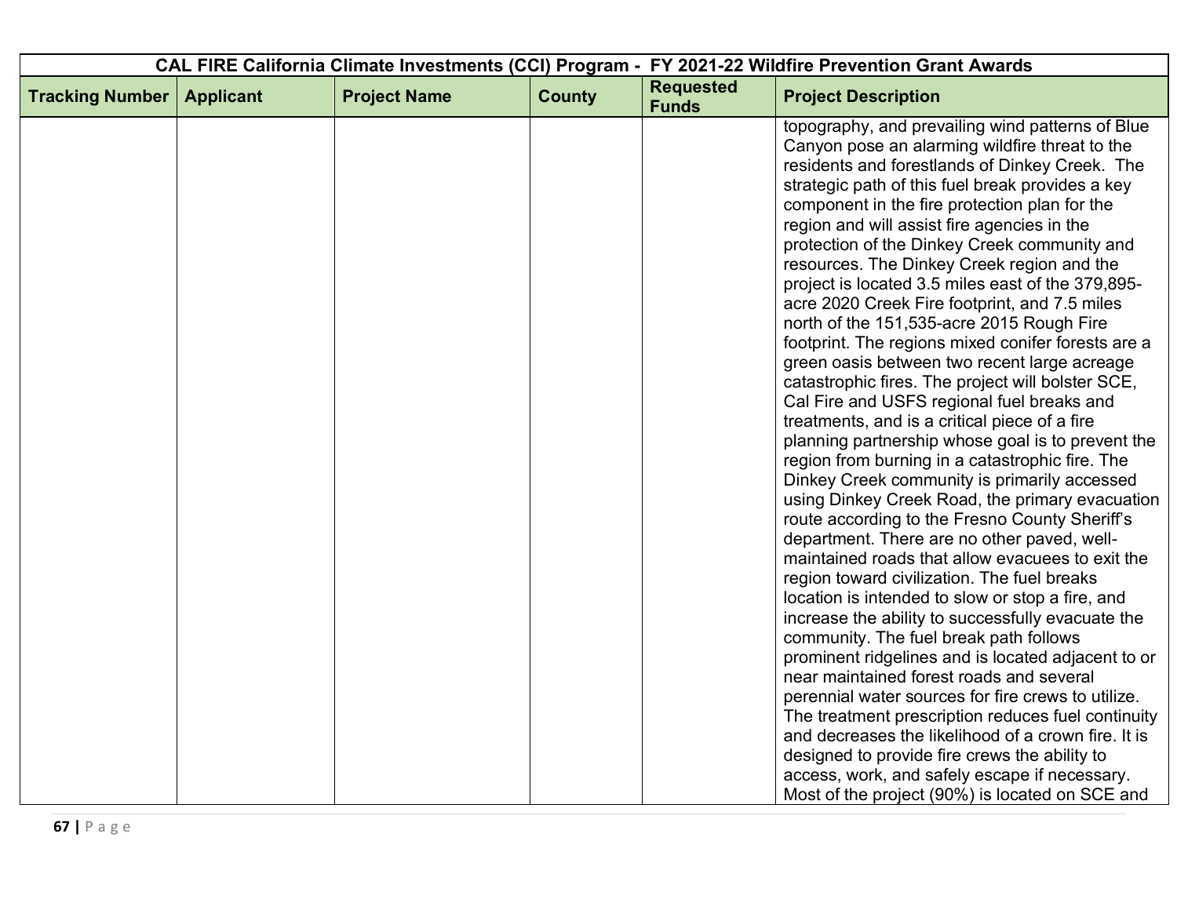| CAL FIRE California Climate Investments (CCI) Program - FY 2021-22 Wildfire Prevention Grant Awards | | | | | |
|---|---|---|---|---|---|
| **Tracking Number** | **Applicant** | **Project Name** | **County** | **Requested Funds** | **Project Description** |
| | | | | | topography, and prevailing wind patterns of Blue Canyon pose an alarming wildfire threat to the residents and forestlands of Dinkey Creek. The strategic path of this fuel break provides a key component in the fire protection plan for the region and will assist fire agencies in the protection of the Dinkey Creek community and resources. The Dinkey Creek region and the project is located 3.5 miles east of the 379,895-acre 2020 Creek Fire footprint, and 7.5 miles north of the 151,535-acre 2015 Rough Fire footprint. The regions mixed conifer forests are a green oasis between two recent large acreage catastrophic fires. The project will bolster SCE, Cal Fire and USFS regional fuel breaks and treatments, and is a critical piece of a fire planning partnership whose goal is to prevent the region from burning in a catastrophic fire. The Dinkey Creek community is primarily accessed using Dinkey Creek Road, the primary evacuation route according to the Fresno County Sheriff's department. There are no other paved, well-maintained roads that allow evacuees to exit the region toward civilization. The fuel breaks location is intended to slow or stop a fire, and increase the ability to successfully evacuate the community. The fuel break path follows prominent ridgelines and is located adjacent to or near maintained forest roads and several perennial water sources for fire crews to utilize. The treatment prescription reduces fuel continuity and decreases the likelihood of a crown fire. It is designed to provide fire crews the ability to access, work, and safely escape if necessary. Most of the project (90%) is located on SCE and |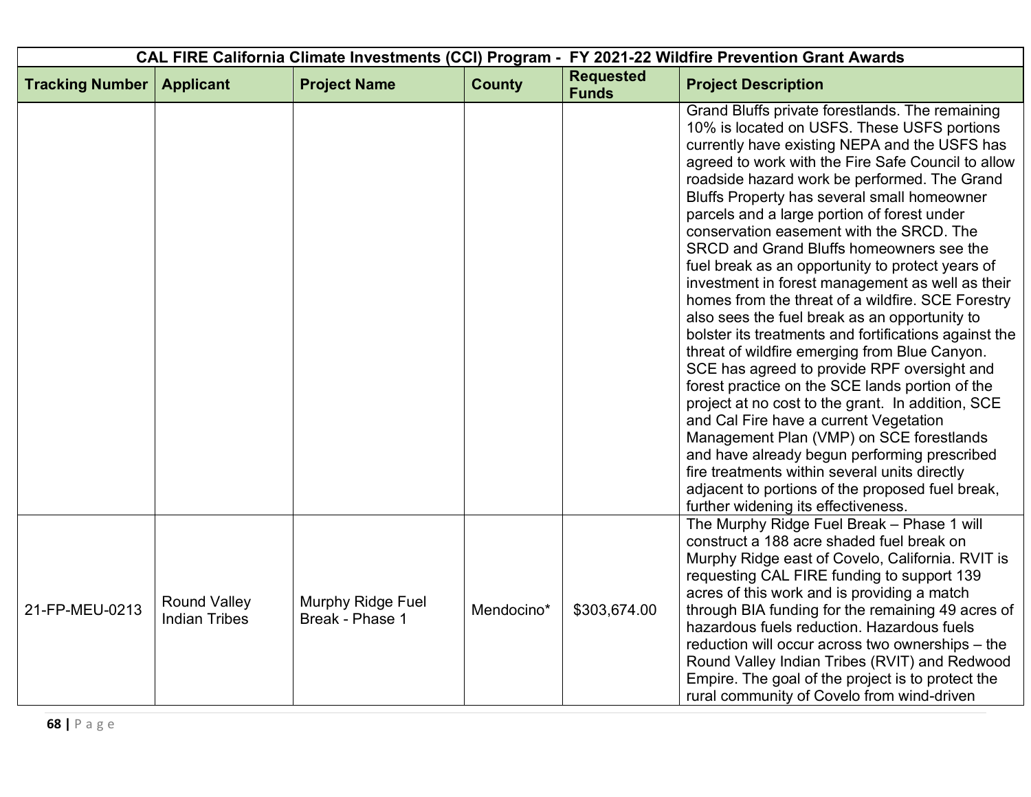| CAL FIRE California Climate Investments (CCI) Program - FY 2021-22 Wildfire Prevention Grant Awards | | | | | |
|---|---|---|---|---|---|
| **Tracking Number** | **Applicant** | **Project Name** | **County** | **Requested Funds** | **Project Description** |
| | | | | | Grand Bluffs private forestlands. The remaining 10% is located on USFS. These USFS portions currently have existing NEPA and the USFS has agreed to work with the Fire Safe Council to allow roadside hazard work be performed. The Grand Bluffs Property has several small homeowner parcels and a large portion of forest under conservation easement with the SRCD. The SRCD and Grand Bluffs homeowners see the fuel break as an opportunity to protect years of investment in forest management as well as their homes from the threat of a wildfire. SCE Forestry also sees the fuel break as an opportunity to bolster its treatments and fortifications against the threat of wildfire emerging from Blue Canyon. SCE has agreed to provide RPF oversight and forest practice on the SCE lands portion of the project at no cost to the grant. In addition, SCE and Cal Fire have a current Vegetation Management Plan (VMP) on SCE forestlands and have already begun performing prescribed fire treatments within several units directly adjacent to portions of the proposed fuel break, further widening its effectiveness. |
| 21-FP-MEU-0213 | Round Valley Indian Tribes | Murphy Ridge Fuel Break - Phase 1 | Mendocino* | $303,674.00 | The Murphy Ridge Fuel Break – Phase 1 will construct a 188 acre shaded fuel break on Murphy Ridge east of Covelo, California. RVIT is requesting CAL FIRE funding to support 139 acres of this work and is providing a match through BIA funding for the remaining 49 acres of hazardous fuels reduction. Hazardous fuels reduction will occur across two ownerships – the Round Valley Indian Tribes (RVIT) and Redwood Empire. The goal of the project is to protect the rural community of Covelo from wind-driven |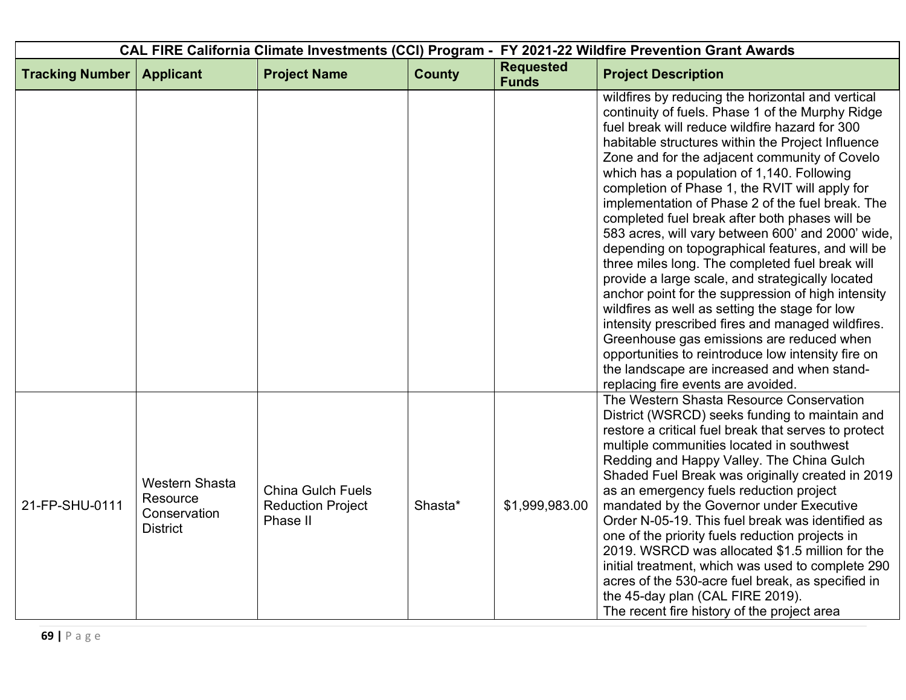| CAL FIRE California Climate Investments (CCI) Program - FY 2021-22 Wildfire Prevention Grant Awards | | | | | |
|---|---|---|---|---|---|
| **Tracking Number** | **Applicant** | **Project Name** | **County** | **Requested Funds** | **Project Description** |
| | | | | | wildfires by reducing the horizontal and vertical continuity of fuels. Phase 1 of the Murphy Ridge fuel break will reduce wildfire hazard for 300 habitable structures within the Project Influence Zone and for the adjacent community of Covelo which has a population of 1,140. Following completion of Phase 1, the RVIT will apply for implementation of Phase 2 of the fuel break. The completed fuel break after both phases will be 583 acres, will vary between 600' and 2000' wide, depending on topographical features, and will be three miles long. The completed fuel break will provide a large scale, and strategically located anchor point for the suppression of high intensity wildfires as well as setting the stage for low intensity prescribed fires and managed wildfires. Greenhouse gas emissions are reduced when opportunities to reintroduce low intensity fire on the landscape are increased and when stand-replacing fire events are avoided. |
| 21-FP-SHU-0111 | Western Shasta Resource Conservation District | China Gulch Fuels Reduction Project Phase II | Shasta* | $1,999,983.00 | The Western Shasta Resource Conservation District (WSRCD) seeks funding to maintain and restore a critical fuel break that serves to protect multiple communities located in southwest Redding and Happy Valley. The China Gulch Shaded Fuel Break was originally created in 2019 as an emergency fuels reduction project mandated by the Governor under Executive Order N-05-19. This fuel break was identified as one of the priority fuels reduction projects in 2019. WSRCD was allocated $1.5 million for the initial treatment, which was used to complete 290 acres of the 530-acre fuel break, as specified in the 45-day plan (CAL FIRE 2019).<br>The recent fire history of the project area |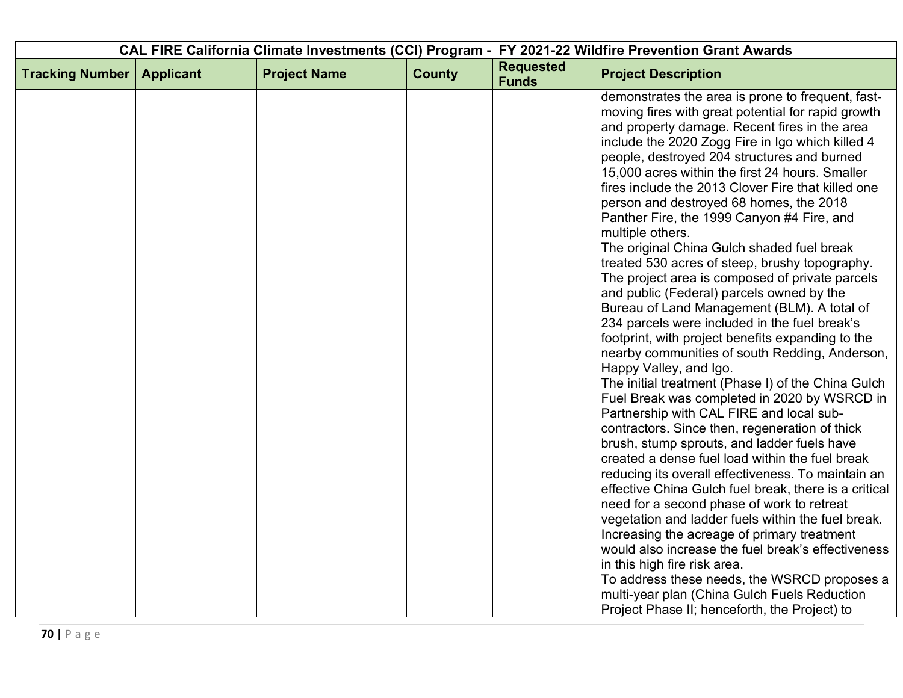| CAL FIRE California Climate Investments (CCI) Program - FY 2021-22 Wildfire Prevention Grant Awards | | | | | |
|---|---|---|---|---|---|
| **Tracking Number** | **Applicant** | **Project Name** | **County** | **Requested Funds** | **Project Description** |
| | | | | | demonstrates the area is prone to frequent, fast-moving fires with great potential for rapid growth and property damage. Recent fires in the area include the 2020 Zogg Fire in Igo which killed 4 people, destroyed 204 structures and burned 15,000 acres within the first 24 hours. Smaller fires include the 2013 Clover Fire that killed one person and destroyed 68 homes, the 2018 Panther Fire, the 1999 Canyon #4 Fire, and multiple others.<br>The original China Gulch shaded fuel break treated 530 acres of steep, brushy topography. The project area is composed of private parcels and public (Federal) parcels owned by the Bureau of Land Management (BLM). A total of 234 parcels were included in the fuel break's footprint, with project benefits expanding to the nearby communities of south Redding, Anderson, Happy Valley, and Igo.<br>The initial treatment (Phase I) of the China Gulch Fuel Break was completed in 2020 by WSRCD in Partnership with CAL FIRE and local sub-contractors. Since then, regeneration of thick brush, stump sprouts, and ladder fuels have created a dense fuel load within the fuel break reducing its overall effectiveness. To maintain an effective China Gulch fuel break, there is a critical need for a second phase of work to retreat vegetation and ladder fuels within the fuel break. Increasing the acreage of primary treatment would also increase the fuel break's effectiveness in this high fire risk area.<br>To address these needs, the WSRCD proposes a multi-year plan (China Gulch Fuels Reduction Project Phase II; henceforth, the Project) to |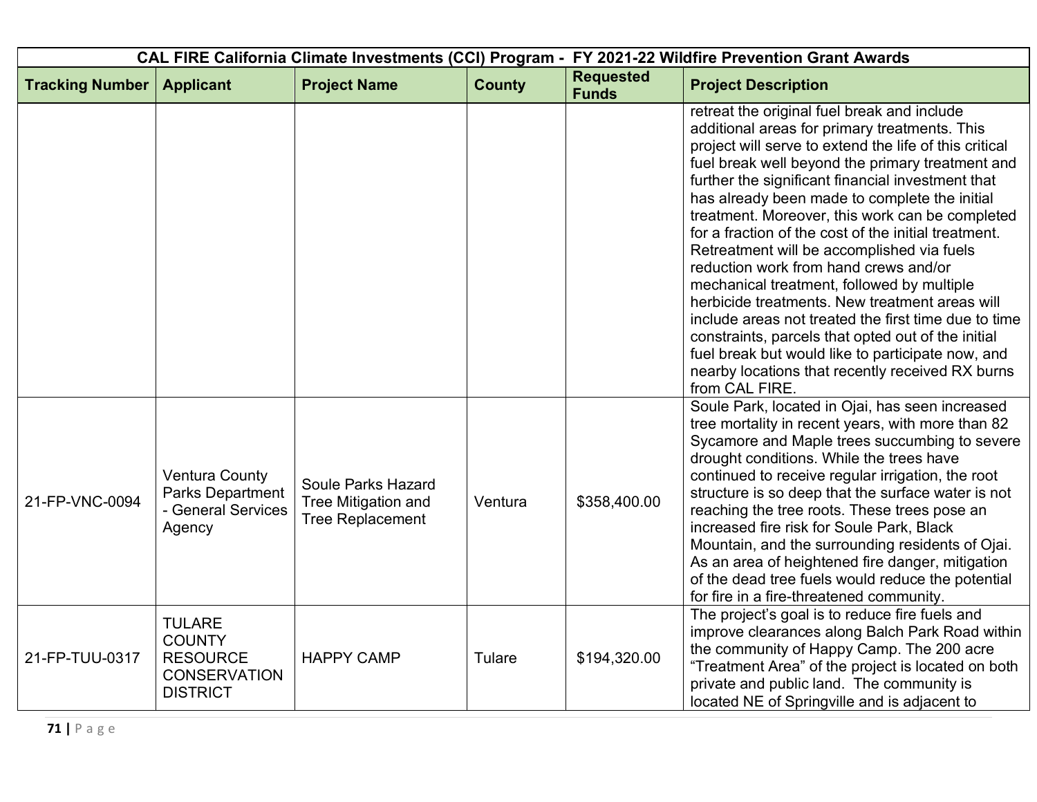| CAL FIRE California Climate Investments (CCI) Program - FY 2021-22 Wildfire Prevention Grant Awards | | | | | |
|---|---|---|---|---|---|
| **Tracking Number** | **Applicant** | **Project Name** | **County** | **Requested Funds** | **Project Description** |
| | | | | | retreat the original fuel break and include additional areas for primary treatments. This project will serve to extend the life of this critical fuel break well beyond the primary treatment and further the significant financial investment that has already been made to complete the initial treatment. Moreover, this work can be completed for a fraction of the cost of the initial treatment. Retreatment will be accomplished via fuels reduction work from hand crews and/or mechanical treatment, followed by multiple herbicide treatments. New treatment areas will include areas not treated the first time due to time constraints, parcels that opted out of the initial fuel break but would like to participate now, and nearby locations that recently received RX burns from CAL FIRE. |
| 21-FP-VNC-0094 | Ventura County Parks Department - General Services Agency | Soule Parks Hazard Tree Mitigation and Tree Replacement | Ventura | $358,400.00 | Soule Park, located in Ojai, has seen increased tree mortality in recent years, with more than 82 Sycamore and Maple trees succumbing to severe drought conditions. While the trees have continued to receive regular irrigation, the root structure is so deep that the surface water is not reaching the tree roots. These trees pose an increased fire risk for Soule Park, Black Mountain, and the surrounding residents of Ojai. As an area of heightened fire danger, mitigation of the dead tree fuels would reduce the potential for fire in a fire-threatened community. |
| 21-FP-TUU-0317 | TULARE COUNTY RESOURCE CONSERVATION DISTRICT | HAPPY CAMP | Tulare | $194,320.00 | The project's goal is to reduce fire fuels and improve clearances along Balch Park Road within the community of Happy Camp. The 200 acre "Treatment Area" of the project is located on both private and public land. The community is located NE of Springville and is adjacent to |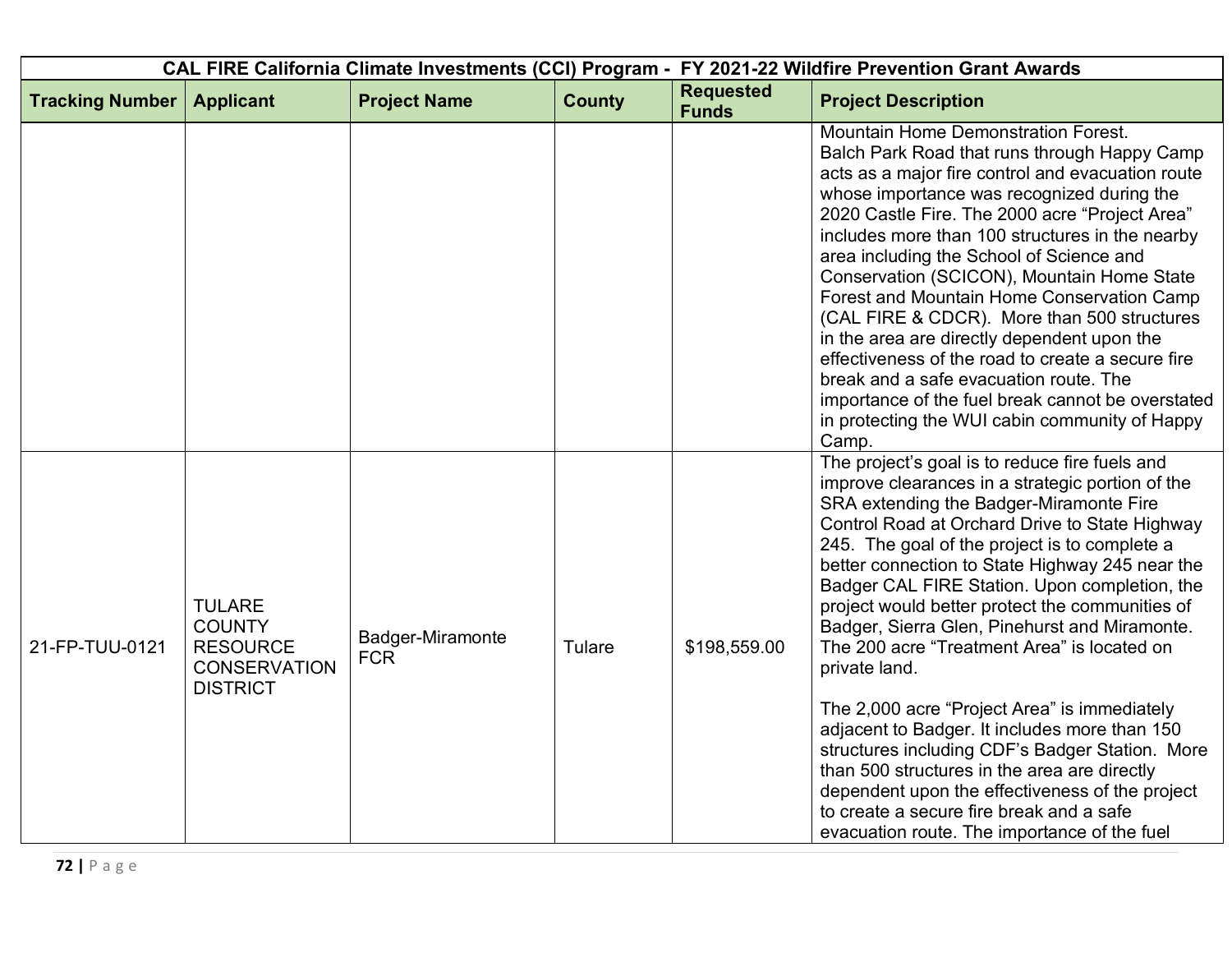| CAL FIRE California Climate Investments (CCI) Program - FY 2021-22 Wildfire Prevention Grant Awards | | | | | |
|---|---|---|---|---|---|
| **Tracking Number** | **Applicant** | **Project Name** | **County** | **Requested Funds** | **Project Description** |
| | | | | | Mountain Home Demonstration Forest. Balch Park Road that runs through Happy Camp acts as a major fire control and evacuation route whose importance was recognized during the 2020 Castle Fire. The 2000 acre "Project Area" includes more than 100 structures in the nearby area including the School of Science and Conservation (SCICON), Mountain Home State Forest and Mountain Home Conservation Camp (CAL FIRE & CDCR). More than 500 structures in the area are directly dependent upon the effectiveness of the road to create a secure fire break and a safe evacuation route. The importance of the fuel break cannot be overstated in protecting the WUI cabin community of Happy Camp. |
| 21-FP-TUU-0121 | TULARE COUNTY RESOURCE CONSERVATION DISTRICT | Badger-Miramonte FCR | Tulare | $198,559.00 | The project's goal is to reduce fire fuels and improve clearances in a strategic portion of the SRA extending the Badger-Miramonte Fire Control Road at Orchard Drive to State Highway 245. The goal of the project is to complete a better connection to State Highway 245 near the Badger CAL FIRE Station. Upon completion, the project would better protect the communities of Badger, Sierra Glen, Pinehurst and Miramonte. The 200 acre "Treatment Area" is located on private land.<br><br>The 2,000 acre "Project Area" is immediately adjacent to Badger. It includes more than 150 structures including CDF's Badger Station. More than 500 structures in the area are directly dependent upon the effectiveness of the project to create a secure fire break and a safe evacuation route. The importance of the fuel |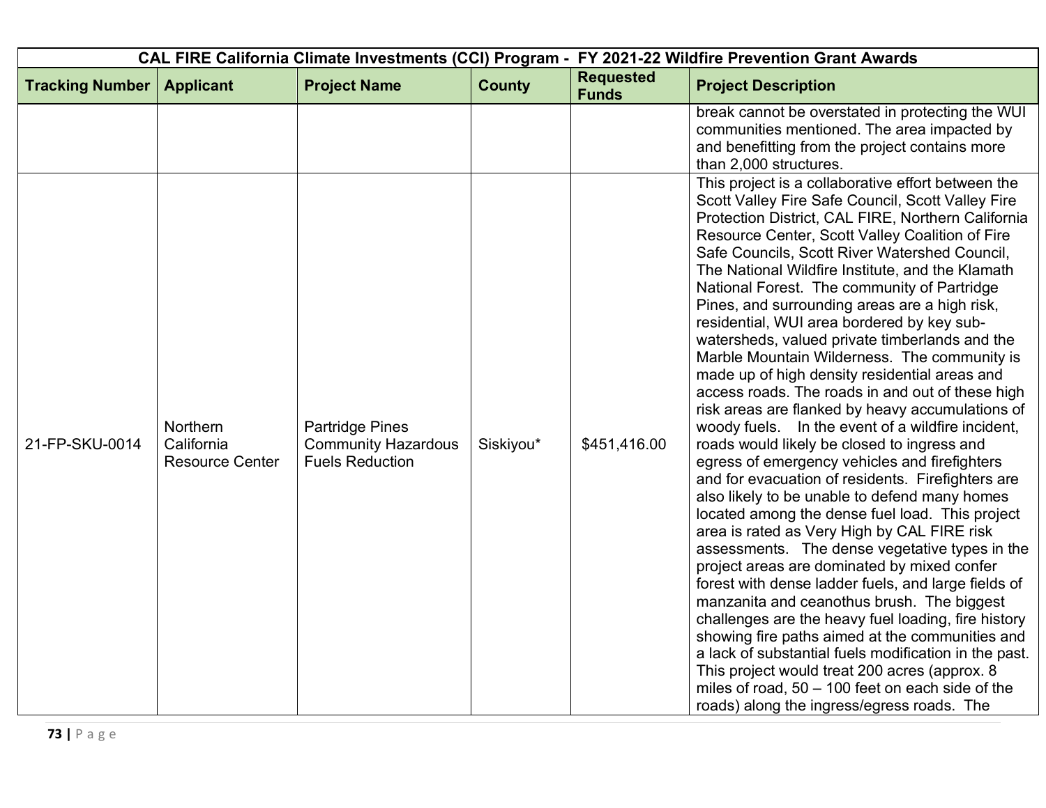| CAL FIRE California Climate Investments (CCI) Program - FY 2021-22 Wildfire Prevention Grant Awards | | | | | |
|---|---|---|---|---|---|
| **Tracking Number** | **Applicant** | **Project Name** | **County** | **Requested Funds** | **Project Description** |
| | | | | | break cannot be overstated in protecting the WUI communities mentioned. The area impacted by and benefitting from the project contains more than 2,000 structures. |
| 21-FP-SKU-0014 | Northern California Resource Center | Partridge Pines Community Hazardous Fuels Reduction | Siskiyou* | $451,416.00 | This project is a collaborative effort between the Scott Valley Fire Safe Council, Scott Valley Fire Protection District, CAL FIRE, Northern California Resource Center, Scott Valley Coalition of Fire Safe Councils, Scott River Watershed Council, The National Wildfire Institute, and the Klamath National Forest. The community of Partridge Pines, and surrounding areas are a high risk, residential, WUI area bordered by key sub-watersheds, valued private timberlands and the Marble Mountain Wilderness. The community is made up of high density residential areas and access roads. The roads in and out of these high risk areas are flanked by heavy accumulations of woody fuels. In the event of a wildfire incident, roads would likely be closed to ingress and egress of emergency vehicles and firefighters and for evacuation of residents. Firefighters are also likely to be unable to defend many homes located among the dense fuel load. This project area is rated as Very High by CAL FIRE risk assessments. The dense vegetative types in the project areas are dominated by mixed confer forest with dense ladder fuels, and large fields of manzanita and ceanothus brush. The biggest challenges are the heavy fuel loading, fire history showing fire paths aimed at the communities and a lack of substantial fuels modification in the past. This project would treat 200 acres (approx. 8 miles of road, 50 – 100 feet on each side of the roads) along the ingress/egress roads. The |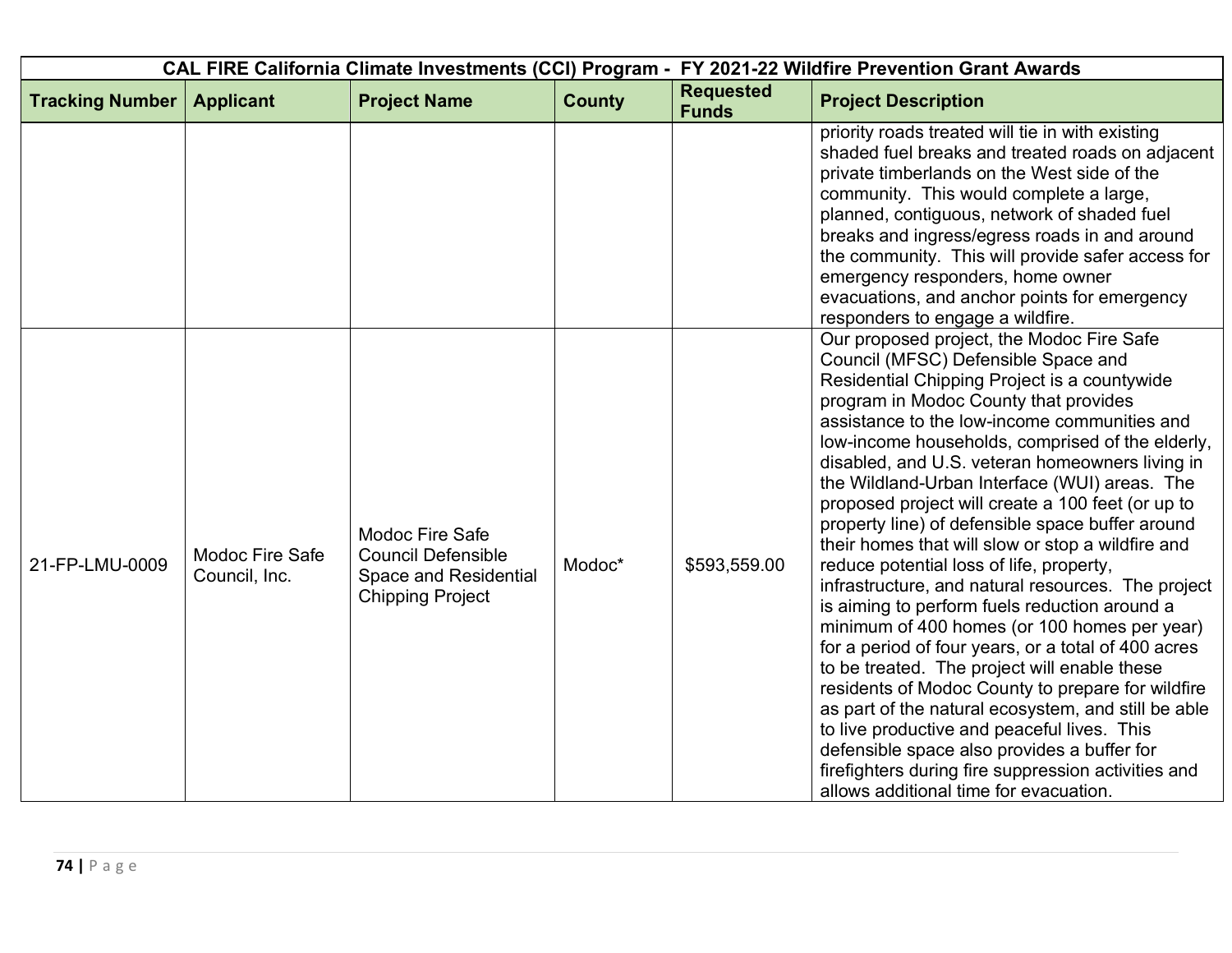| CAL FIRE California Climate Investments (CCI) Program - FY 2021-22 Wildfire Prevention Grant Awards | | | | | |
|---|---|---|---|---|---|
| **Tracking Number** | **Applicant** | **Project Name** | **County** | **Requested Funds** | **Project Description** |
| | | | | | priority roads treated will tie in with existing shaded fuel breaks and treated roads on adjacent private timberlands on the West side of the community. This would complete a large, planned, contiguous, network of shaded fuel breaks and ingress/egress roads in and around the community. This will provide safer access for emergency responders, home owner evacuations, and anchor points for emergency responders to engage a wildfire. |
| 21-FP-LMU-0009 | Modoc Fire Safe Council, Inc. | Modoc Fire Safe Council Defensible Space and Residential Chipping Project | Modoc* | $593,559.00 | Our proposed project, the Modoc Fire Safe Council (MFSC) Defensible Space and Residential Chipping Project is a countywide program in Modoc County that provides assistance to the low-income communities and low-income households, comprised of the elderly, disabled, and U.S. veteran homeowners living in the Wildland-Urban Interface (WUI) areas. The proposed project will create a 100 feet (or up to property line) of defensible space buffer around their homes that will slow or stop a wildfire and reduce potential loss of life, property, infrastructure, and natural resources. The project is aiming to perform fuels reduction around a minimum of 400 homes (or 100 homes per year) for a period of four years, or a total of 400 acres to be treated. The project will enable these residents of Modoc County to prepare for wildfire as part of the natural ecosystem, and still be able to live productive and peaceful lives. This defensible space also provides a buffer for firefighters during fire suppression activities and allows additional time for evacuation. |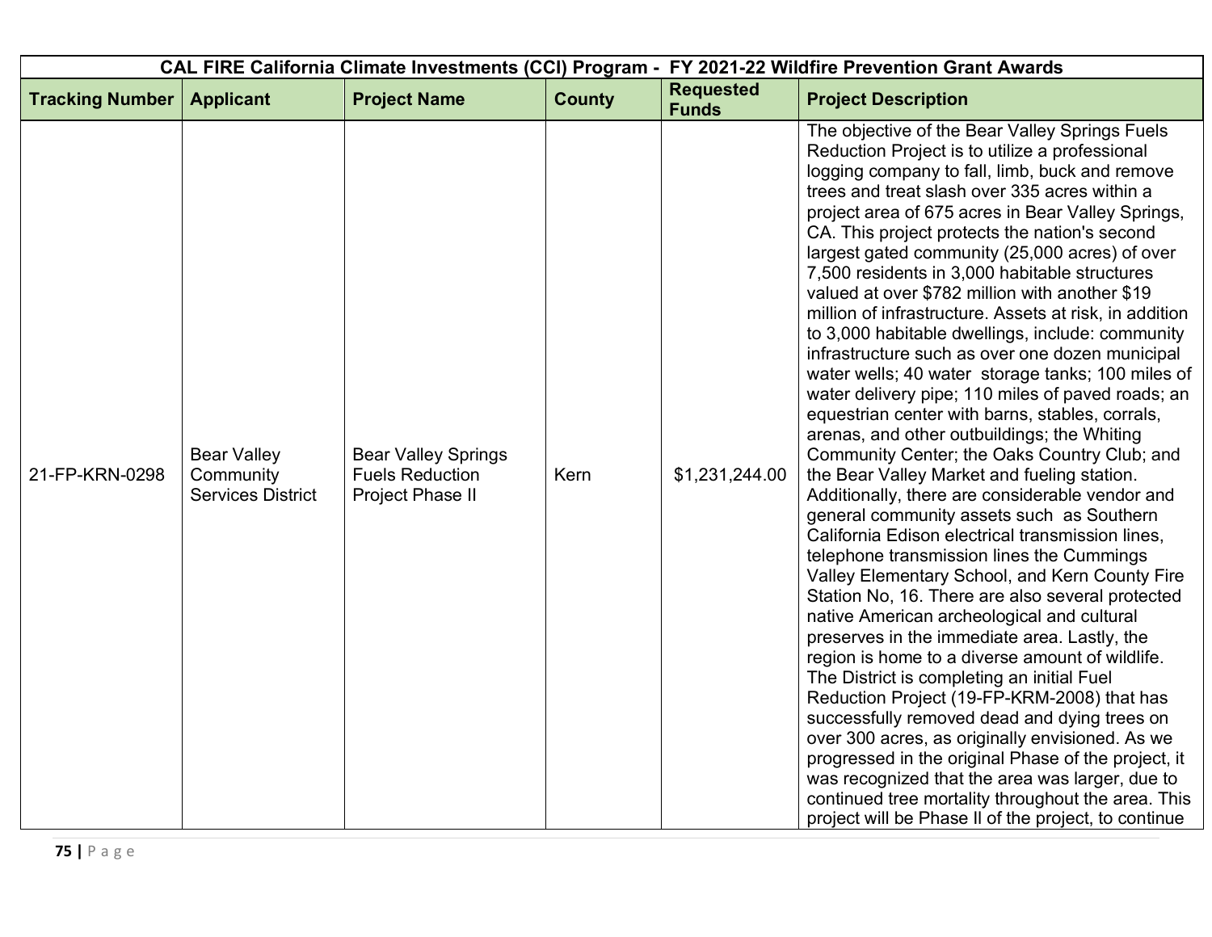| CAL FIRE California Climate Investments (CCI) Program - FY 2021-22 Wildfire Prevention Grant Awards | | | | | |
|---|---|---|---|---|---|
| **Tracking Number** | **Applicant** | **Project Name** | **County** | **Requested Funds** | **Project Description** |
| 21-FP-KRN-0298 | Bear Valley Community Services District | Bear Valley Springs Fuels Reduction Project Phase II | Kern | $1,231,244.00 | The objective of the Bear Valley Springs Fuels Reduction Project is to utilize a professional logging company to fall, limb, buck and remove trees and treat slash over 335 acres within a project area of 675 acres in Bear Valley Springs, CA. This project protects the nation's second largest gated community (25,000 acres) of over 7,500 residents in 3,000 habitable structures valued at over $782 million with another $19 million of infrastructure. Assets at risk, in addition to 3,000 habitable dwellings, include: community infrastructure such as over one dozen municipal water wells; 40 water storage tanks; 100 miles of water delivery pipe; 110 miles of paved roads; an equestrian center with barns, stables, corrals, arenas, and other outbuildings; the Whiting Community Center; the Oaks Country Club; and the Bear Valley Market and fueling station. Additionally, there are considerable vendor and general community assets such as Southern California Edison electrical transmission lines, telephone transmission lines the Cummings Valley Elementary School, and Kern County Fire Station No, 16. There are also several protected native American archeological and cultural preserves in the immediate area. Lastly, the region is home to a diverse amount of wildlife. The District is completing an initial Fuel Reduction Project (19-FP-KRM-2008) that has successfully removed dead and dying trees on over 300 acres, as originally envisioned. As we progressed in the original Phase of the project, it was recognized that the area was larger, due to continued tree mortality throughout the area. This project will be Phase II of the project, to continue |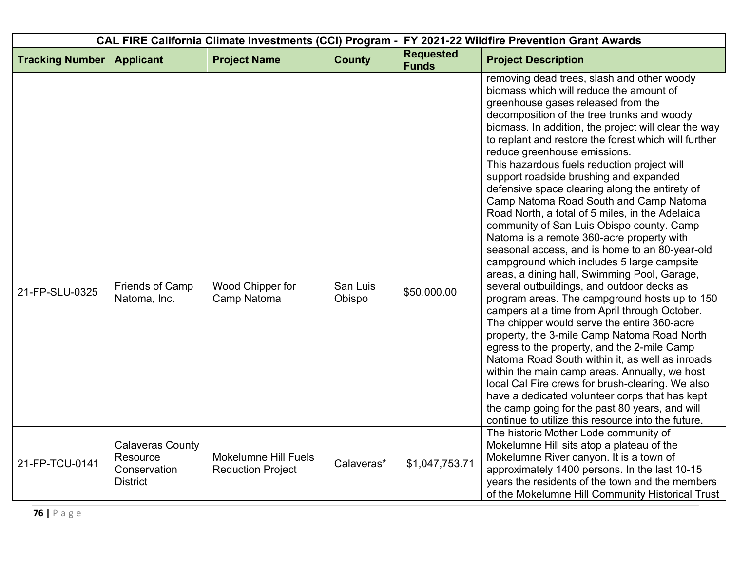| CAL FIRE California Climate Investments (CCI) Program - FY 2021-22 Wildfire Prevention Grant Awards | | | | | |
|---|---|---|---|---|---|
| **Tracking Number** | **Applicant** | **Project Name** | **County** | **Requested Funds** | **Project Description** |
| | | | | | removing dead trees, slash and other woody biomass which will reduce the amount of greenhouse gases released from the decomposition of the tree trunks and woody biomass. In addition, the project will clear the way to replant and restore the forest which will further reduce greenhouse emissions. |
| 21-FP-SLU-0325 | Friends of Camp Natoma, Inc. | Wood Chipper for Camp Natoma | San Luis Obispo | $50,000.00 | This hazardous fuels reduction project will support roadside brushing and expanded defensive space clearing along the entirety of Camp Natoma Road South and Camp Natoma Road North, a total of 5 miles, in the Adelaida community of San Luis Obispo county. Camp Natoma is a remote 360-acre property with seasonal access, and is home to an 80-year-old campground which includes 5 large campsite areas, a dining hall, Swimming Pool, Garage, several outbuildings, and outdoor decks as program areas. The campground hosts up to 150 campers at a time from April through October. The chipper would serve the entire 360-acre property, the 3-mile Camp Natoma Road North egress to the property, and the 2-mile Camp Natoma Road South within it, as well as inroads within the main camp areas. Annually, we host local Cal Fire crews for brush-clearing. We also have a dedicated volunteer corps that has kept the camp going for the past 80 years, and will continue to utilize this resource into the future. |
| 21-FP-TCU-0141 | Calaveras County Resource Conservation District | Mokelumne Hill Fuels Reduction Project | Calaveras* | $1,047,753.71 | The historic Mother Lode community of Mokelumne Hill sits atop a plateau of the Mokelumne River canyon. It is a town of approximately 1400 persons. In the last 10-15 years the residents of the town and the members of the Mokelumne Hill Community Historical Trust |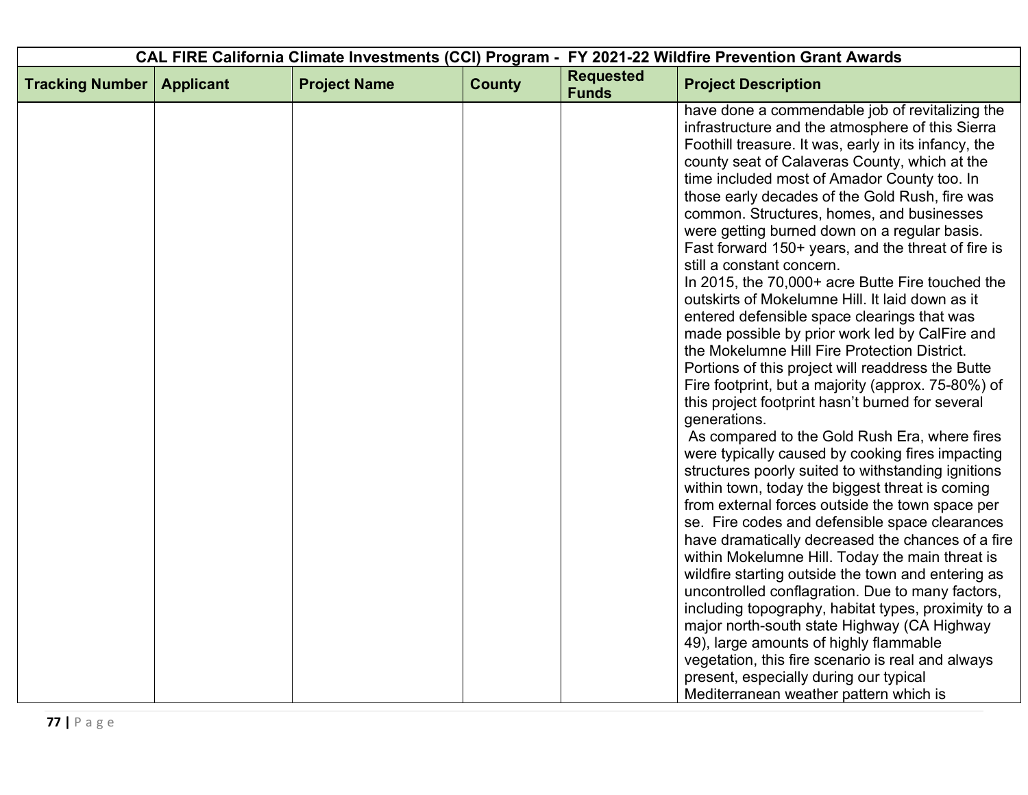| CAL FIRE California Climate Investments (CCI) Program - FY 2021-22 Wildfire Prevention Grant Awards | | | | | |
|---|---|---|---|---|---|
| **Tracking Number** | **Applicant** | **Project Name** | **County** | **Requested Funds** | **Project Description** |
| | | | | | have done a commendable job of revitalizing the infrastructure and the atmosphere of this Sierra Foothill treasure. It was, early in its infancy, the county seat of Calaveras County, which at the time included most of Amador County too. In those early decades of the Gold Rush, fire was common. Structures, homes, and businesses were getting burned down on a regular basis. Fast forward 150+ years, and the threat of fire is still a constant concern.<br>In 2015, the 70,000+ acre Butte Fire touched the outskirts of Mokelumne Hill. It laid down as it entered defensible space clearings that was made possible by prior work led by CalFire and the Mokelumne Hill Fire Protection District. Portions of this project will readdress the Butte Fire footprint, but a majority (approx. 75-80%) of this project footprint hasn't burned for several generations.<br>As compared to the Gold Rush Era, where fires were typically caused by cooking fires impacting structures poorly suited to withstanding ignitions within town, today the biggest threat is coming from external forces outside the town space per se. Fire codes and defensible space clearances have dramatically decreased the chances of a fire within Mokelumne Hill. Today the main threat is wildfire starting outside the town and entering as uncontrolled conflagration. Due to many factors, including topography, habitat types, proximity to a major north-south state Highway (CA Highway 49), large amounts of highly flammable vegetation, this fire scenario is real and always present, especially during our typical Mediterranean weather pattern which is |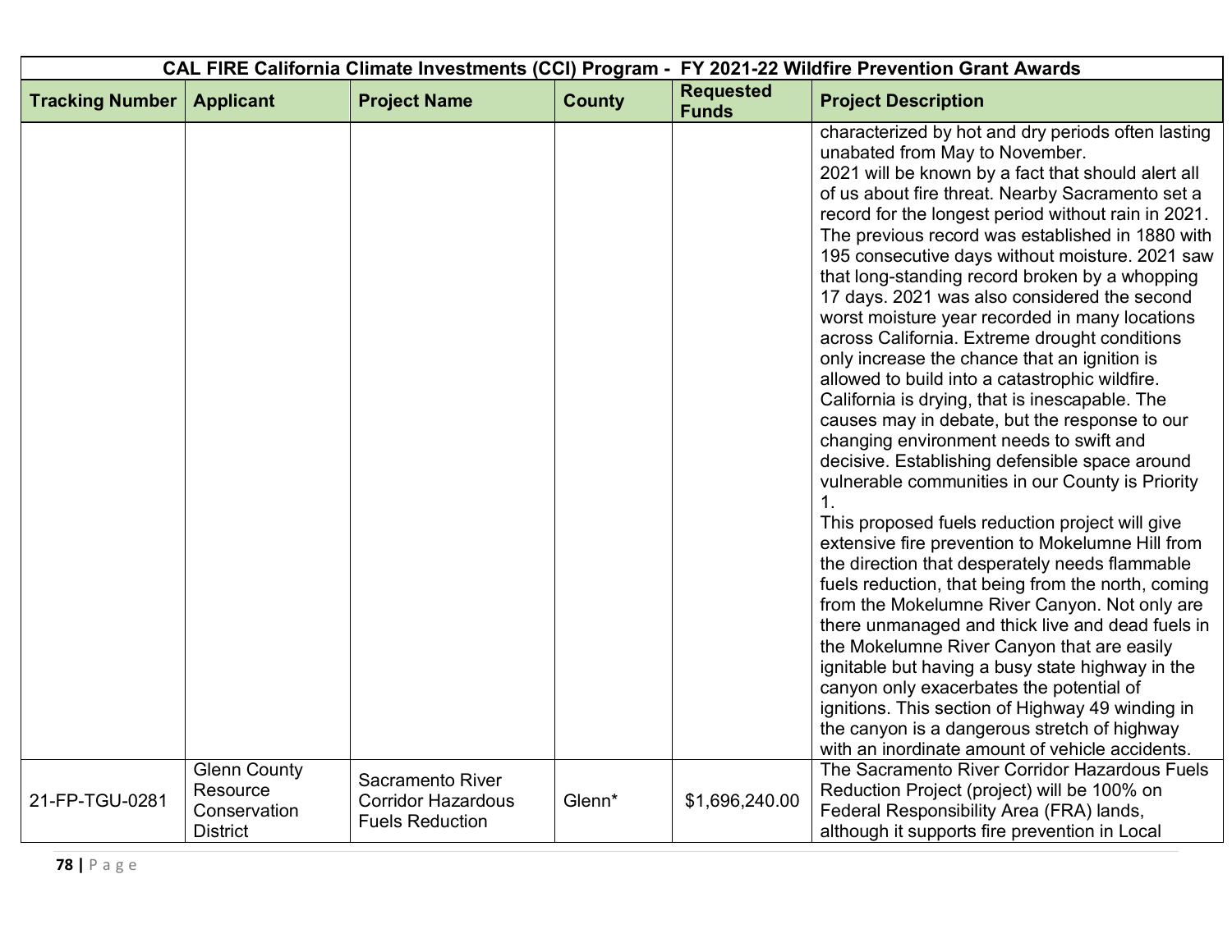| CAL FIRE California Climate Investments (CCI) Program - FY 2021-22 Wildfire Prevention Grant Awards | | | | | |
|---|---|---|---|---|---|
| **Tracking Number** | **Applicant** | **Project Name** | **County** | **Requested Funds** | **Project Description** |
| | | | | | characterized by hot and dry periods often lasting unabated from May to November.<br>2021 will be known by a fact that should alert all of us about fire threat. Nearby Sacramento set a record for the longest period without rain in 2021. The previous record was established in 1880 with 195 consecutive days without moisture. 2021 saw that long-standing record broken by a whopping 17 days. 2021 was also considered the second worst moisture year recorded in many locations across California. Extreme drought conditions only increase the chance that an ignition is allowed to build into a catastrophic wildfire. California is drying, that is inescapable. The causes may in debate, but the response to our changing environment needs to swift and decisive. Establishing defensible space around vulnerable communities in our County is Priority 1.<br>This proposed fuels reduction project will give extensive fire prevention to Mokelumne Hill from the direction that desperately needs flammable fuels reduction, that being from the north, coming from the Mokelumne River Canyon. Not only are there unmanaged and thick live and dead fuels in the Mokelumne River Canyon that are easily ignitable but having a busy state highway in the canyon only exacerbates the potential of ignitions. This section of Highway 49 winding in the canyon is a dangerous stretch of highway with an inordinate amount of vehicle accidents. |
| 21-FP-TGU-0281 | Glenn County Resource Conservation District | Sacramento River Corridor Hazardous Fuels Reduction | Glenn* | $1,696,240.00 | The Sacramento River Corridor Hazardous Fuels Reduction Project (project) will be 100% on Federal Responsibility Area (FRA) lands, although it supports fire prevention in Local |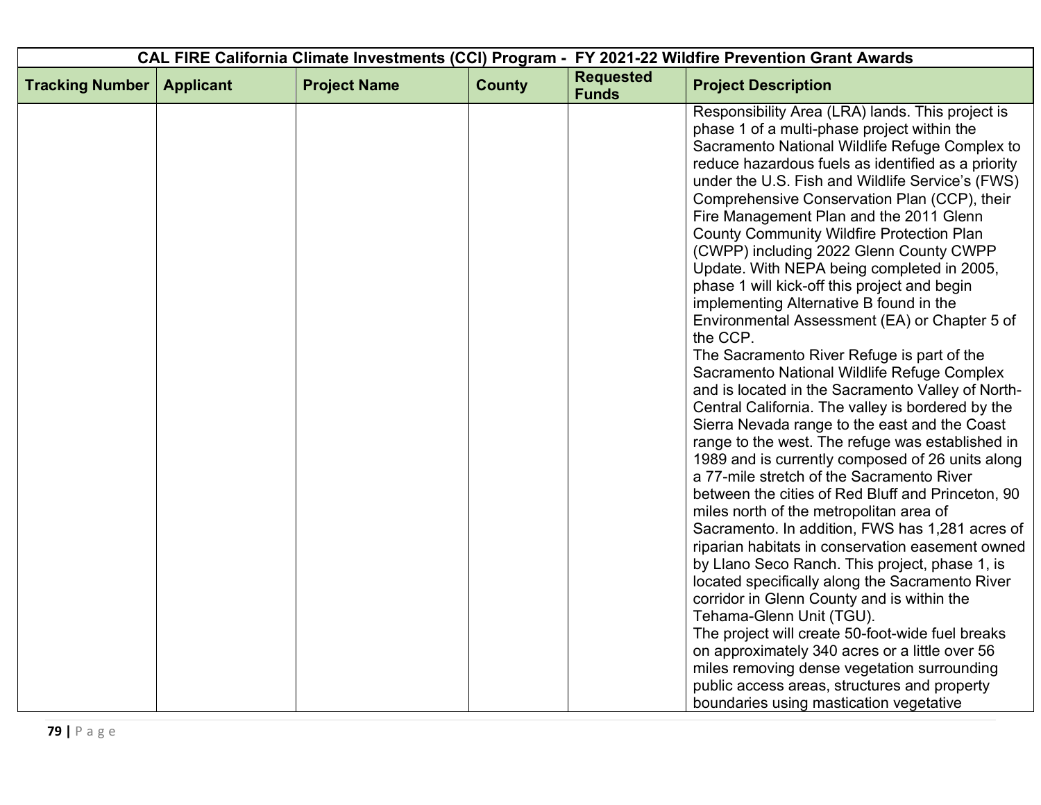| CAL FIRE California Climate Investments (CCI) Program - FY 2021-22 Wildfire Prevention Grant Awards | | | | | |
|---|---|---|---|---|---|
| **Tracking Number** | **Applicant** | **Project Name** | **County** | **Requested Funds** | **Project Description** |
| | | | | | Responsibility Area (LRA) lands. This project is phase 1 of a multi-phase project within the Sacramento National Wildlife Refuge Complex to reduce hazardous fuels as identified as a priority under the U.S. Fish and Wildlife Service's (FWS) Comprehensive Conservation Plan (CCP), their Fire Management Plan and the 2011 Glenn County Community Wildfire Protection Plan (CWPP) including 2022 Glenn County CWPP Update. With NEPA being completed in 2005, phase 1 will kick-off this project and begin implementing Alternative B found in the Environmental Assessment (EA) or Chapter 5 of the CCP.<br>The Sacramento River Refuge is part of the Sacramento National Wildlife Refuge Complex and is located in the Sacramento Valley of North-Central California. The valley is bordered by the Sierra Nevada range to the east and the Coast range to the west. The refuge was established in 1989 and is currently composed of 26 units along a 77-mile stretch of the Sacramento River between the cities of Red Bluff and Princeton, 90 miles north of the metropolitan area of Sacramento. In addition, FWS has 1,281 acres of riparian habitats in conservation easement owned by Llano Seco Ranch. This project, phase 1, is located specifically along the Sacramento River corridor in Glenn County and is within the Tehama-Glenn Unit (TGU).<br>The project will create 50-foot-wide fuel breaks on approximately 340 acres or a little over 56 miles removing dense vegetation surrounding public access areas, structures and property boundaries using mastication vegetative |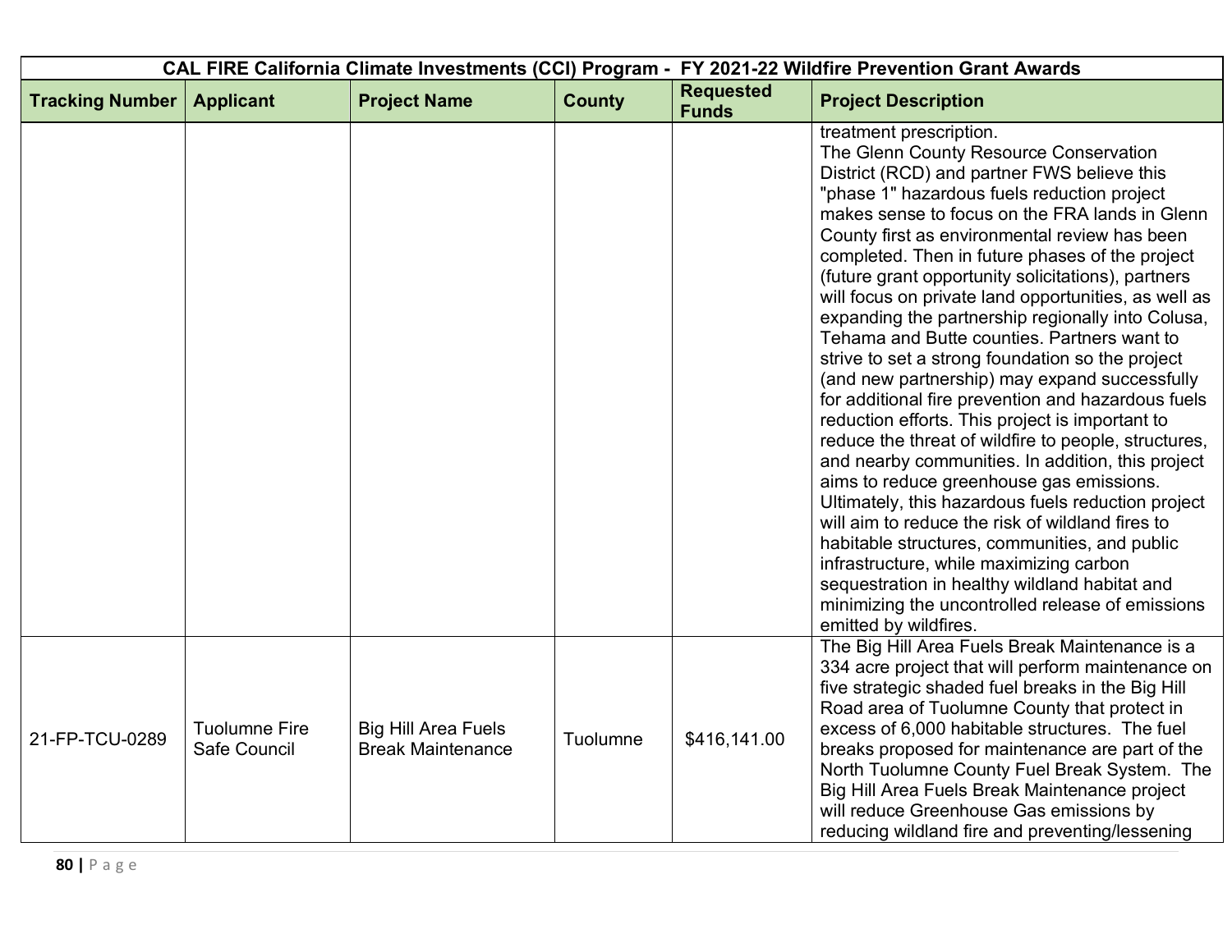| CAL FIRE California Climate Investments (CCI) Program - FY 2021-22 Wildfire Prevention Grant Awards | | | | | |
|---|---|---|---|---|---|
| **Tracking Number** | **Applicant** | **Project Name** | **County** | **Requested Funds** | **Project Description** |
| | | | | | treatment prescription. The Glenn County Resource Conservation District (RCD) and partner FWS believe this "phase 1" hazardous fuels reduction project makes sense to focus on the FRA lands in Glenn County first as environmental review has been completed. Then in future phases of the project (future grant opportunity solicitations), partners will focus on private land opportunities, as well as expanding the partnership regionally into Colusa, Tehama and Butte counties. Partners want to strive to set a strong foundation so the project (and new partnership) may expand successfully for additional fire prevention and hazardous fuels reduction efforts. This project is important to reduce the threat of wildfire to people, structures, and nearby communities. In addition, this project aims to reduce greenhouse gas emissions. Ultimately, this hazardous fuels reduction project will aim to reduce the risk of wildland fires to habitable structures, communities, and public infrastructure, while maximizing carbon sequestration in healthy wildland habitat and minimizing the uncontrolled release of emissions emitted by wildfires. |
| 21-FP-TCU-0289 | Tuolumne Fire Safe Council | Big Hill Area Fuels Break Maintenance | Tuolumne | $416,141.00 | The Big Hill Area Fuels Break Maintenance is a 334 acre project that will perform maintenance on five strategic shaded fuel breaks in the Big Hill Road area of Tuolumne County that protect in excess of 6,000 habitable structures. The fuel breaks proposed for maintenance are part of the North Tuolumne County Fuel Break System. The Big Hill Area Fuels Break Maintenance project will reduce Greenhouse Gas emissions by reducing wildland fire and preventing/lessening |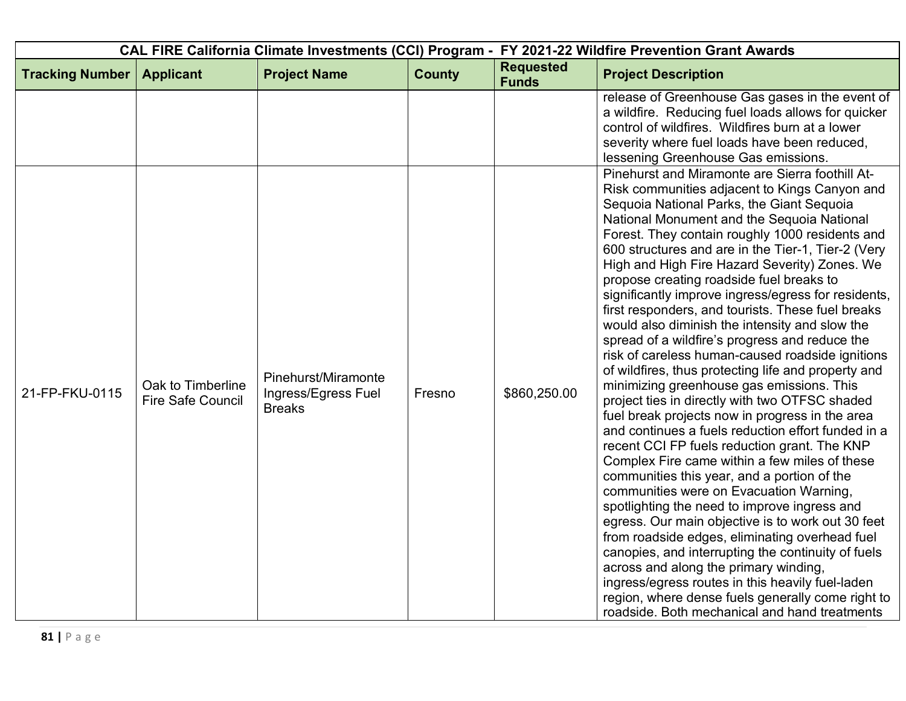| CAL FIRE California Climate Investments (CCI) Program - FY 2021-22 Wildfire Prevention Grant Awards | | | | | |
|---|---|---|---|---|---|
| **Tracking Number** | **Applicant** | **Project Name** | **County** | **Requested Funds** | **Project Description** |
| | | | | | release of Greenhouse Gas gases in the event of a wildfire. Reducing fuel loads allows for quicker control of wildfires. Wildfires burn at a lower severity where fuel loads have been reduced, lessening Greenhouse Gas emissions. |
| 21-FP-FKU-0115 | Oak to Timberline Fire Safe Council | Pinehurst/Miramonte Ingress/Egress Fuel Breaks | Fresno | $860,250.00 | Pinehurst and Miramonte are Sierra foothill At-Risk communities adjacent to Kings Canyon and Sequoia National Parks, the Giant Sequoia National Monument and the Sequoia National Forest. They contain roughly 1000 residents and 600 structures and are in the Tier-1, Tier-2 (Very High and High Fire Hazard Severity) Zones. We propose creating roadside fuel breaks to significantly improve ingress/egress for residents, first responders, and tourists. These fuel breaks would also diminish the intensity and slow the spread of a wildfire's progress and reduce the risk of careless human-caused roadside ignitions of wildfires, thus protecting life and property and minimizing greenhouse gas emissions. This project ties in directly with two OTFSC shaded fuel break projects now in progress in the area and continues a fuels reduction effort funded in a recent CCI FP fuels reduction grant. The KNP Complex Fire came within a few miles of these communities this year, and a portion of the communities were on Evacuation Warning, spotlighting the need to improve ingress and egress. Our main objective is to work out 30 feet from roadside edges, eliminating overhead fuel canopies, and interrupting the continuity of fuels across and along the primary winding, ingress/egress routes in this heavily fuel-laden region, where dense fuels generally come right to roadside. Both mechanical and hand treatments |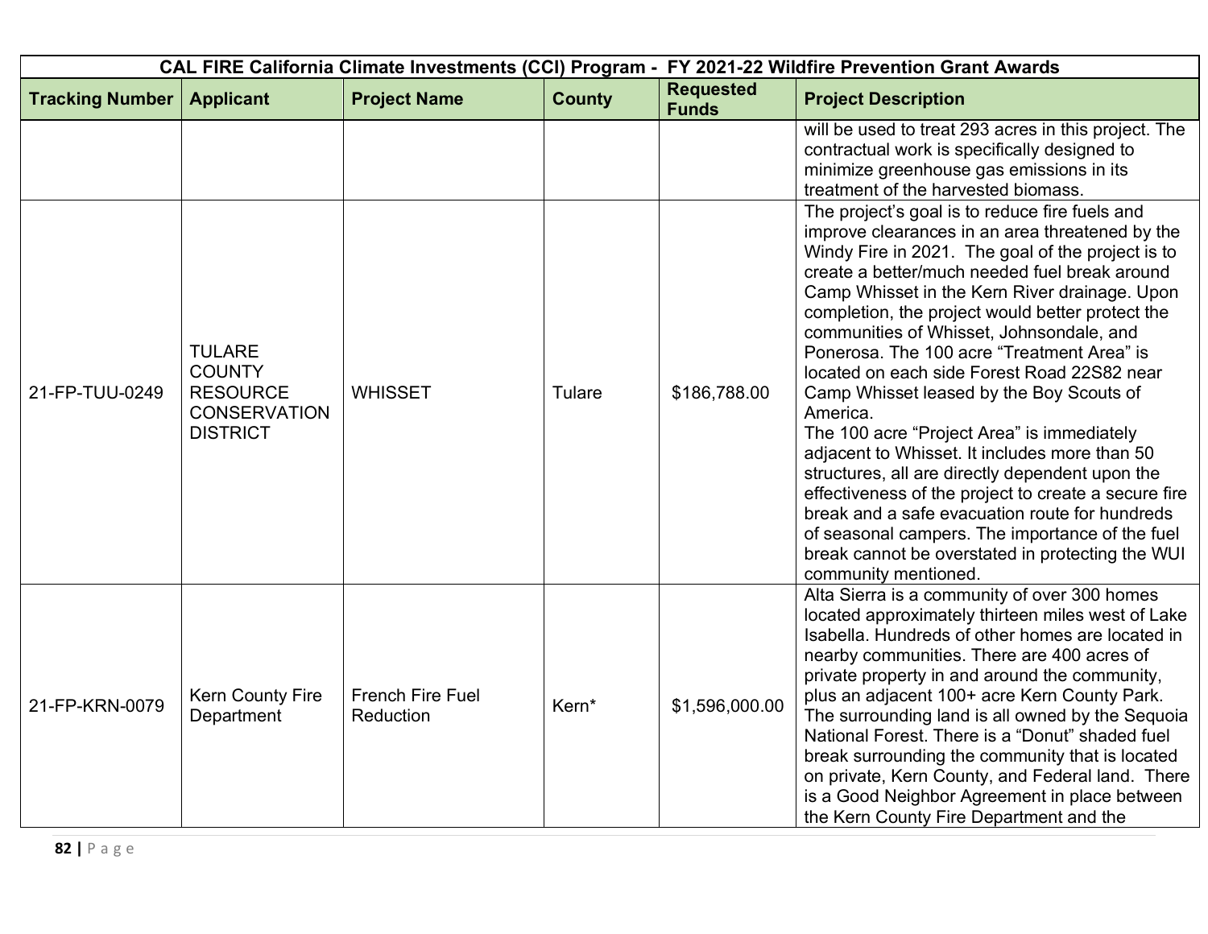| CAL FIRE California Climate Investments (CCI) Program - FY 2021-22 Wildfire Prevention Grant Awards | | | | | |
|---|---|---|---|---|---|
| **Tracking Number** | **Applicant** | **Project Name** | **County** | **Requested Funds** | **Project Description** |
| | | | | | will be used to treat 293 acres in this project. The contractual work is specifically designed to minimize greenhouse gas emissions in its treatment of the harvested biomass. |
| 21-FP-TUU-0249 | TULARE COUNTY RESOURCE CONSERVATION DISTRICT | WHISSET | Tulare | $186,788.00 | The project's goal is to reduce fire fuels and improve clearances in an area threatened by the Windy Fire in 2021. The goal of the project is to create a better/much needed fuel break around Camp Whisset in the Kern River drainage. Upon completion, the project would better protect the communities of Whisset, Johnsondale, and Ponerosa. The 100 acre "Treatment Area" is located on each side Forest Road 22S82 near Camp Whisset leased by the Boy Scouts of America.<br>The 100 acre "Project Area" is immediately adjacent to Whisset. It includes more than 50 structures, all are directly dependent upon the effectiveness of the project to create a secure fire break and a safe evacuation route for hundreds of seasonal campers. The importance of the fuel break cannot be overstated in protecting the WUI community mentioned. |
| 21-FP-KRN-0079 | Kern County Fire Department | French Fire Fuel Reduction | Kern* | $1,596,000.00 | Alta Sierra is a community of over 300 homes located approximately thirteen miles west of Lake Isabella. Hundreds of other homes are located in nearby communities. There are 400 acres of private property in and around the community, plus an adjacent 100+ acre Kern County Park. The surrounding land is all owned by the Sequoia National Forest. There is a "Donut" shaded fuel break surrounding the community that is located on private, Kern County, and Federal land. There is a Good Neighbor Agreement in place between the Kern County Fire Department and the |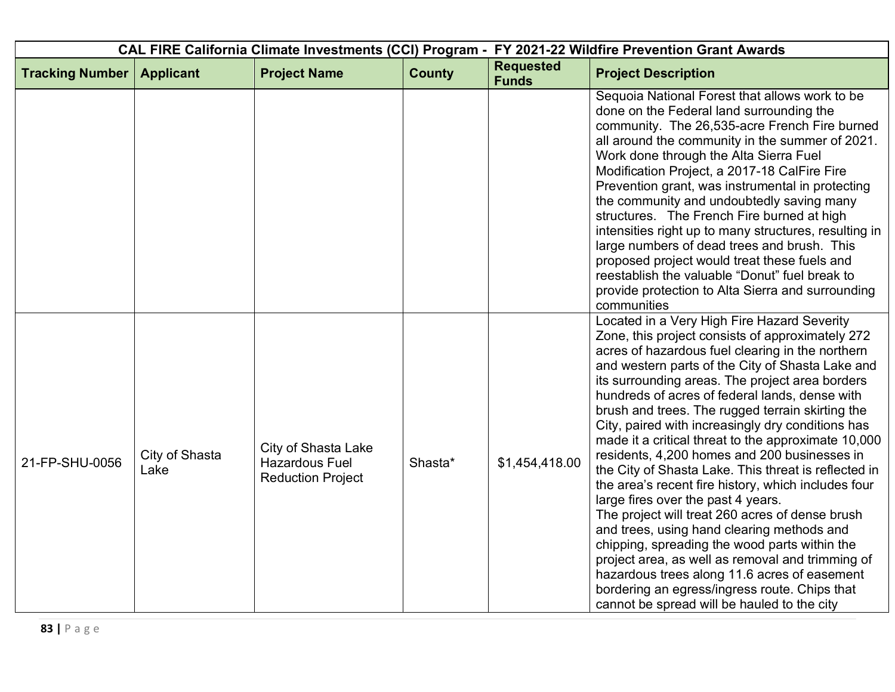| CAL FIRE California Climate Investments (CCI) Program - FY 2021-22 Wildfire Prevention Grant Awards | | | | | |
|---|---|---|---|---|---|
| **Tracking Number** | **Applicant** | **Project Name** | **County** | **Requested Funds** | **Project Description** |
| | | | | | Sequoia National Forest that allows work to be done on the Federal land surrounding the community. The 26,535-acre French Fire burned all around the community in the summer of 2021. Work done through the Alta Sierra Fuel Modification Project, a 2017-18 CalFire Fire Prevention grant, was instrumental in protecting the community and undoubtedly saving many structures. The French Fire burned at high intensities right up to many structures, resulting in large numbers of dead trees and brush. This proposed project would treat these fuels and reestablish the valuable "Donut" fuel break to provide protection to Alta Sierra and surrounding communities |
| 21-FP-SHU-0056 | City of Shasta Lake | City of Shasta Lake Hazardous Fuel Reduction Project | Shasta* | $1,454,418.00 | Located in a Very High Fire Hazard Severity Zone, this project consists of approximately 272 acres of hazardous fuel clearing in the northern and western parts of the City of Shasta Lake and its surrounding areas. The project area borders hundreds of acres of federal lands, dense with brush and trees. The rugged terrain skirting the City, paired with increasingly dry conditions has made it a critical threat to the approximate 10,000 residents, 4,200 homes and 200 businesses in the City of Shasta Lake. This threat is reflected in the area's recent fire history, which includes four large fires over the past 4 years.<br>The project will treat 260 acres of dense brush and trees, using hand clearing methods and chipping, spreading the wood parts within the project area, as well as removal and trimming of hazardous trees along 11.6 acres of easement bordering an egress/ingress route. Chips that cannot be spread will be hauled to the city |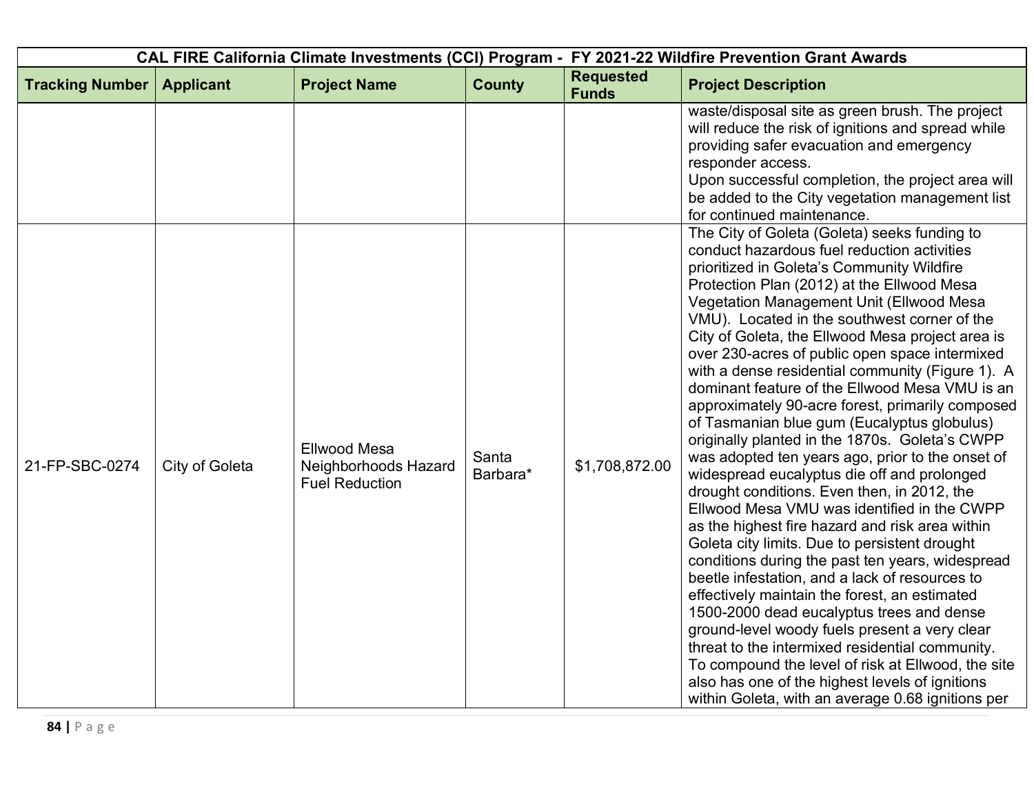| CAL FIRE California Climate Investments (CCI) Program - FY 2021-22 Wildfire Prevention Grant Awards | | | | | |
|---|---|---|---|---|---|
| **Tracking Number** | **Applicant** | **Project Name** | **County** | **Requested Funds** | **Project Description** |
| | | | | | waste/disposal site as green brush. The project will reduce the risk of ignitions and spread while providing safer evacuation and emergency responder access.<br>Upon successful completion, the project area will be added to the City vegetation management list for continued maintenance. |
| 21-FP-SBC-0274 | City of Goleta | Ellwood Mesa Neighborhoods Hazard Fuel Reduction | Santa Barbara* | $1,708,872.00 | The City of Goleta (Goleta) seeks funding to conduct hazardous fuel reduction activities prioritized in Goleta's Community Wildfire Protection Plan (2012) at the Ellwood Mesa Vegetation Management Unit (Ellwood Mesa VMU). Located in the southwest corner of the City of Goleta, the Ellwood Mesa project area is over 230-acres of public open space intermixed with a dense residential community (Figure 1). A dominant feature of the Ellwood Mesa VMU is an approximately 90-acre forest, primarily composed of Tasmanian blue gum (Eucalyptus globulus) originally planted in the 1870s. Goleta's CWPP was adopted ten years ago, prior to the onset of widespread eucalyptus die off and prolonged drought conditions. Even then, in 2012, the Ellwood Mesa VMU was identified in the CWPP as the highest fire hazard and risk area within Goleta city limits. Due to persistent drought conditions during the past ten years, widespread beetle infestation, and a lack of resources to effectively maintain the forest, an estimated 1500-2000 dead eucalyptus trees and dense ground-level woody fuels present a very clear threat to the intermixed residential community. To compound the level of risk at Ellwood, the site also has one of the highest levels of ignitions within Goleta, with an average 0.68 ignitions per |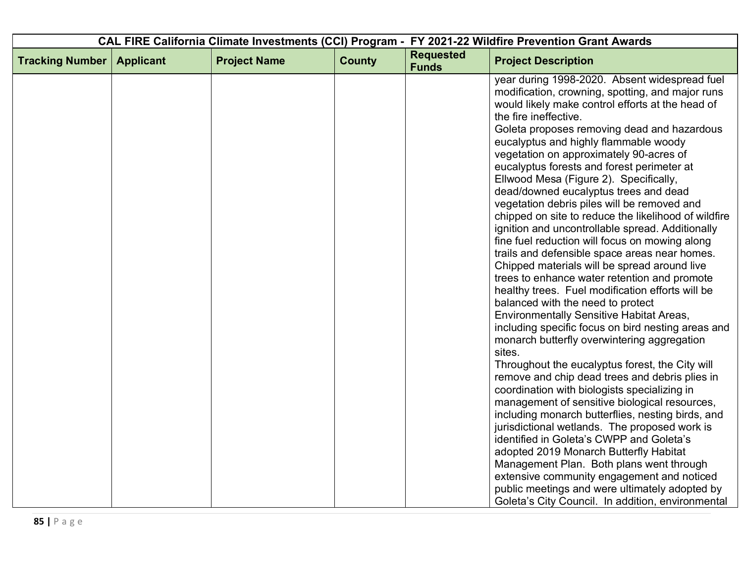| CAL FIRE California Climate Investments (CCI) Program - FY 2021-22 Wildfire Prevention Grant Awards | | | | | |
|---|---|---|---|---|---|
| **Tracking Number** | **Applicant** | **Project Name** | **County** | **Requested Funds** | **Project Description** |
| | | | | | year during 1998-2020. Absent widespread fuel modification, crowning, spotting, and major runs would likely make control efforts at the head of the fire ineffective.<br>Goleta proposes removing dead and hazardous eucalyptus and highly flammable woody vegetation on approximately 90-acres of eucalyptus forests and forest perimeter at Ellwood Mesa (Figure 2). Specifically, dead/downed eucalyptus trees and dead vegetation debris piles will be removed and chipped on site to reduce the likelihood of wildfire ignition and uncontrollable spread. Additionally fine fuel reduction will focus on mowing along trails and defensible space areas near homes. Chipped materials will be spread around live trees to enhance water retention and promote healthy trees. Fuel modification efforts will be balanced with the need to protect Environmentally Sensitive Habitat Areas, including specific focus on bird nesting areas and monarch butterfly overwintering aggregation sites.<br>Throughout the eucalyptus forest, the City will remove and chip dead trees and debris plies in coordination with biologists specializing in management of sensitive biological resources, including monarch butterflies, nesting birds, and jurisdictional wetlands. The proposed work is identified in Goleta's CWPP and Goleta's adopted 2019 Monarch Butterfly Habitat Management Plan. Both plans went through extensive community engagement and noticed public meetings and were ultimately adopted by Goleta's City Council. In addition, environmental |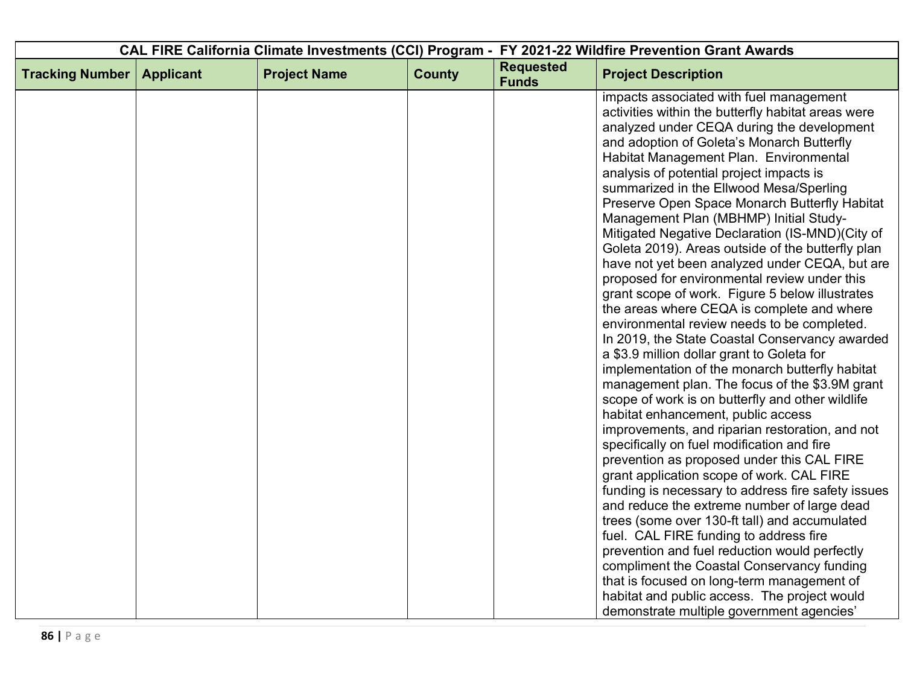| CAL FIRE California Climate Investments (CCI) Program - FY 2021-22 Wildfire Prevention Grant Awards | | | | | |
|---|---|---|---|---|---|
| **Tracking Number** | **Applicant** | **Project Name** | **County** | **Requested Funds** | **Project Description** |
| | | | | | impacts associated with fuel management activities within the butterfly habitat areas were analyzed under CEQA during the development and adoption of Goleta's Monarch Butterfly Habitat Management Plan. Environmental analysis of potential project impacts is summarized in the Ellwood Mesa/Sperling Preserve Open Space Monarch Butterfly Habitat Management Plan (MBHMP) Initial Study-Mitigated Negative Declaration (IS-MND)(City of Goleta 2019). Areas outside of the butterfly plan have not yet been analyzed under CEQA, but are proposed for environmental review under this grant scope of work. Figure 5 below illustrates the areas where CEQA is complete and where environmental review needs to be completed. In 2019, the State Coastal Conservancy awarded a \$3.9 million dollar grant to Goleta for implementation of the monarch butterfly habitat management plan. The focus of the \$3.9M grant scope of work is on butterfly and other wildlife habitat enhancement, public access improvements, and riparian restoration, and not specifically on fuel modification and fire prevention as proposed under this CAL FIRE grant application scope of work. CAL FIRE funding is necessary to address fire safety issues and reduce the extreme number of large dead trees (some over 130-ft tall) and accumulated fuel. CAL FIRE funding to address fire prevention and fuel reduction would perfectly compliment the Coastal Conservancy funding that is focused on long-term management of habitat and public access. The project would demonstrate multiple government agencies' |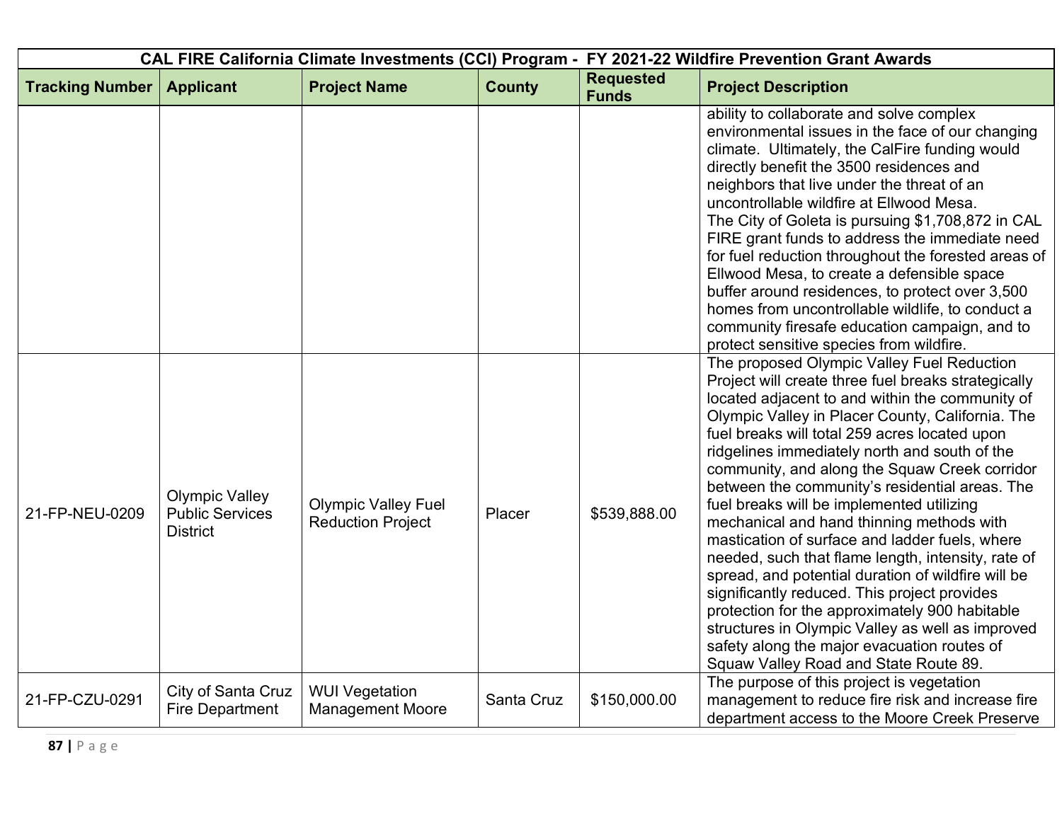| CAL FIRE California Climate Investments (CCI) Program - FY 2021-22 Wildfire Prevention Grant Awards | | | | | |
|---|---|---|---|---|---|
| **Tracking Number** | **Applicant** | **Project Name** | **County** | **Requested Funds** | **Project Description** |
| | | | | | ability to collaborate and solve complex environmental issues in the face of our changing climate. Ultimately, the CalFire funding would directly benefit the 3500 residences and neighbors that live under the threat of an uncontrollable wildfire at Ellwood Mesa. The City of Goleta is pursuing $1,708,872 in CAL FIRE grant funds to address the immediate need for fuel reduction throughout the forested areas of Ellwood Mesa, to create a defensible space buffer around residences, to protect over 3,500 homes from uncontrollable wildlife, to conduct a community firesafe education campaign, and to protect sensitive species from wildfire. |
| 21-FP-NEU-0209 | Olympic Valley Public Services District | Olympic Valley Fuel Reduction Project | Placer | $539,888.00 | The proposed Olympic Valley Fuel Reduction Project will create three fuel breaks strategically located adjacent to and within the community of Olympic Valley in Placer County, California. The fuel breaks will total 259 acres located upon ridgelines immediately north and south of the community, and along the Squaw Creek corridor between the community's residential areas. The fuel breaks will be implemented utilizing mechanical and hand thinning methods with mastication of surface and ladder fuels, where needed, such that flame length, intensity, rate of spread, and potential duration of wildfire will be significantly reduced. This project provides protection for the approximately 900 habitable structures in Olympic Valley as well as improved safety along the major evacuation routes of Squaw Valley Road and State Route 89. |
| 21-FP-CZU-0291 | City of Santa Cruz Fire Department | WUI Vegetation Management Moore | Santa Cruz | $150,000.00 | The purpose of this project is vegetation management to reduce fire risk and increase fire department access to the Moore Creek Preserve |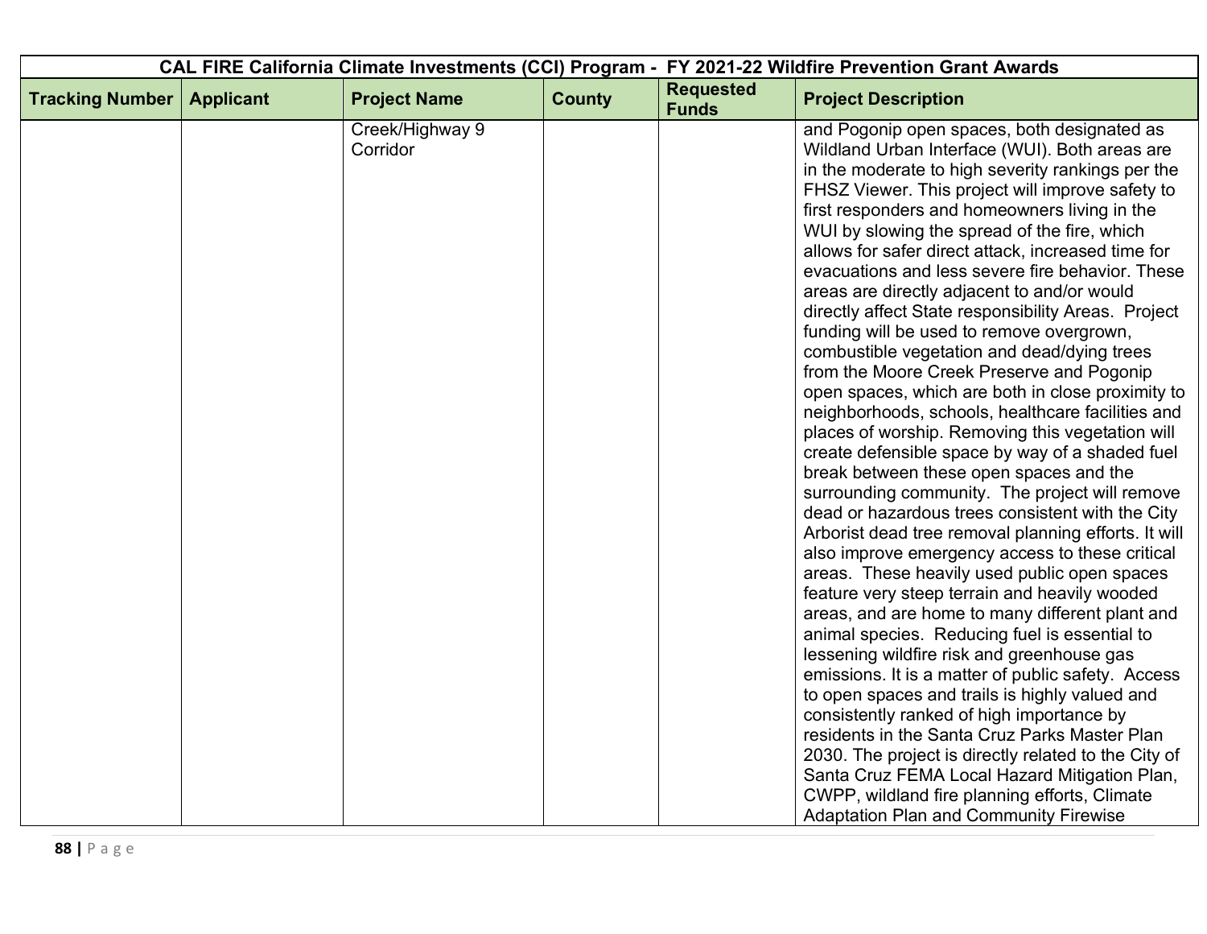| CAL FIRE California Climate Investments (CCI) Program - FY 2021-22 Wildfire Prevention Grant Awards | | | | | |
|---|---|---|---|---|---|
| **Tracking Number** | **Applicant** | **Project Name** | **County** | **Requested Funds** | **Project Description** |
| | | Creek/Highway 9 Corridor | | | and Pogonip open spaces, both designated as Wildland Urban Interface (WUI). Both areas are in the moderate to high severity rankings per the FHSZ Viewer. This project will improve safety to first responders and homeowners living in the WUI by slowing the spread of the fire, which allows for safer direct attack, increased time for evacuations and less severe fire behavior. These areas are directly adjacent to and/or would directly affect State responsibility Areas. Project funding will be used to remove overgrown, combustible vegetation and dead/dying trees from the Moore Creek Preserve and Pogonip open spaces, which are both in close proximity to neighborhoods, schools, healthcare facilities and places of worship. Removing this vegetation will create defensible space by way of a shaded fuel break between these open spaces and the surrounding community. The project will remove dead or hazardous trees consistent with the City Arborist dead tree removal planning efforts. It will also improve emergency access to these critical areas. These heavily used public open spaces feature very steep terrain and heavily wooded areas, and are home to many different plant and animal species. Reducing fuel is essential to lessening wildfire risk and greenhouse gas emissions. It is a matter of public safety. Access to open spaces and trails is highly valued and consistently ranked of high importance by residents in the Santa Cruz Parks Master Plan 2030. The project is directly related to the City of Santa Cruz FEMA Local Hazard Mitigation Plan, CWPP, wildland fire planning efforts, Climate Adaptation Plan and Community Firewise |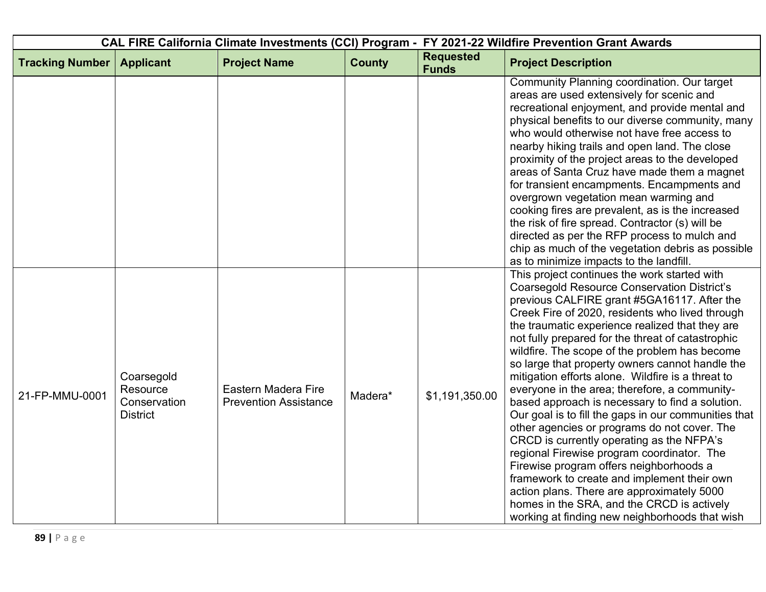| CAL FIRE California Climate Investments (CCI) Program - FY 2021-22 Wildfire Prevention Grant Awards | | | | | |
|---|---|---|---|---|---|
| **Tracking Number** | **Applicant** | **Project Name** | **County** | **Requested Funds** | **Project Description** |
| | | | | | Community Planning coordination. Our target areas are used extensively for scenic and recreational enjoyment, and provide mental and physical benefits to our diverse community, many who would otherwise not have free access to nearby hiking trails and open land. The close proximity of the project areas to the developed areas of Santa Cruz have made them a magnet for transient encampments. Encampments and overgrown vegetation mean warming and cooking fires are prevalent, as is the increased the risk of fire spread. Contractor (s) will be directed as per the RFP process to mulch and chip as much of the vegetation debris as possible as to minimize impacts to the landfill. |
| 21-FP-MMU-0001 | Coarsegold Resource Conservation District | Eastern Madera Fire Prevention Assistance | Madera* | $1,191,350.00 | This project continues the work started with Coarsegold Resource Conservation District's previous CALFIRE grant #5GA16117. After the Creek Fire of 2020, residents who lived through the traumatic experience realized that they are not fully prepared for the threat of catastrophic wildfire. The scope of the problem has become so large that property owners cannot handle the mitigation efforts alone. Wildfire is a threat to everyone in the area; therefore, a community-based approach is necessary to find a solution. Our goal is to fill the gaps in our communities that other agencies or programs do not cover. The CRCD is currently operating as the NFPA's regional Firewise program coordinator. The Firewise program offers neighborhoods a framework to create and implement their own action plans. There are approximately 5000 homes in the SRA, and the CRCD is actively working at finding new neighborhoods that wish |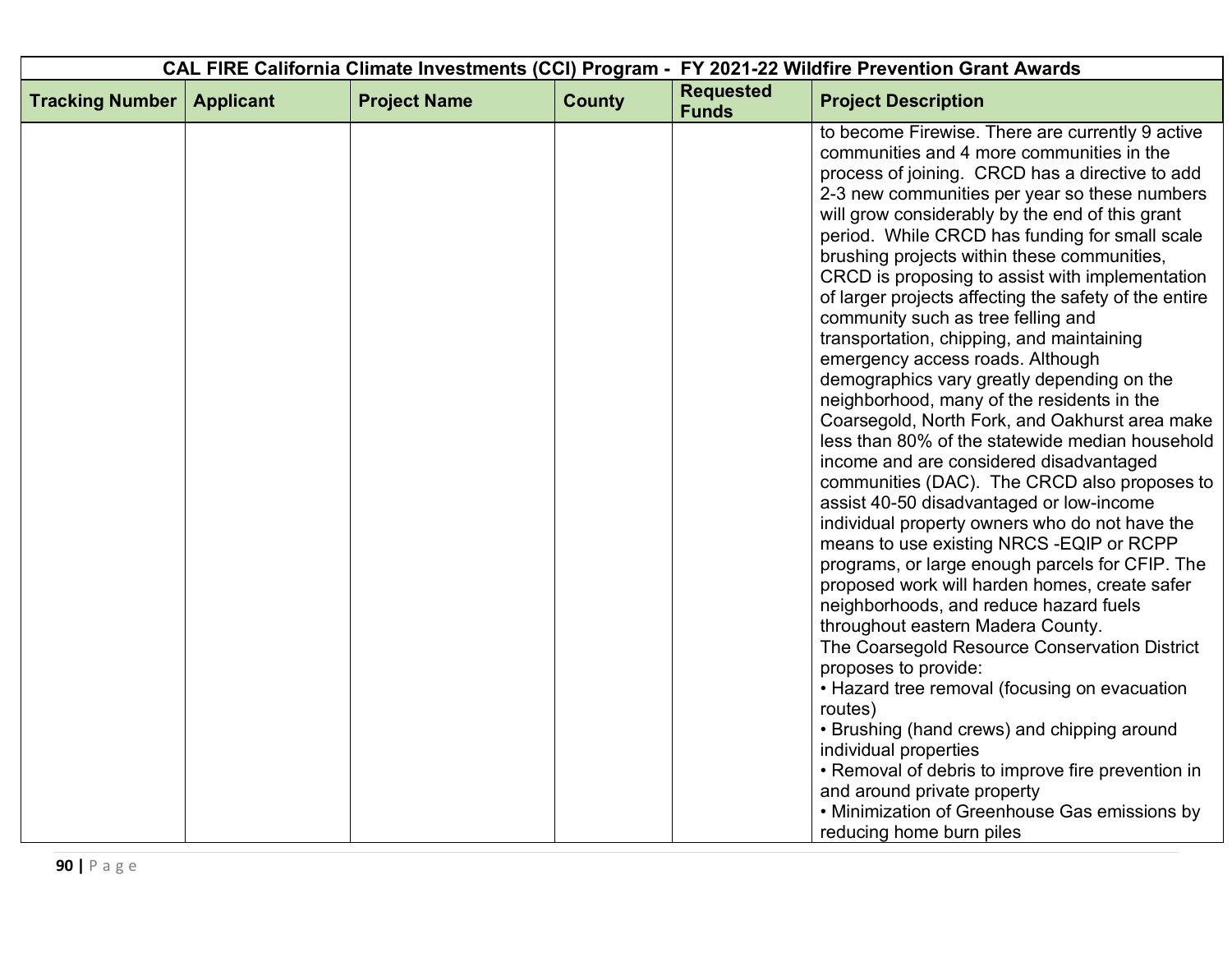| CAL FIRE California Climate Investments (CCI) Program - FY 2021-22 Wildfire Prevention Grant Awards | | | | | |
|---|---|---|---|---|---|
| **Tracking Number** | **Applicant** | **Project Name** | **County** | **Requested Funds** | **Project Description** |
| | | | | | to become Firewise. There are currently 9 active communities and 4 more communities in the process of joining. CRCD has a directive to add 2-3 new communities per year so these numbers will grow considerably by the end of this grant period. While CRCD has funding for small scale brushing projects within these communities, CRCD is proposing to assist with implementation of larger projects affecting the safety of the entire community such as tree felling and transportation, chipping, and maintaining emergency access roads. Although demographics vary greatly depending on the neighborhood, many of the residents in the Coarsegold, North Fork, and Oakhurst area make less than 80% of the statewide median household income and are considered disadvantaged communities (DAC). The CRCD also proposes to assist 40-50 disadvantaged or low-income individual property owners who do not have the means to use existing NRCS -EQIP or RCPP programs, or large enough parcels for CFIP. The proposed work will harden homes, create safer neighborhoods, and reduce hazard fuels throughout eastern Madera County.<br>The Coarsegold Resource Conservation District proposes to provide:<br>• Hazard tree removal (focusing on evacuation routes)<br>• Brushing (hand crews) and chipping around individual properties<br>• Removal of debris to improve fire prevention in and around private property<br>• Minimization of Greenhouse Gas emissions by reducing home burn piles |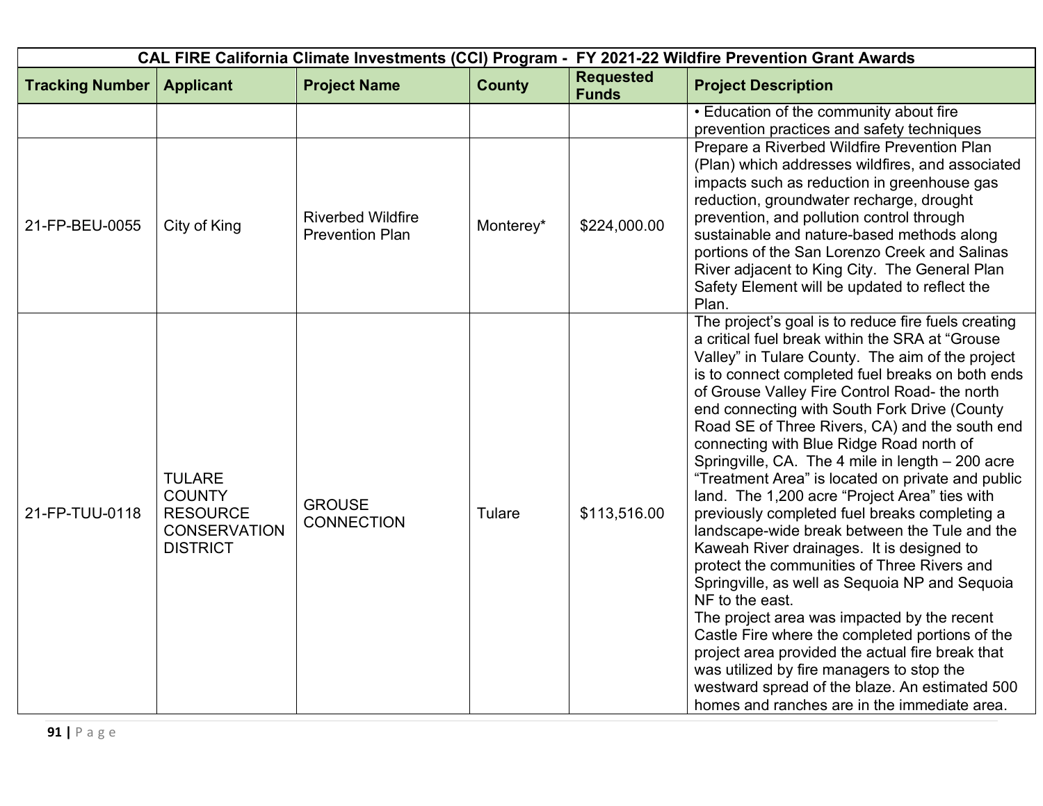| CAL FIRE California Climate Investments (CCI) Program - FY 2021-22 Wildfire Prevention Grant Awards | | | | | |
|---|---|---|---|---|---|
| **Tracking Number** | **Applicant** | **Project Name** | **County** | **Requested Funds** | **Project Description** |
| | | | | | • Education of the community about fire prevention practices and safety techniques |
| 21-FP-BEU-0055 | City of King | Riverbed Wildfire Prevention Plan | Monterey* | $224,000.00 | Prepare a Riverbed Wildfire Prevention Plan (Plan) which addresses wildfires, and associated impacts such as reduction in greenhouse gas reduction, groundwater recharge, drought prevention, and pollution control through sustainable and nature-based methods along portions of the San Lorenzo Creek and Salinas River adjacent to King City. The General Plan Safety Element will be updated to reflect the Plan. |
| 21-FP-TUU-0118 | TULARE COUNTY RESOURCE CONSERVATION DISTRICT | GROUSE CONNECTION | Tulare | $113,516.00 | The project's goal is to reduce fire fuels creating a critical fuel break within the SRA at "Grouse Valley" in Tulare County. The aim of the project is to connect completed fuel breaks on both ends of Grouse Valley Fire Control Road- the north end connecting with South Fork Drive (County Road SE of Three Rivers, CA) and the south end connecting with Blue Ridge Road north of Springville, CA. The 4 mile in length – 200 acre "Treatment Area" is located on private and public land. The 1,200 acre "Project Area" ties with previously completed fuel breaks completing a landscape-wide break between the Tule and the Kaweah River drainages. It is designed to protect the communities of Three Rivers and Springville, as well as Sequoia NP and Sequoia NF to the east.<br>The project area was impacted by the recent Castle Fire where the completed portions of the project area provided the actual fire break that was utilized by fire managers to stop the westward spread of the blaze. An estimated 500 homes and ranches are in the immediate area. |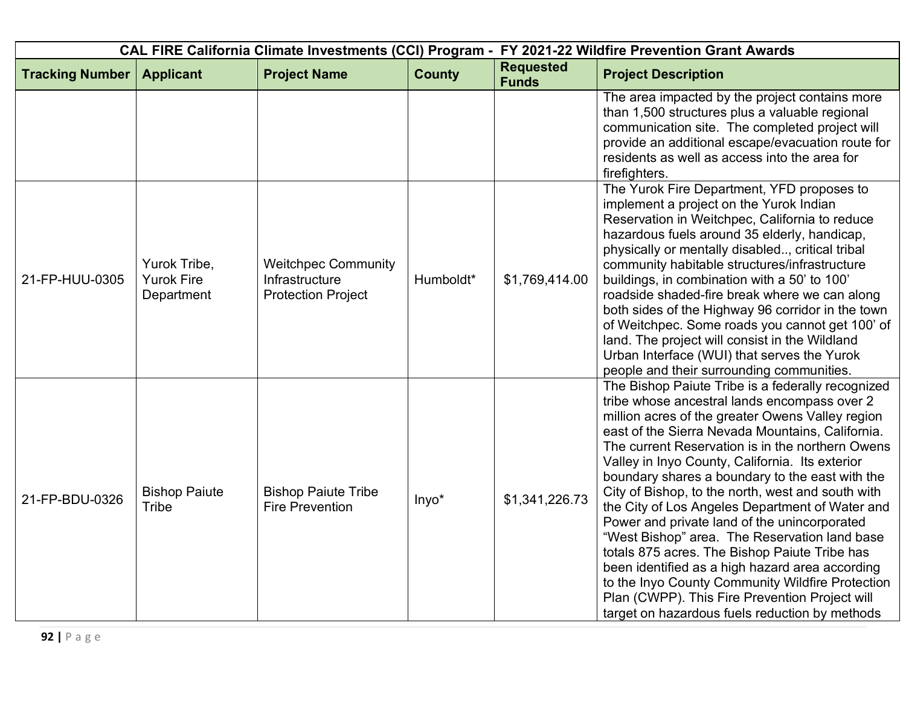| CAL FIRE California Climate Investments (CCI) Program - FY 2021-22 Wildfire Prevention Grant Awards | | | | | |
|---|---|---|---|---|---|
| **Tracking Number** | **Applicant** | **Project Name** | **County** | **Requested Funds** | **Project Description** |
| | | | | | The area impacted by the project contains more than 1,500 structures plus a valuable regional communication site. The completed project will provide an additional escape/evacuation route for residents as well as access into the area for firefighters. |
| 21-FP-HUU-0305 | Yurok Tribe, Yurok Fire Department | Weitchpec Community Infrastructure Protection Project | Humboldt* | $1,769,414.00 | The Yurok Fire Department, YFD proposes to implement a project on the Yurok Indian Reservation in Weitchpec, California to reduce hazardous fuels around 35 elderly, handicap, physically or mentally disabled.., critical tribal community habitable structures/infrastructure buildings, in combination with a 50' to 100' roadside shaded-fire break where we can along both sides of the Highway 96 corridor in the town of Weitchpec. Some roads you cannot get 100' of land. The project will consist in the Wildland Urban Interface (WUI) that serves the Yurok people and their surrounding communities. |
| 21-FP-BDU-0326 | Bishop Paiute Tribe | Bishop Paiute Tribe Fire Prevention | Inyo* | $1,341,226.73 | The Bishop Paiute Tribe is a federally recognized tribe whose ancestral lands encompass over 2 million acres of the greater Owens Valley region east of the Sierra Nevada Mountains, California. The current Reservation is in the northern Owens Valley in Inyo County, California. Its exterior boundary shares a boundary to the east with the City of Bishop, to the north, west and south with the City of Los Angeles Department of Water and Power and private land of the unincorporated "West Bishop" area. The Reservation land base totals 875 acres. The Bishop Paiute Tribe has been identified as a high hazard area according to the Inyo County Community Wildfire Protection Plan (CWPP). This Fire Prevention Project will target on hazardous fuels reduction by methods |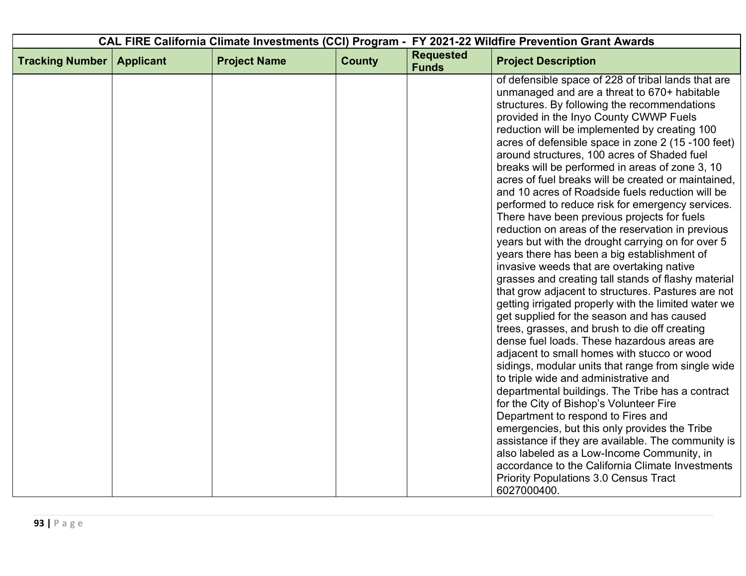| CAL FIRE California Climate Investments (CCI) Program - FY 2021-22 Wildfire Prevention Grant Awards | | | | | |
|---|---|---|---|---|---|
| **Tracking Number** | **Applicant** | **Project Name** | **County** | **Requested Funds** | **Project Description** |
| | | | | | of defensible space of 228 of tribal lands that are unmanaged and are a threat to 670+ habitable structures. By following the recommendations provided in the Inyo County CWWP Fuels reduction will be implemented by creating 100 acres of defensible space in zone 2 (15 -100 feet) around structures, 100 acres of Shaded fuel breaks will be performed in areas of zone 3, 10 acres of fuel breaks will be created or maintained, and 10 acres of Roadside fuels reduction will be performed to reduce risk for emergency services. There have been previous projects for fuels reduction on areas of the reservation in previous years but with the drought carrying on for over 5 years there has been a big establishment of invasive weeds that are overtaking native grasses and creating tall stands of flashy material that grow adjacent to structures. Pastures are not getting irrigated properly with the limited water we get supplied for the season and has caused trees, grasses, and brush to die off creating dense fuel loads. These hazardous areas are adjacent to small homes with stucco or wood sidings, modular units that range from single wide to triple wide and administrative and departmental buildings. The Tribe has a contract for the City of Bishop's Volunteer Fire Department to respond to Fires and emergencies, but this only provides the Tribe assistance if they are available. The community is also labeled as a Low-Income Community, in accordance to the California Climate Investments Priority Populations 3.0 Census Tract 6027000400. |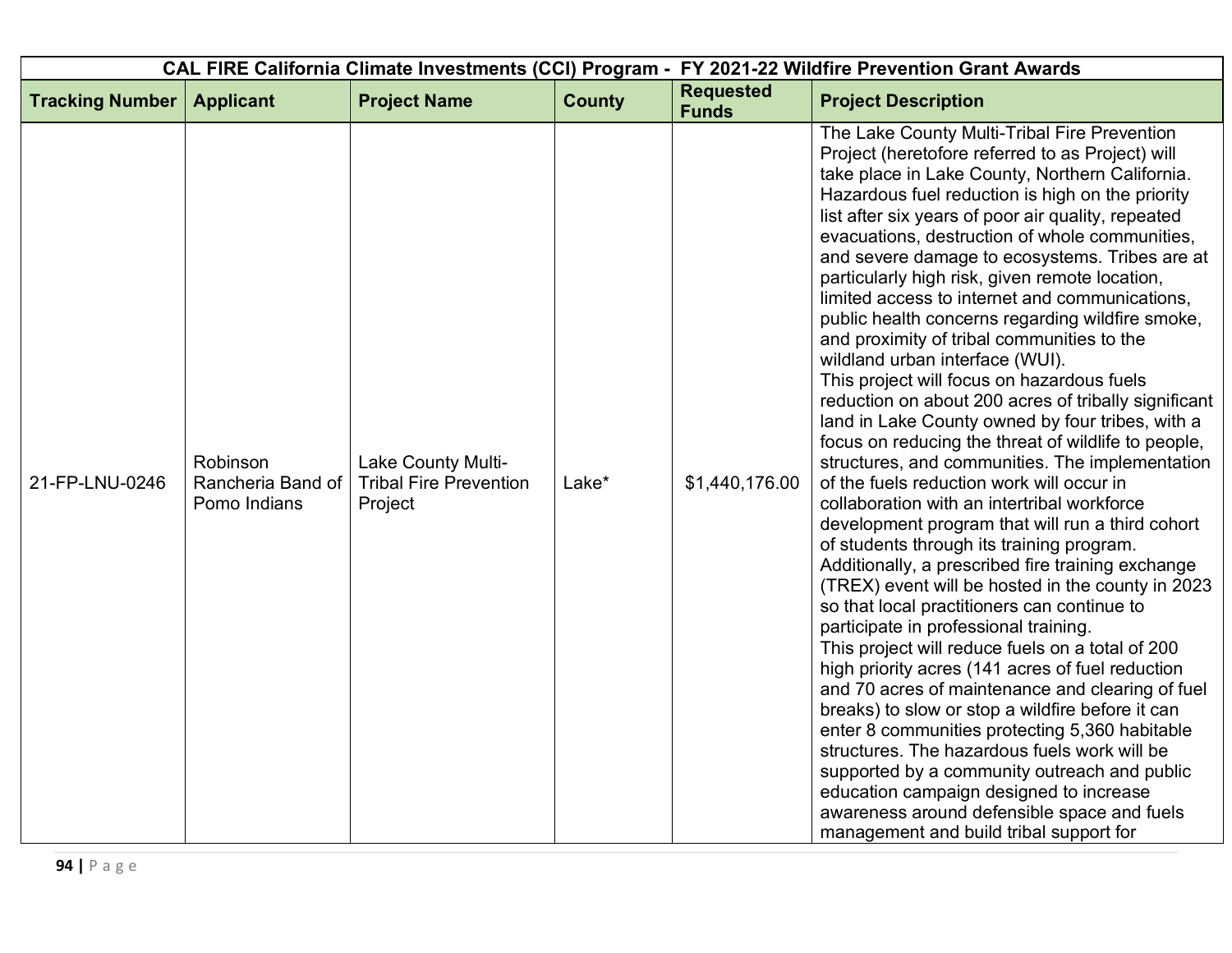| CAL FIRE California Climate Investments (CCI) Program - FY 2021-22 Wildfire Prevention Grant Awards | | | | | |
|---|---|---|---|---|---|
| **Tracking Number** | **Applicant** | **Project Name** | **County** | **Requested Funds** | **Project Description** |
| 21-FP-LNU-0246 | Robinson Rancheria Band of Pomo Indians | Lake County Multi-Tribal Fire Prevention Project | Lake* | $1,440,176.00 | The Lake County Multi-Tribal Fire Prevention Project (heretofore referred to as Project) will take place in Lake County, Northern California. Hazardous fuel reduction is high on the priority list after six years of poor air quality, repeated evacuations, destruction of whole communities, and severe damage to ecosystems. Tribes are at particularly high risk, given remote location, limited access to internet and communications, public health concerns regarding wildfire smoke, and proximity of tribal communities to the wildland urban interface (WUI).<br>This project will focus on hazardous fuels reduction on about 200 acres of tribally significant land in Lake County owned by four tribes, with a focus on reducing the threat of wildlife to people, structures, and communities. The implementation of the fuels reduction work will occur in collaboration with an intertribal workforce development program that will run a third cohort of students through its training program. Additionally, a prescribed fire training exchange (TREX) event will be hosted in the county in 2023 so that local practitioners can continue to participate in professional training.<br>This project will reduce fuels on a total of 200 high priority acres (141 acres of fuel reduction and 70 acres of maintenance and clearing of fuel breaks) to slow or stop a wildfire before it can enter 8 communities protecting 5,360 habitable structures. The hazardous fuels work will be supported by a community outreach and public education campaign designed to increase awareness around defensible space and fuels management and build tribal support for |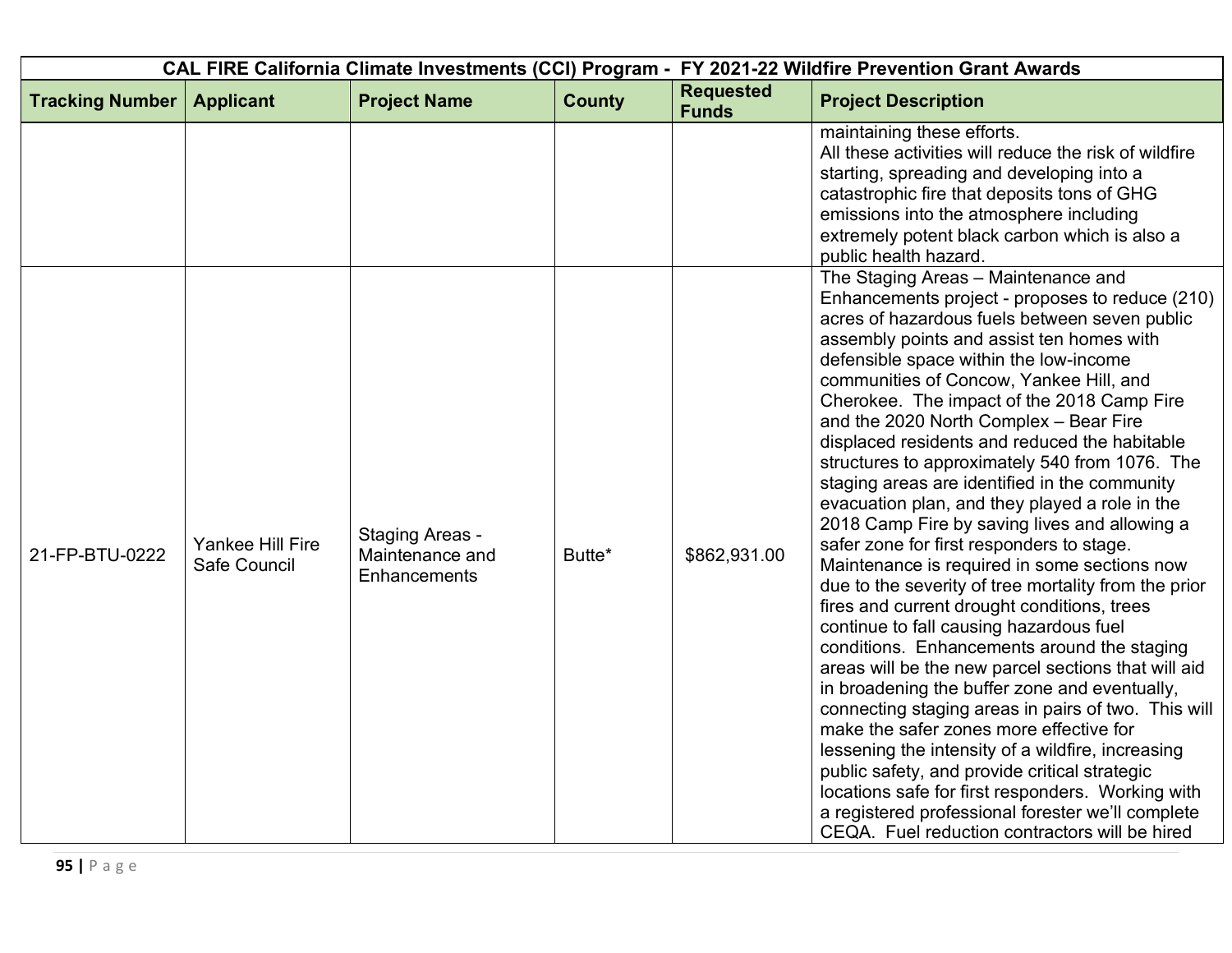| CAL FIRE California Climate Investments (CCI) Program - FY 2021-22 Wildfire Prevention Grant Awards | | | | | |
|---|---|---|---|---|---|
| **Tracking Number** | **Applicant** | **Project Name** | **County** | **Requested Funds** | **Project Description** |
| | | | | | maintaining these efforts. All these activities will reduce the risk of wildfire starting, spreading and developing into a catastrophic fire that deposits tons of GHG emissions into the atmosphere including extremely potent black carbon which is also a public health hazard. |
| 21-FP-BTU-0222 | Yankee Hill Fire Safe Council | Staging Areas - Maintenance and Enhancements | Butte* | $862,931.00 | The Staging Areas – Maintenance and Enhancements project - proposes to reduce (210) acres of hazardous fuels between seven public assembly points and assist ten homes with defensible space within the low-income communities of Concow, Yankee Hill, and Cherokee. The impact of the 2018 Camp Fire and the 2020 North Complex – Bear Fire displaced residents and reduced the habitable structures to approximately 540 from 1076. The staging areas are identified in the community evacuation plan, and they played a role in the 2018 Camp Fire by saving lives and allowing a safer zone for first responders to stage. Maintenance is required in some sections now due to the severity of tree mortality from the prior fires and current drought conditions, trees continue to fall causing hazardous fuel conditions. Enhancements around the staging areas will be the new parcel sections that will aid in broadening the buffer zone and eventually, connecting staging areas in pairs of two. This will make the safer zones more effective for lessening the intensity of a wildfire, increasing public safety, and provide critical strategic locations safe for first responders. Working with a registered professional forester we'll complete CEQA. Fuel reduction contractors will be hired |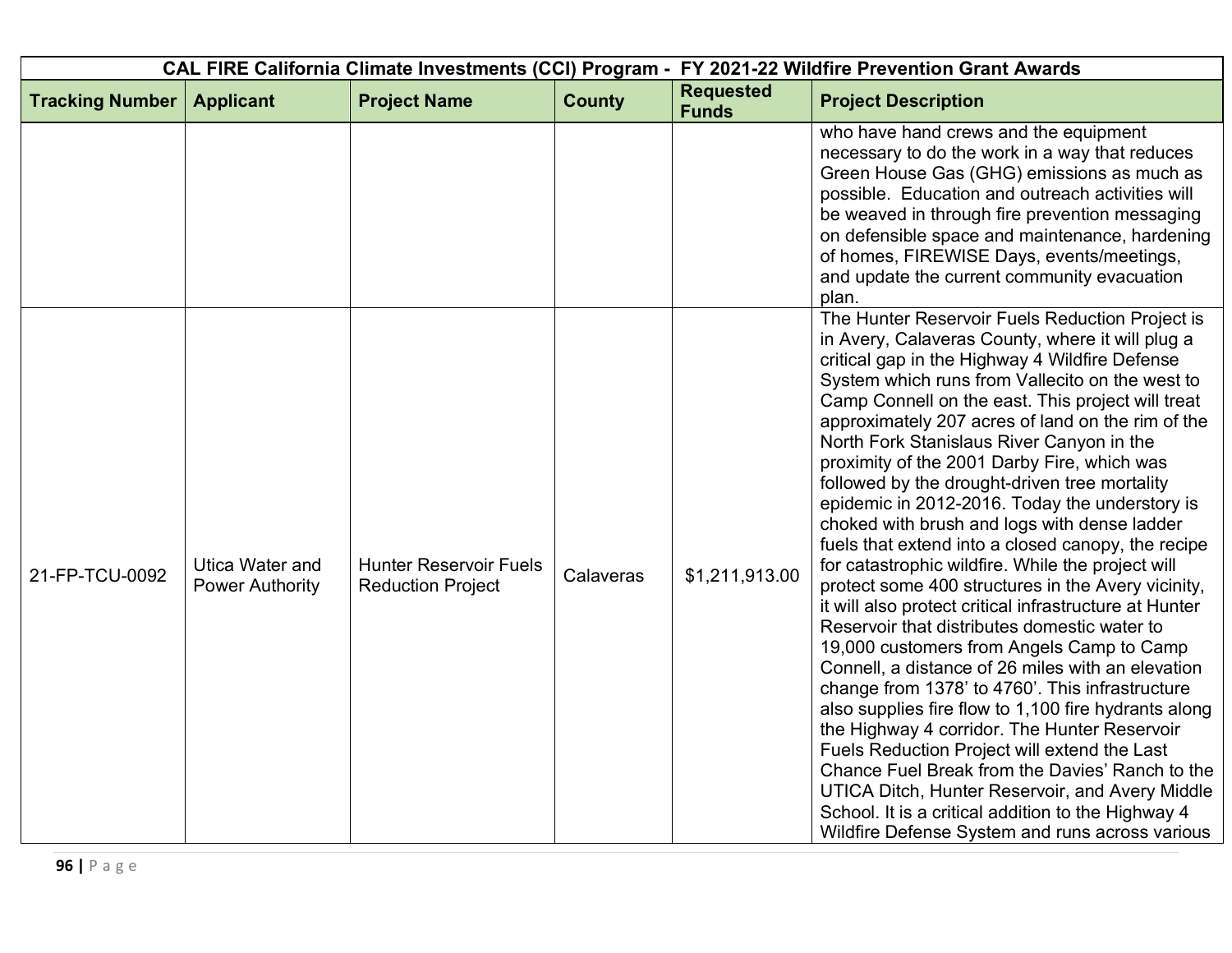| CAL FIRE California Climate Investments (CCI) Program - FY 2021-22 Wildfire Prevention Grant Awards | | | | | |
|---|---|---|---|---|---|
| **Tracking Number** | **Applicant** | **Project Name** | **County** | **Requested Funds** | **Project Description** |
| | | | | | who have hand crews and the equipment necessary to do the work in a way that reduces Green House Gas (GHG) emissions as much as possible. Education and outreach activities will be weaved in through fire prevention messaging on defensible space and maintenance, hardening of homes, FIREWISE Days, events/meetings, and update the current community evacuation plan. |
| 21-FP-TCU-0092 | Utica Water and Power Authority | Hunter Reservoir Fuels Reduction Project | Calaveras | $1,211,913.00 | The Hunter Reservoir Fuels Reduction Project is in Avery, Calaveras County, where it will plug a critical gap in the Highway 4 Wildfire Defense System which runs from Vallecito on the west to Camp Connell on the east. This project will treat approximately 207 acres of land on the rim of the North Fork Stanislaus River Canyon in the proximity of the 2001 Darby Fire, which was followed by the drought-driven tree mortality epidemic in 2012-2016. Today the understory is choked with brush and logs with dense ladder fuels that extend into a closed canopy, the recipe for catastrophic wildfire. While the project will protect some 400 structures in the Avery vicinity, it will also protect critical infrastructure at Hunter Reservoir that distributes domestic water to 19,000 customers from Angels Camp to Camp Connell, a distance of 26 miles with an elevation change from 1378' to 4760'. This infrastructure also supplies fire flow to 1,100 fire hydrants along the Highway 4 corridor. The Hunter Reservoir Fuels Reduction Project will extend the Last Chance Fuel Break from the Davies' Ranch to the UTICA Ditch, Hunter Reservoir, and Avery Middle School. It is a critical addition to the Highway 4 Wildfire Defense System and runs across various |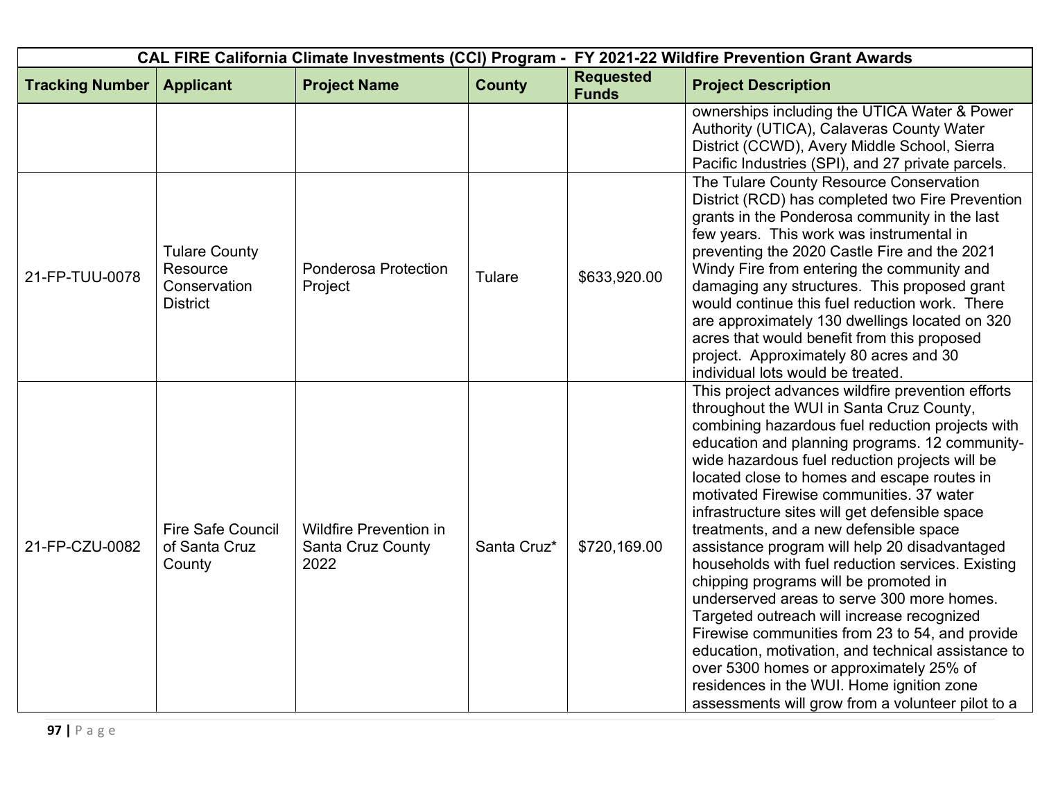| CAL FIRE California Climate Investments (CCI) Program - FY 2021-22 Wildfire Prevention Grant Awards | | | | | |
|---|---|---|---|---|---|
| **Tracking Number** | **Applicant** | **Project Name** | **County** | **Requested Funds** | **Project Description** |
| | | | | | ownerships including the UTICA Water & Power Authority (UTICA), Calaveras County Water District (CCWD), Avery Middle School, Sierra Pacific Industries (SPI), and 27 private parcels. |
| 21-FP-TUU-0078 | Tulare County Resource Conservation District | Ponderosa Protection Project | Tulare | $633,920.00 | The Tulare County Resource Conservation District (RCD) has completed two Fire Prevention grants in the Ponderosa community in the last few years. This work was instrumental in preventing the 2020 Castle Fire and the 2021 Windy Fire from entering the community and damaging any structures. This proposed grant would continue this fuel reduction work. There are approximately 130 dwellings located on 320 acres that would benefit from this proposed project. Approximately 80 acres and 30 individual lots would be treated. |
| 21-FP-CZU-0082 | Fire Safe Council of Santa Cruz County | Wildfire Prevention in Santa Cruz County 2022 | Santa Cruz* | $720,169.00 | This project advances wildfire prevention efforts throughout the WUI in Santa Cruz County, combining hazardous fuel reduction projects with education and planning programs. 12 community-wide hazardous fuel reduction projects will be located close to homes and escape routes in motivated Firewise communities. 37 water infrastructure sites will get defensible space treatments, and a new defensible space assistance program will help 20 disadvantaged households with fuel reduction services. Existing chipping programs will be promoted in underserved areas to serve 300 more homes. Targeted outreach will increase recognized Firewise communities from 23 to 54, and provide education, motivation, and technical assistance to over 5300 homes or approximately 25% of residences in the WUI. Home ignition zone assessments will grow from a volunteer pilot to a |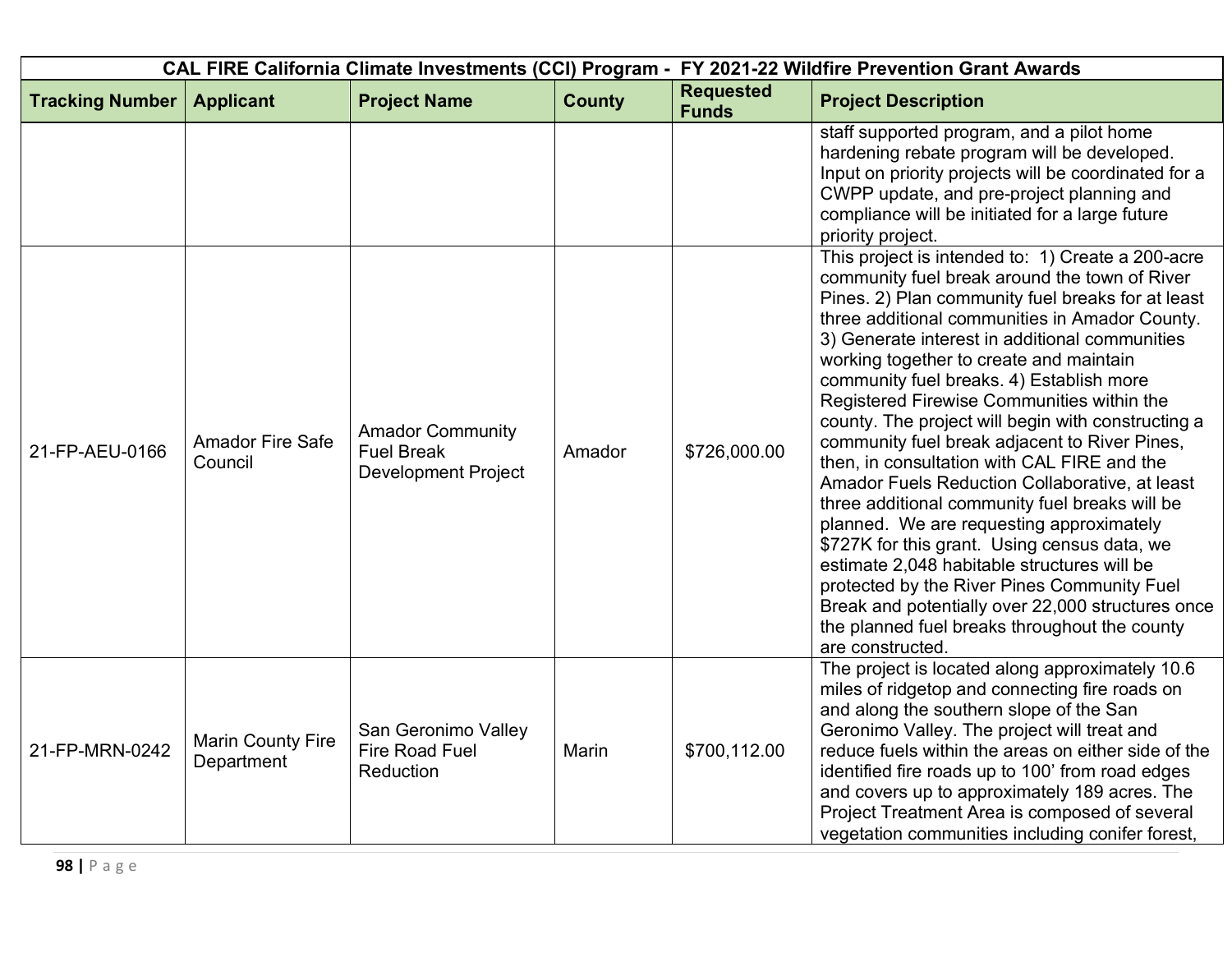| CAL FIRE California Climate Investments (CCI) Program - FY 2021-22 Wildfire Prevention Grant Awards | | | | | |
|---|---|---|---|---|---|
| **Tracking Number** | **Applicant** | **Project Name** | **County** | **Requested Funds** | **Project Description** |
| | | | | | staff supported program, and a pilot home hardening rebate program will be developed. Input on priority projects will be coordinated for a CWPP update, and pre-project planning and compliance will be initiated for a large future priority project. |
| 21-FP-AEU-0166 | Amador Fire Safe Council | Amador Community Fuel Break Development Project | Amador | $726,000.00 | This project is intended to: 1) Create a 200-acre community fuel break around the town of River Pines. 2) Plan community fuel breaks for at least three additional communities in Amador County. 3) Generate interest in additional communities working together to create and maintain community fuel breaks. 4) Establish more Registered Firewise Communities within the county. The project will begin with constructing a community fuel break adjacent to River Pines, then, in consultation with CAL FIRE and the Amador Fuels Reduction Collaborative, at least three additional community fuel breaks will be planned. We are requesting approximately $727K for this grant. Using census data, we estimate 2,048 habitable structures will be protected by the River Pines Community Fuel Break and potentially over 22,000 structures once the planned fuel breaks throughout the county are constructed. |
| 21-FP-MRN-0242 | Marin County Fire Department | San Geronimo Valley Fire Road Fuel Reduction | Marin | $700,112.00 | The project is located along approximately 10.6 miles of ridgetop and connecting fire roads on and along the southern slope of the San Geronimo Valley. The project will treat and reduce fuels within the areas on either side of the identified fire roads up to 100' from road edges and covers up to approximately 189 acres. The Project Treatment Area is composed of several vegetation communities including conifer forest, |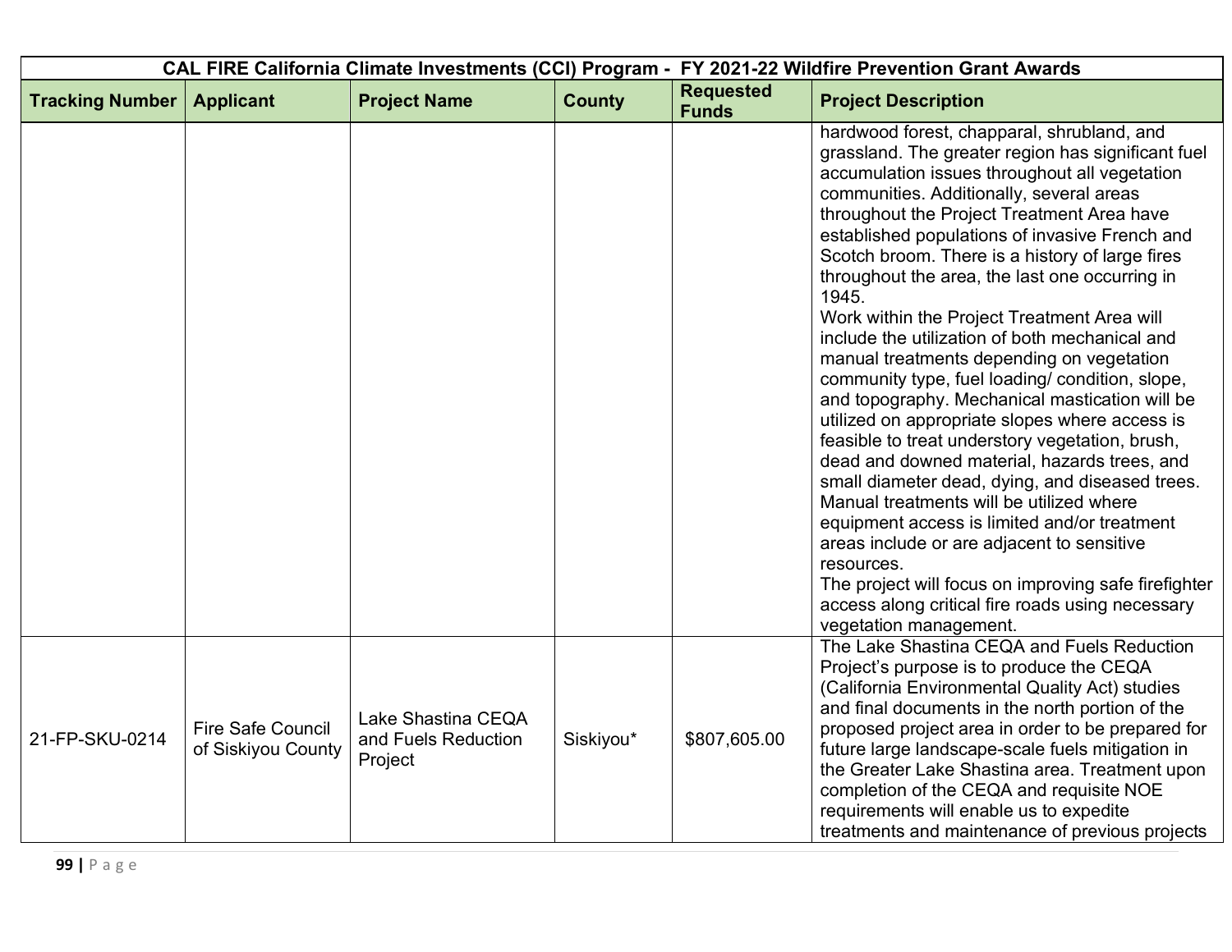| CAL FIRE California Climate Investments (CCI) Program - FY 2021-22 Wildfire Prevention Grant Awards | | | | | |
|---|---|---|---|---|---|
| **Tracking Number** | **Applicant** | **Project Name** | **County** | **Requested Funds** | **Project Description** |
| | | | | | hardwood forest, chapparal, shrubland, and grassland. The greater region has significant fuel accumulation issues throughout all vegetation communities. Additionally, several areas throughout the Project Treatment Area have established populations of invasive French and Scotch broom. There is a history of large fires throughout the area, the last one occurring in 1945.<br>Work within the Project Treatment Area will include the utilization of both mechanical and manual treatments depending on vegetation community type, fuel loading/ condition, slope, and topography. Mechanical mastication will be utilized on appropriate slopes where access is feasible to treat understory vegetation, brush, dead and downed material, hazards trees, and small diameter dead, dying, and diseased trees. Manual treatments will be utilized where equipment access is limited and/or treatment areas include or are adjacent to sensitive resources.<br>The project will focus on improving safe firefighter access along critical fire roads using necessary vegetation management. |
| 21-FP-SKU-0214 | Fire Safe Council of Siskiyou County | Lake Shastina CEQA and Fuels Reduction Project | Siskiyou* | $807,605.00 | The Lake Shastina CEQA and Fuels Reduction Project's purpose is to produce the CEQA (California Environmental Quality Act) studies and final documents in the north portion of the proposed project area in order to be prepared for future large landscape-scale fuels mitigation in the Greater Lake Shastina area. Treatment upon completion of the CEQA and requisite NOE requirements will enable us to expedite treatments and maintenance of previous projects |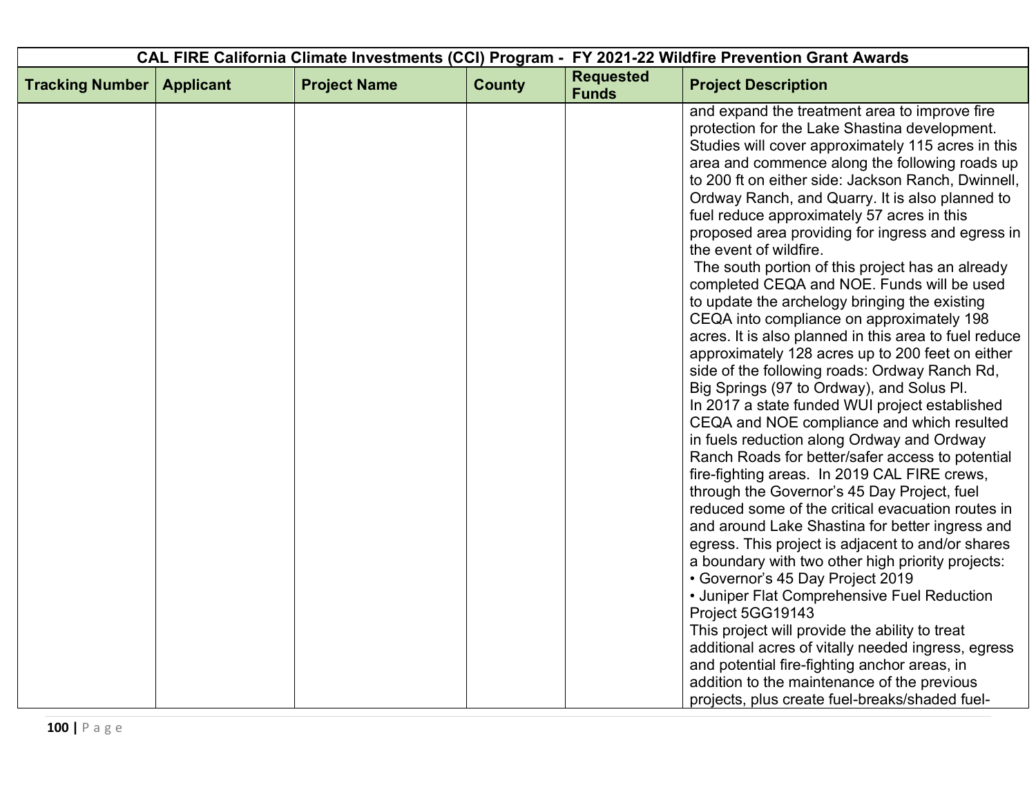| CAL FIRE California Climate Investments (CCI) Program - FY 2021-22 Wildfire Prevention Grant Awards | | | | | |
|---|---|---|---|---|---|
| **Tracking Number** | **Applicant** | **Project Name** | **County** | **Requested Funds** | **Project Description** |
| | | | | | and expand the treatment area to improve fire protection for the Lake Shastina development. Studies will cover approximately 115 acres in this area and commence along the following roads up to 200 ft on either side: Jackson Ranch, Dwinnell, Ordway Ranch, and Quarry. It is also planned to fuel reduce approximately 57 acres in this proposed area providing for ingress and egress in the event of wildfire.<br>The south portion of this project has an already completed CEQA and NOE. Funds will be used to update the archelogy bringing the existing CEQA into compliance on approximately 198 acres. It is also planned in this area to fuel reduce approximately 128 acres up to 200 feet on either side of the following roads: Ordway Ranch Rd, Big Springs (97 to Ordway), and Solus Pl.<br>In 2017 a state funded WUI project established CEQA and NOE compliance and which resulted in fuels reduction along Ordway and Ordway Ranch Roads for better/safer access to potential fire-fighting areas. In 2019 CAL FIRE crews, through the Governor's 45 Day Project, fuel reduced some of the critical evacuation routes in and around Lake Shastina for better ingress and egress. This project is adjacent to and/or shares a boundary with two other high priority projects:<br>• Governor's 45 Day Project 2019<br>• Juniper Flat Comprehensive Fuel Reduction Project 5GG19143<br>This project will provide the ability to treat additional acres of vitally needed ingress, egress and potential fire-fighting anchor areas, in addition to the maintenance of the previous projects, plus create fuel-breaks/shaded fuel- |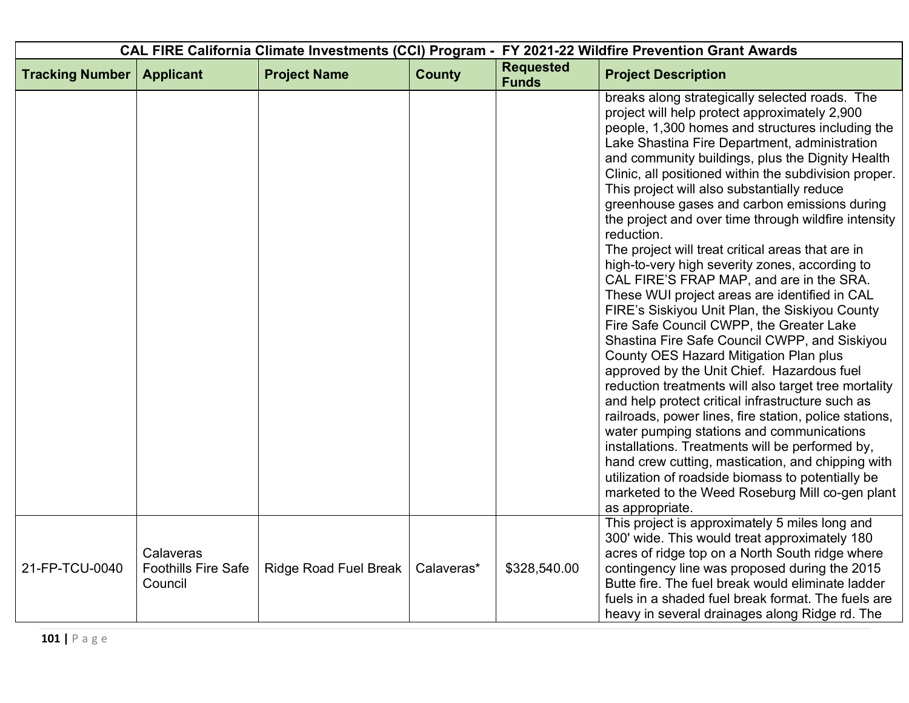| CAL FIRE California Climate Investments (CCI) Program - FY 2021-22 Wildfire Prevention Grant Awards | | | | | |
|---|---|---|---|---|---|
| **Tracking Number** | **Applicant** | **Project Name** | **County** | **Requested Funds** | **Project Description** |
| | | | | | breaks along strategically selected roads. The project will help protect approximately 2,900 people, 1,300 homes and structures including the Lake Shastina Fire Department, administration and community buildings, plus the Dignity Health Clinic, all positioned within the subdivision proper. This project will also substantially reduce greenhouse gases and carbon emissions during the project and over time through wildfire intensity reduction.<br>The project will treat critical areas that are in high-to-very high severity zones, according to CAL FIRE'S FRAP MAP, and are in the SRA. These WUI project areas are identified in CAL FIRE's Siskiyou Unit Plan, the Siskiyou County Fire Safe Council CWPP, the Greater Lake Shastina Fire Safe Council CWPP, and Siskiyou County OES Hazard Mitigation Plan plus approved by the Unit Chief. Hazardous fuel reduction treatments will also target tree mortality and help protect critical infrastructure such as railroads, power lines, fire station, police stations, water pumping stations and communications installations. Treatments will be performed by, hand crew cutting, mastication, and chipping with utilization of roadside biomass to potentially be marketed to the Weed Roseburg Mill co-gen plant as appropriate. |
| 21-FP-TCU-0040 | Calaveras Foothills Fire Safe Council | Ridge Road Fuel Break | Calaveras* | $328,540.00 | This project is approximately 5 miles long and 300' wide. This would treat approximately 180 acres of ridge top on a North South ridge where contingency line was proposed during the 2015 Butte fire. The fuel break would eliminate ladder fuels in a shaded fuel break format. The fuels are heavy in several drainages along Ridge rd. The |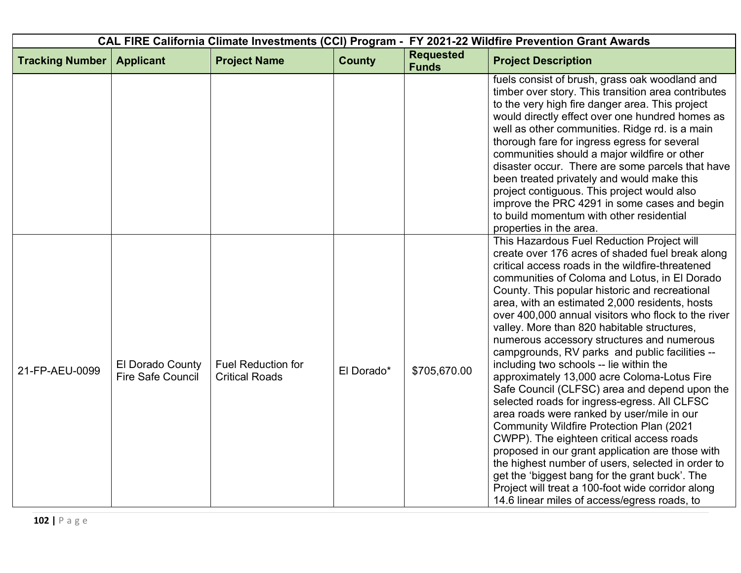| CAL FIRE California Climate Investments (CCI) Program - FY 2021-22 Wildfire Prevention Grant Awards | | | | | |
|---|---|---|---|---|---|
| **Tracking Number** | **Applicant** | **Project Name** | **County** | **Requested Funds** | **Project Description** |
| | | | | | fuels consist of brush, grass oak woodland and timber over story. This transition area contributes to the very high fire danger area. This project would directly effect over one hundred homes as well as other communities. Ridge rd. is a main thorough fare for ingress egress for several communities should a major wildfire or other disaster occur. There are some parcels that have been treated privately and would make this project contiguous. This project would also improve the PRC 4291 in some cases and begin to build momentum with other residential properties in the area. |
| 21-FP-AEU-0099 | El Dorado County Fire Safe Council | Fuel Reduction for Critical Roads | El Dorado* | $705,670.00 | This Hazardous Fuel Reduction Project will create over 176 acres of shaded fuel break along critical access roads in the wildfire-threatened communities of Coloma and Lotus, in El Dorado County. This popular historic and recreational area, with an estimated 2,000 residents, hosts over 400,000 annual visitors who flock to the river valley. More than 820 habitable structures, numerous accessory structures and numerous campgrounds, RV parks and public facilities -- including two schools -- lie within the approximately 13,000 acre Coloma-Lotus Fire Safe Council (CLFSC) area and depend upon the selected roads for ingress-egress. All CLFSC area roads were ranked by user/mile in our Community Wildfire Protection Plan (2021 CWPP). The eighteen critical access roads proposed in our grant application are those with the highest number of users, selected in order to get the 'biggest bang for the grant buck'. The Project will treat a 100-foot wide corridor along 14.6 linear miles of access/egress roads, to |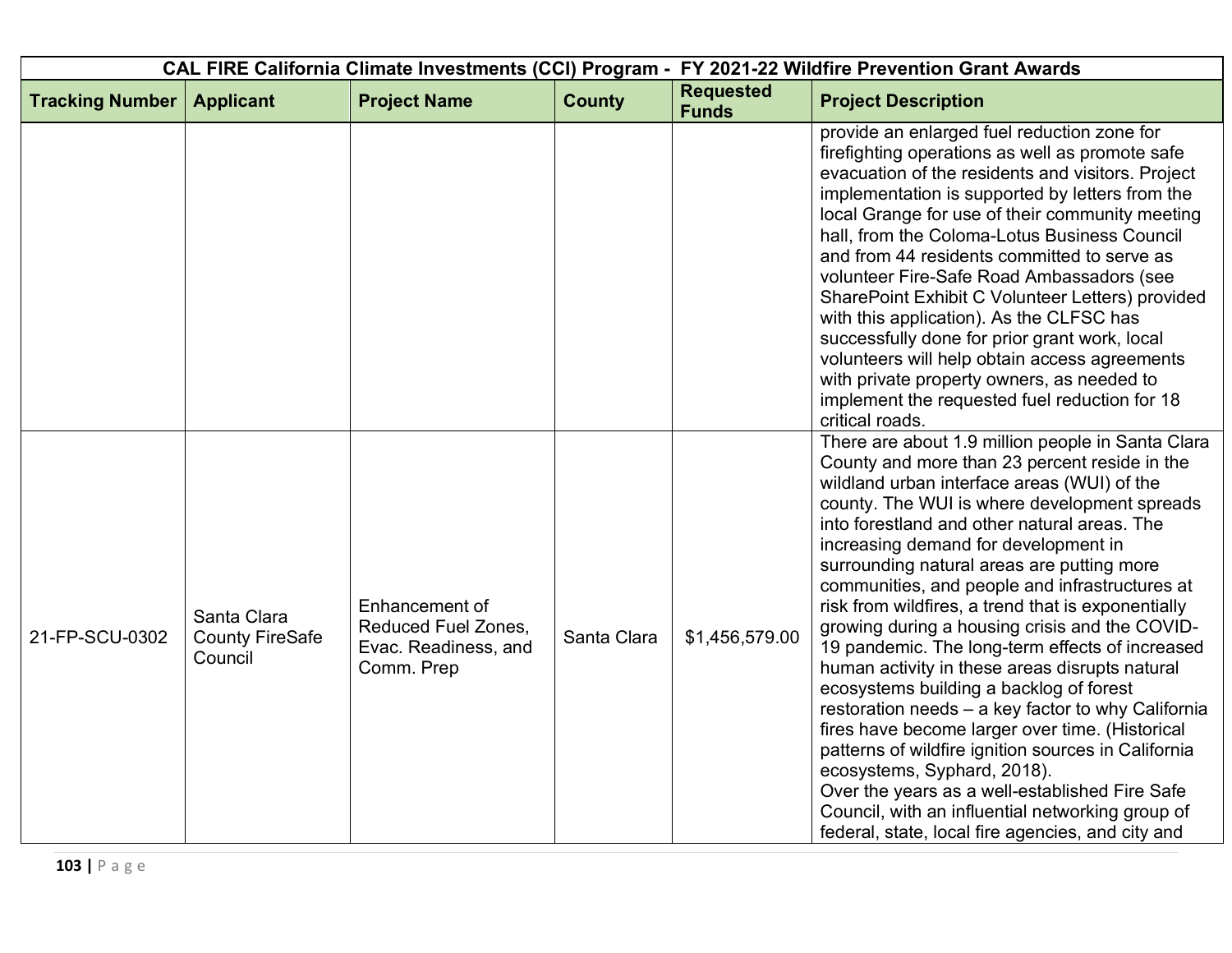| CAL FIRE California Climate Investments (CCI) Program - FY 2021-22 Wildfire Prevention Grant Awards | | | | | |
|---|---|---|---|---|---|
| **Tracking Number** | **Applicant** | **Project Name** | **County** | **Requested Funds** | **Project Description** |
| | | | | | provide an enlarged fuel reduction zone for firefighting operations as well as promote safe evacuation of the residents and visitors. Project implementation is supported by letters from the local Grange for use of their community meeting hall, from the Coloma-Lotus Business Council and from 44 residents committed to serve as volunteer Fire-Safe Road Ambassadors (see SharePoint Exhibit C Volunteer Letters) provided with this application). As the CLFSC has successfully done for prior grant work, local volunteers will help obtain access agreements with private property owners, as needed to implement the requested fuel reduction for 18 critical roads. |
| 21-FP-SCU-0302 | Santa Clara County FireSafe Council | Enhancement of Reduced Fuel Zones, Evac. Readiness, and Comm. Prep | Santa Clara | $1,456,579.00 | There are about 1.9 million people in Santa Clara County and more than 23 percent reside in the wildland urban interface areas (WUI) of the county. The WUI is where development spreads into forestland and other natural areas. The increasing demand for development in surrounding natural areas are putting more communities, and people and infrastructures at risk from wildfires, a trend that is exponentially growing during a housing crisis and the COVID-19 pandemic. The long-term effects of increased human activity in these areas disrupts natural ecosystems building a backlog of forest restoration needs – a key factor to why California fires have become larger over time. (Historical patterns of wildfire ignition sources in California ecosystems, Syphard, 2018).<br>Over the years as a well-established Fire Safe Council, with an influential networking group of federal, state, local fire agencies, and city and |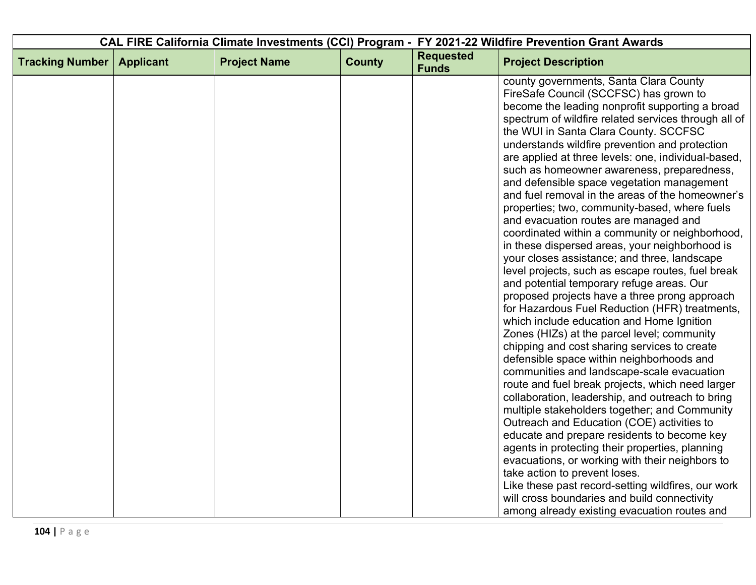| CAL FIRE California Climate Investments (CCI) Program - FY 2021-22 Wildfire Prevention Grant Awards | | | | | |
|---|---|---|---|---|---|
| **Tracking Number** | **Applicant** | **Project Name** | **County** | **Requested Funds** | **Project Description** |
| | | | | | county governments, Santa Clara County FireSafe Council (SCCFSC) has grown to become the leading nonprofit supporting a broad spectrum of wildfire related services through all of the WUI in Santa Clara County. SCCFSC understands wildfire prevention and protection are applied at three levels: one, individual-based, such as homeowner awareness, preparedness, and defensible space vegetation management and fuel removal in the areas of the homeowner's properties; two, community-based, where fuels and evacuation routes are managed and coordinated within a community or neighborhood, in these dispersed areas, your neighborhood is your closes assistance; and three, landscape level projects, such as escape routes, fuel break and potential temporary refuge areas. Our proposed projects have a three prong approach for Hazardous Fuel Reduction (HFR) treatments, which include education and Home Ignition Zones (HIZs) at the parcel level; community chipping and cost sharing services to create defensible space within neighborhoods and communities and landscape-scale evacuation route and fuel break projects, which need larger collaboration, leadership, and outreach to bring multiple stakeholders together; and Community Outreach and Education (COE) activities to educate and prepare residents to become key agents in protecting their properties, planning evacuations, or working with their neighbors to take action to prevent loses.<br>Like these past record-setting wildfires, our work will cross boundaries and build connectivity among already existing evacuation routes and |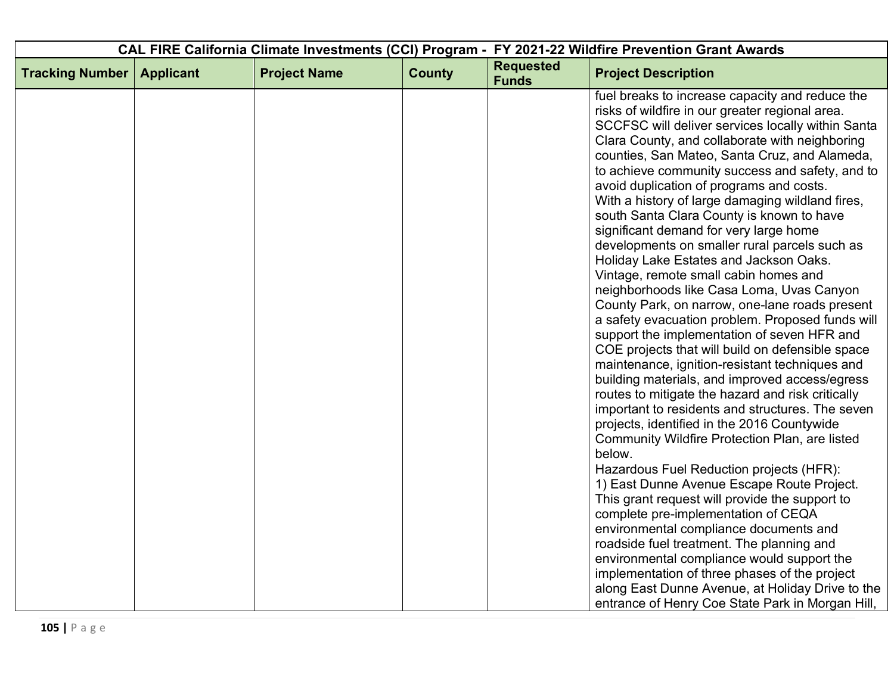| CAL FIRE California Climate Investments (CCI) Program - FY 2021-22 Wildfire Prevention Grant Awards | | | | | |
|---|---|---|---|---|---|
| **Tracking Number** | **Applicant** | **Project Name** | **County** | **Requested Funds** | **Project Description** |
| | | | | | fuel breaks to increase capacity and reduce the risks of wildfire in our greater regional area. SCCFSC will deliver services locally within Santa Clara County, and collaborate with neighboring counties, San Mateo, Santa Cruz, and Alameda, to achieve community success and safety, and to avoid duplication of programs and costs.<br>With a history of large damaging wildland fires, south Santa Clara County is known to have significant demand for very large home developments on smaller rural parcels such as Holiday Lake Estates and Jackson Oaks. Vintage, remote small cabin homes and neighborhoods like Casa Loma, Uvas Canyon County Park, on narrow, one-lane roads present a safety evacuation problem. Proposed funds will support the implementation of seven HFR and COE projects that will build on defensible space maintenance, ignition-resistant techniques and building materials, and improved access/egress routes to mitigate the hazard and risk critically important to residents and structures. The seven projects, identified in the 2016 Countywide Community Wildfire Protection Plan, are listed below.<br>Hazardous Fuel Reduction projects (HFR):<br>1) East Dunne Avenue Escape Route Project. This grant request will provide the support to complete pre-implementation of CEQA environmental compliance documents and roadside fuel treatment. The planning and environmental compliance would support the implementation of three phases of the project along East Dunne Avenue, at Holiday Drive to the entrance of Henry Coe State Park in Morgan Hill, |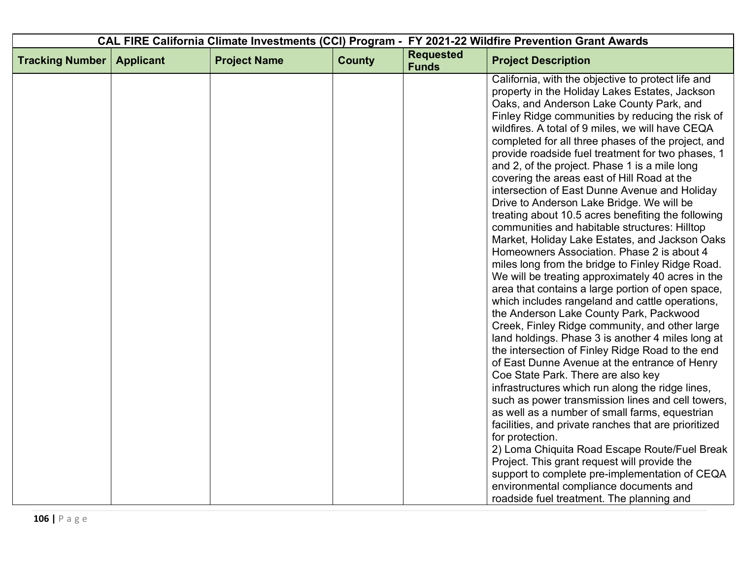| CAL FIRE California Climate Investments (CCI) Program - FY 2021-22 Wildfire Prevention Grant Awards | | | | | |
|---|---|---|---|---|---|
| **Tracking Number** | **Applicant** | **Project Name** | **County** | **Requested Funds** | **Project Description** |
| | | | | | California, with the objective to protect life and property in the Holiday Lakes Estates, Jackson Oaks, and Anderson Lake County Park, and Finley Ridge communities by reducing the risk of wildfires. A total of 9 miles, we will have CEQA completed for all three phases of the project, and provide roadside fuel treatment for two phases, 1 and 2, of the project. Phase 1 is a mile long covering the areas east of Hill Road at the intersection of East Dunne Avenue and Holiday Drive to Anderson Lake Bridge. We will be treating about 10.5 acres benefiting the following communities and habitable structures: Hilltop Market, Holiday Lake Estates, and Jackson Oaks Homeowners Association. Phase 2 is about 4 miles long from the bridge to Finley Ridge Road. We will be treating approximately 40 acres in the area that contains a large portion of open space, which includes rangeland and cattle operations, the Anderson Lake County Park, Packwood Creek, Finley Ridge community, and other large land holdings. Phase 3 is another 4 miles long at the intersection of Finley Ridge Road to the end of East Dunne Avenue at the entrance of Henry Coe State Park. There are also key infrastructures which run along the ridge lines, such as power transmission lines and cell towers, as well as a number of small farms, equestrian facilities, and private ranches that are prioritized for protection.<br>2) Loma Chiquita Road Escape Route/Fuel Break Project. This grant request will provide the support to complete pre-implementation of CEQA environmental compliance documents and roadside fuel treatment. The planning and |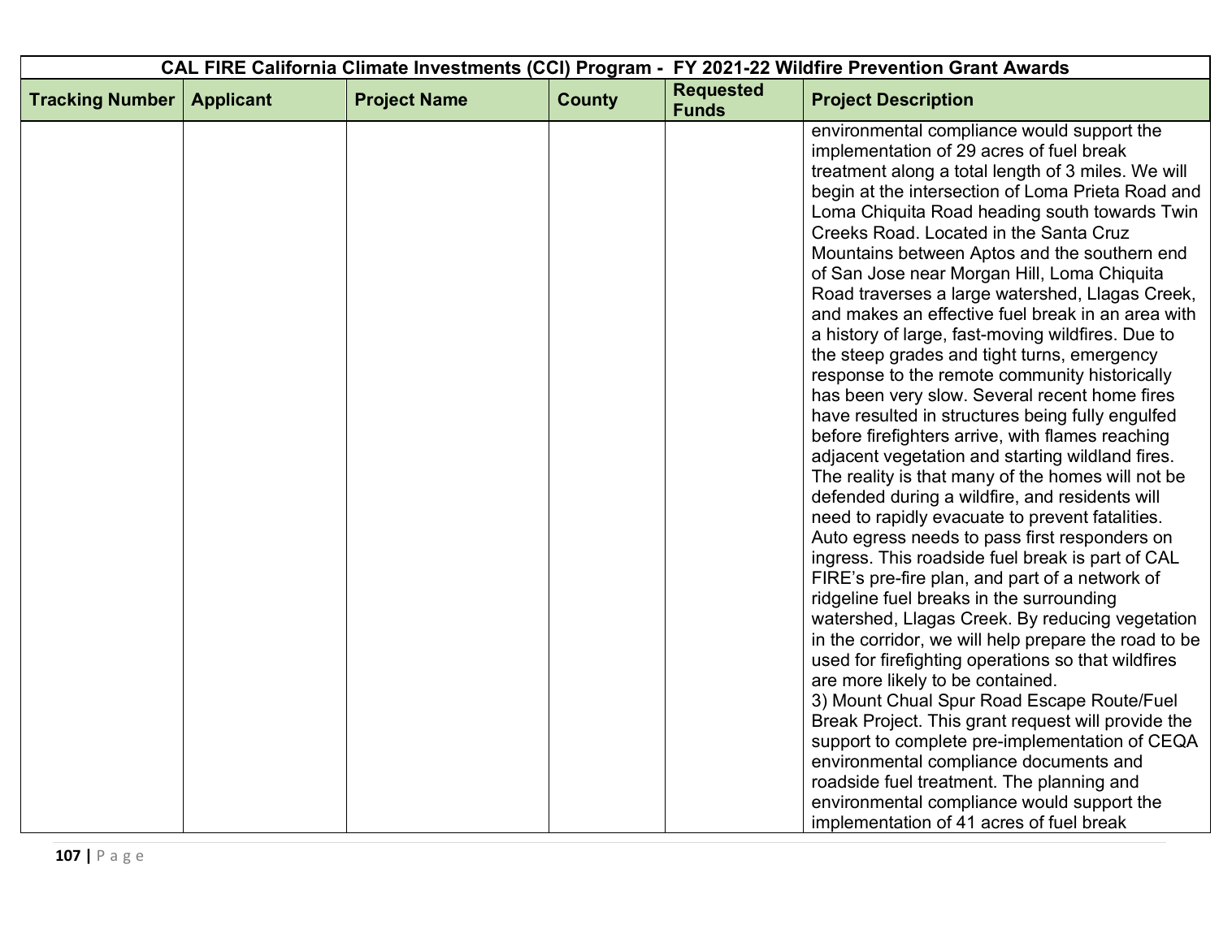| CAL FIRE California Climate Investments (CCI) Program - FY 2021-22 Wildfire Prevention Grant Awards | | | | | |
|---|---|---|---|---|---|
| Tracking Number | Applicant | Project Name | County | Requested Funds | Project Description |
| | | | | | environmental compliance would support the implementation of 29 acres of fuel break treatment along a total length of 3 miles. We will begin at the intersection of Loma Prieta Road and Loma Chiquita Road heading south towards Twin Creeks Road. Located in the Santa Cruz Mountains between Aptos and the southern end of San Jose near Morgan Hill, Loma Chiquita Road traverses a large watershed, Llagas Creek, and makes an effective fuel break in an area with a history of large, fast-moving wildfires. Due to the steep grades and tight turns, emergency response to the remote community historically has been very slow. Several recent home fires have resulted in structures being fully engulfed before firefighters arrive, with flames reaching adjacent vegetation and starting wildland fires. The reality is that many of the homes will not be defended during a wildfire, and residents will need to rapidly evacuate to prevent fatalities. Auto egress needs to pass first responders on ingress. This roadside fuel break is part of CAL FIRE's pre-fire plan, and part of a network of ridgeline fuel breaks in the surrounding watershed, Llagas Creek. By reducing vegetation in the corridor, we will help prepare the road to be used for firefighting operations so that wildfires are more likely to be contained.<br>3) Mount Chual Spur Road Escape Route/Fuel Break Project. This grant request will provide the support to complete pre-implementation of CEQA environmental compliance documents and roadside fuel treatment. The planning and environmental compliance would support the implementation of 41 acres of fuel break |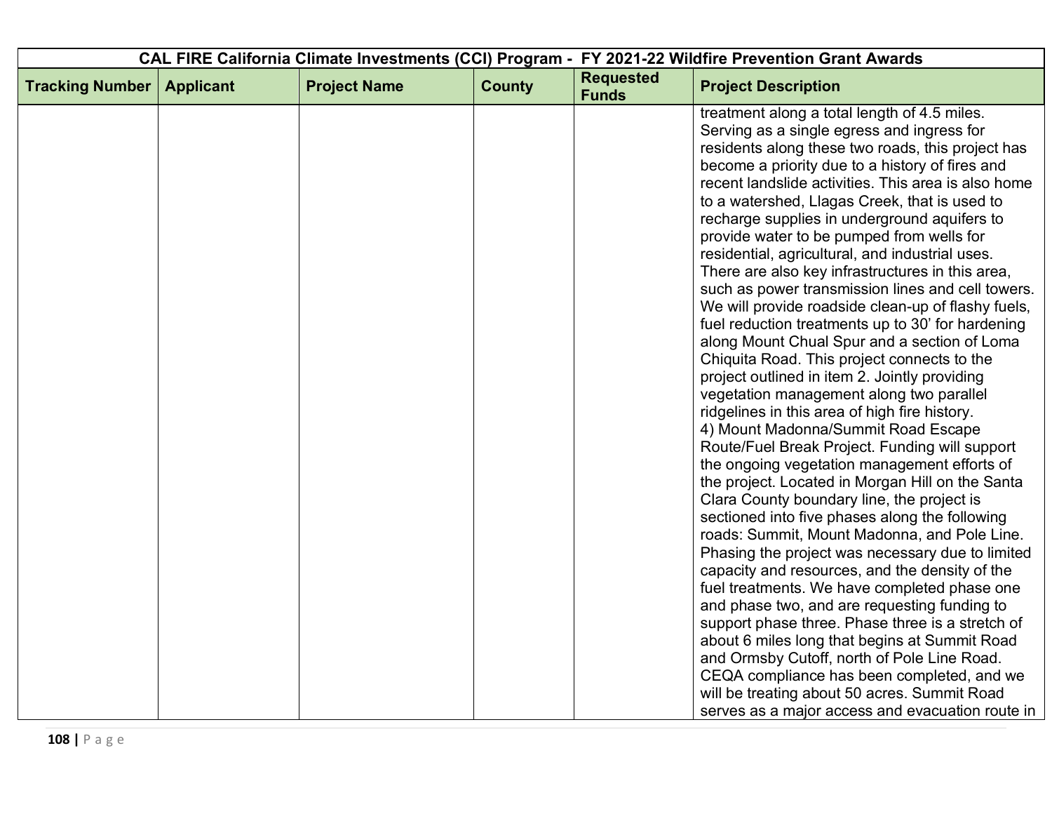| CAL FIRE California Climate Investments (CCI) Program - FY 2021-22 Wildfire Prevention Grant Awards | | | | | |
|---|---|---|---|---|---|
| Tracking Number | Applicant | Project Name | County | Requested Funds | Project Description |
| | | | | | treatment along a total length of 4.5 miles. Serving as a single egress and ingress for residents along these two roads, this project has become a priority due to a history of fires and recent landslide activities. This area is also home to a watershed, Llagas Creek, that is used to recharge supplies in underground aquifers to provide water to be pumped from wells for residential, agricultural, and industrial uses. There are also key infrastructures in this area, such as power transmission lines and cell towers. We will provide roadside clean-up of flashy fuels, fuel reduction treatments up to 30' for hardening along Mount Chual Spur and a section of Loma Chiquita Road. This project connects to the project outlined in item 2. Jointly providing vegetation management along two parallel ridgelines in this area of high fire history. 4) Mount Madonna/Summit Road Escape Route/Fuel Break Project. Funding will support the ongoing vegetation management efforts of the project. Located in Morgan Hill on the Santa Clara County boundary line, the project is sectioned into five phases along the following roads: Summit, Mount Madonna, and Pole Line. Phasing the project was necessary due to limited capacity and resources, and the density of the fuel treatments. We have completed phase one and phase two, and are requesting funding to support phase three. Phase three is a stretch of about 6 miles long that begins at Summit Road and Ormsby Cutoff, north of Pole Line Road. CEQA compliance has been completed, and we will be treating about 50 acres. Summit Road serves as a major access and evacuation route in |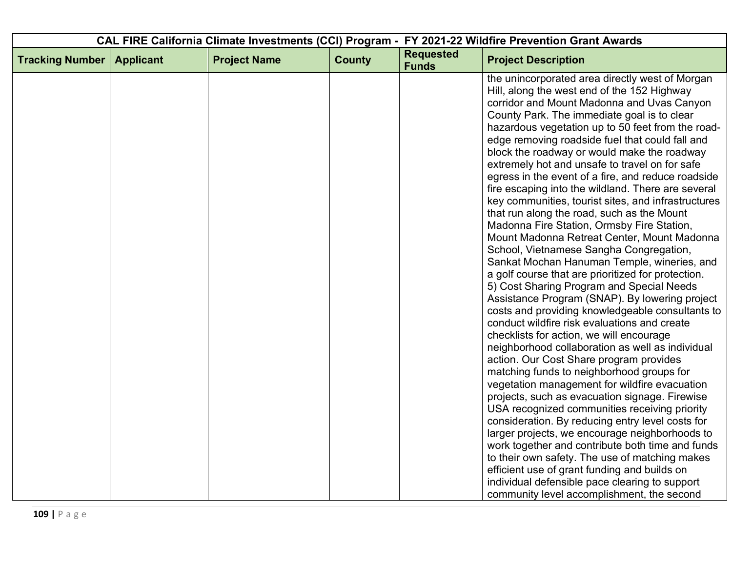| CAL FIRE California Climate Investments (CCI) Program - FY 2021-22 Wildfire Prevention Grant Awards | | | | | |
|---|---|---|---|---|---|
| **Tracking Number** | **Applicant** | **Project Name** | **County** | **Requested Funds** | **Project Description** |
| | | | | | the unincorporated area directly west of Morgan Hill, along the west end of the 152 Highway corridor and Mount Madonna and Uvas Canyon County Park. The immediate goal is to clear hazardous vegetation up to 50 feet from the road-edge removing roadside fuel that could fall and block the roadway or would make the roadway extremely hot and unsafe to travel on for safe egress in the event of a fire, and reduce roadside fire escaping into the wildland. There are several key communities, tourist sites, and infrastructures that run along the road, such as the Mount Madonna Fire Station, Ormsby Fire Station, Mount Madonna Retreat Center, Mount Madonna School, Vietnamese Sangha Congregation, Sankat Mochan Hanuman Temple, wineries, and a golf course that are prioritized for protection. 5) Cost Sharing Program and Special Needs Assistance Program (SNAP). By lowering project costs and providing knowledgeable consultants to conduct wildfire risk evaluations and create checklists for action, we will encourage neighborhood collaboration as well as individual action. Our Cost Share program provides matching funds to neighborhood groups for vegetation management for wildfire evacuation projects, such as evacuation signage. Firewise USA recognized communities receiving priority consideration. By reducing entry level costs for larger projects, we encourage neighborhoods to work together and contribute both time and funds to their own safety. The use of matching makes efficient use of grant funding and builds on individual defensible pace clearing to support community level accomplishment, the second |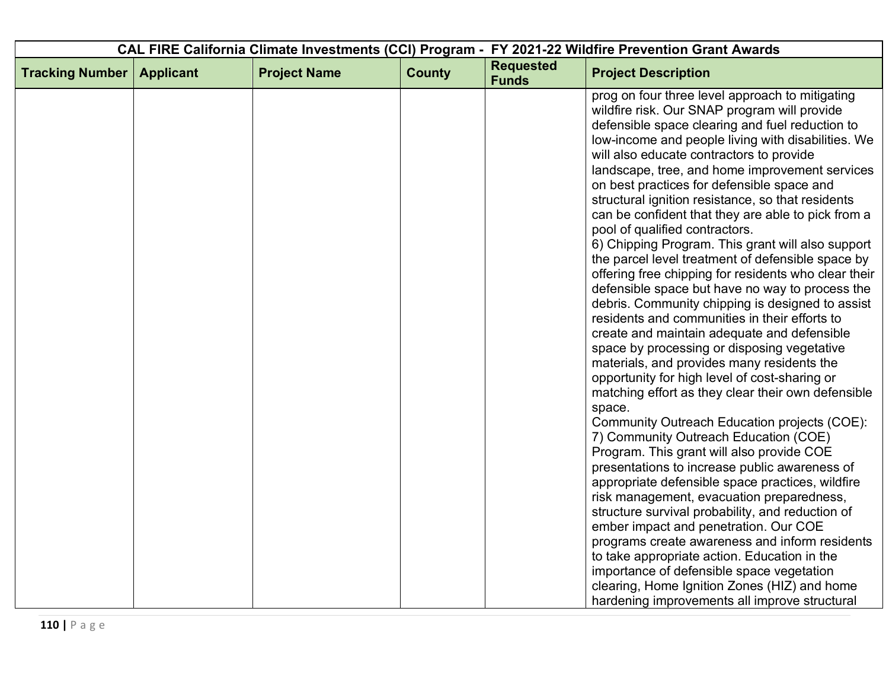| CAL FIRE California Climate Investments (CCI) Program - FY 2021-22 Wildfire Prevention Grant Awards | | | | | |
|---|---|---|---|---|---|
| Tracking Number | Applicant | Project Name | County | Requested Funds | Project Description |
| | | | | | prog on four three level approach to mitigating wildfire risk. Our SNAP program will provide defensible space clearing and fuel reduction to low-income and people living with disabilities. We will also educate contractors to provide landscape, tree, and home improvement services on best practices for defensible space and structural ignition resistance, so that residents can be confident that they are able to pick from a pool of qualified contractors.<br>6) Chipping Program. This grant will also support the parcel level treatment of defensible space by offering free chipping for residents who clear their defensible space but have no way to process the debris. Community chipping is designed to assist residents and communities in their efforts to create and maintain adequate and defensible space by processing or disposing vegetative materials, and provides many residents the opportunity for high level of cost-sharing or matching effort as they clear their own defensible space.<br>Community Outreach Education projects (COE):<br>7) Community Outreach Education (COE) Program. This grant will also provide COE presentations to increase public awareness of appropriate defensible space practices, wildfire risk management, evacuation preparedness, structure survival probability, and reduction of ember impact and penetration. Our COE programs create awareness and inform residents to take appropriate action. Education in the importance of defensible space vegetation clearing, Home Ignition Zones (HIZ) and home hardening improvements all improve structural |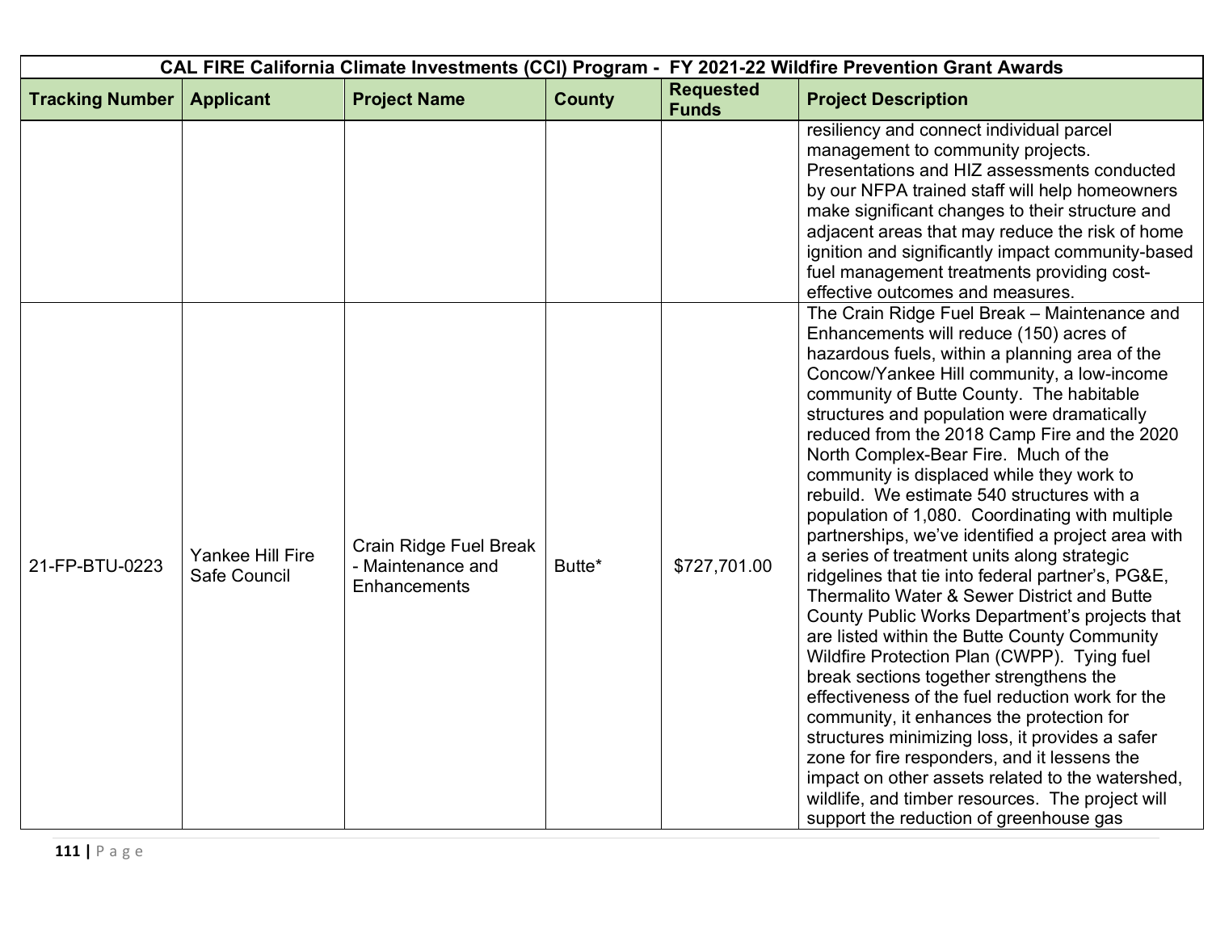| CAL FIRE California Climate Investments (CCI) Program - FY 2021-22 Wildfire Prevention Grant Awards | | | | | |
|---|---|---|---|---|---|
| **Tracking Number** | **Applicant** | **Project Name** | **County** | **Requested Funds** | **Project Description** |
| | | | | | resiliency and connect individual parcel management to community projects. Presentations and HIZ assessments conducted by our NFPA trained staff will help homeowners make significant changes to their structure and adjacent areas that may reduce the risk of home ignition and significantly impact community-based fuel management treatments providing cost-effective outcomes and measures. |
| 21-FP-BTU-0223 | Yankee Hill Fire Safe Council | Crain Ridge Fuel Break - Maintenance and Enhancements | Butte* | $727,701.00 | The Crain Ridge Fuel Break – Maintenance and Enhancements will reduce (150) acres of hazardous fuels, within a planning area of the Concow/Yankee Hill community, a low-income community of Butte County. The habitable structures and population were dramatically reduced from the 2018 Camp Fire and the 2020 North Complex-Bear Fire. Much of the community is displaced while they work to rebuild. We estimate 540 structures with a population of 1,080. Coordinating with multiple partnerships, we've identified a project area with a series of treatment units along strategic ridgelines that tie into federal partner's, PG&E, Thermalito Water & Sewer District and Butte County Public Works Department's projects that are listed within the Butte County Community Wildfire Protection Plan (CWPP). Tying fuel break sections together strengthens the effectiveness of the fuel reduction work for the community, it enhances the protection for structures minimizing loss, it provides a safer zone for fire responders, and it lessens the impact on other assets related to the watershed, wildlife, and timber resources. The project will support the reduction of greenhouse gas |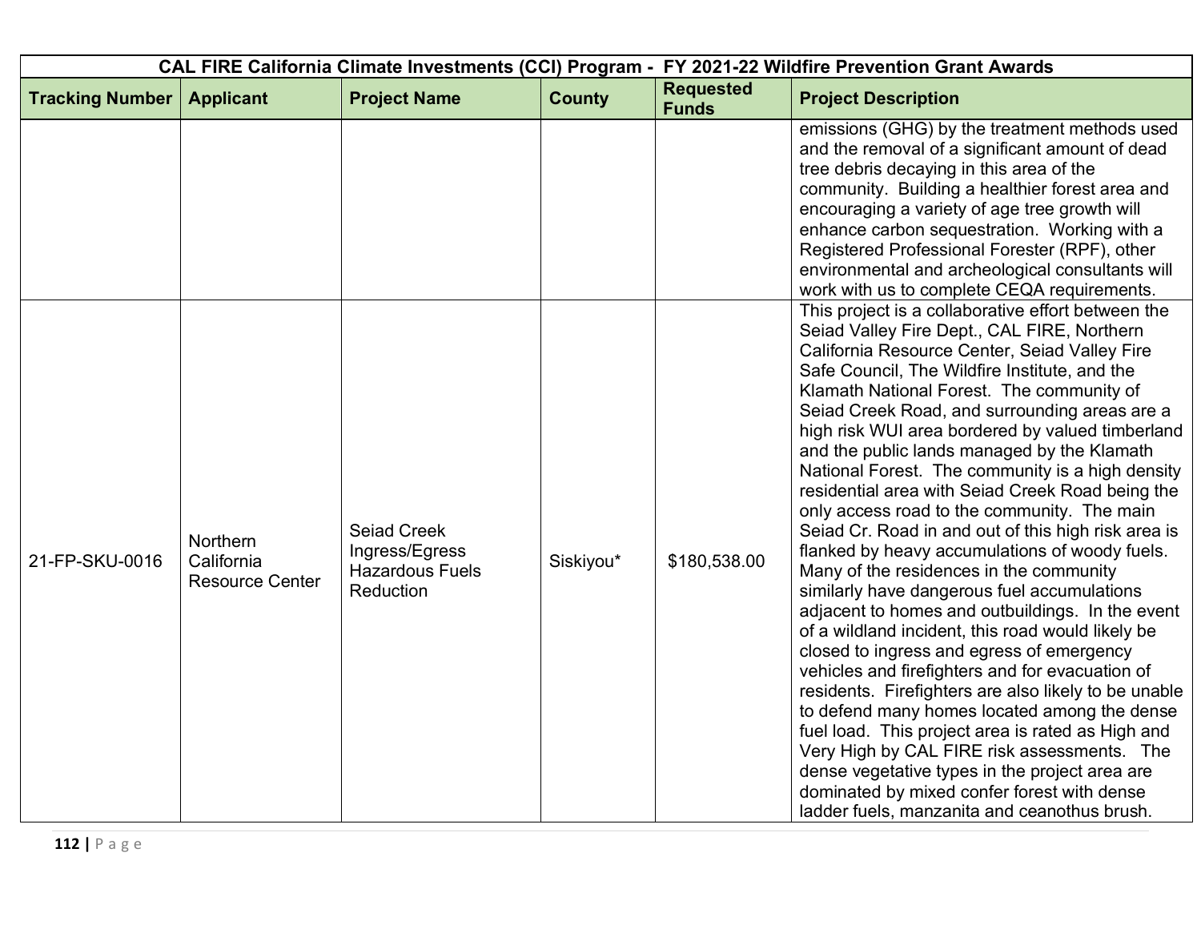| CAL FIRE California Climate Investments (CCI) Program - FY 2021-22 Wildfire Prevention Grant Awards | | | | | |
|---|---|---|---|---|---|
| **Tracking Number** | **Applicant** | **Project Name** | **County** | **Requested Funds** | **Project Description** |
| | | | | | emissions (GHG) by the treatment methods used and the removal of a significant amount of dead tree debris decaying in this area of the community. Building a healthier forest area and encouraging a variety of age tree growth will enhance carbon sequestration. Working with a Registered Professional Forester (RPF), other environmental and archeological consultants will work with us to complete CEQA requirements. |
| 21-FP-SKU-0016 | Northern California Resource Center | Seiad Creek Ingress/Egress Hazardous Fuels Reduction | Siskiyou* | $180,538.00 | This project is a collaborative effort between the Seiad Valley Fire Dept., CAL FIRE, Northern California Resource Center, Seiad Valley Fire Safe Council, The Wildfire Institute, and the Klamath National Forest. The community of Seiad Creek Road, and surrounding areas are a high risk WUI area bordered by valued timberland and the public lands managed by the Klamath National Forest. The community is a high density residential area with Seiad Creek Road being the only access road to the community. The main Seiad Cr. Road in and out of this high risk area is flanked by heavy accumulations of woody fuels. Many of the residences in the community similarly have dangerous fuel accumulations adjacent to homes and outbuildings. In the event of a wildland incident, this road would likely be closed to ingress and egress of emergency vehicles and firefighters and for evacuation of residents. Firefighters are also likely to be unable to defend many homes located among the dense fuel load. This project area is rated as High and Very High by CAL FIRE risk assessments. The dense vegetative types in the project area are dominated by mixed confer forest with dense ladder fuels, manzanita and ceanothus brush. |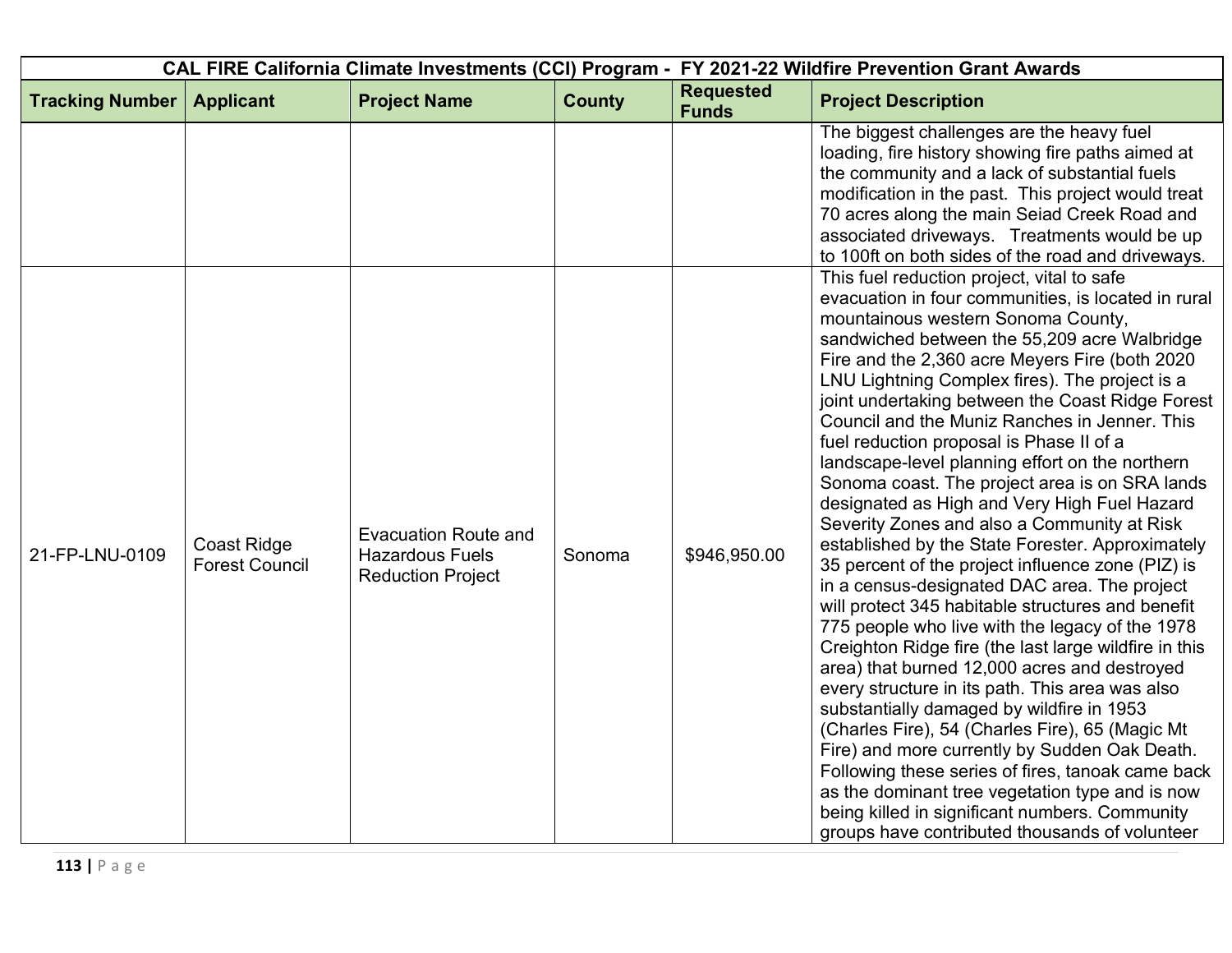| CAL FIRE California Climate Investments (CCI) Program - FY 2021-22 Wildfire Prevention Grant Awards | | | | | |
|---|---|---|---|---|---|
| **Tracking Number** | **Applicant** | **Project Name** | **County** | **Requested Funds** | **Project Description** |
| | | | | | The biggest challenges are the heavy fuel loading, fire history showing fire paths aimed at the community and a lack of substantial fuels modification in the past. This project would treat 70 acres along the main Seiad Creek Road and associated driveways. Treatments would be up to 100ft on both sides of the road and driveways. |
| 21-FP-LNU-0109 | Coast Ridge Forest Council | Evacuation Route and Hazardous Fuels Reduction Project | Sonoma | $946,950.00 | This fuel reduction project, vital to safe evacuation in four communities, is located in rural mountainous western Sonoma County, sandwiched between the 55,209 acre Walbridge Fire and the 2,360 acre Meyers Fire (both 2020 LNU Lightning Complex fires). The project is a joint undertaking between the Coast Ridge Forest Council and the Muniz Ranches in Jenner. This fuel reduction proposal is Phase II of a landscape-level planning effort on the northern Sonoma coast. The project area is on SRA lands designated as High and Very High Fuel Hazard Severity Zones and also a Community at Risk established by the State Forester. Approximately 35 percent of the project influence zone (PIZ) is in a census-designated DAC area. The project will protect 345 habitable structures and benefit 775 people who live with the legacy of the 1978 Creighton Ridge fire (the last large wildfire in this area) that burned 12,000 acres and destroyed every structure in its path. This area was also substantially damaged by wildfire in 1953 (Charles Fire), 54 (Charles Fire), 65 (Magic Mt Fire) and more currently by Sudden Oak Death. Following these series of fires, tanoak came back as the dominant tree vegetation type and is now being killed in significant numbers. Community groups have contributed thousands of volunteer |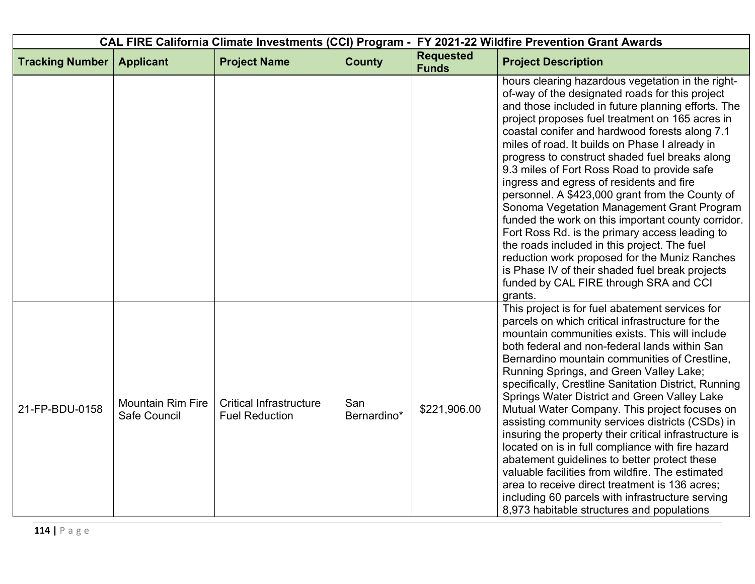| CAL FIRE California Climate Investments (CCI) Program - FY 2021-22 Wildfire Prevention Grant Awards | | | | | |
|---|---|---|---|---|---|
| **Tracking Number** | **Applicant** | **Project Name** | **County** | **Requested Funds** | **Project Description** |
| | | | | | hours clearing hazardous vegetation in the right-of-way of the designated roads for this project and those included in future planning efforts. The project proposes fuel treatment on 165 acres in coastal conifer and hardwood forests along 7.1 miles of road. It builds on Phase I already in progress to construct shaded fuel breaks along 9.3 miles of Fort Ross Road to provide safe ingress and egress of residents and fire personnel. A $423,000 grant from the County of Sonoma Vegetation Management Grant Program funded the work on this important county corridor. Fort Ross Rd. is the primary access leading to the roads included in this project. The fuel reduction work proposed for the Muniz Ranches is Phase IV of their shaded fuel break projects funded by CAL FIRE through SRA and CCI grants. |
| 21-FP-BDU-0158 | Mountain Rim Fire Safe Council | Critical Infrastructure Fuel Reduction | San Bernardino* | $221,906.00 | This project is for fuel abatement services for parcels on which critical infrastructure for the mountain communities exists. This will include both federal and non-federal lands within San Bernardino mountain communities of Crestline, Running Springs, and Green Valley Lake; specifically, Crestline Sanitation District, Running Springs Water District and Green Valley Lake Mutual Water Company. This project focuses on assisting community services districts (CSDs) in insuring the property their critical infrastructure is located on is in full compliance with fire hazard abatement guidelines to better protect these valuable facilities from wildfire. The estimated area to receive direct treatment is 136 acres; including 60 parcels with infrastructure serving 8,973 habitable structures and populations |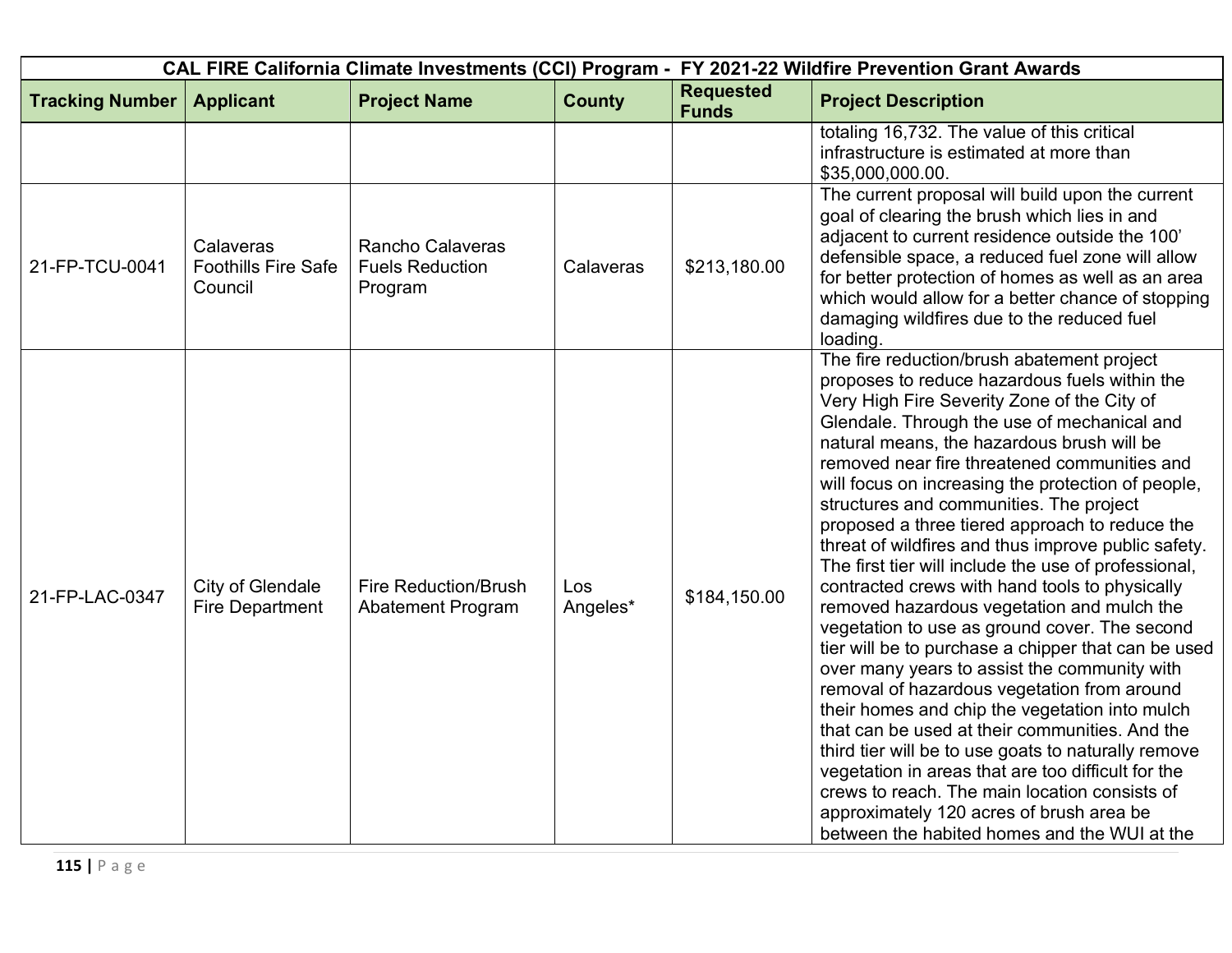| CAL FIRE California Climate Investments (CCI) Program - FY 2021-22 Wildfire Prevention Grant Awards | | | | | |
|---|---|---|---|---|---|
| **Tracking Number** | **Applicant** | **Project Name** | **County** | **Requested Funds** | **Project Description** |
| | | | | | totaling 16,732. The value of this critical infrastructure is estimated at more than $35,000,000.00. |
| 21-FP-TCU-0041 | Calaveras Foothills Fire Safe Council | Rancho Calaveras Fuels Reduction Program | Calaveras | $213,180.00 | The current proposal will build upon the current goal of clearing the brush which lies in and adjacent to current residence outside the 100' defensible space, a reduced fuel zone will allow for better protection of homes as well as an area which would allow for a better chance of stopping damaging wildfires due to the reduced fuel loading. |
| 21-FP-LAC-0347 | City of Glendale Fire Department | Fire Reduction/Brush Abatement Program | Los Angeles* | $184,150.00 | The fire reduction/brush abatement project proposes to reduce hazardous fuels within the Very High Fire Severity Zone of the City of Glendale. Through the use of mechanical and natural means, the hazardous brush will be removed near fire threatened communities and will focus on increasing the protection of people, structures and communities. The project proposed a three tiered approach to reduce the threat of wildfires and thus improve public safety. The first tier will include the use of professional, contracted crews with hand tools to physically removed hazardous vegetation and mulch the vegetation to use as ground cover. The second tier will be to purchase a chipper that can be used over many years to assist the community with removal of hazardous vegetation from around their homes and chip the vegetation into mulch that can be used at their communities. And the third tier will be to use goats to naturally remove vegetation in areas that are too difficult for the crews to reach. The main location consists of approximately 120 acres of brush area be between the habited homes and the WUI at the |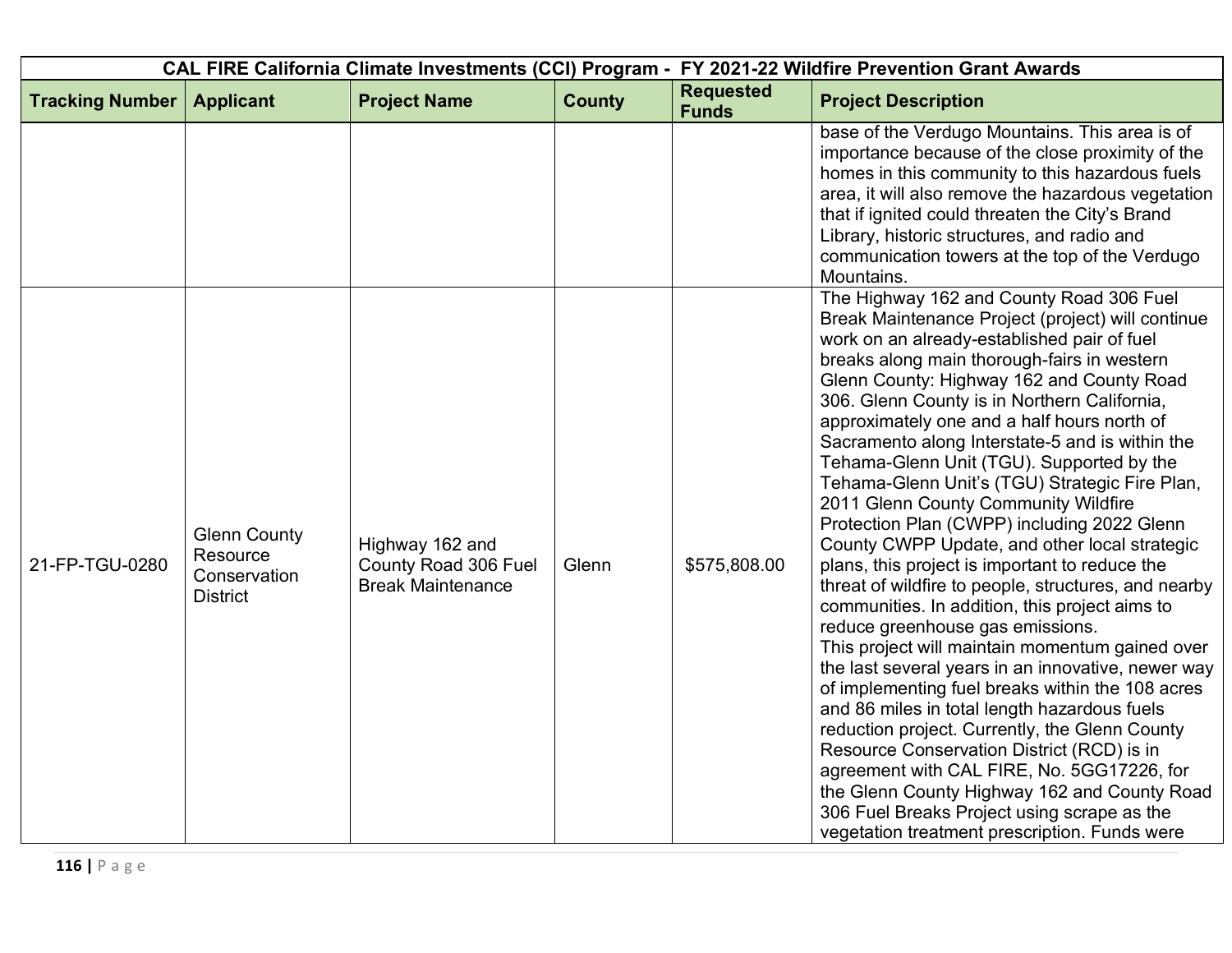| CAL FIRE California Climate Investments (CCI) Program - FY 2021-22 Wildfire Prevention Grant Awards | | | | | |
|---|---|---|---|---|---|
| **Tracking Number** | **Applicant** | **Project Name** | **County** | **Requested Funds** | **Project Description** |
| | | | | | base of the Verdugo Mountains. This area is of importance because of the close proximity of the homes in this community to this hazardous fuels area, it will also remove the hazardous vegetation that if ignited could threaten the City's Brand Library, historic structures, and radio and communication towers at the top of the Verdugo Mountains. |
| 21-FP-TGU-0280 | Glenn County Resource Conservation District | Highway 162 and County Road 306 Fuel Break Maintenance | Glenn | $575,808.00 | The Highway 162 and County Road 306 Fuel Break Maintenance Project (project) will continue work on an already-established pair of fuel breaks along main thorough-fairs in western Glenn County: Highway 162 and County Road 306. Glenn County is in Northern California, approximately one and a half hours north of Sacramento along Interstate-5 and is within the Tehama-Glenn Unit (TGU). Supported by the Tehama-Glenn Unit's (TGU) Strategic Fire Plan, 2011 Glenn County Community Wildfire Protection Plan (CWPP) including 2022 Glenn County CWPP Update, and other local strategic plans, this project is important to reduce the threat of wildfire to people, structures, and nearby communities. In addition, this project aims to reduce greenhouse gas emissions. This project will maintain momentum gained over the last several years in an innovative, newer way of implementing fuel breaks within the 108 acres and 86 miles in total length hazardous fuels reduction project. Currently, the Glenn County Resource Conservation District (RCD) is in agreement with CAL FIRE, No. 5GG17226, for the Glenn County Highway 162 and County Road 306 Fuel Breaks Project using scrape as the vegetation treatment prescription. Funds were |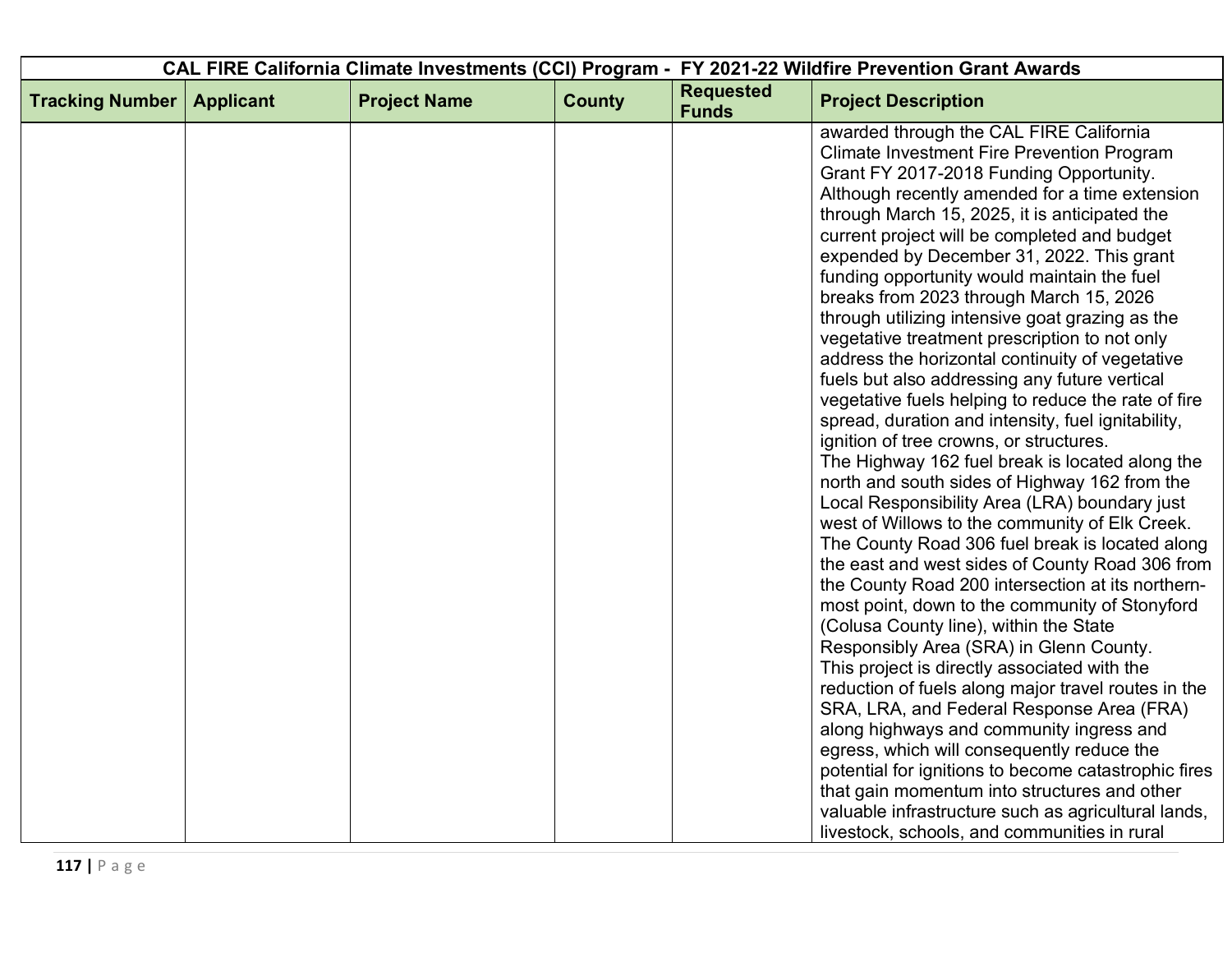| CAL FIRE California Climate Investments (CCI) Program - FY 2021-22 Wildfire Prevention Grant Awards | | | | | |
|---|---|---|---|---|---|
| **Tracking Number** | **Applicant** | **Project Name** | **County** | **Requested Funds** | **Project Description** |
| | | | | | awarded through the CAL FIRE California Climate Investment Fire Prevention Program Grant FY 2017-2018 Funding Opportunity. Although recently amended for a time extension through March 15, 2025, it is anticipated the current project will be completed and budget expended by December 31, 2022. This grant funding opportunity would maintain the fuel breaks from 2023 through March 15, 2026 through utilizing intensive goat grazing as the vegetative treatment prescription to not only address the horizontal continuity of vegetative fuels but also addressing any future vertical vegetative fuels helping to reduce the rate of fire spread, duration and intensity, fuel ignitability, ignition of tree crowns, or structures.<br>The Highway 162 fuel break is located along the north and south sides of Highway 162 from the Local Responsibility Area (LRA) boundary just west of Willows to the community of Elk Creek. The County Road 306 fuel break is located along the east and west sides of County Road 306 from the County Road 200 intersection at its northern-most point, down to the community of Stonyford (Colusa County line), within the State Responsibly Area (SRA) in Glenn County.<br>This project is directly associated with the reduction of fuels along major travel routes in the SRA, LRA, and Federal Response Area (FRA) along highways and community ingress and egress, which will consequently reduce the potential for ignitions to become catastrophic fires that gain momentum into structures and other valuable infrastructure such as agricultural lands, livestock, schools, and communities in rural |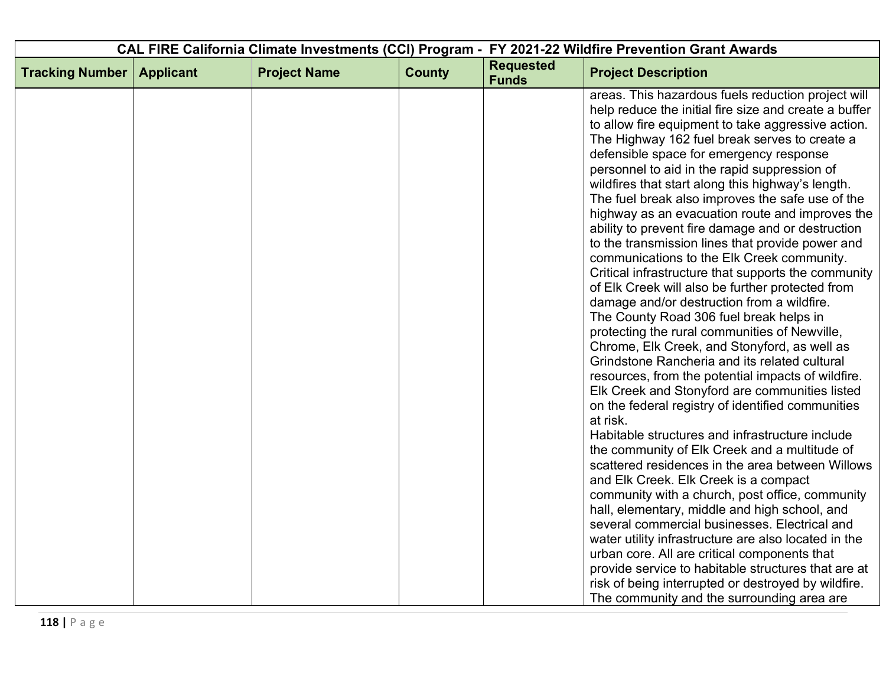| CAL FIRE California Climate Investments (CCI) Program - FY 2021-22 Wildfire Prevention Grant Awards | | | | | |
|---|---|---|---|---|---|
| **Tracking Number** | **Applicant** | **Project Name** | **County** | **Requested Funds** | **Project Description** |
| | | | | | areas. This hazardous fuels reduction project will help reduce the initial fire size and create a buffer to allow fire equipment to take aggressive action. The Highway 162 fuel break serves to create a defensible space for emergency response personnel to aid in the rapid suppression of wildfires that start along this highway's length. The fuel break also improves the safe use of the highway as an evacuation route and improves the ability to prevent fire damage and or destruction to the transmission lines that provide power and communications to the Elk Creek community. Critical infrastructure that supports the community of Elk Creek will also be further protected from damage and/or destruction from a wildfire. The County Road 306 fuel break helps in protecting the rural communities of Newville, Chrome, Elk Creek, and Stonyford, as well as Grindstone Rancheria and its related cultural resources, from the potential impacts of wildfire. Elk Creek and Stonyford are communities listed on the federal registry of identified communities at risk. Habitable structures and infrastructure include the community of Elk Creek and a multitude of scattered residences in the area between Willows and Elk Creek. Elk Creek is a compact community with a church, post office, community hall, elementary, middle and high school, and several commercial businesses. Electrical and water utility infrastructure are also located in the urban core. All are critical components that provide service to habitable structures that are at risk of being interrupted or destroyed by wildfire. The community and the surrounding area are |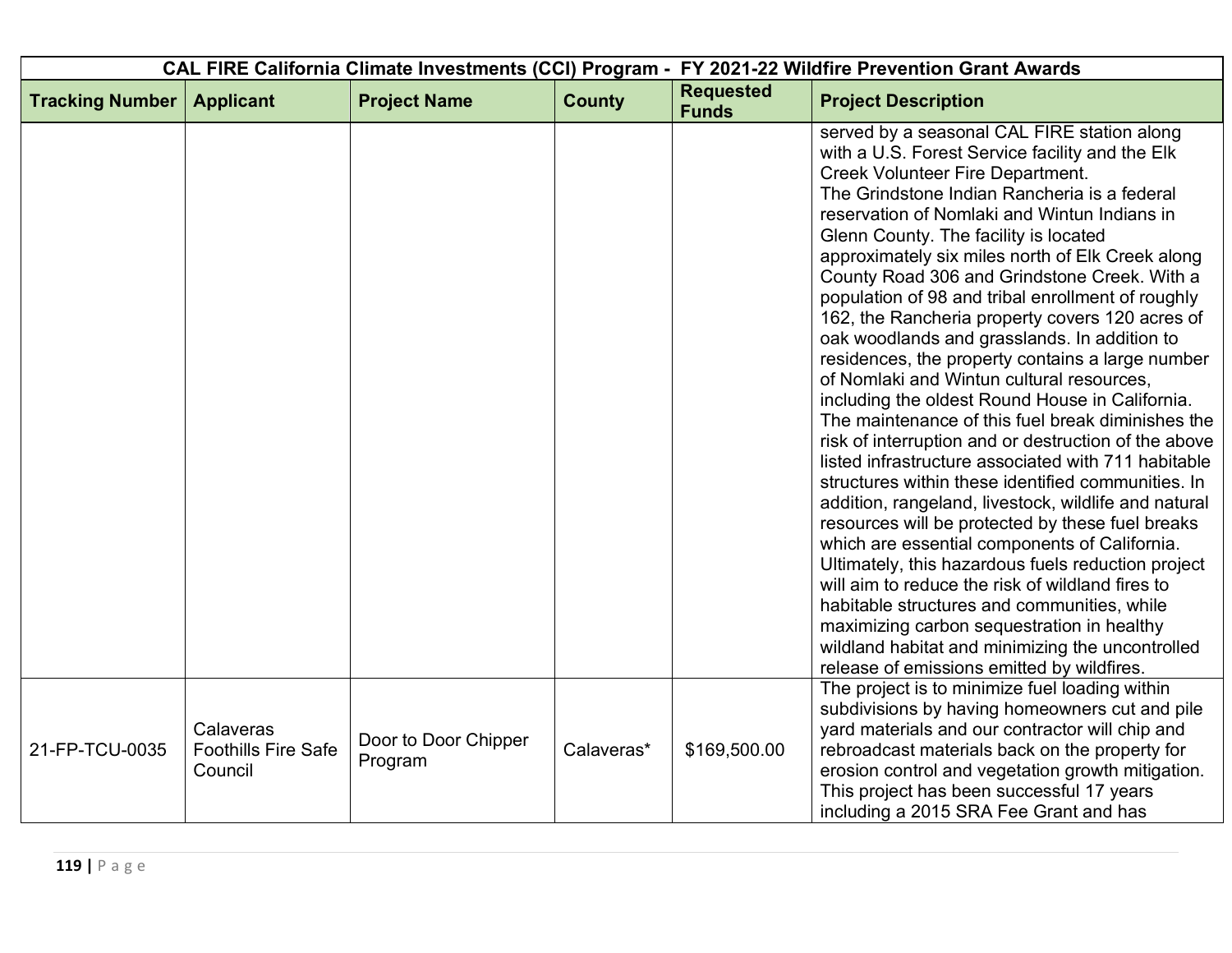| CAL FIRE California Climate Investments (CCI) Program - FY 2021-22 Wildfire Prevention Grant Awards | | | | | |
|---|---|---|---|---|---|
| **Tracking Number** | **Applicant** | **Project Name** | **County** | **Requested Funds** | **Project Description** |
| | | | | | served by a seasonal CAL FIRE station along with a U.S. Forest Service facility and the Elk Creek Volunteer Fire Department. The Grindstone Indian Rancheria is a federal reservation of Nomlaki and Wintun Indians in Glenn County. The facility is located approximately six miles north of Elk Creek along County Road 306 and Grindstone Creek. With a population of 98 and tribal enrollment of roughly 162, the Rancheria property covers 120 acres of oak woodlands and grasslands. In addition to residences, the property contains a large number of Nomlaki and Wintun cultural resources, including the oldest Round House in California. The maintenance of this fuel break diminishes the risk of interruption and or destruction of the above listed infrastructure associated with 711 habitable structures within these identified communities. In addition, rangeland, livestock, wildlife and natural resources will be protected by these fuel breaks which are essential components of California. Ultimately, this hazardous fuels reduction project will aim to reduce the risk of wildland fires to habitable structures and communities, while maximizing carbon sequestration in healthy wildland habitat and minimizing the uncontrolled release of emissions emitted by wildfires. |
| 21-FP-TCU-0035 | Calaveras Foothills Fire Safe Council | Door to Door Chipper Program | Calaveras* | $169,500.00 | The project is to minimize fuel loading within subdivisions by having homeowners cut and pile yard materials and our contractor will chip and rebroadcast materials back on the property for erosion control and vegetation growth mitigation. This project has been successful 17 years including a 2015 SRA Fee Grant and has |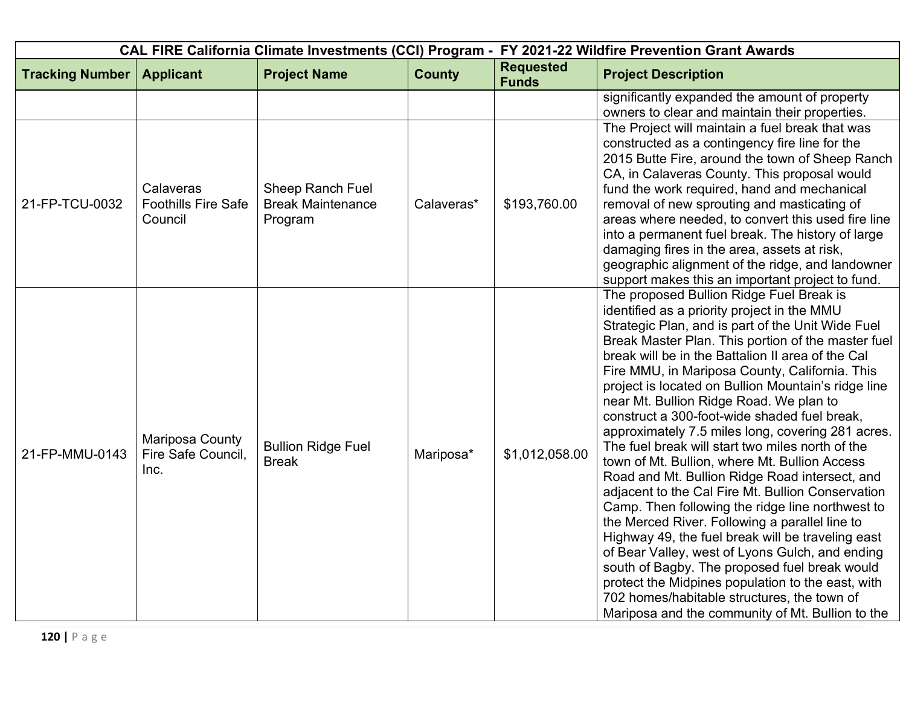| CAL FIRE California Climate Investments (CCI) Program - FY 2021-22 Wildfire Prevention Grant Awards | | | | | |
|---|---|---|---|---|---|
| **Tracking Number** | **Applicant** | **Project Name** | **County** | **Requested Funds** | **Project Description** |
| | | | | | significantly expanded the amount of property owners to clear and maintain their properties. |
| 21-FP-TCU-0032 | Calaveras Foothills Fire Safe Council | Sheep Ranch Fuel Break Maintenance Program | Calaveras* | $193,760.00 | The Project will maintain a fuel break that was constructed as a contingency fire line for the 2015 Butte Fire, around the town of Sheep Ranch CA, in Calaveras County. This proposal would fund the work required, hand and mechanical removal of new sprouting and masticating of areas where needed, to convert this used fire line into a permanent fuel break. The history of large damaging fires in the area, assets at risk, geographic alignment of the ridge, and landowner support makes this an important project to fund. |
| 21-FP-MMU-0143 | Mariposa County Fire Safe Council, Inc. | Bullion Ridge Fuel Break | Mariposa* | $1,012,058.00 | The proposed Bullion Ridge Fuel Break is identified as a priority project in the MMU Strategic Plan, and is part of the Unit Wide Fuel Break Master Plan. This portion of the master fuel break will be in the Battalion II area of the Cal Fire MMU, in Mariposa County, California. This project is located on Bullion Mountain's ridge line near Mt. Bullion Ridge Road. We plan to construct a 300-foot-wide shaded fuel break, approximately 7.5 miles long, covering 281 acres. The fuel break will start two miles north of the town of Mt. Bullion, where Mt. Bullion Access Road and Mt. Bullion Ridge Road intersect, and adjacent to the Cal Fire Mt. Bullion Conservation Camp. Then following the ridge line northwest to the Merced River. Following a parallel line to Highway 49, the fuel break will be traveling east of Bear Valley, west of Lyons Gulch, and ending south of Bagby. The proposed fuel break would protect the Midpines population to the east, with 702 homes/habitable structures, the town of Mariposa and the community of Mt. Bullion to the |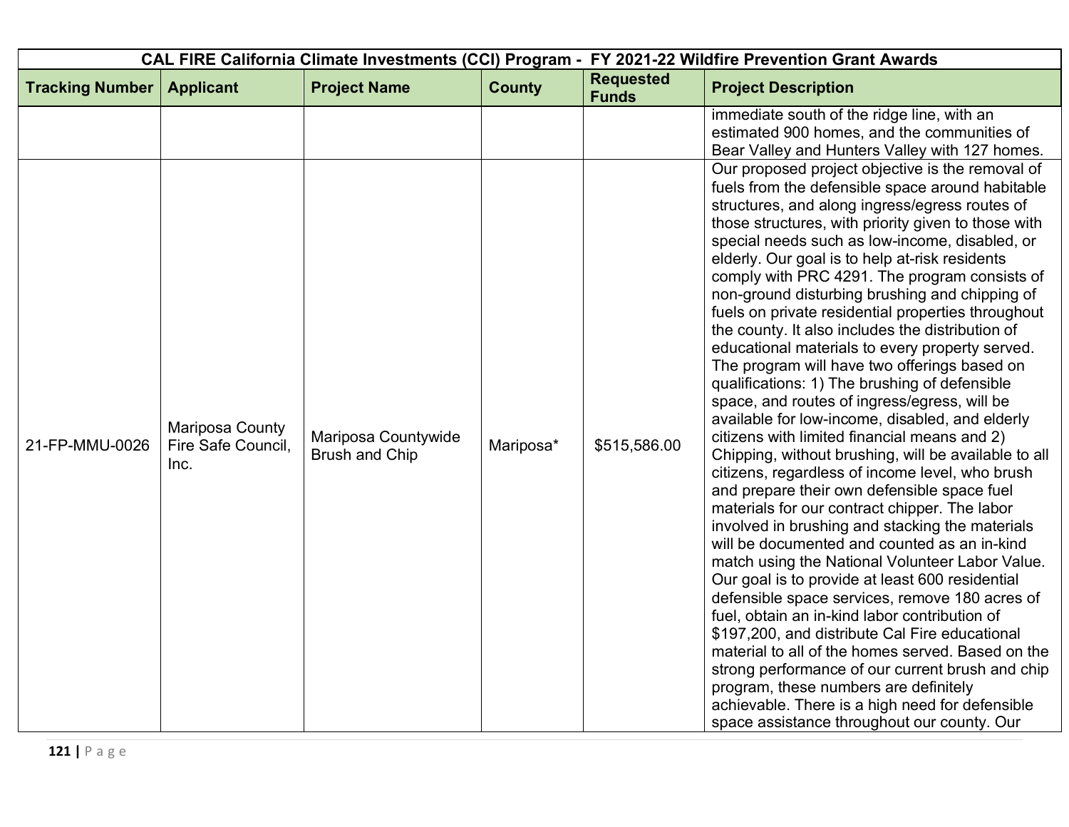| CAL FIRE California Climate Investments (CCI) Program - FY 2021-22 Wildfire Prevention Grant Awards | | | | | |
|---|---|---|---|---|---|
| **Tracking Number** | **Applicant** | **Project Name** | **County** | **Requested Funds** | **Project Description** |
| | | | | | immediate south of the ridge line, with an estimated 900 homes, and the communities of Bear Valley and Hunters Valley with 127 homes. |
| 21-FP-MMU-0026 | Mariposa County Fire Safe Council, Inc. | Mariposa Countywide Brush and Chip | Mariposa* | $515,586.00 | Our proposed project objective is the removal of fuels from the defensible space around habitable structures, and along ingress/egress routes of those structures, with priority given to those with special needs such as low-income, disabled, or elderly. Our goal is to help at-risk residents comply with PRC 4291. The program consists of non-ground disturbing brushing and chipping of fuels on private residential properties throughout the county. It also includes the distribution of educational materials to every property served. The program will have two offerings based on qualifications: 1) The brushing of defensible space, and routes of ingress/egress, will be available for low-income, disabled, and elderly citizens with limited financial means and 2) Chipping, without brushing, will be available to all citizens, regardless of income level, who brush and prepare their own defensible space fuel materials for our contract chipper. The labor involved in brushing and stacking the materials will be documented and counted as an in-kind match using the National Volunteer Labor Value. Our goal is to provide at least 600 residential defensible space services, remove 180 acres of fuel, obtain an in-kind labor contribution of $197,200, and distribute Cal Fire educational material to all of the homes served. Based on the strong performance of our current brush and chip program, these numbers are definitely achievable. There is a high need for defensible space assistance throughout our county. Our |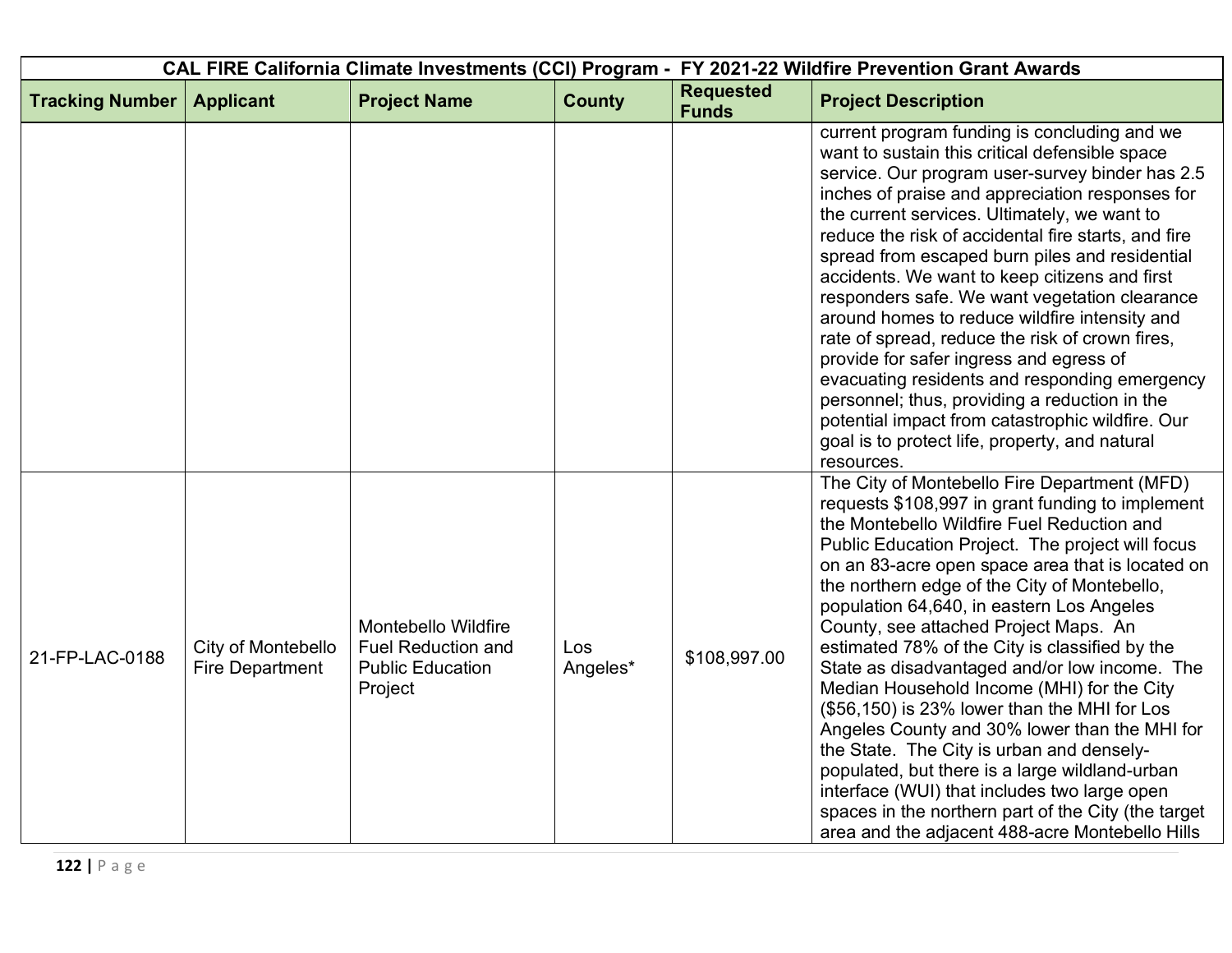| CAL FIRE California Climate Investments (CCI) Program - FY 2021-22 Wildfire Prevention Grant Awards | | | | | |
|---|---|---|---|---|---|
| **Tracking Number** | **Applicant** | **Project Name** | **County** | **Requested Funds** | **Project Description** |
| | | | | | current program funding is concluding and we want to sustain this critical defensible space service. Our program user-survey binder has 2.5 inches of praise and appreciation responses for the current services. Ultimately, we want to reduce the risk of accidental fire starts, and fire spread from escaped burn piles and residential accidents. We want to keep citizens and first responders safe. We want vegetation clearance around homes to reduce wildfire intensity and rate of spread, reduce the risk of crown fires, provide for safer ingress and egress of evacuating residents and responding emergency personnel; thus, providing a reduction in the potential impact from catastrophic wildfire. Our goal is to protect life, property, and natural resources. |
| 21-FP-LAC-0188 | City of Montebello Fire Department | Montebello Wildfire Fuel Reduction and Public Education Project | Los Angeles* | $108,997.00 | The City of Montebello Fire Department (MFD) requests $108,997 in grant funding to implement the Montebello Wildfire Fuel Reduction and Public Education Project. The project will focus on an 83-acre open space area that is located on the northern edge of the City of Montebello, population 64,640, in eastern Los Angeles County, see attached Project Maps. An estimated 78% of the City is classified by the State as disadvantaged and/or low income. The Median Household Income (MHI) for the City ($56,150) is 23% lower than the MHI for Los Angeles County and 30% lower than the MHI for the State. The City is urban and densely-populated, but there is a large wildland-urban interface (WUI) that includes two large open spaces in the northern part of the City (the target area and the adjacent 488-acre Montebello Hills |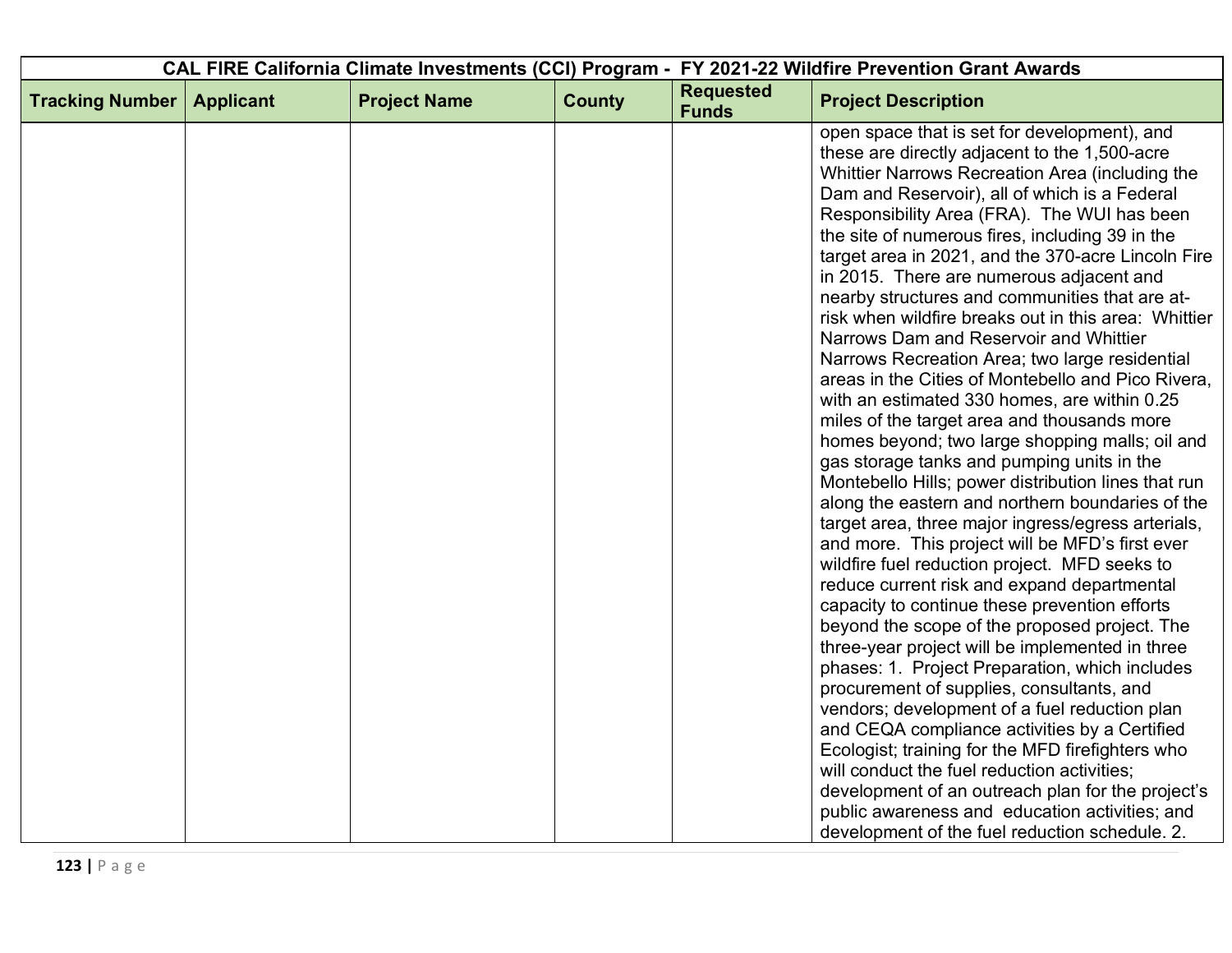| CAL FIRE California Climate Investments (CCI) Program - FY 2021-22 Wildfire Prevention Grant Awards | | | | | |
|---|---|---|---|---|---|
| **Tracking Number** | **Applicant** | **Project Name** | **County** | **Requested Funds** | **Project Description** |
| | | | | | open space that is set for development), and these are directly adjacent to the 1,500-acre Whittier Narrows Recreation Area (including the Dam and Reservoir), all of which is a Federal Responsibility Area (FRA). The WUI has been the site of numerous fires, including 39 in the target area in 2021, and the 370-acre Lincoln Fire in 2015. There are numerous adjacent and nearby structures and communities that are at-risk when wildfire breaks out in this area: Whittier Narrows Dam and Reservoir and Whittier Narrows Recreation Area; two large residential areas in the Cities of Montebello and Pico Rivera, with an estimated 330 homes, are within 0.25 miles of the target area and thousands more homes beyond; two large shopping malls; oil and gas storage tanks and pumping units in the Montebello Hills; power distribution lines that run along the eastern and northern boundaries of the target area, three major ingress/egress arterials, and more. This project will be MFD's first ever wildfire fuel reduction project. MFD seeks to reduce current risk and expand departmental capacity to continue these prevention efforts beyond the scope of the proposed project. The three-year project will be implemented in three phases: 1. Project Preparation, which includes procurement of supplies, consultants, and vendors; development of a fuel reduction plan and CEQA compliance activities by a Certified Ecologist; training for the MFD firefighters who will conduct the fuel reduction activities; development of an outreach plan for the project's public awareness and education activities; and development of the fuel reduction schedule. 2. |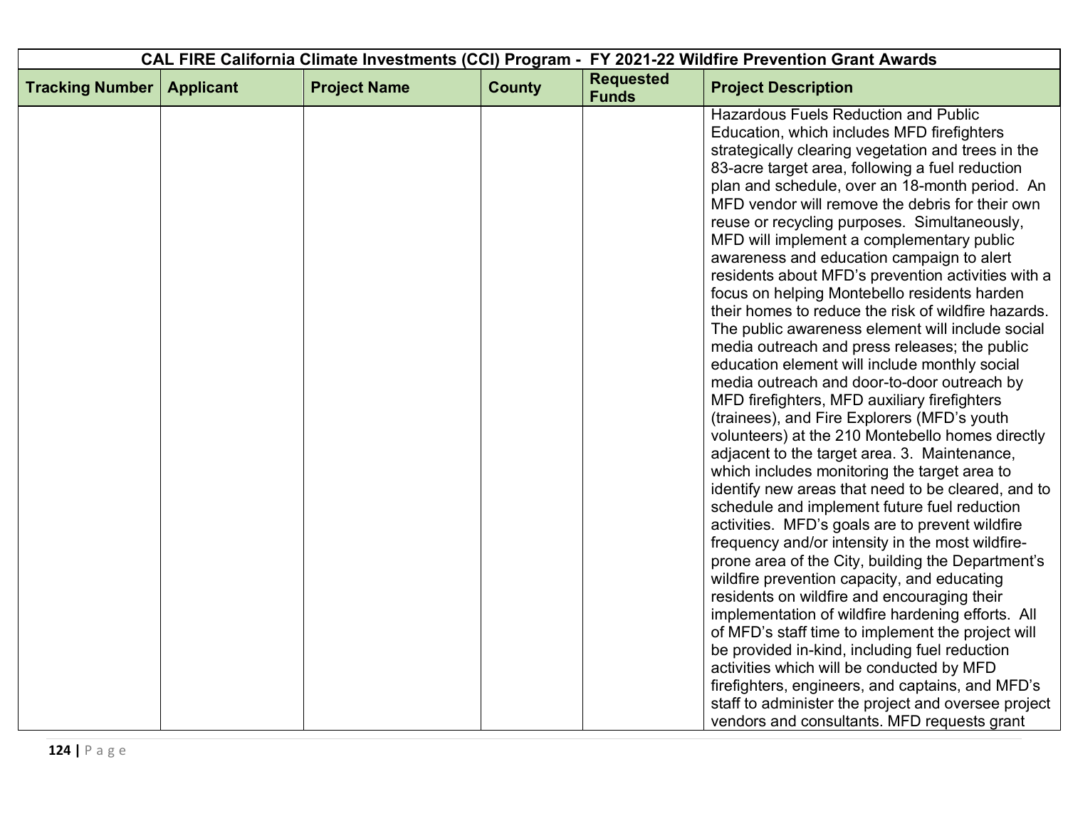| CAL FIRE California Climate Investments (CCI) Program - FY 2021-22 Wildfire Prevention Grant Awards | | | | | |
|---|---|---|---|---|---|
| **Tracking Number** | **Applicant** | **Project Name** | **County** | **Requested Funds** | **Project Description** |
| | | | | | Hazardous Fuels Reduction and Public Education, which includes MFD firefighters strategically clearing vegetation and trees in the 83-acre target area, following a fuel reduction plan and schedule, over an 18-month period. An MFD vendor will remove the debris for their own reuse or recycling purposes. Simultaneously, MFD will implement a complementary public awareness and education campaign to alert residents about MFD's prevention activities with a focus on helping Montebello residents harden their homes to reduce the risk of wildfire hazards. The public awareness element will include social media outreach and press releases; the public education element will include monthly social media outreach and door-to-door outreach by MFD firefighters, MFD auxiliary firefighters (trainees), and Fire Explorers (MFD's youth volunteers) at the 210 Montebello homes directly adjacent to the target area. 3. Maintenance, which includes monitoring the target area to identify new areas that need to be cleared, and to schedule and implement future fuel reduction activities. MFD's goals are to prevent wildfire frequency and/or intensity in the most wildfire-prone area of the City, building the Department's wildfire prevention capacity, and educating residents on wildfire and encouraging their implementation of wildfire hardening efforts. All of MFD's staff time to implement the project will be provided in-kind, including fuel reduction activities which will be conducted by MFD firefighters, engineers, and captains, and MFD's staff to administer the project and oversee project vendors and consultants. MFD requests grant |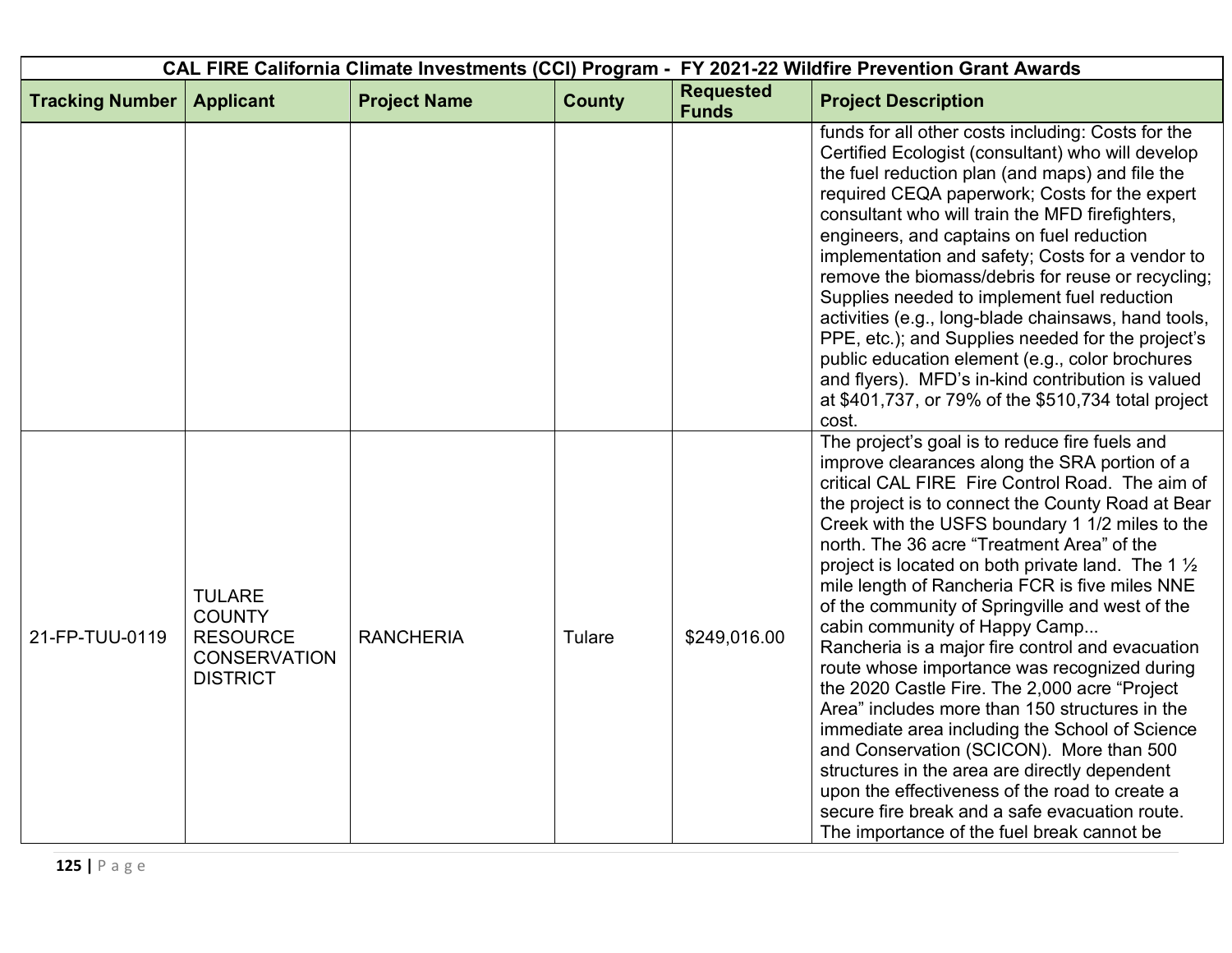| CAL FIRE California Climate Investments (CCI) Program - FY 2021-22 Wildfire Prevention Grant Awards | | | | | |
|---|---|---|---|---|---|
| **Tracking Number** | **Applicant** | **Project Name** | **County** | **Requested Funds** | **Project Description** |
| | | | | | funds for all other costs including: Costs for the Certified Ecologist (consultant) who will develop the fuel reduction plan (and maps) and file the required CEQA paperwork; Costs for the expert consultant who will train the MFD firefighters, engineers, and captains on fuel reduction implementation and safety; Costs for a vendor to remove the biomass/debris for reuse or recycling; Supplies needed to implement fuel reduction activities (e.g., long-blade chainsaws, hand tools, PPE, etc.); and Supplies needed for the project's public education element (e.g., color brochures and flyers). MFD's in-kind contribution is valued at $401,737, or 79% of the $510,734 total project cost. |
| 21-FP-TUU-0119 | TULARE COUNTY RESOURCE CONSERVATION DISTRICT | RANCHERIA | Tulare | $249,016.00 | The project's goal is to reduce fire fuels and improve clearances along the SRA portion of a critical CAL FIRE Fire Control Road. The aim of the project is to connect the County Road at Bear Creek with the USFS boundary 1 1/2 miles to the north. The 36 acre "Treatment Area" of the project is located on both private land. The 1 ½ mile length of Rancheria FCR is five miles NNE of the community of Springville and west of the cabin community of Happy Camp... Rancheria is a major fire control and evacuation route whose importance was recognized during the 2020 Castle Fire. The 2,000 acre "Project Area" includes more than 150 structures in the immediate area including the School of Science and Conservation (SCICON). More than 500 structures in the area are directly dependent upon the effectiveness of the road to create a secure fire break and a safe evacuation route. The importance of the fuel break cannot be |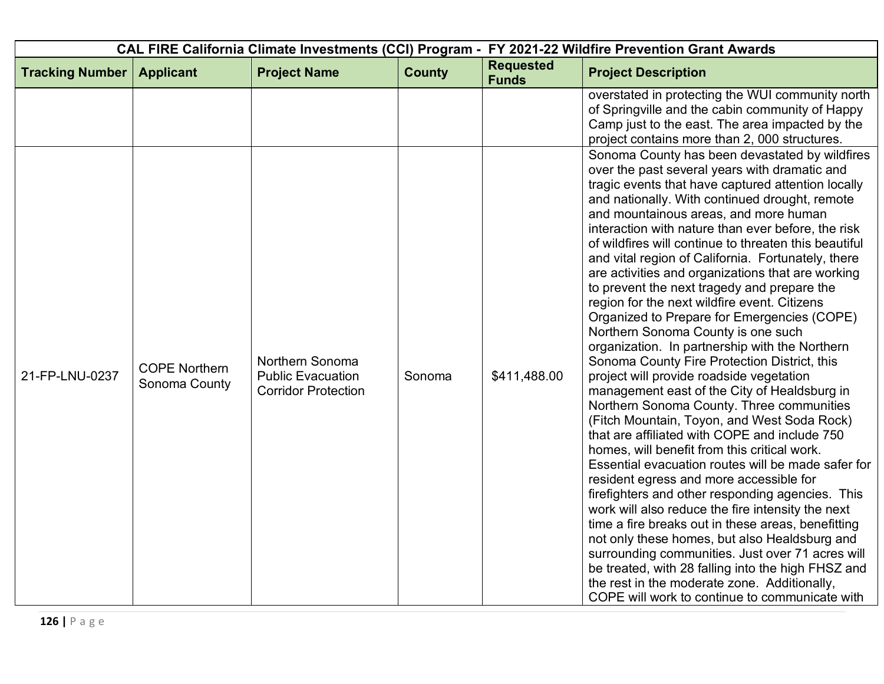| CAL FIRE California Climate Investments (CCI) Program - FY 2021-22 Wildfire Prevention Grant Awards | | | | | |
|---|---|---|---|---|---|
| **Tracking Number** | **Applicant** | **Project Name** | **County** | **Requested Funds** | **Project Description** |
| | | | | | overstated in protecting the WUI community north of Springville and the cabin community of Happy Camp just to the east. The area impacted by the project contains more than 2, 000 structures. |
| 21-FP-LNU-0237 | COPE Northern Sonoma County | Northern Sonoma Public Evacuation Corridor Protection | Sonoma | $411,488.00 | Sonoma County has been devastated by wildfires over the past several years with dramatic and tragic events that have captured attention locally and nationally. With continued drought, remote and mountainous areas, and more human interaction with nature than ever before, the risk of wildfires will continue to threaten this beautiful and vital region of California. Fortunately, there are activities and organizations that are working to prevent the next tragedy and prepare the region for the next wildfire event. Citizens Organized to Prepare for Emergencies (COPE) Northern Sonoma County is one such organization. In partnership with the Northern Sonoma County Fire Protection District, this project will provide roadside vegetation management east of the City of Healdsburg in Northern Sonoma County. Three communities (Fitch Mountain, Toyon, and West Soda Rock) that are affiliated with COPE and include 750 homes, will benefit from this critical work. Essential evacuation routes will be made safer for resident egress and more accessible for firefighters and other responding agencies. This work will also reduce the fire intensity the next time a fire breaks out in these areas, benefitting not only these homes, but also Healdsburg and surrounding communities. Just over 71 acres will be treated, with 28 falling into the high FHSZ and the rest in the moderate zone. Additionally, COPE will work to continue to communicate with |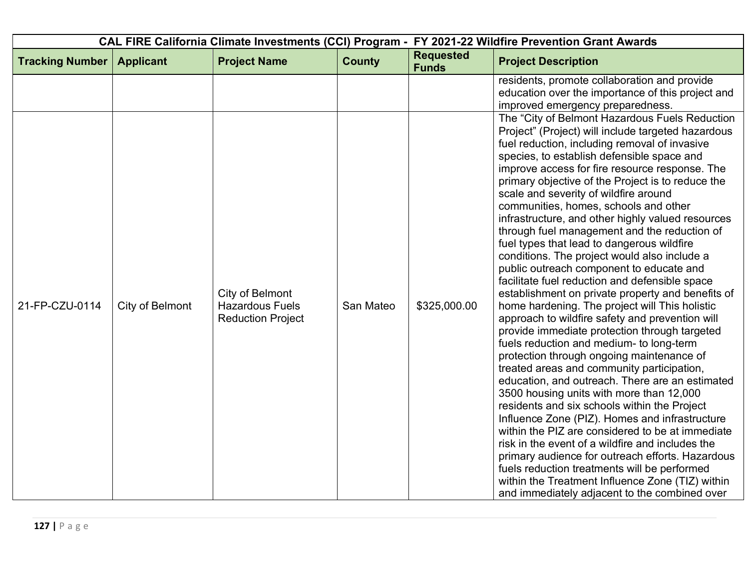| CAL FIRE California Climate Investments (CCI) Program - FY 2021-22 Wildfire Prevention Grant Awards | | | | | |
|---|---|---|---|---|---|
| **Tracking Number** | **Applicant** | **Project Name** | **County** | **Requested Funds** | **Project Description** |
| | | | | | residents, promote collaboration and provide education over the importance of this project and improved emergency preparedness. |
| 21-FP-CZU-0114 | City of Belmont | City of Belmont Hazardous Fuels Reduction Project | San Mateo | $325,000.00 | The "City of Belmont Hazardous Fuels Reduction Project" (Project) will include targeted hazardous fuel reduction, including removal of invasive species, to establish defensible space and improve access for fire resource response. The primary objective of the Project is to reduce the scale and severity of wildfire around communities, homes, schools and other infrastructure, and other highly valued resources through fuel management and the reduction of fuel types that lead to dangerous wildfire conditions. The project would also include a public outreach component to educate and facilitate fuel reduction and defensible space establishment on private property and benefits of home hardening. The project will This holistic approach to wildfire safety and prevention will provide immediate protection through targeted fuels reduction and medium- to long-term protection through ongoing maintenance of treated areas and community participation, education, and outreach. There are an estimated 3500 housing units with more than 12,000 residents and six schools within the Project Influence Zone (PIZ). Homes and infrastructure within the PIZ are considered to be at immediate risk in the event of a wildfire and includes the primary audience for outreach efforts. Hazardous fuels reduction treatments will be performed within the Treatment Influence Zone (TIZ) within and immediately adjacent to the combined over |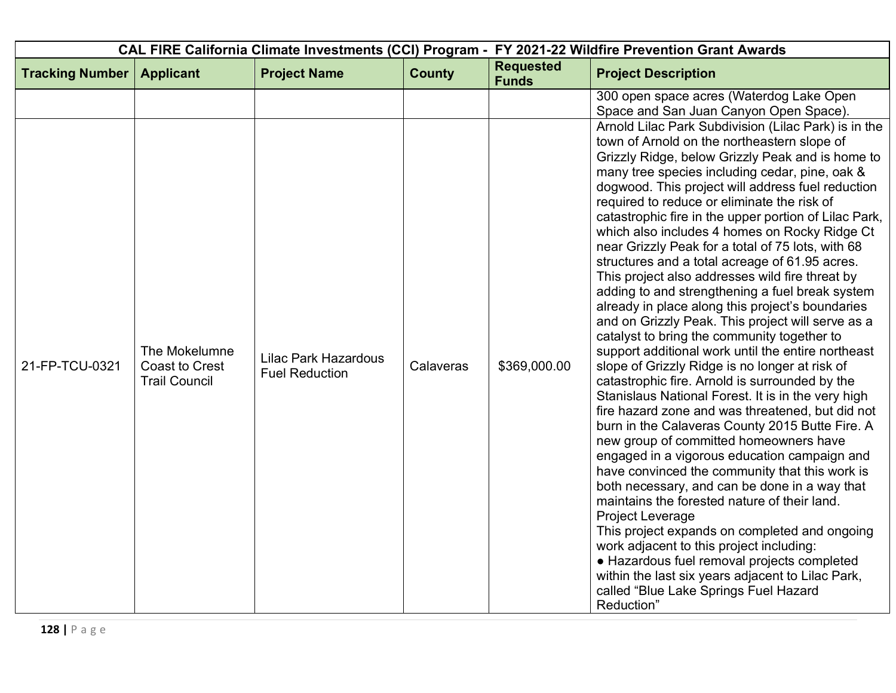| CAL FIRE California Climate Investments (CCI) Program - FY 2021-22 Wildfire Prevention Grant Awards | | | | | |
|---|---|---|---|---|---|
| **Tracking Number** | **Applicant** | **Project Name** | **County** | **Requested Funds** | **Project Description** |
| | | | | | 300 open space acres (Waterdog Lake Open Space and San Juan Canyon Open Space). |
| 21-FP-TCU-0321 | The Mokelumne Coast to Crest Trail Council | Lilac Park Hazardous Fuel Reduction | Calaveras | $369,000.00 | Arnold Lilac Park Subdivision (Lilac Park) is in the town of Arnold on the northeastern slope of Grizzly Ridge, below Grizzly Peak and is home to many tree species including cedar, pine, oak & dogwood. This project will address fuel reduction required to reduce or eliminate the risk of catastrophic fire in the upper portion of Lilac Park, which also includes 4 homes on Rocky Ridge Ct near Grizzly Peak for a total of 75 lots, with 68 structures and a total acreage of 61.95 acres. This project also addresses wild fire threat by adding to and strengthening a fuel break system already in place along this project's boundaries and on Grizzly Peak. This project will serve as a catalyst to bring the community together to support additional work until the entire northeast slope of Grizzly Ridge is no longer at risk of catastrophic fire. Arnold is surrounded by the Stanislaus National Forest. It is in the very high fire hazard zone and was threatened, but did not burn in the Calaveras County 2015 Butte Fire. A new group of committed homeowners have engaged in a vigorous education campaign and have convinced the community that this work is both necessary, and can be done in a way that maintains the forested nature of their land.<br>Project Leverage<br>This project expands on completed and ongoing work adjacent to this project including:<br>● Hazardous fuel removal projects completed within the last six years adjacent to Lilac Park, called "Blue Lake Springs Fuel Hazard Reduction" |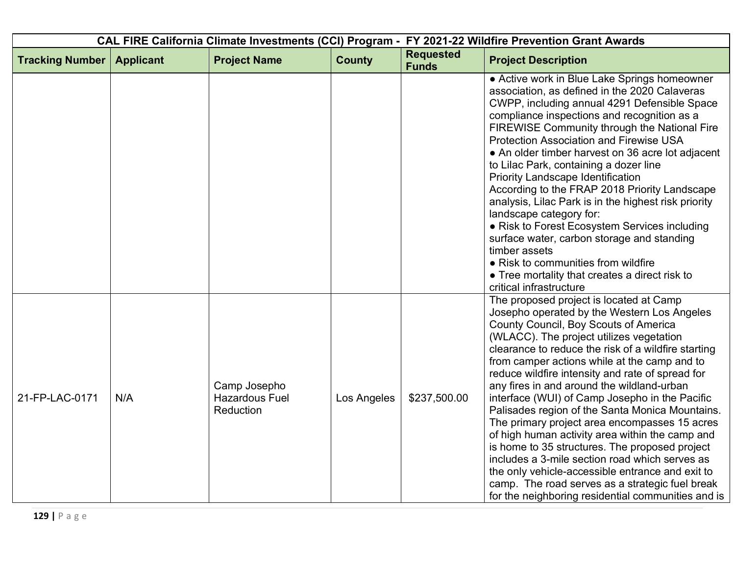| CAL FIRE California Climate Investments (CCI) Program - FY 2021-22 Wildfire Prevention Grant Awards | | | | | |
|---|---|---|---|---|---|
| **Tracking Number** | **Applicant** | **Project Name** | **County** | **Requested Funds** | **Project Description** |
| | | | | | ● Active work in Blue Lake Springs homeowner association, as defined in the 2020 Calaveras CWPP, including annual 4291 Defensible Space compliance inspections and recognition as a FIREWISE Community through the National Fire Protection Association and Firewise USA<br>● An older timber harvest on 36 acre lot adjacent to Lilac Park, containing a dozer line<br>Priority Landscape Identification<br>According to the FRAP 2018 Priority Landscape analysis, Lilac Park is in the highest risk priority landscape category for:<br>● Risk to Forest Ecosystem Services including surface water, carbon storage and standing timber assets<br>● Risk to communities from wildfire<br>● Tree mortality that creates a direct risk to critical infrastructure |
| 21-FP-LAC-0171 | N/A | Camp Josepho Hazardous Fuel Reduction | Los Angeles | $237,500.00 | The proposed project is located at Camp Josepho operated by the Western Los Angeles County Council, Boy Scouts of America (WLACC). The project utilizes vegetation clearance to reduce the risk of a wildfire starting from camper actions while at the camp and to reduce wildfire intensity and rate of spread for any fires in and around the wildland-urban interface (WUI) of Camp Josepho in the Pacific Palisades region of the Santa Monica Mountains. The primary project area encompasses 15 acres of high human activity area within the camp and is home to 35 structures. The proposed project includes a 3-mile section road which serves as the only vehicle-accessible entrance and exit to camp. The road serves as a strategic fuel break for the neighboring residential communities and is |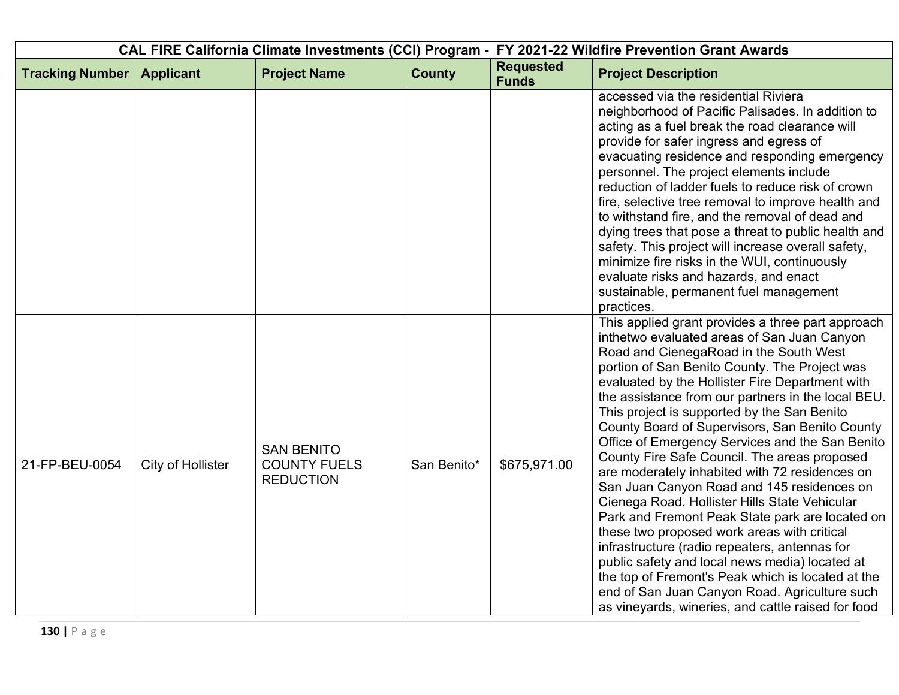| CAL FIRE California Climate Investments (CCI) Program - FY 2021-22 Wildfire Prevention Grant Awards | | | | | |
|---|---|---|---|---|---|
| **Tracking Number** | **Applicant** | **Project Name** | **County** | **Requested Funds** | **Project Description** |
| | | | | | accessed via the residential Riviera neighborhood of Pacific Palisades. In addition to acting as a fuel break the road clearance will provide for safer ingress and egress of evacuating residence and responding emergency personnel. The project elements include reduction of ladder fuels to reduce risk of crown fire, selective tree removal to improve health and to withstand fire, and the removal of dead and dying trees that pose a threat to public health and safety. This project will increase overall safety, minimize fire risks in the WUI, continuously evaluate risks and hazards, and enact sustainable, permanent fuel management practices. |
| 21-FP-BEU-0054 | City of Hollister | SAN BENITO COUNTY FUELS REDUCTION | San Benito* | $675,971.00 | This applied grant provides a three part approach inthetwo evaluated areas of San Juan Canyon Road and CienegaRoad in the South West portion of San Benito County. The Project was evaluated by the Hollister Fire Department with the assistance from our partners in the local BEU. This project is supported by the San Benito County Board of Supervisors, San Benito County Office of Emergency Services and the San Benito County Fire Safe Council. The areas proposed are moderately inhabited with 72 residences on San Juan Canyon Road and 145 residences on Cienega Road. Hollister Hills State Vehicular Park and Fremont Peak State park are located on these two proposed work areas with critical infrastructure (radio repeaters, antennas for public safety and local news media) located at the top of Fremont's Peak which is located at the end of San Juan Canyon Road. Agriculture such as vineyards, wineries, and cattle raised for food |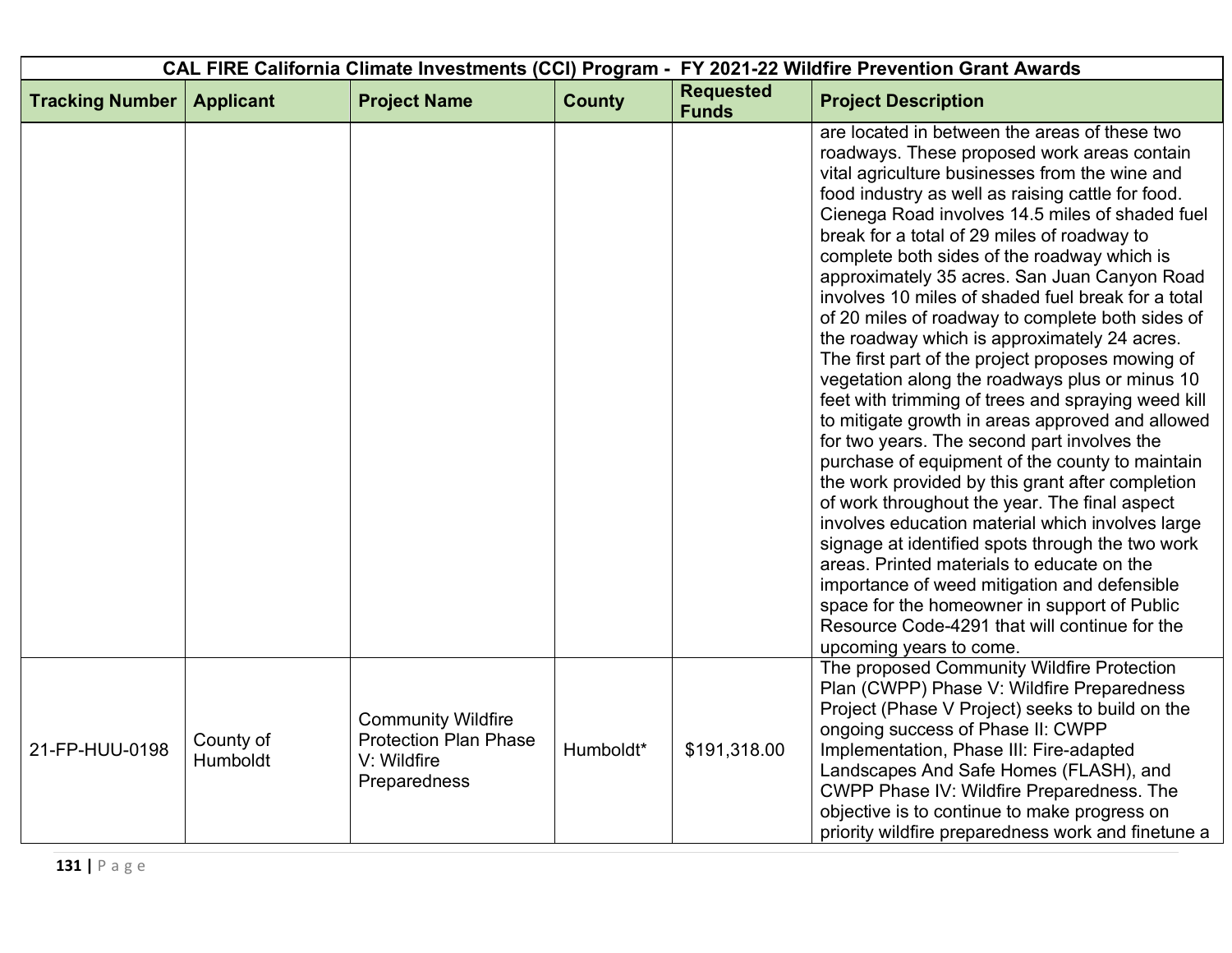| CAL FIRE California Climate Investments (CCI) Program - FY 2021-22 Wildfire Prevention Grant Awards | | | | | |
|---|---|---|---|---|---|
| **Tracking Number** | **Applicant** | **Project Name** | **County** | **Requested Funds** | **Project Description** |
| | | | | | are located in between the areas of these two roadways. These proposed work areas contain vital agriculture businesses from the wine and food industry as well as raising cattle for food. Cienega Road involves 14.5 miles of shaded fuel break for a total of 29 miles of roadway to complete both sides of the roadway which is approximately 35 acres. San Juan Canyon Road involves 10 miles of shaded fuel break for a total of 20 miles of roadway to complete both sides of the roadway which is approximately 24 acres. The first part of the project proposes mowing of vegetation along the roadways plus or minus 10 feet with trimming of trees and spraying weed kill to mitigate growth in areas approved and allowed for two years. The second part involves the purchase of equipment of the county to maintain the work provided by this grant after completion of work throughout the year. The final aspect involves education material which involves large signage at identified spots through the two work areas. Printed materials to educate on the importance of weed mitigation and defensible space for the homeowner in support of Public Resource Code-4291 that will continue for the upcoming years to come. |
| 21-FP-HUU-0198 | County of Humboldt | Community Wildfire Protection Plan Phase V: Wildfire Preparedness | Humboldt* | $191,318.00 | The proposed Community Wildfire Protection Plan (CWPP) Phase V: Wildfire Preparedness Project (Phase V Project) seeks to build on the ongoing success of Phase II: CWPP Implementation, Phase III: Fire-adapted Landscapes And Safe Homes (FLASH), and CWPP Phase IV: Wildfire Preparedness. The objective is to continue to make progress on priority wildfire preparedness work and finetune a |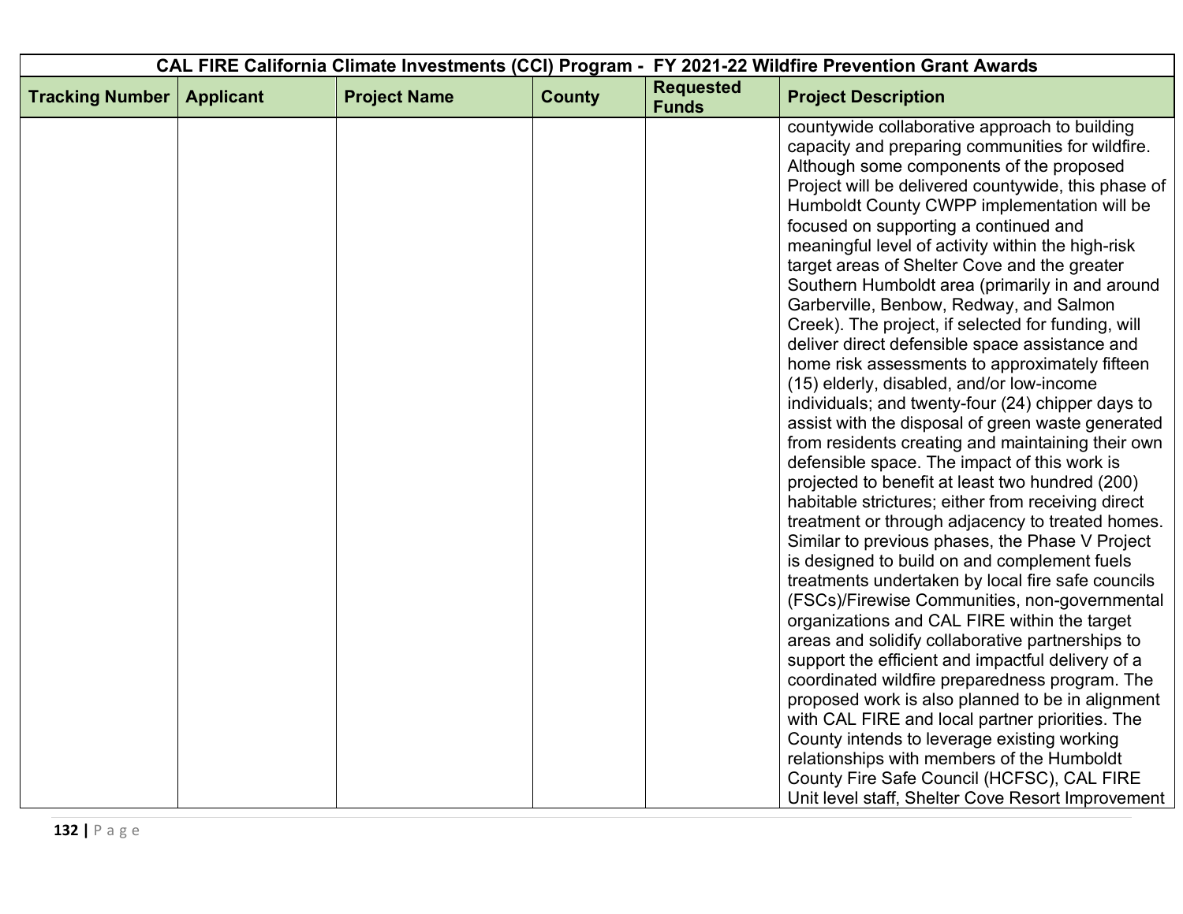| CAL FIRE California Climate Investments (CCI) Program - FY 2021-22 Wildfire Prevention Grant Awards | | | | | |
|---|---|---|---|---|---|
| **Tracking Number** | **Applicant** | **Project Name** | **County** | **Requested Funds** | **Project Description** |
| | | | | | countywide collaborative approach to building capacity and preparing communities for wildfire. Although some components of the proposed Project will be delivered countywide, this phase of Humboldt County CWPP implementation will be focused on supporting a continued and meaningful level of activity within the high-risk target areas of Shelter Cove and the greater Southern Humboldt area (primarily in and around Garberville, Benbow, Redway, and Salmon Creek). The project, if selected for funding, will deliver direct defensible space assistance and home risk assessments to approximately fifteen (15) elderly, disabled, and/or low-income individuals; and twenty-four (24) chipper days to assist with the disposal of green waste generated from residents creating and maintaining their own defensible space. The impact of this work is projected to benefit at least two hundred (200) habitable strictures; either from receiving direct treatment or through adjacency to treated homes. Similar to previous phases, the Phase V Project is designed to build on and complement fuels treatments undertaken by local fire safe councils (FSCs)/Firewise Communities, non-governmental organizations and CAL FIRE within the target areas and solidify collaborative partnerships to support the efficient and impactful delivery of a coordinated wildfire preparedness program. The proposed work is also planned to be in alignment with CAL FIRE and local partner priorities. The County intends to leverage existing working relationships with members of the Humboldt County Fire Safe Council (HCFSC), CAL FIRE Unit level staff, Shelter Cove Resort Improvement |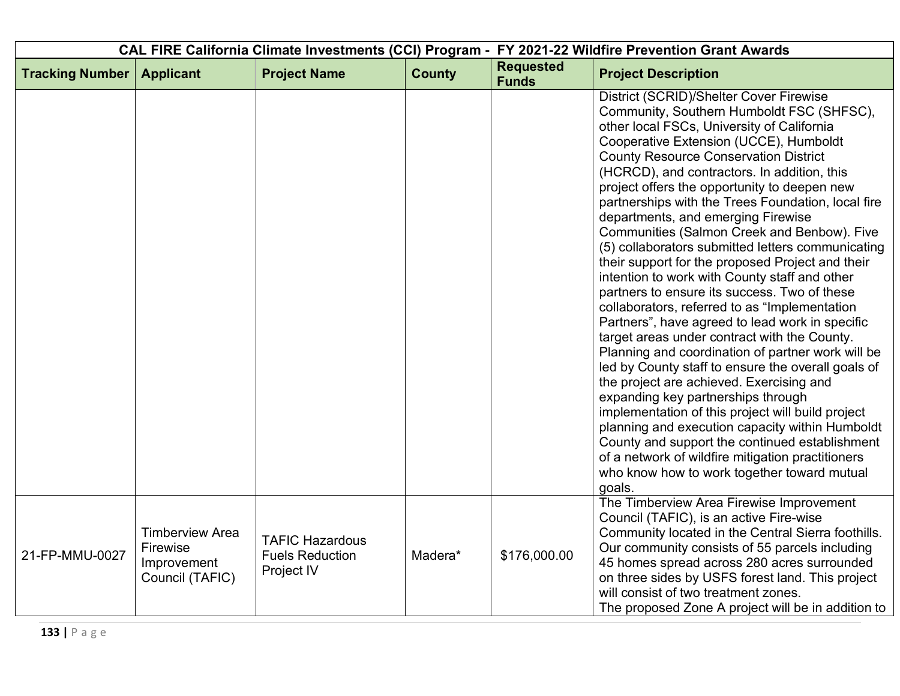| CAL FIRE California Climate Investments (CCI) Program - FY 2021-22 Wildfire Prevention Grant Awards | | | | | |
|---|---|---|---|---|---|
| **Tracking Number** | **Applicant** | **Project Name** | **County** | **Requested Funds** | **Project Description** |
| | | | | | District (SCRID)/Shelter Cover Firewise Community, Southern Humboldt FSC (SHFSC), other local FSCs, University of California Cooperative Extension (UCCE), Humboldt County Resource Conservation District (HCRCD), and contractors. In addition, this project offers the opportunity to deepen new partnerships with the Trees Foundation, local fire departments, and emerging Firewise Communities (Salmon Creek and Benbow). Five (5) collaborators submitted letters communicating their support for the proposed Project and their intention to work with County staff and other partners to ensure its success. Two of these collaborators, referred to as "Implementation Partners", have agreed to lead work in specific target areas under contract with the County. Planning and coordination of partner work will be led by County staff to ensure the overall goals of the project are achieved. Exercising and expanding key partnerships through implementation of this project will build project planning and execution capacity within Humboldt County and support the continued establishment of a network of wildfire mitigation practitioners who know how to work together toward mutual goals. |
| 21-FP-MMU-0027 | Timberview Area Firewise Improvement Council (TAFIC) | TAFIC Hazardous Fuels Reduction Project IV | Madera* | $176,000.00 | The Timberview Area Firewise Improvement Council (TAFIC), is an active Fire-wise Community located in the Central Sierra foothills. Our community consists of 55 parcels including 45 homes spread across 280 acres surrounded on three sides by USFS forest land. This project will consist of two treatment zones. The proposed Zone A project will be in addition to |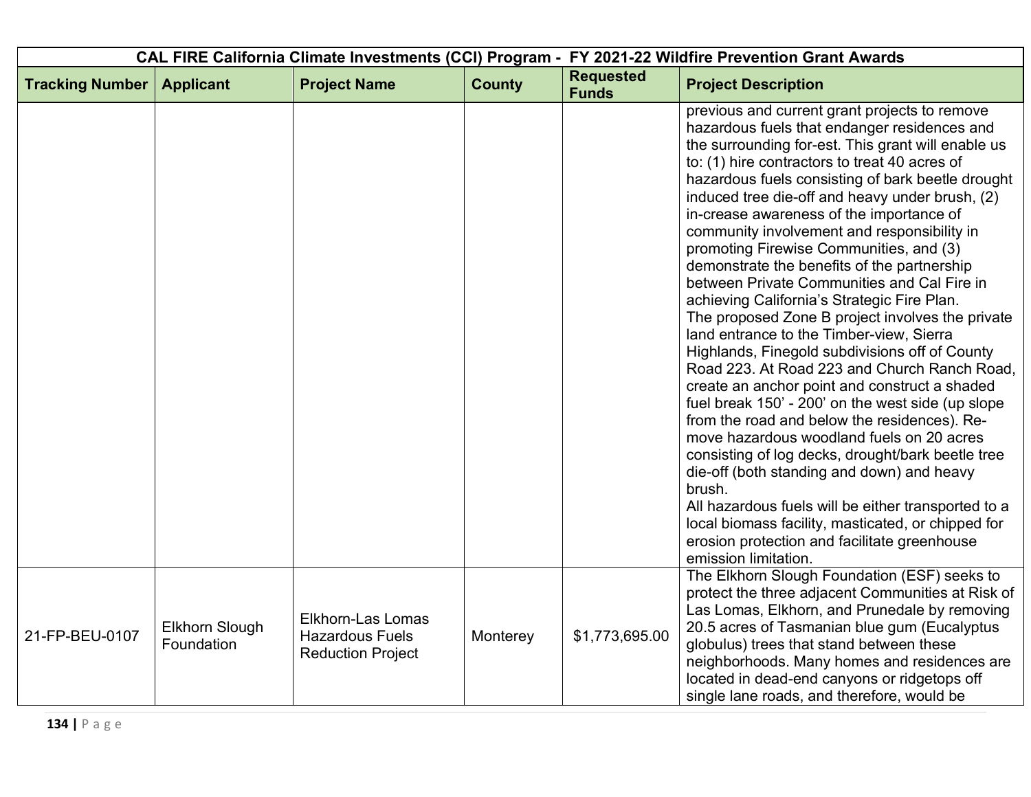| CAL FIRE California Climate Investments (CCI) Program - FY 2021-22 Wildfire Prevention Grant Awards | | | | | |
|---|---|---|---|---|---|
| **Tracking Number** | **Applicant** | **Project Name** | **County** | **Requested Funds** | **Project Description** |
| | | | | | previous and current grant projects to remove hazardous fuels that endanger residences and the surrounding for-est. This grant will enable us to: (1) hire contractors to treat 40 acres of hazardous fuels consisting of bark beetle drought induced tree die-off and heavy under brush, (2) in-crease awareness of the importance of community involvement and responsibility in promoting Firewise Communities, and (3) demonstrate the benefits of the partnership between Private Communities and Cal Fire in achieving California's Strategic Fire Plan. The proposed Zone B project involves the private land entrance to the Timber-view, Sierra Highlands, Finegold subdivisions off of County Road 223. At Road 223 and Church Ranch Road, create an anchor point and construct a shaded fuel break 150' - 200' on the west side (up slope from the road and below the residences). Re-move hazardous woodland fuels on 20 acres consisting of log decks, drought/bark beetle tree die-off (both standing and down) and heavy brush. All hazardous fuels will be either transported to a local biomass facility, masticated, or chipped for erosion protection and facilitate greenhouse emission limitation. |
| 21-FP-BEU-0107 | Elkhorn Slough Foundation | Elkhorn-Las Lomas Hazardous Fuels Reduction Project | Monterey | $1,773,695.00 | The Elkhorn Slough Foundation (ESF) seeks to protect the three adjacent Communities at Risk of Las Lomas, Elkhorn, and Prunedale by removing 20.5 acres of Tasmanian blue gum (Eucalyptus globulus) trees that stand between these neighborhoods. Many homes and residences are located in dead-end canyons or ridgetops off single lane roads, and therefore, would be |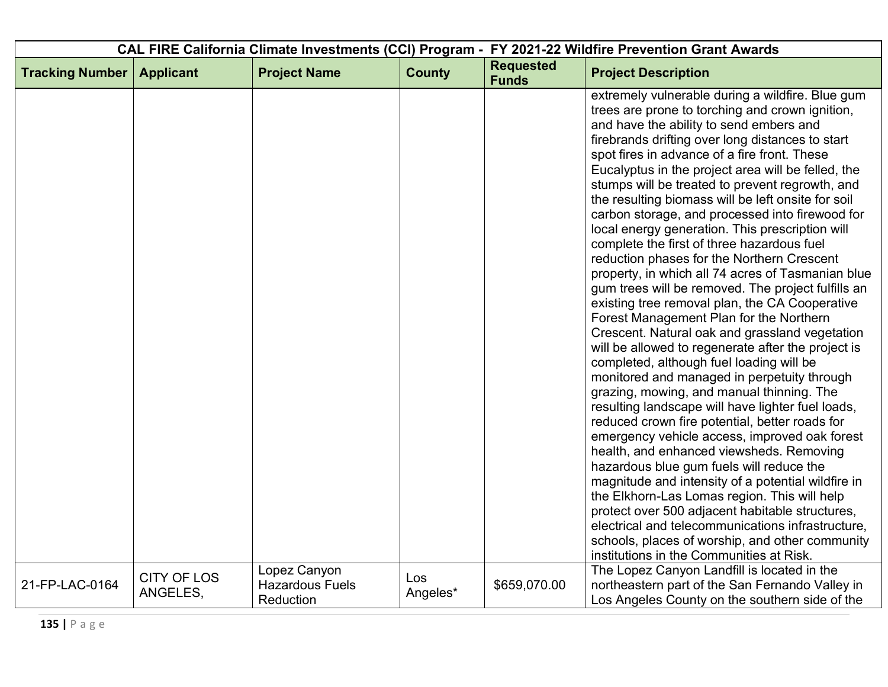| CAL FIRE California Climate Investments (CCI) Program - FY 2021-22 Wildfire Prevention Grant Awards | | | | | |
|---|---|---|---|---|---|
| **Tracking Number** | **Applicant** | **Project Name** | **County** | **Requested Funds** | **Project Description** |
| | | | | | extremely vulnerable during a wildfire. Blue gum trees are prone to torching and crown ignition, and have the ability to send embers and firebrands drifting over long distances to start spot fires in advance of a fire front. These Eucalyptus in the project area will be felled, the stumps will be treated to prevent regrowth, and the resulting biomass will be left onsite for soil carbon storage, and processed into firewood for local energy generation. This prescription will complete the first of three hazardous fuel reduction phases for the Northern Crescent property, in which all 74 acres of Tasmanian blue gum trees will be removed. The project fulfills an existing tree removal plan, the CA Cooperative Forest Management Plan for the Northern Crescent. Natural oak and grassland vegetation will be allowed to regenerate after the project is completed, although fuel loading will be monitored and managed in perpetuity through grazing, mowing, and manual thinning. The resulting landscape will have lighter fuel loads, reduced crown fire potential, better roads for emergency vehicle access, improved oak forest health, and enhanced viewsheds. Removing hazardous blue gum fuels will reduce the magnitude and intensity of a potential wildfire in the Elkhorn-Las Lomas region. This will help protect over 500 adjacent habitable structures, electrical and telecommunications infrastructure, schools, places of worship, and other community institutions in the Communities at Risk. |
| 21-FP-LAC-0164 | CITY OF LOS ANGELES, | Lopez Canyon Hazardous Fuels Reduction | Los Angeles* | $659,070.00 | The Lopez Canyon Landfill is located in the northeastern part of the San Fernando Valley in Los Angeles County on the southern side of the |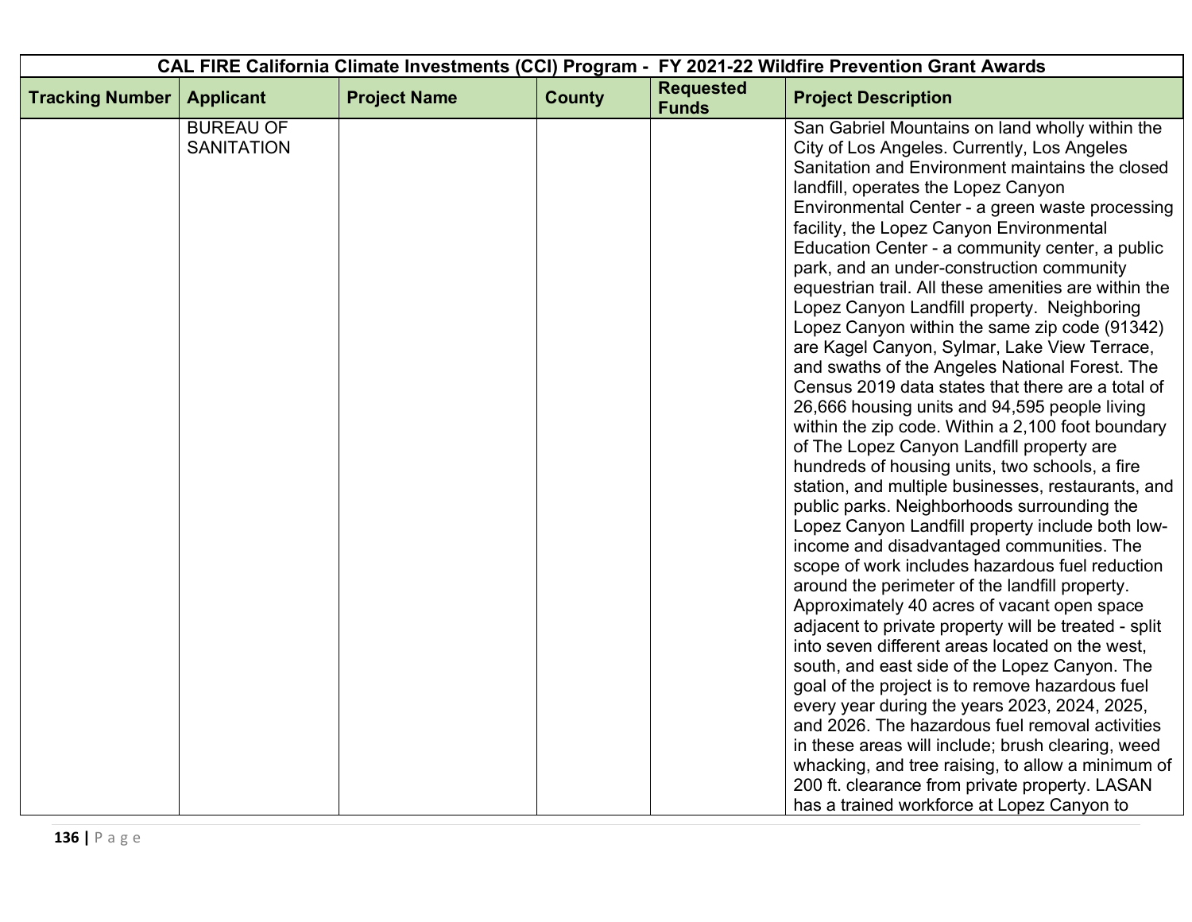| CAL FIRE California Climate Investments (CCI) Program - FY 2021-22 Wildfire Prevention Grant Awards | | | | | |
|---|---|---|---|---|---|
| **Tracking Number** | **Applicant** | **Project Name** | **County** | **Requested Funds** | **Project Description** |
| | BUREAU OF SANITATION | | | | San Gabriel Mountains on land wholly within the City of Los Angeles. Currently, Los Angeles Sanitation and Environment maintains the closed landfill, operates the Lopez Canyon Environmental Center - a green waste processing facility, the Lopez Canyon Environmental Education Center - a community center, a public park, and an under-construction community equestrian trail. All these amenities are within the Lopez Canyon Landfill property. Neighboring Lopez Canyon within the same zip code (91342) are Kagel Canyon, Sylmar, Lake View Terrace, and swaths of the Angeles National Forest. The Census 2019 data states that there are a total of 26,666 housing units and 94,595 people living within the zip code. Within a 2,100 foot boundary of The Lopez Canyon Landfill property are hundreds of housing units, two schools, a fire station, and multiple businesses, restaurants, and public parks. Neighborhoods surrounding the Lopez Canyon Landfill property include both low-income and disadvantaged communities. The scope of work includes hazardous fuel reduction around the perimeter of the landfill property. Approximately 40 acres of vacant open space adjacent to private property will be treated - split into seven different areas located on the west, south, and east side of the Lopez Canyon. The goal of the project is to remove hazardous fuel every year during the years 2023, 2024, 2025, and 2026. The hazardous fuel removal activities in these areas will include; brush clearing, weed whacking, and tree raising, to allow a minimum of 200 ft. clearance from private property. LASAN has a trained workforce at Lopez Canyon to |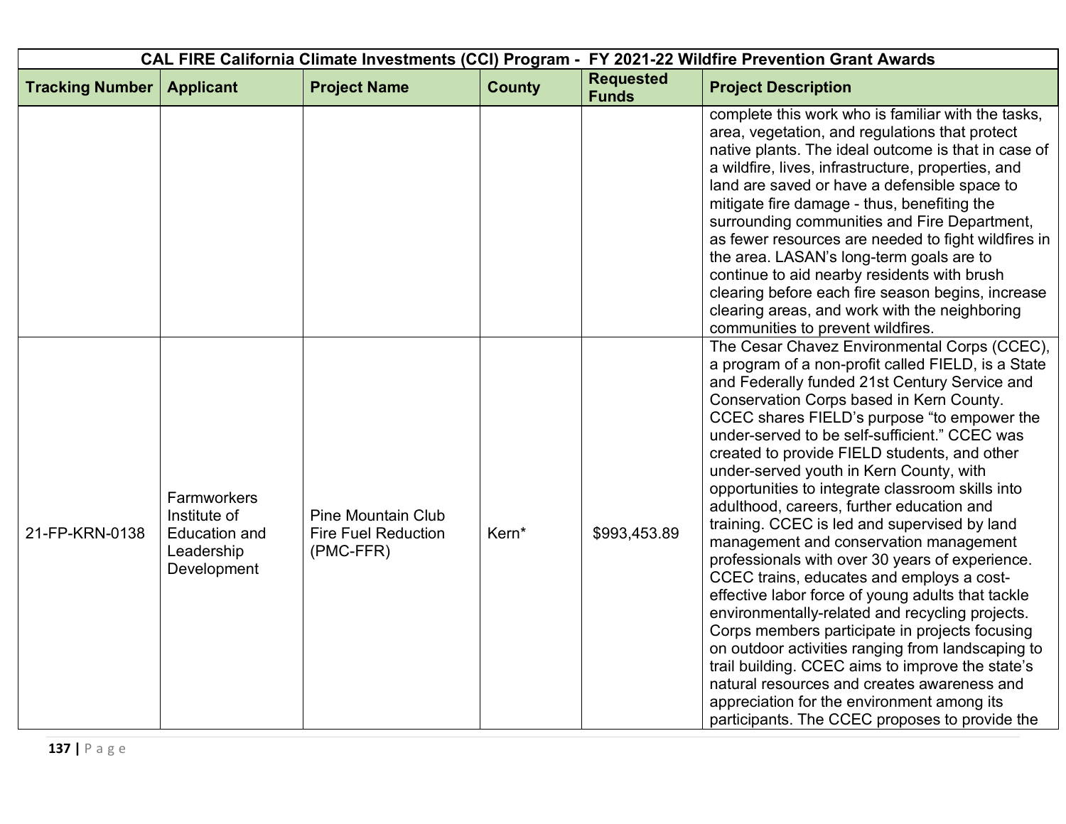| CAL FIRE California Climate Investments (CCI) Program - FY 2021-22 Wildfire Prevention Grant Awards | | | | | |
|---|---|---|---|---|---|
| **Tracking Number** | **Applicant** | **Project Name** | **County** | **Requested Funds** | **Project Description** |
| | | | | | complete this work who is familiar with the tasks, area, vegetation, and regulations that protect native plants. The ideal outcome is that in case of a wildfire, lives, infrastructure, properties, and land are saved or have a defensible space to mitigate fire damage - thus, benefiting the surrounding communities and Fire Department, as fewer resources are needed to fight wildfires in the area. LASAN's long-term goals are to continue to aid nearby residents with brush clearing before each fire season begins, increase clearing areas, and work with the neighboring communities to prevent wildfires. |
| 21-FP-KRN-0138 | Farmworkers Institute of Education and Leadership Development | Pine Mountain Club Fire Fuel Reduction (PMC-FFR) | Kern* | $993,453.89 | The Cesar Chavez Environmental Corps (CCEC), a program of a non-profit called FIELD, is a State and Federally funded 21st Century Service and Conservation Corps based in Kern County. CCEC shares FIELD's purpose "to empower the under-served to be self-sufficient." CCEC was created to provide FIELD students, and other under-served youth in Kern County, with opportunities to integrate classroom skills into adulthood, careers, further education and training. CCEC is led and supervised by land management and conservation management professionals with over 30 years of experience. CCEC trains, educates and employs a cost-effective labor force of young adults that tackle environmentally-related and recycling projects. Corps members participate in projects focusing on outdoor activities ranging from landscaping to trail building. CCEC aims to improve the state's natural resources and creates awareness and appreciation for the environment among its participants. The CCEC proposes to provide the |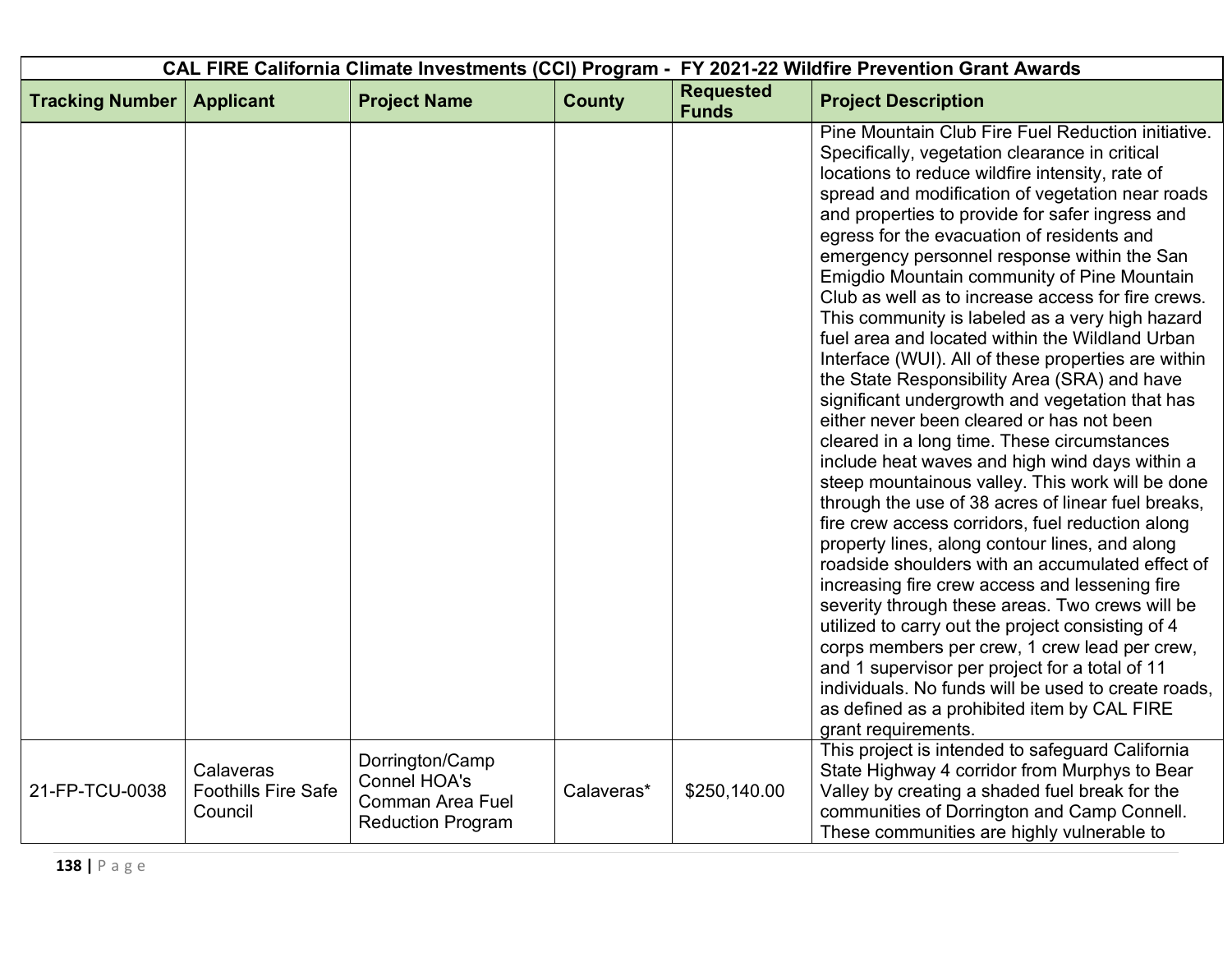| CAL FIRE California Climate Investments (CCI) Program - FY 2021-22 Wildfire Prevention Grant Awards | | | | | |
|---|---|---|---|---|---|
| Tracking Number | Applicant | Project Name | County | Requested Funds | Project Description |
| | | | | | Pine Mountain Club Fire Fuel Reduction initiative. Specifically, vegetation clearance in critical locations to reduce wildfire intensity, rate of spread and modification of vegetation near roads and properties to provide for safer ingress and egress for the evacuation of residents and emergency personnel response within the San Emigdio Mountain community of Pine Mountain Club as well as to increase access for fire crews. This community is labeled as a very high hazard fuel area and located within the Wildland Urban Interface (WUI). All of these properties are within the State Responsibility Area (SRA) and have significant undergrowth and vegetation that has either never been cleared or has not been cleared in a long time. These circumstances include heat waves and high wind days within a steep mountainous valley. This work will be done through the use of 38 acres of linear fuel breaks, fire crew access corridors, fuel reduction along property lines, along contour lines, and along roadside shoulders with an accumulated effect of increasing fire crew access and lessening fire severity through these areas. Two crews will be utilized to carry out the project consisting of 4 corps members per crew, 1 crew lead per crew, and 1 supervisor per project for a total of 11 individuals. No funds will be used to create roads, as defined as a prohibited item by CAL FIRE grant requirements. |
| 21-FP-TCU-0038 | Calaveras Foothills Fire Safe Council | Dorrington/Camp Connel HOA's Comman Area Fuel Reduction Program | Calaveras* | $250,140.00 | This project is intended to safeguard California State Highway 4 corridor from Murphys to Bear Valley by creating a shaded fuel break for the communities of Dorrington and Camp Connell. These communities are highly vulnerable to |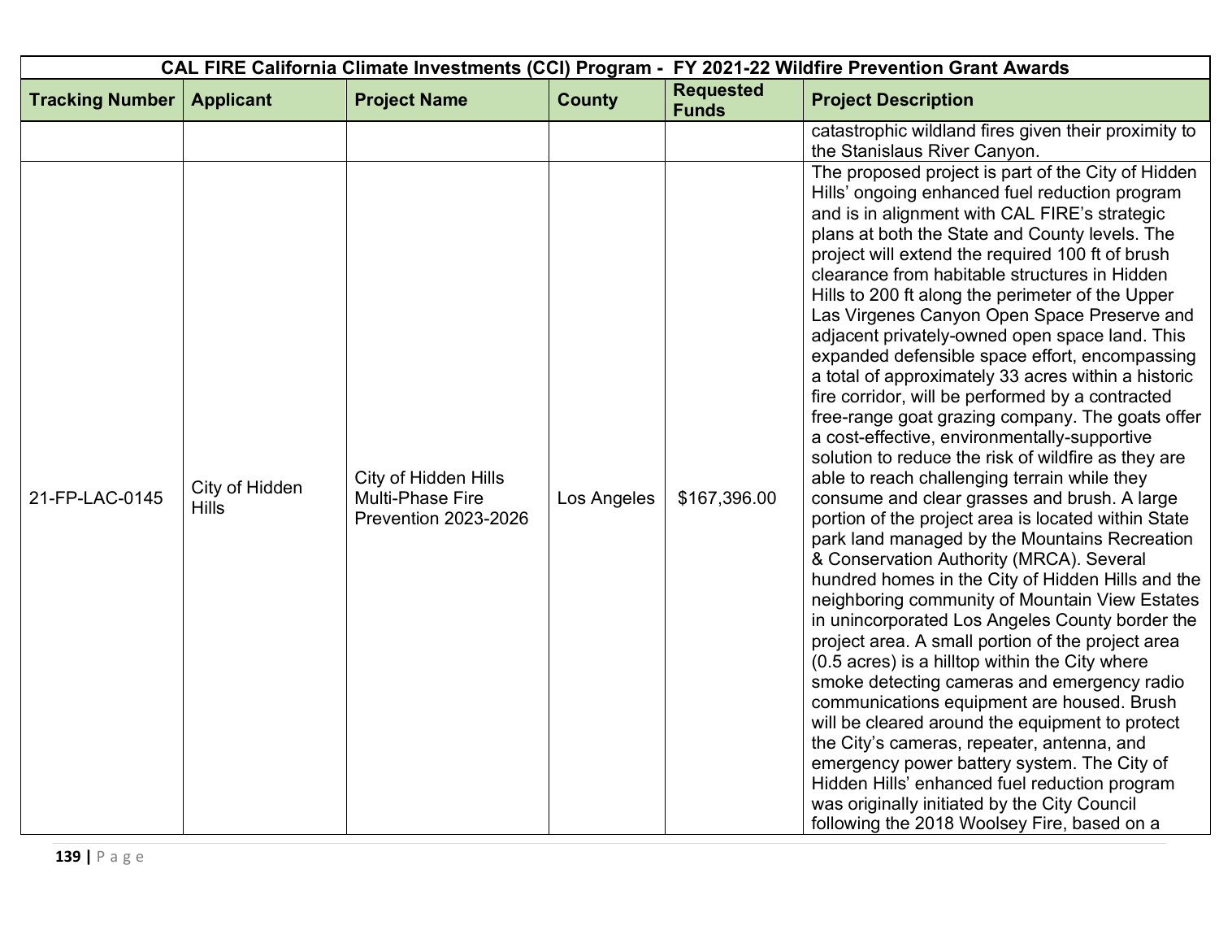| CAL FIRE California Climate Investments (CCI) Program - FY 2021-22 Wildfire Prevention Grant Awards | | | | | |
|---|---|---|---|---|---|
| **Tracking Number** | **Applicant** | **Project Name** | **County** | **Requested Funds** | **Project Description** |
| | | | | | catastrophic wildland fires given their proximity to the Stanislaus River Canyon. |
| 21-FP-LAC-0145 | City of Hidden Hills | City of Hidden Hills Multi-Phase Fire Prevention 2023-2026 | Los Angeles | $167,396.00 | The proposed project is part of the City of Hidden Hills' ongoing enhanced fuel reduction program and is in alignment with CAL FIRE's strategic plans at both the State and County levels. The project will extend the required 100 ft of brush clearance from habitable structures in Hidden Hills to 200 ft along the perimeter of the Upper Las Virgenes Canyon Open Space Preserve and adjacent privately-owned open space land. This expanded defensible space effort, encompassing a total of approximately 33 acres within a historic fire corridor, will be performed by a contracted free-range goat grazing company. The goats offer a cost-effective, environmentally-supportive solution to reduce the risk of wildfire as they are able to reach challenging terrain while they consume and clear grasses and brush. A large portion of the project area is located within State park land managed by the Mountains Recreation & Conservation Authority (MRCA). Several hundred homes in the City of Hidden Hills and the neighboring community of Mountain View Estates in unincorporated Los Angeles County border the project area. A small portion of the project area (0.5 acres) is a hilltop within the City where smoke detecting cameras and emergency radio communications equipment are housed. Brush will be cleared around the equipment to protect the City's cameras, repeater, antenna, and emergency power battery system. The City of Hidden Hills' enhanced fuel reduction program was originally initiated by the City Council following the 2018 Woolsey Fire, based on a |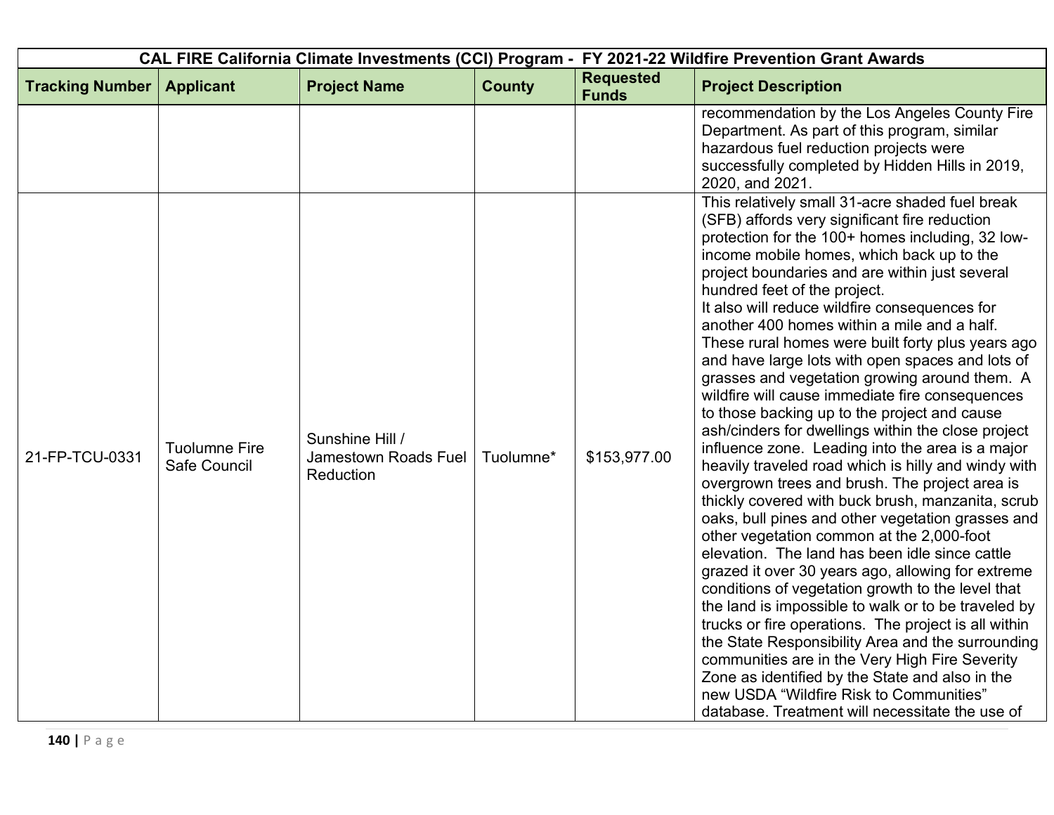| CAL FIRE California Climate Investments (CCI) Program - FY 2021-22 Wildfire Prevention Grant Awards | | | | | |
|---|---|---|---|---|---|
| **Tracking Number** | **Applicant** | **Project Name** | **County** | **Requested Funds** | **Project Description** |
| | | | | | recommendation by the Los Angeles County Fire Department. As part of this program, similar hazardous fuel reduction projects were successfully completed by Hidden Hills in 2019, 2020, and 2021. |
| 21-FP-TCU-0331 | Tuolumne Fire Safe Council | Sunshine Hill / Jamestown Roads Fuel Reduction | Tuolumne* | $153,977.00 | This relatively small 31-acre shaded fuel break (SFB) affords very significant fire reduction protection for the 100+ homes including, 32 low-income mobile homes, which back up to the project boundaries and are within just several hundred feet of the project. It also will reduce wildfire consequences for another 400 homes within a mile and a half. These rural homes were built forty plus years ago and have large lots with open spaces and lots of grasses and vegetation growing around them. A wildfire will cause immediate fire consequences to those backing up to the project and cause ash/cinders for dwellings within the close project influence zone. Leading into the area is a major heavily traveled road which is hilly and windy with overgrown trees and brush. The project area is thickly covered with buck brush, manzanita, scrub oaks, bull pines and other vegetation grasses and other vegetation common at the 2,000-foot elevation. The land has been idle since cattle grazed it over 30 years ago, allowing for extreme conditions of vegetation growth to the level that the land is impossible to walk or to be traveled by trucks or fire operations. The project is all within the State Responsibility Area and the surrounding communities are in the Very High Fire Severity Zone as identified by the State and also in the new USDA "Wildfire Risk to Communities" database. Treatment will necessitate the use of |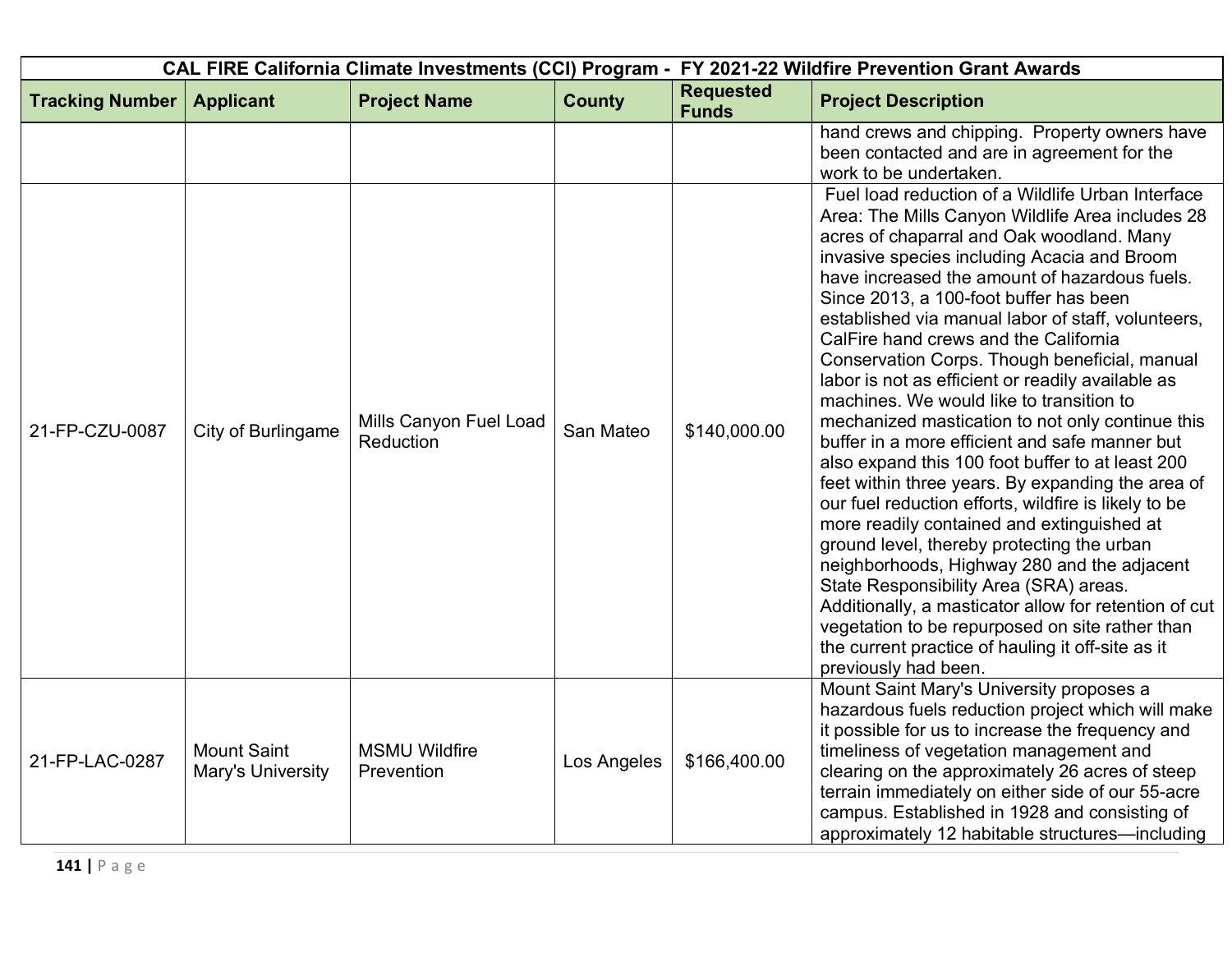| CAL FIRE California Climate Investments (CCI) Program - FY 2021-22 Wildfire Prevention Grant Awards | | | | | |
|---|---|---|---|---|---|
| **Tracking Number** | **Applicant** | **Project Name** | **County** | **Requested Funds** | **Project Description** |
| | | | | | hand crews and chipping. Property owners have been contacted and are in agreement for the work to be undertaken. |
| 21-FP-CZU-0087 | City of Burlingame | Mills Canyon Fuel Load Reduction | San Mateo | $140,000.00 | Fuel load reduction of a Wildlife Urban Interface Area: The Mills Canyon Wildlife Area includes 28 acres of chaparral and Oak woodland. Many invasive species including Acacia and Broom have increased the amount of hazardous fuels. Since 2013, a 100-foot buffer has been established via manual labor of staff, volunteers, CalFire hand crews and the California Conservation Corps. Though beneficial, manual labor is not as efficient or readily available as machines. We would like to transition to mechanized mastication to not only continue this buffer in a more efficient and safe manner but also expand this 100 foot buffer to at least 200 feet within three years. By expanding the area of our fuel reduction efforts, wildfire is likely to be more readily contained and extinguished at ground level, thereby protecting the urban neighborhoods, Highway 280 and the adjacent State Responsibility Area (SRA) areas. Additionally, a masticator allow for retention of cut vegetation to be repurposed on site rather than the current practice of hauling it off-site as it previously had been. |
| 21-FP-LAC-0287 | Mount Saint Mary's University | MSMU Wildfire Prevention | Los Angeles | $166,400.00 | Mount Saint Mary's University proposes a hazardous fuels reduction project which will make it possible for us to increase the frequency and timeliness of vegetation management and clearing on the approximately 26 acres of steep terrain immediately on either side of our 55-acre campus. Established in 1928 and consisting of approximately 12 habitable structures—including |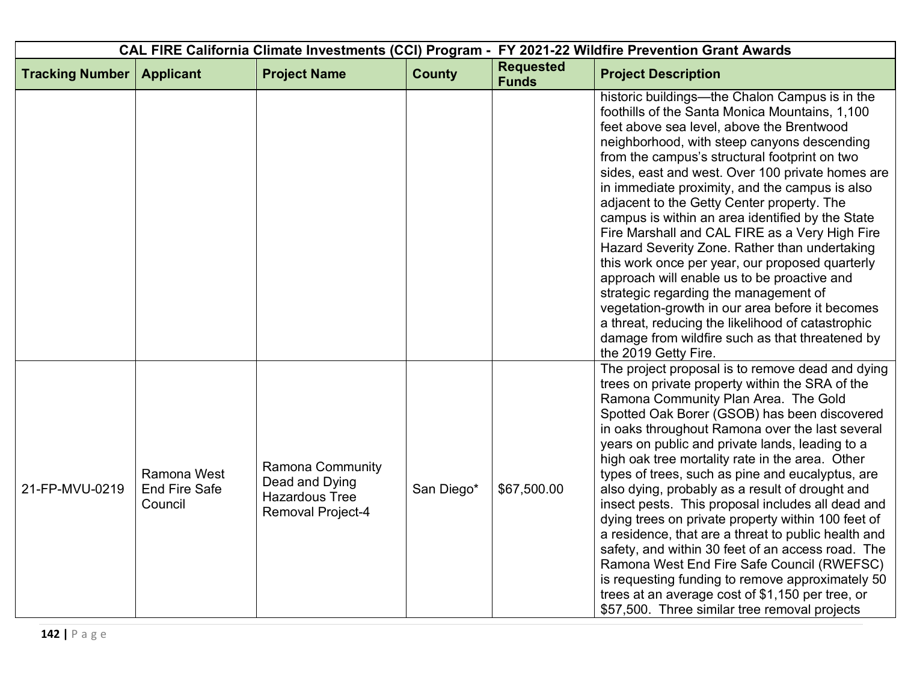| CAL FIRE California Climate Investments (CCI) Program - FY 2021-22 Wildfire Prevention Grant Awards | | | | | |
|---|---|---|---|---|---|
| **Tracking Number** | **Applicant** | **Project Name** | **County** | **Requested Funds** | **Project Description** |
| | | | | | historic buildings—the Chalon Campus is in the foothills of the Santa Monica Mountains, 1,100 feet above sea level, above the Brentwood neighborhood, with steep canyons descending from the campus's structural footprint on two sides, east and west. Over 100 private homes are in immediate proximity, and the campus is also adjacent to the Getty Center property. The campus is within an area identified by the State Fire Marshall and CAL FIRE as a Very High Fire Hazard Severity Zone. Rather than undertaking this work once per year, our proposed quarterly approach will enable us to be proactive and strategic regarding the management of vegetation-growth in our area before it becomes a threat, reducing the likelihood of catastrophic damage from wildfire such as that threatened by the 2019 Getty Fire. |
| 21-FP-MVU-0219 | Ramona West End Fire Safe Council | Ramona Community Dead and Dying Hazardous Tree Removal Project-4 | San Diego* | $67,500.00 | The project proposal is to remove dead and dying trees on private property within the SRA of the Ramona Community Plan Area. The Gold Spotted Oak Borer (GSOB) has been discovered in oaks throughout Ramona over the last several years on public and private lands, leading to a high oak tree mortality rate in the area. Other types of trees, such as pine and eucalyptus, are also dying, probably as a result of drought and insect pests. This proposal includes all dead and dying trees on private property within 100 feet of a residence, that are a threat to public health and safety, and within 30 feet of an access road. The Ramona West End Fire Safe Council (RWEFSC) is requesting funding to remove approximately 50 trees at an average cost of $1,150 per tree, or $57,500. Three similar tree removal projects |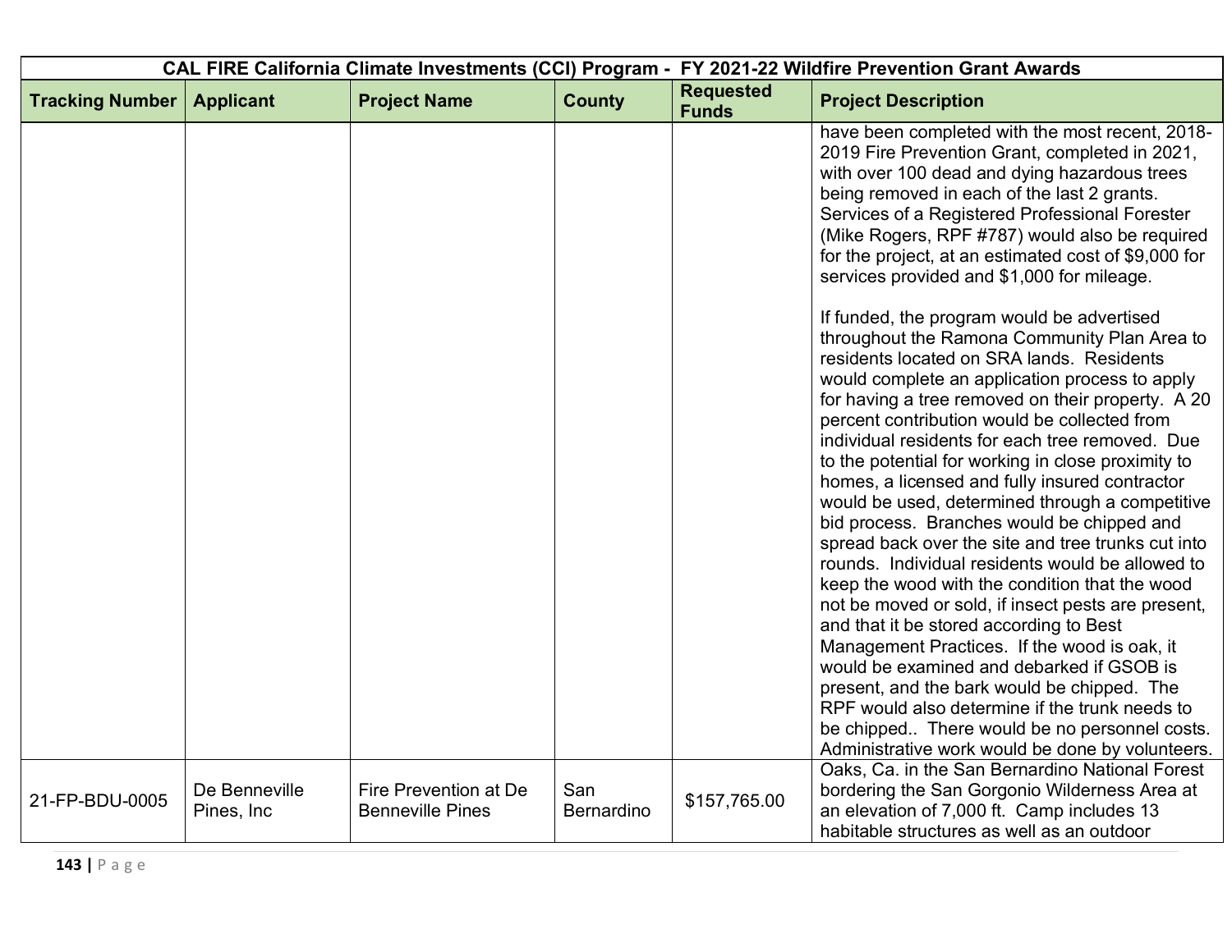| CAL FIRE California Climate Investments (CCI) Program - FY 2021-22 Wildfire Prevention Grant Awards | | | | | |
|---|---|---|---|---|---|
| **Tracking Number** | **Applicant** | **Project Name** | **County** | **Requested Funds** | **Project Description** |
| | | | | | have been completed with the most recent, 2018-2019 Fire Prevention Grant, completed in 2021, with over 100 dead and dying hazardous trees being removed in each of the last 2 grants. Services of a Registered Professional Forester (Mike Rogers, RPF #787) would also be required for the project, at an estimated cost of $9,000 for services provided and $1,000 for mileage.<br><br>If funded, the program would be advertised throughout the Ramona Community Plan Area to residents located on SRA lands. Residents would complete an application process to apply for having a tree removed on their property. A 20 percent contribution would be collected from individual residents for each tree removed. Due to the potential for working in close proximity to homes, a licensed and fully insured contractor would be used, determined through a competitive bid process. Branches would be chipped and spread back over the site and tree trunks cut into rounds. Individual residents would be allowed to keep the wood with the condition that the wood not be moved or sold, if insect pests are present, and that it be stored according to Best Management Practices. If the wood is oak, it would be examined and debarked if GSOB is present, and the bark would be chipped. The RPF would also determine if the trunk needs to be chipped.. There would be no personnel costs. Administrative work would be done by volunteers. |
| 21-FP-BDU-0005 | De Benneville Pines, Inc | Fire Prevention at De Benneville Pines | San Bernardino | $157,765.00 | Oaks, Ca. in the San Bernardino National Forest bordering the San Gorgonio Wilderness Area at an elevation of 7,000 ft. Camp includes 13 habitable structures as well as an outdoor |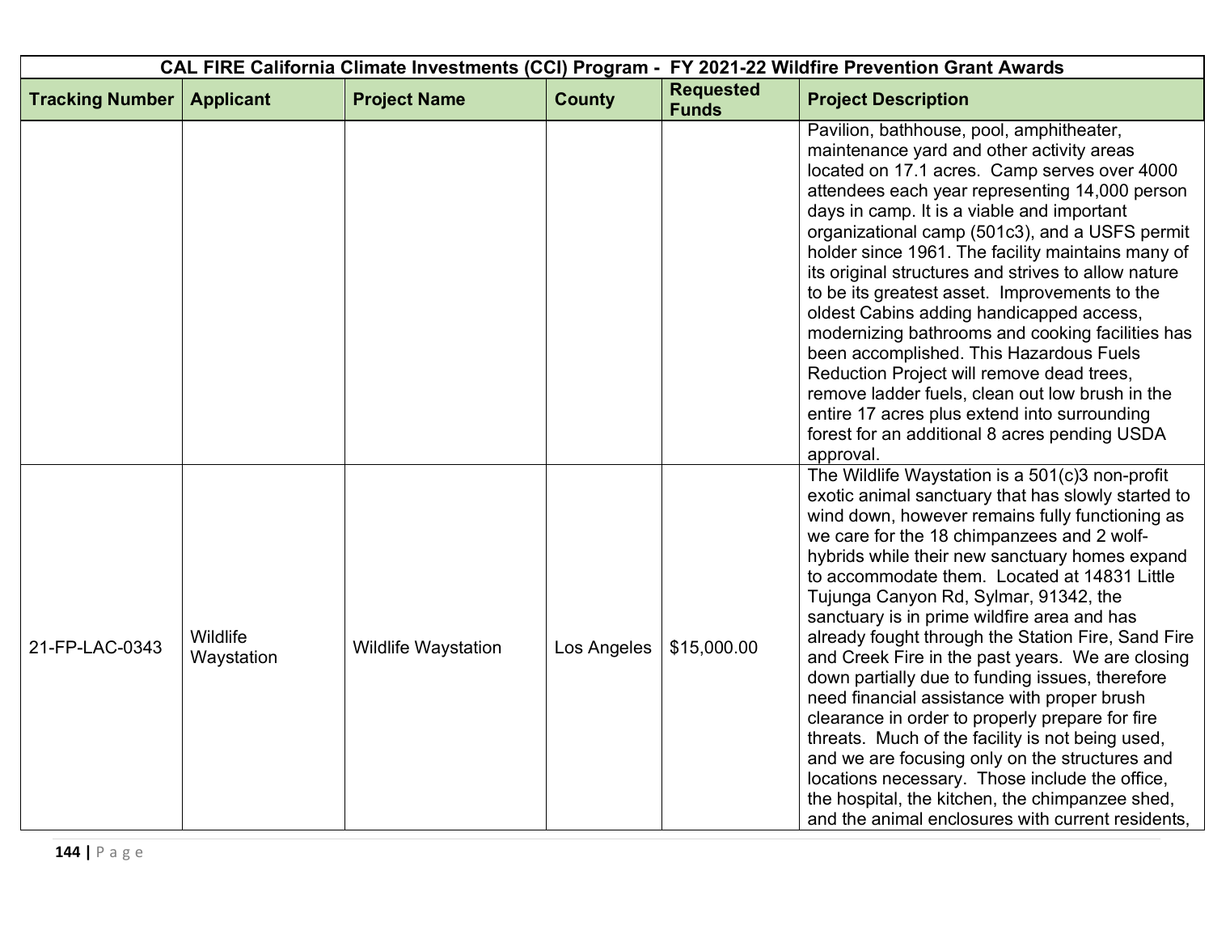| CAL FIRE California Climate Investments (CCI) Program - FY 2021-22 Wildfire Prevention Grant Awards | | | | | |
|---|---|---|---|---|---|
| **Tracking Number** | **Applicant** | **Project Name** | **County** | **Requested Funds** | **Project Description** |
| | | | | | Pavilion, bathhouse, pool, amphitheater, maintenance yard and other activity areas located on 17.1 acres. Camp serves over 4000 attendees each year representing 14,000 person days in camp. It is a viable and important organizational camp (501c3), and a USFS permit holder since 1961. The facility maintains many of its original structures and strives to allow nature to be its greatest asset. Improvements to the oldest Cabins adding handicapped access, modernizing bathrooms and cooking facilities has been accomplished. This Hazardous Fuels Reduction Project will remove dead trees, remove ladder fuels, clean out low brush in the entire 17 acres plus extend into surrounding forest for an additional 8 acres pending USDA approval. |
| 21-FP-LAC-0343 | Wildlife Waystation | Wildlife Waystation | Los Angeles | $15,000.00 | The Wildlife Waystation is a 501(c)3 non-profit exotic animal sanctuary that has slowly started to wind down, however remains fully functioning as we care for the 18 chimpanzees and 2 wolf-hybrids while their new sanctuary homes expand to accommodate them. Located at 14831 Little Tujunga Canyon Rd, Sylmar, 91342, the sanctuary is in prime wildfire area and has already fought through the Station Fire, Sand Fire and Creek Fire in the past years. We are closing down partially due to funding issues, therefore need financial assistance with proper brush clearance in order to properly prepare for fire threats. Much of the facility is not being used, and we are focusing only on the structures and locations necessary. Those include the office, the hospital, the kitchen, the chimpanzee shed, and the animal enclosures with current residents, |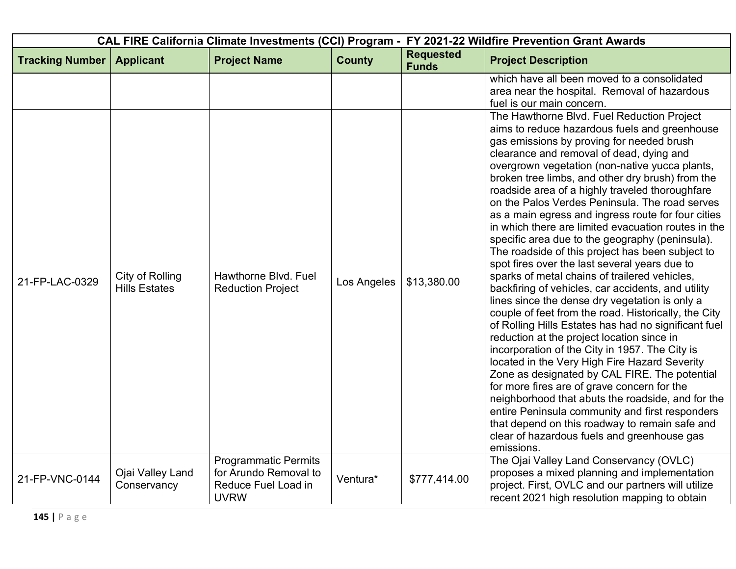| CAL FIRE California Climate Investments (CCI) Program - FY 2021-22 Wildfire Prevention Grant Awards | | | | | |
|---|---|---|---|---|---|
| **Tracking Number** | **Applicant** | **Project Name** | **County** | **Requested Funds** | **Project Description** |
| | | | | | which have all been moved to a consolidated area near the hospital. Removal of hazardous fuel is our main concern. |
| 21-FP-LAC-0329 | City of Rolling Hills Estates | Hawthorne Blvd. Fuel Reduction Project | Los Angeles | $13,380.00 | The Hawthorne Blvd. Fuel Reduction Project aims to reduce hazardous fuels and greenhouse gas emissions by proving for needed brush clearance and removal of dead, dying and overgrown vegetation (non-native yucca plants, broken tree limbs, and other dry brush) from the roadside area of a highly traveled thoroughfare on the Palos Verdes Peninsula. The road serves as a main egress and ingress route for four cities in which there are limited evacuation routes in the specific area due to the geography (peninsula). The roadside of this project has been subject to spot fires over the last several years due to sparks of metal chains of trailered vehicles, backfiring of vehicles, car accidents, and utility lines since the dense dry vegetation is only a couple of feet from the road. Historically, the City of Rolling Hills Estates has had no significant fuel reduction at the project location since in incorporation of the City in 1957. The City is located in the Very High Fire Hazard Severity Zone as designated by CAL FIRE. The potential for more fires are of grave concern for the neighborhood that abuts the roadside, and for the entire Peninsula community and first responders that depend on this roadway to remain safe and clear of hazardous fuels and greenhouse gas emissions. |
| 21-FP-VNC-0144 | Ojai Valley Land Conservancy | Programmatic Permits for Arundo Removal to Reduce Fuel Load in UVRW | Ventura* | $777,414.00 | The Ojai Valley Land Conservancy (OVLC) proposes a mixed planning and implementation project. First, OVLC and our partners will utilize recent 2021 high resolution mapping to obtain |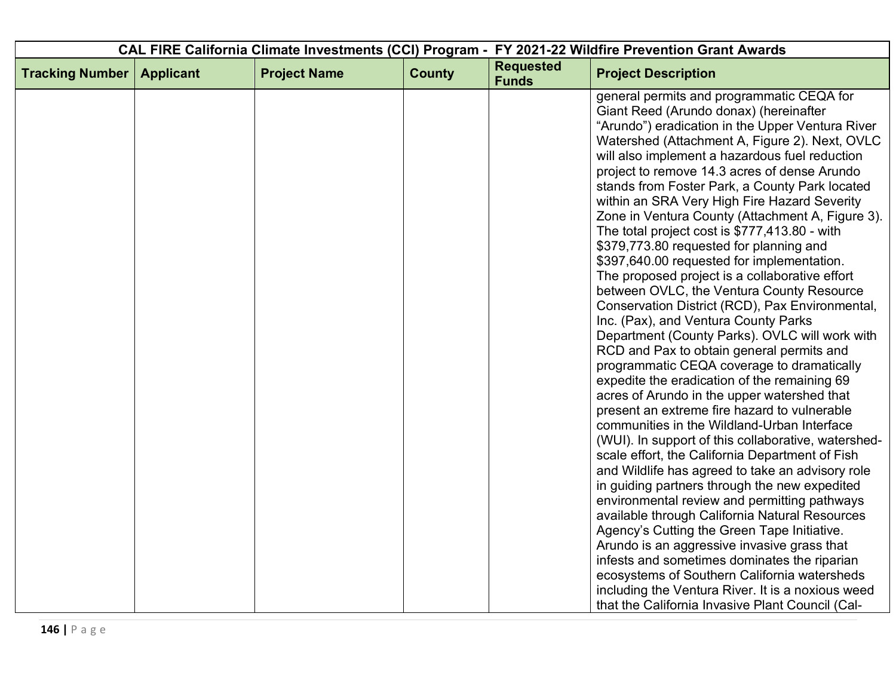| CAL FIRE California Climate Investments (CCI) Program - FY 2021-22 Wildfire Prevention Grant Awards | | | | | |
|---|---|---|---|---|---|
| **Tracking Number** | **Applicant** | **Project Name** | **County** | **Requested Funds** | **Project Description** |
| | | | | | general permits and programmatic CEQA for Giant Reed (Arundo donax) (hereinafter "Arundo") eradication in the Upper Ventura River Watershed (Attachment A, Figure 2). Next, OVLC will also implement a hazardous fuel reduction project to remove 14.3 acres of dense Arundo stands from Foster Park, a County Park located within an SRA Very High Fire Hazard Severity Zone in Ventura County (Attachment A, Figure 3). The total project cost is $777,413.80 - with $379,773.80 requested for planning and $397,640.00 requested for implementation. The proposed project is a collaborative effort between OVLC, the Ventura County Resource Conservation District (RCD), Pax Environmental, Inc. (Pax), and Ventura County Parks Department (County Parks). OVLC will work with RCD and Pax to obtain general permits and programmatic CEQA coverage to dramatically expedite the eradication of the remaining 69 acres of Arundo in the upper watershed that present an extreme fire hazard to vulnerable communities in the Wildland-Urban Interface (WUI). In support of this collaborative, watershed-scale effort, the California Department of Fish and Wildlife has agreed to take an advisory role in guiding partners through the new expedited environmental review and permitting pathways available through California Natural Resources Agency's Cutting the Green Tape Initiative. Arundo is an aggressive invasive grass that infests and sometimes dominates the riparian ecosystems of Southern California watersheds including the Ventura River. It is a noxious weed that the California Invasive Plant Council (Cal- |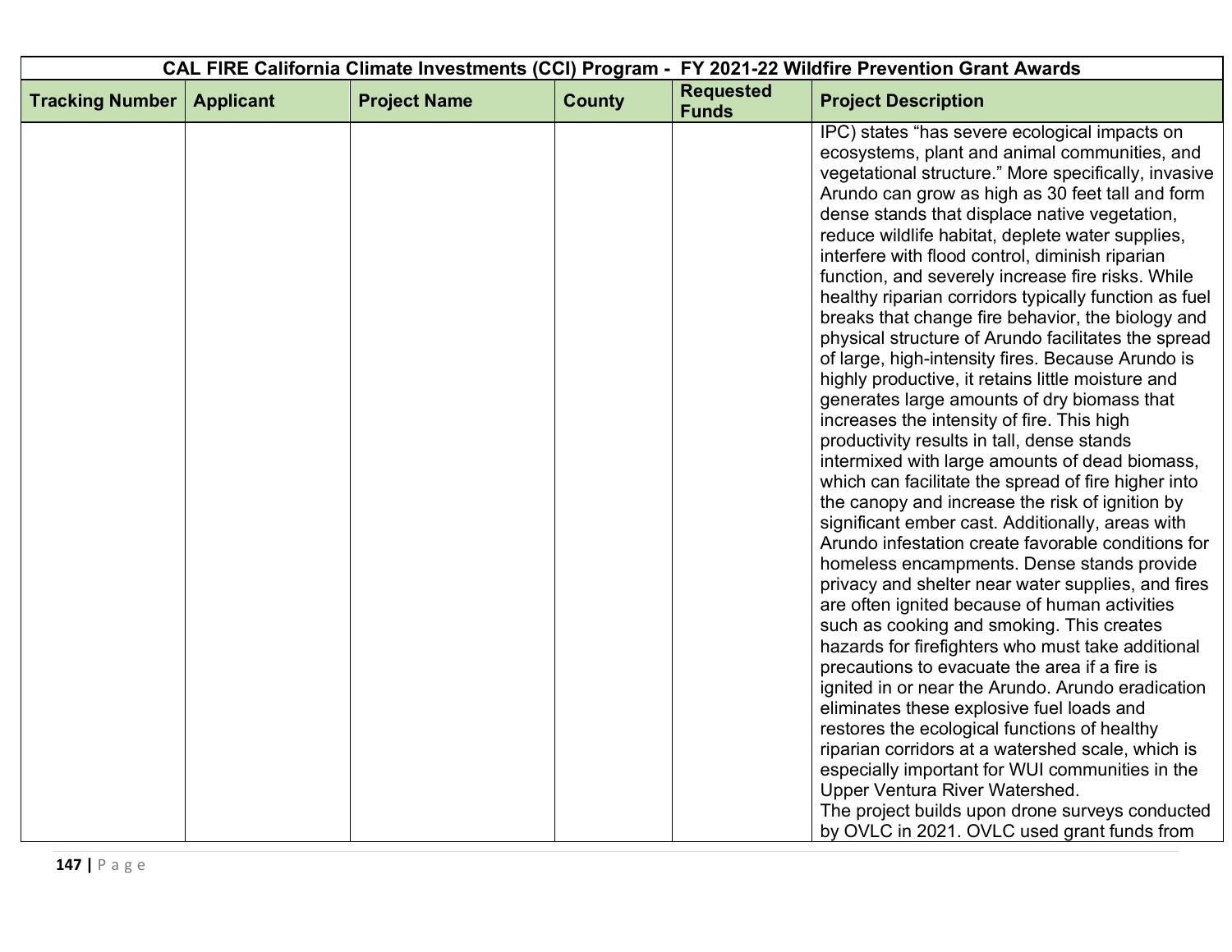| CAL FIRE California Climate Investments (CCI) Program - FY 2021-22 Wildfire Prevention Grant Awards | | | | | |
|---|---|---|---|---|---|
| **Tracking Number** | **Applicant** | **Project Name** | **County** | **Requested Funds** | **Project Description** |
| | | | | | IPC) states "has severe ecological impacts on ecosystems, plant and animal communities, and vegetational structure." More specifically, invasive Arundo can grow as high as 30 feet tall and form dense stands that displace native vegetation, reduce wildlife habitat, deplete water supplies, interfere with flood control, diminish riparian function, and severely increase fire risks. While healthy riparian corridors typically function as fuel breaks that change fire behavior, the biology and physical structure of Arundo facilitates the spread of large, high-intensity fires. Because Arundo is highly productive, it retains little moisture and generates large amounts of dry biomass that increases the intensity of fire. This high productivity results in tall, dense stands intermixed with large amounts of dead biomass, which can facilitate the spread of fire higher into the canopy and increase the risk of ignition by significant ember cast. Additionally, areas with Arundo infestation create favorable conditions for homeless encampments. Dense stands provide privacy and shelter near water supplies, and fires are often ignited because of human activities such as cooking and smoking. This creates hazards for firefighters who must take additional precautions to evacuate the area if a fire is ignited in or near the Arundo. Arundo eradication eliminates these explosive fuel loads and restores the ecological functions of healthy riparian corridors at a watershed scale, which is especially important for WUI communities in the Upper Ventura River Watershed.<br>The project builds upon drone surveys conducted by OVLC in 2021. OVLC used grant funds from |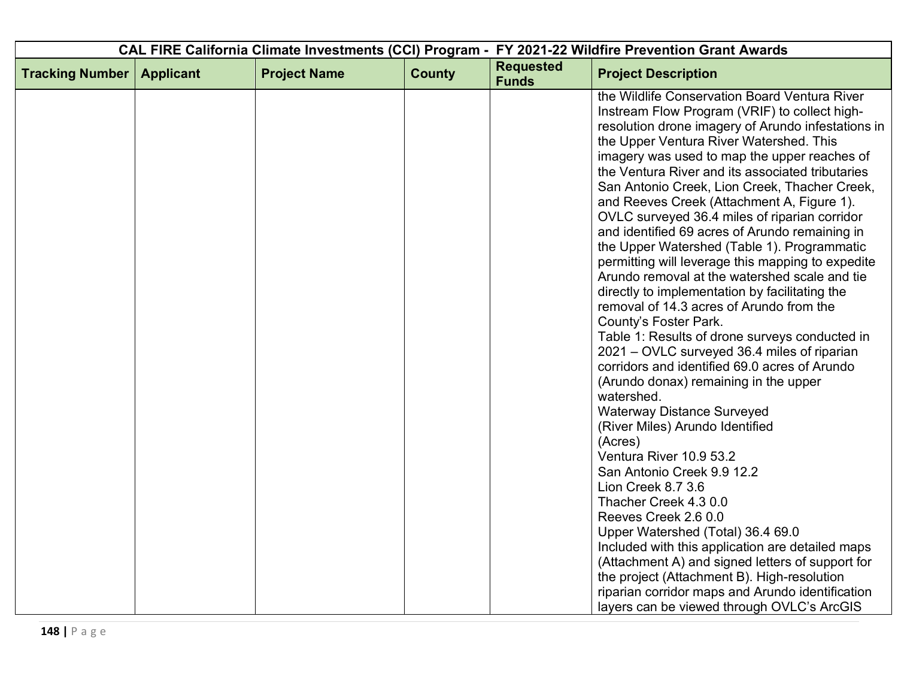| CAL FIRE California Climate Investments (CCI) Program - FY 2021-22 Wildfire Prevention Grant Awards | | | | | |
|---|---|---|---|---|---|
| **Tracking Number** | **Applicant** | **Project Name** | **County** | **Requested Funds** | **Project Description** |
| | | | | | the Wildlife Conservation Board Ventura River Instream Flow Program (VRIF) to collect high-resolution drone imagery of Arundo infestations in the Upper Ventura River Watershed. This imagery was used to map the upper reaches of the Ventura River and its associated tributaries San Antonio Creek, Lion Creek, Thacher Creek, and Reeves Creek (Attachment A, Figure 1). OVLC surveyed 36.4 miles of riparian corridor and identified 69 acres of Arundo remaining in the Upper Watershed (Table 1). Programmatic permitting will leverage this mapping to expedite Arundo removal at the watershed scale and tie directly to implementation by facilitating the removal of 14.3 acres of Arundo from the County's Foster Park.<br>Table 1: Results of drone surveys conducted in 2021 – OVLC surveyed 36.4 miles of riparian corridors and identified 69.0 acres of Arundo (Arundo donax) remaining in the upper watershed.<br>Waterway Distance Surveyed<br>(River Miles) Arundo Identified<br>(Acres)<br>Ventura River 10.9 53.2<br>San Antonio Creek 9.9 12.2<br>Lion Creek 8.7 3.6<br>Thacher Creek 4.3 0.0<br>Reeves Creek 2.6 0.0<br>Upper Watershed (Total) 36.4 69.0<br>Included with this application are detailed maps (Attachment A) and signed letters of support for the project (Attachment B). High-resolution riparian corridor maps and Arundo identification layers can be viewed through OVLC's ArcGIS |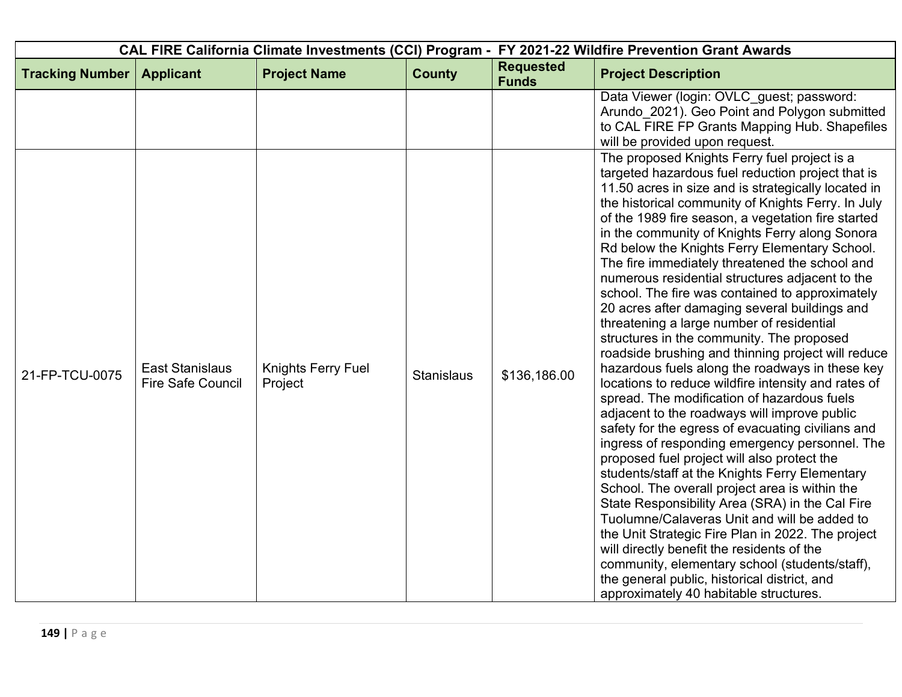| CAL FIRE California Climate Investments (CCI) Program - FY 2021-22 Wildfire Prevention Grant Awards | | | | | |
|---|---|---|---|---|---|
| **Tracking Number** | **Applicant** | **Project Name** | **County** | **Requested Funds** | **Project Description** |
| | | | | | Data Viewer (login: OVLC_guest; password: Arundo_2021). Geo Point and Polygon submitted to CAL FIRE FP Grants Mapping Hub. Shapefiles will be provided upon request. |
| 21-FP-TCU-0075 | East Stanislaus Fire Safe Council | Knights Ferry Fuel Project | Stanislaus | $136,186.00 | The proposed Knights Ferry fuel project is a targeted hazardous fuel reduction project that is 11.50 acres in size and is strategically located in the historical community of Knights Ferry. In July of the 1989 fire season, a vegetation fire started in the community of Knights Ferry along Sonora Rd below the Knights Ferry Elementary School. The fire immediately threatened the school and numerous residential structures adjacent to the school. The fire was contained to approximately 20 acres after damaging several buildings and threatening a large number of residential structures in the community. The proposed roadside brushing and thinning project will reduce hazardous fuels along the roadways in these key locations to reduce wildfire intensity and rates of spread. The modification of hazardous fuels adjacent to the roadways will improve public safety for the egress of evacuating civilians and ingress of responding emergency personnel. The proposed fuel project will also protect the students/staff at the Knights Ferry Elementary School. The overall project area is within the State Responsibility Area (SRA) in the Cal Fire Tuolumne/Calaveras Unit and will be added to the Unit Strategic Fire Plan in 2022. The project will directly benefit the residents of the community, elementary school (students/staff), the general public, historical district, and approximately 40 habitable structures. |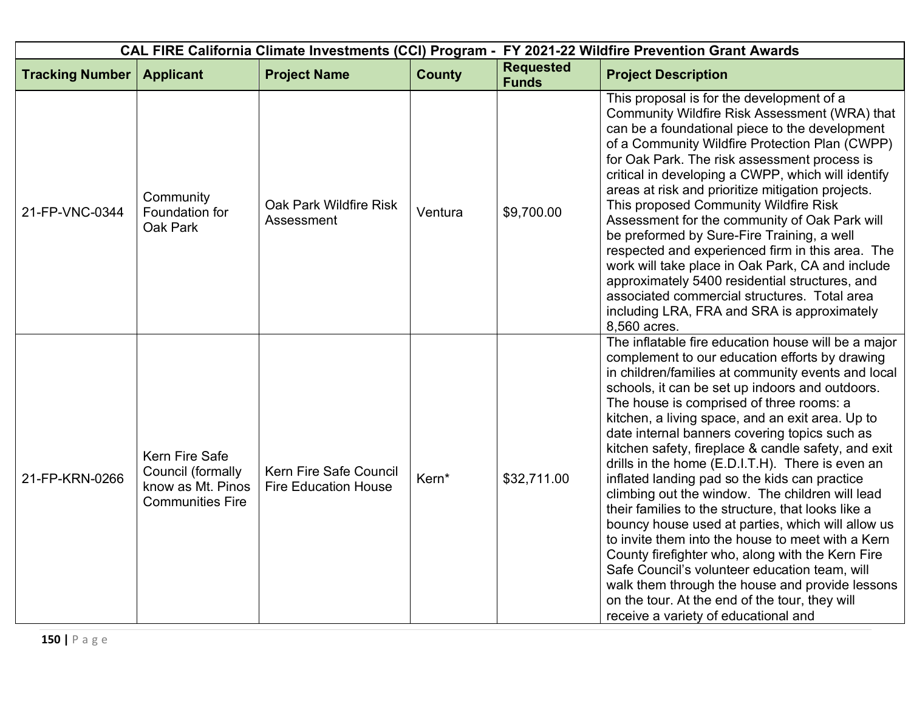| CAL FIRE California Climate Investments (CCI) Program - FY 2021-22 Wildfire Prevention Grant Awards | | | | | |
|---|---|---|---|---|---|
| **Tracking Number** | **Applicant** | **Project Name** | **County** | **Requested Funds** | **Project Description** |
| 21-FP-VNC-0344 | Community Foundation for Oak Park | Oak Park Wildfire Risk Assessment | Ventura | $9,700.00 | This proposal is for the development of a Community Wildfire Risk Assessment (WRA) that can be a foundational piece to the development of a Community Wildfire Protection Plan (CWPP) for Oak Park. The risk assessment process is critical in developing a CWPP, which will identify areas at risk and prioritize mitigation projects. This proposed Community Wildfire Risk Assessment for the community of Oak Park will be preformed by Sure-Fire Training, a well respected and experienced firm in this area. The work will take place in Oak Park, CA and include approximately 5400 residential structures, and associated commercial structures. Total area including LRA, FRA and SRA is approximately 8,560 acres. |
| 21-FP-KRN-0266 | Kern Fire Safe Council (formally know as Mt. Pinos Communities Fire | Kern Fire Safe Council Fire Education House | Kern* | $32,711.00 | The inflatable fire education house will be a major complement to our education efforts by drawing in children/families at community events and local schools, it can be set up indoors and outdoors. The house is comprised of three rooms: a kitchen, a living space, and an exit area. Up to date internal banners covering topics such as kitchen safety, fireplace & candle safety, and exit drills in the home (E.D.I.T.H). There is even an inflated landing pad so the kids can practice climbing out the window. The children will lead their families to the structure, that looks like a bouncy house used at parties, which will allow us to invite them into the house to meet with a Kern County firefighter who, along with the Kern Fire Safe Council's volunteer education team, will walk them through the house and provide lessons on the tour. At the end of the tour, they will receive a variety of educational and |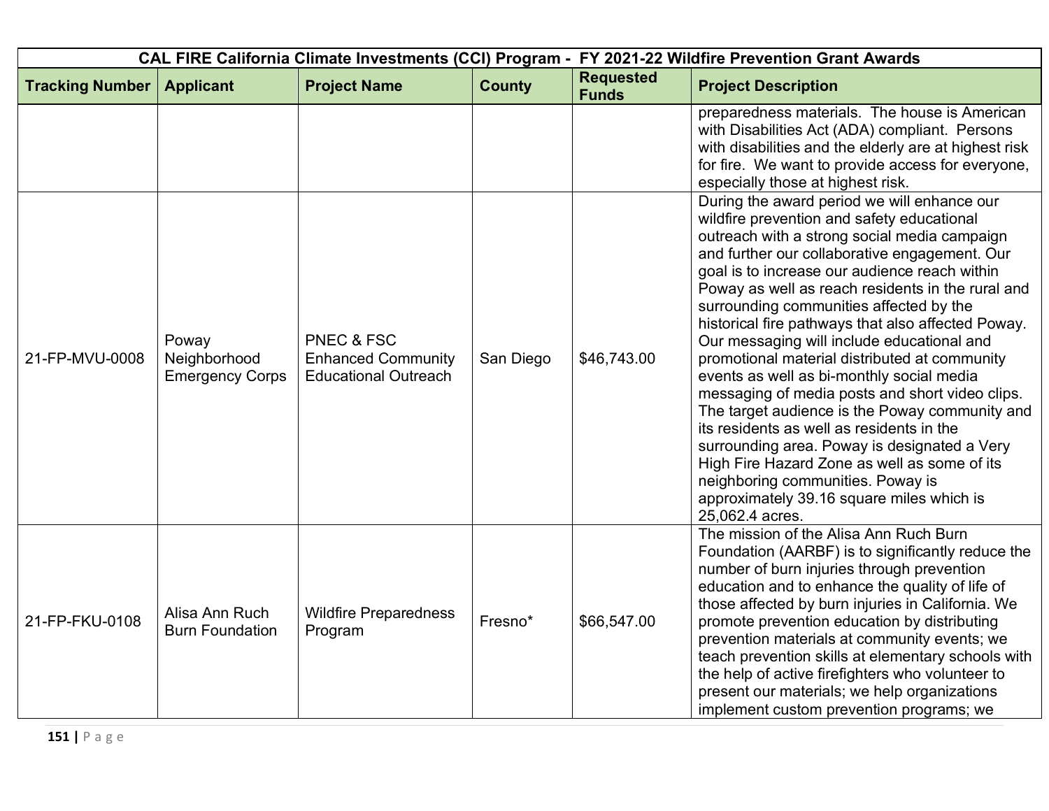| CAL FIRE California Climate Investments (CCI) Program - FY 2021-22 Wildfire Prevention Grant Awards | | | | | |
|---|---|---|---|---|---|
| **Tracking Number** | **Applicant** | **Project Name** | **County** | **Requested Funds** | **Project Description** |
| | | | | | preparedness materials. The house is American with Disabilities Act (ADA) compliant. Persons with disabilities and the elderly are at highest risk for fire. We want to provide access for everyone, especially those at highest risk. |
| 21-FP-MVU-0008 | Poway Neighborhood Emergency Corps | PNEC & FSC Enhanced Community Educational Outreach | San Diego | $46,743.00 | During the award period we will enhance our wildfire prevention and safety educational outreach with a strong social media campaign and further our collaborative engagement. Our goal is to increase our audience reach within Poway as well as reach residents in the rural and surrounding communities affected by the historical fire pathways that also affected Poway. Our messaging will include educational and promotional material distributed at community events as well as bi-monthly social media messaging of media posts and short video clips. The target audience is the Poway community and its residents as well as residents in the surrounding area. Poway is designated a Very High Fire Hazard Zone as well as some of its neighboring communities. Poway is approximately 39.16 square miles which is 25,062.4 acres. |
| 21-FP-FKU-0108 | Alisa Ann Ruch Burn Foundation | Wildfire Preparedness Program | Fresno* | $66,547.00 | The mission of the Alisa Ann Ruch Burn Foundation (AARBF) is to significantly reduce the number of burn injuries through prevention education and to enhance the quality of life of those affected by burn injuries in California. We promote prevention education by distributing prevention materials at community events; we teach prevention skills at elementary schools with the help of active firefighters who volunteer to present our materials; we help organizations implement custom prevention programs; we |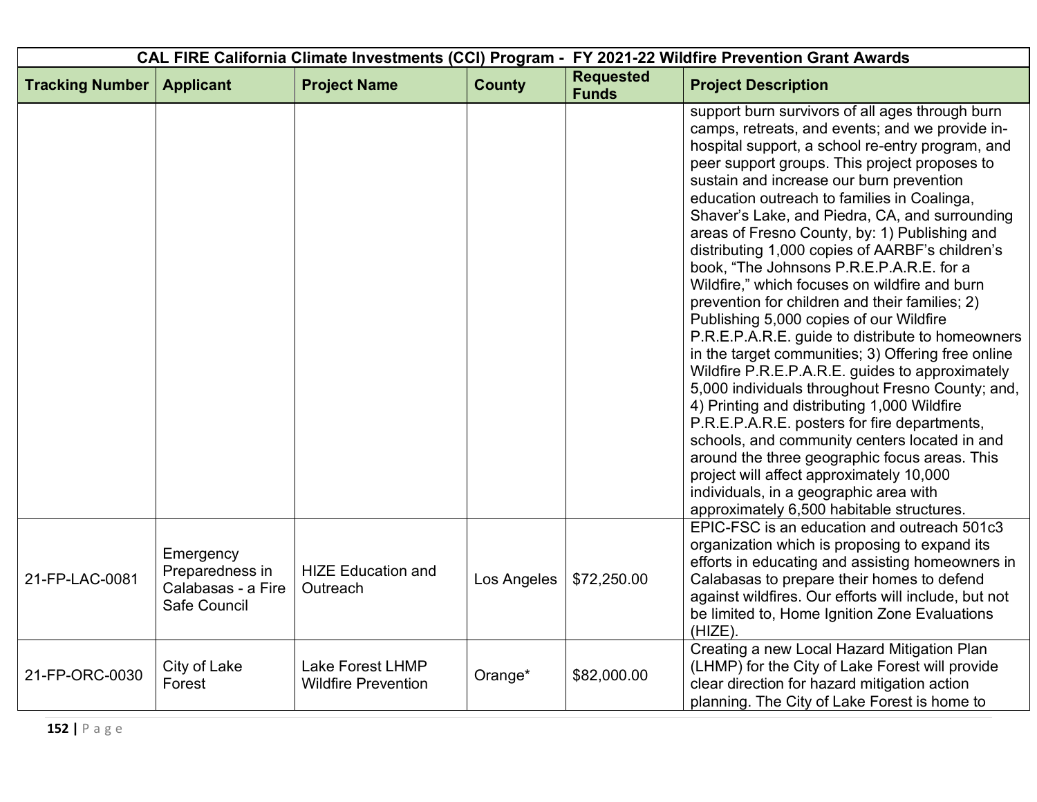| CAL FIRE California Climate Investments (CCI) Program - FY 2021-22 Wildfire Prevention Grant Awards | | | | | |
|---|---|---|---|---|---|
| **Tracking Number** | **Applicant** | **Project Name** | **County** | **Requested Funds** | **Project Description** |
| | | | | | support burn survivors of all ages through burn camps, retreats, and events; and we provide in-hospital support, a school re-entry program, and peer support groups. This project proposes to sustain and increase our burn prevention education outreach to families in Coalinga, Shaver's Lake, and Piedra, CA, and surrounding areas of Fresno County, by: 1) Publishing and distributing 1,000 copies of AARBF's children's book, "The Johnsons P.R.E.P.A.R.E. for a Wildfire," which focuses on wildfire and burn prevention for children and their families; 2) Publishing 5,000 copies of our Wildfire P.R.E.P.A.R.E. guide to distribute to homeowners in the target communities; 3) Offering free online Wildfire P.R.E.P.A.R.E. guides to approximately 5,000 individuals throughout Fresno County; and, 4) Printing and distributing 1,000 Wildfire P.R.E.P.A.R.E. posters for fire departments, schools, and community centers located in and around the three geographic focus areas. This project will affect approximately 10,000 individuals, in a geographic area with approximately 6,500 habitable structures. |
| 21-FP-LAC-0081 | Emergency Preparedness in Calabasas - a Fire Safe Council | HIZE Education and Outreach | Los Angeles | $72,250.00 | EPIC-FSC is an education and outreach 501c3 organization which is proposing to expand its efforts in educating and assisting homeowners in Calabasas to prepare their homes to defend against wildfires. Our efforts will include, but not be limited to, Home Ignition Zone Evaluations (HIZE). |
| 21-FP-ORC-0030 | City of Lake Forest | Lake Forest LHMP Wildfire Prevention | Orange* | $82,000.00 | Creating a new Local Hazard Mitigation Plan (LHMP) for the City of Lake Forest will provide clear direction for hazard mitigation action planning. The City of Lake Forest is home to |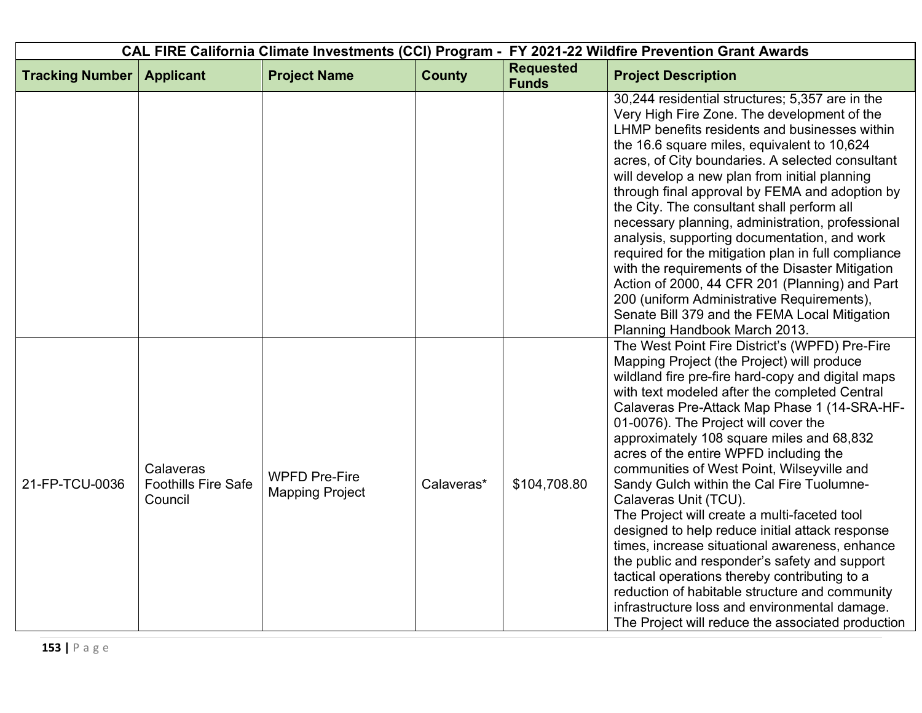| CAL FIRE California Climate Investments (CCI) Program - FY 2021-22 Wildfire Prevention Grant Awards | | | | | |
|---|---|---|---|---|---|
| **Tracking Number** | **Applicant** | **Project Name** | **County** | **Requested Funds** | **Project Description** |
| | | | | | 30,244 residential structures; 5,357 are in the Very High Fire Zone. The development of the LHMP benefits residents and businesses within the 16.6 square miles, equivalent to 10,624 acres, of City boundaries. A selected consultant will develop a new plan from initial planning through final approval by FEMA and adoption by the City. The consultant shall perform all necessary planning, administration, professional analysis, supporting documentation, and work required for the mitigation plan in full compliance with the requirements of the Disaster Mitigation Action of 2000, 44 CFR 201 (Planning) and Part 200 (uniform Administrative Requirements), Senate Bill 379 and the FEMA Local Mitigation Planning Handbook March 2013. |
| 21-FP-TCU-0036 | Calaveras Foothills Fire Safe Council | WPFD Pre-Fire Mapping Project | Calaveras* | $104,708.80 | The West Point Fire District's (WPFD) Pre-Fire Mapping Project (the Project) will produce wildland fire pre-fire hard-copy and digital maps with text modeled after the completed Central Calaveras Pre-Attack Map Phase 1 (14-SRA-HF-01-0076). The Project will cover the approximately 108 square miles and 68,832 acres of the entire WPFD including the communities of West Point, Wilseyville and Sandy Gulch within the Cal Fire Tuolumne-Calaveras Unit (TCU).<br>The Project will create a multi-faceted tool designed to help reduce initial attack response times, increase situational awareness, enhance the public and responder's safety and support tactical operations thereby contributing to a reduction of habitable structure and community infrastructure loss and environmental damage. The Project will reduce the associated production |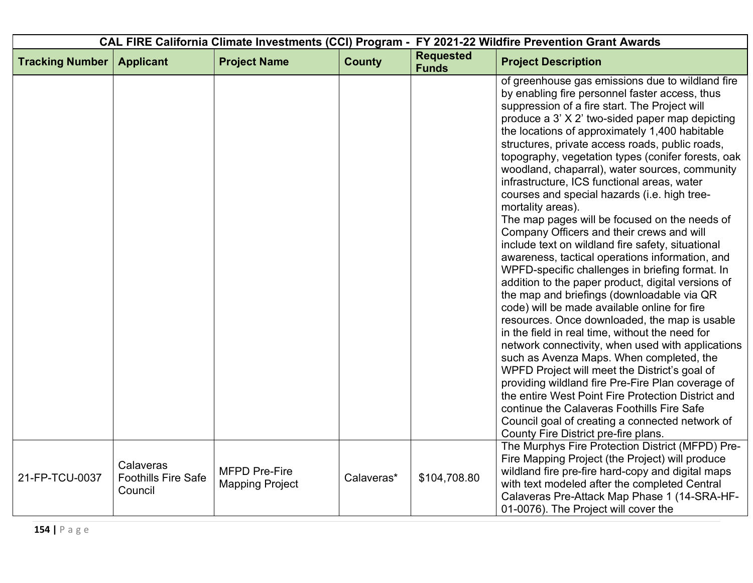| CAL FIRE California Climate Investments (CCI) Program - FY 2021-22 Wildfire Prevention Grant Awards | | | | | |
|---|---|---|---|---|---|
| **Tracking Number** | **Applicant** | **Project Name** | **County** | **Requested Funds** | **Project Description** |
| | | | | | of greenhouse gas emissions due to wildland fire by enabling fire personnel faster access, thus suppression of a fire start. The Project will produce a 3' X 2' two-sided paper map depicting the locations of approximately 1,400 habitable structures, private access roads, public roads, topography, vegetation types (conifer forests, oak woodland, chaparral), water sources, community infrastructure, ICS functional areas, water courses and special hazards (i.e. high tree-mortality areas).<br>The map pages will be focused on the needs of Company Officers and their crews and will include text on wildland fire safety, situational awareness, tactical operations information, and WPFD-specific challenges in briefing format. In addition to the paper product, digital versions of the map and briefings (downloadable via QR code) will be made available online for fire resources. Once downloaded, the map is usable in the field in real time, without the need for network connectivity, when used with applications such as Avenza Maps. When completed, the WPFD Project will meet the District's goal of providing wildland fire Pre-Fire Plan coverage of the entire West Point Fire Protection District and continue the Calaveras Foothills Fire Safe Council goal of creating a connected network of County Fire District pre-fire plans. |
| 21-FP-TCU-0037 | Calaveras Foothills Fire Safe Council | MFPD Pre-Fire Mapping Project | Calaveras* | $104,708.80 | The Murphys Fire Protection District (MFPD) Pre-Fire Mapping Project (the Project) will produce wildland fire pre-fire hard-copy and digital maps with text modeled after the completed Central Calaveras Pre-Attack Map Phase 1 (14-SRA-HF-01-0076). The Project will cover the |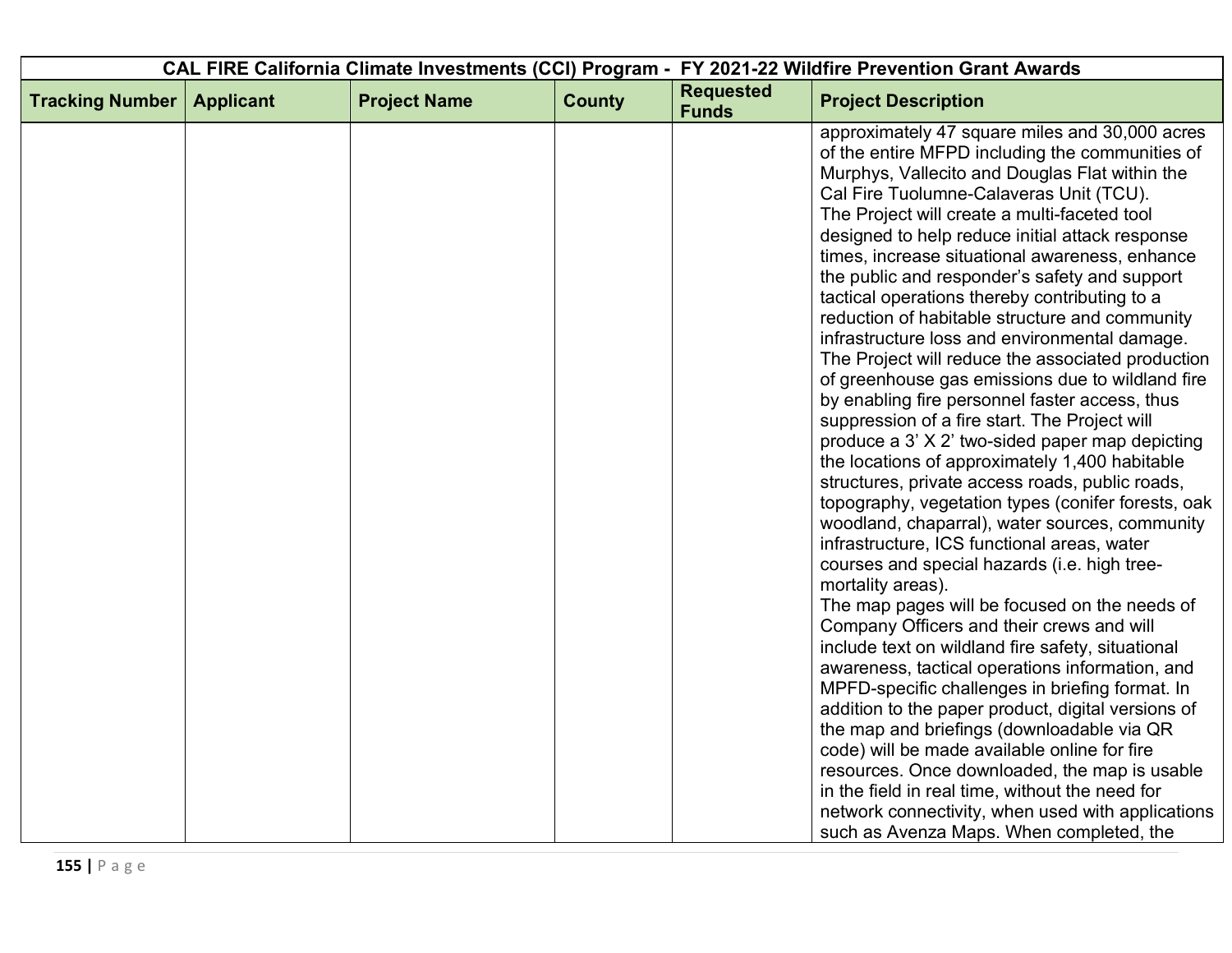| CAL FIRE California Climate Investments (CCI) Program - FY 2021-22 Wildfire Prevention Grant Awards | | | | | |
|---|---|---|---|---|---|
| **Tracking Number** | **Applicant** | **Project Name** | **County** | **Requested Funds** | **Project Description** |
| | | | | | approximately 47 square miles and 30,000 acres of the entire MFPD including the communities of Murphys, Vallecito and Douglas Flat within the Cal Fire Tuolumne-Calaveras Unit (TCU). The Project will create a multi-faceted tool designed to help reduce initial attack response times, increase situational awareness, enhance the public and responder's safety and support tactical operations thereby contributing to a reduction of habitable structure and community infrastructure loss and environmental damage. The Project will reduce the associated production of greenhouse gas emissions due to wildland fire by enabling fire personnel faster access, thus suppression of a fire start. The Project will produce a 3' X 2' two-sided paper map depicting the locations of approximately 1,400 habitable structures, private access roads, public roads, topography, vegetation types (conifer forests, oak woodland, chaparral), water sources, community infrastructure, ICS functional areas, water courses and special hazards (i.e. high tree-mortality areas). The map pages will be focused on the needs of Company Officers and their crews and will include text on wildland fire safety, situational awareness, tactical operations information, and MPFD-specific challenges in briefing format. In addition to the paper product, digital versions of the map and briefings (downloadable via QR code) will be made available online for fire resources. Once downloaded, the map is usable in the field in real time, without the need for network connectivity, when used with applications such as Avenza Maps. When completed, the |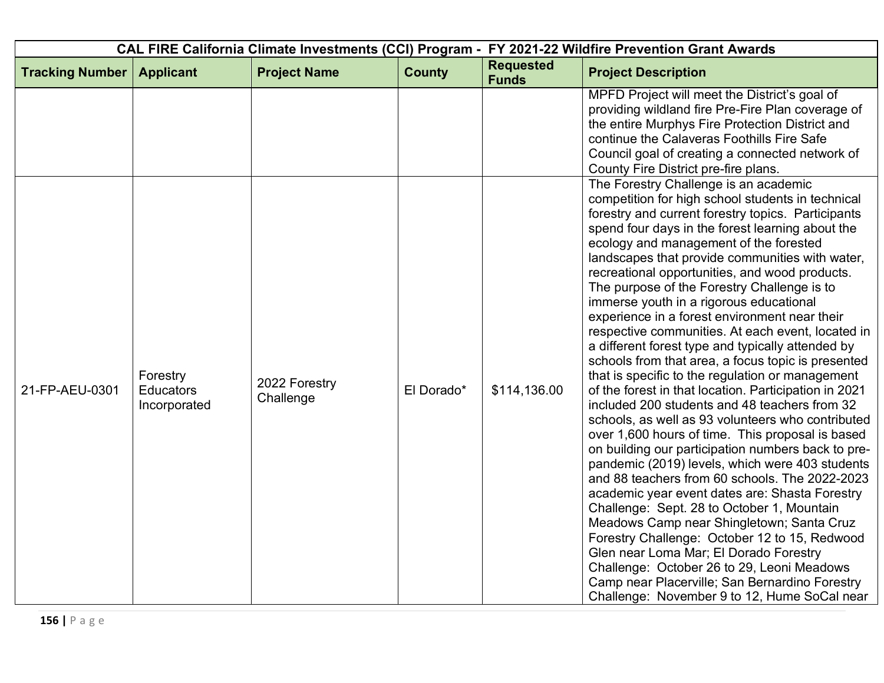| CAL FIRE California Climate Investments (CCI) Program - FY 2021-22 Wildfire Prevention Grant Awards | | | | | |
|---|---|---|---|---|---|
| **Tracking Number** | **Applicant** | **Project Name** | **County** | **Requested Funds** | **Project Description** |
| | | | | | MPFD Project will meet the District's goal of providing wildland fire Pre-Fire Plan coverage of the entire Murphys Fire Protection District and continue the Calaveras Foothills Fire Safe Council goal of creating a connected network of County Fire District pre-fire plans. |
| 21-FP-AEU-0301 | Forestry Educators Incorporated | 2022 Forestry Challenge | El Dorado* | $114,136.00 | The Forestry Challenge is an academic competition for high school students in technical forestry and current forestry topics. Participants spend four days in the forest learning about the ecology and management of the forested landscapes that provide communities with water, recreational opportunities, and wood products. The purpose of the Forestry Challenge is to immerse youth in a rigorous educational experience in a forest environment near their respective communities. At each event, located in a different forest type and typically attended by schools from that area, a focus topic is presented that is specific to the regulation or management of the forest in that location. Participation in 2021 included 200 students and 48 teachers from 32 schools, as well as 93 volunteers who contributed over 1,600 hours of time. This proposal is based on building our participation numbers back to pre-pandemic (2019) levels, which were 403 students and 88 teachers from 60 schools. The 2022-2023 academic year event dates are: Shasta Forestry Challenge: Sept. 28 to October 1, Mountain Meadows Camp near Shingletown; Santa Cruz Forestry Challenge: October 12 to 15, Redwood Glen near Loma Mar; El Dorado Forestry Challenge: October 26 to 29, Leoni Meadows Camp near Placerville; San Bernardino Forestry Challenge: November 9 to 12, Hume SoCal near |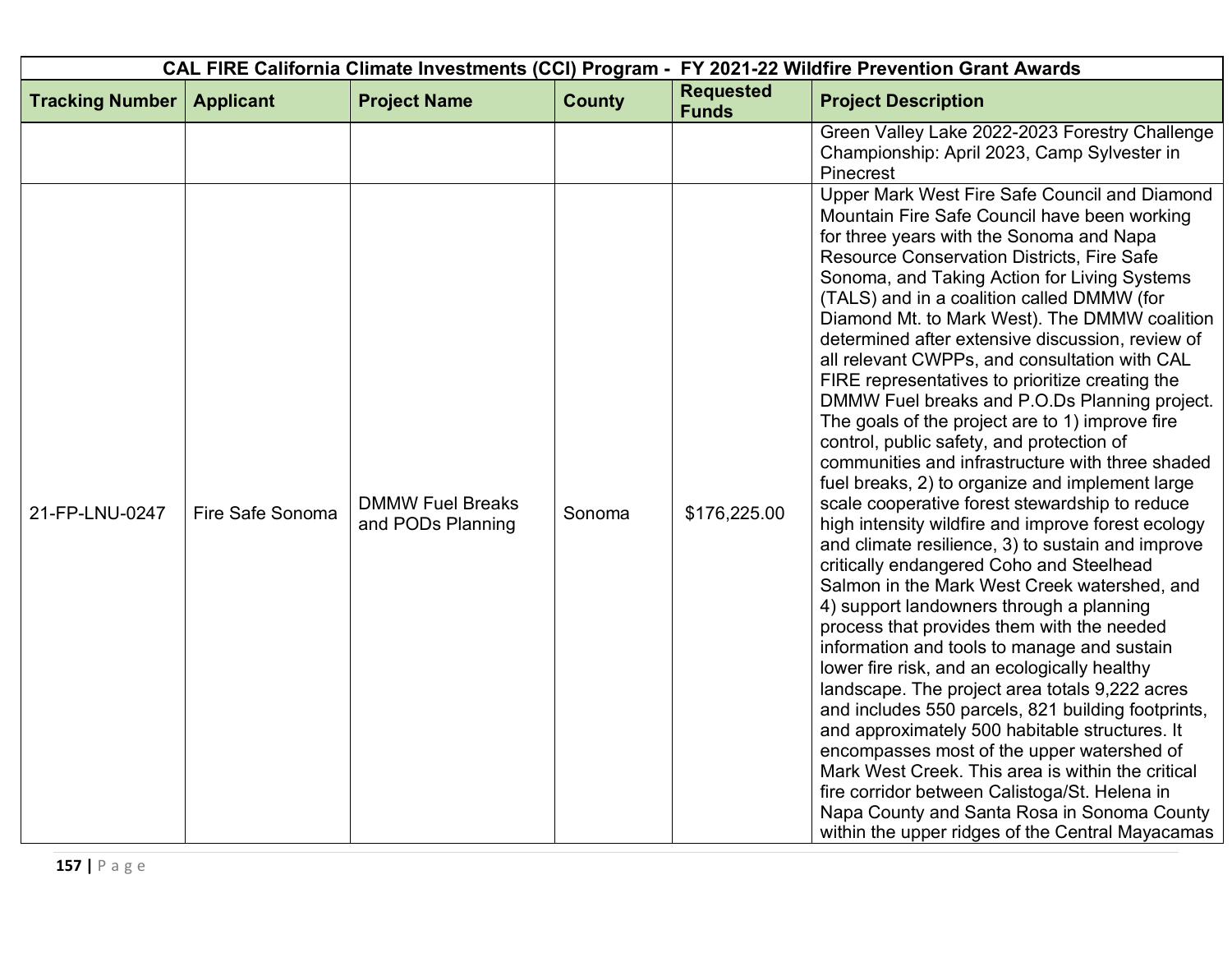| CAL FIRE California Climate Investments (CCI) Program - FY 2021-22 Wildfire Prevention Grant Awards | | | | | |
|---|---|---|---|---|---|
| **Tracking Number** | **Applicant** | **Project Name** | **County** | **Requested Funds** | **Project Description** |
| | | | | | Green Valley Lake 2022-2023 Forestry Challenge Championship: April 2023, Camp Sylvester in Pinecrest |
| 21-FP-LNU-0247 | Fire Safe Sonoma | DMMW Fuel Breaks and PODs Planning | Sonoma | $176,225.00 | Upper Mark West Fire Safe Council and Diamond Mountain Fire Safe Council have been working for three years with the Sonoma and Napa Resource Conservation Districts, Fire Safe Sonoma, and Taking Action for Living Systems (TALS) and in a coalition called DMMW (for Diamond Mt. to Mark West). The DMMW coalition determined after extensive discussion, review of all relevant CWPPs, and consultation with CAL FIRE representatives to prioritize creating the DMMW Fuel breaks and P.O.Ds Planning project. The goals of the project are to 1) improve fire control, public safety, and protection of communities and infrastructure with three shaded fuel breaks, 2) to organize and implement large scale cooperative forest stewardship to reduce high intensity wildfire and improve forest ecology and climate resilience, 3) to sustain and improve critically endangered Coho and Steelhead Salmon in the Mark West Creek watershed, and 4) support landowners through a planning process that provides them with the needed information and tools to manage and sustain lower fire risk, and an ecologically healthy landscape. The project area totals 9,222 acres and includes 550 parcels, 821 building footprints, and approximately 500 habitable structures. It encompasses most of the upper watershed of Mark West Creek. This area is within the critical fire corridor between Calistoga/St. Helena in Napa County and Santa Rosa in Sonoma County within the upper ridges of the Central Mayacamas |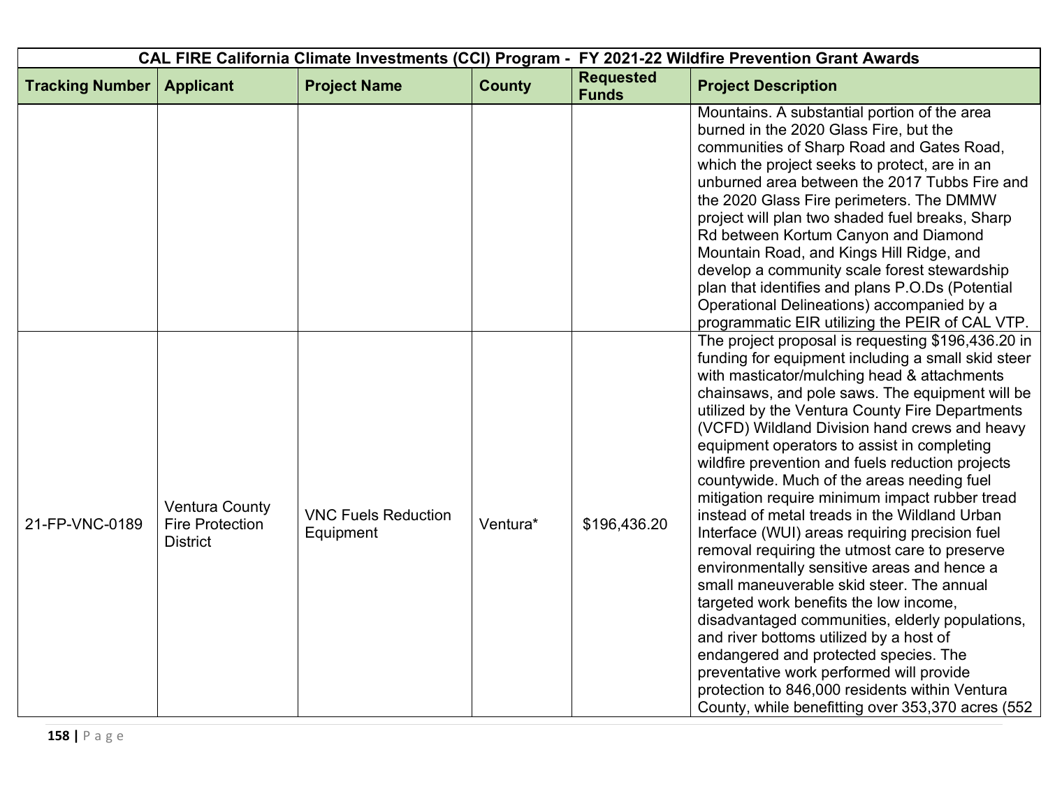| CAL FIRE California Climate Investments (CCI) Program - FY 2021-22 Wildfire Prevention Grant Awards | | | | | |
|---|---|---|---|---|---|
| **Tracking Number** | **Applicant** | **Project Name** | **County** | **Requested Funds** | **Project Description** |
| | | | | | Mountains. A substantial portion of the area burned in the 2020 Glass Fire, but the communities of Sharp Road and Gates Road, which the project seeks to protect, are in an unburned area between the 2017 Tubbs Fire and the 2020 Glass Fire perimeters. The DMMW project will plan two shaded fuel breaks, Sharp Rd between Kortum Canyon and Diamond Mountain Road, and Kings Hill Ridge, and develop a community scale forest stewardship plan that identifies and plans P.O.Ds (Potential Operational Delineations) accompanied by a programmatic EIR utilizing the PEIR of CAL VTP. |
| 21-FP-VNC-0189 | Ventura County Fire Protection District | VNC Fuels Reduction Equipment | Ventura* | $196,436.20 | The project proposal is requesting $196,436.20 in funding for equipment including a small skid steer with masticator/mulching head & attachments chainsaws, and pole saws. The equipment will be utilized by the Ventura County Fire Departments (VCFD) Wildland Division hand crews and heavy equipment operators to assist in completing wildfire prevention and fuels reduction projects countywide. Much of the areas needing fuel mitigation require minimum impact rubber tread instead of metal treads in the Wildland Urban Interface (WUI) areas requiring precision fuel removal requiring the utmost care to preserve environmentally sensitive areas and hence a small maneuverable skid steer. The annual targeted work benefits the low income, disadvantaged communities, elderly populations, and river bottoms utilized by a host of endangered and protected species. The preventative work performed will provide protection to 846,000 residents within Ventura County, while benefitting over 353,370 acres (552 |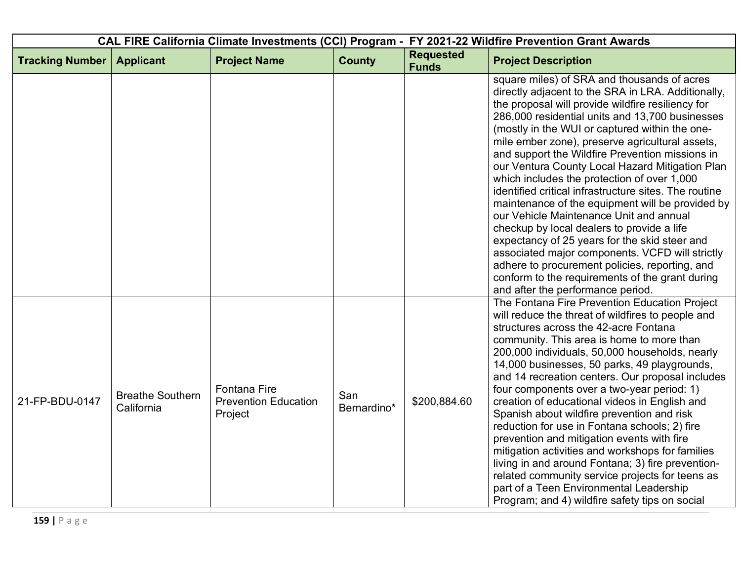| CAL FIRE California Climate Investments (CCI) Program - FY 2021-22 Wildfire Prevention Grant Awards | | | | | |
|---|---|---|---|---|---|
| **Tracking Number** | **Applicant** | **Project Name** | **County** | **Requested Funds** | **Project Description** |
| | | | | | square miles) of SRA and thousands of acres directly adjacent to the SRA in LRA. Additionally, the proposal will provide wildfire resiliency for 286,000 residential units and 13,700 businesses (mostly in the WUI or captured within the one-mile ember zone), preserve agricultural assets, and support the Wildfire Prevention missions in our Ventura County Local Hazard Mitigation Plan which includes the protection of over 1,000 identified critical infrastructure sites. The routine maintenance of the equipment will be provided by our Vehicle Maintenance Unit and annual checkup by local dealers to provide a life expectancy of 25 years for the skid steer and associated major components. VCFD will strictly adhere to procurement policies, reporting, and conform to the requirements of the grant during and after the performance period. |
| 21-FP-BDU-0147 | Breathe Southern California | Fontana Fire Prevention Education Project | San Bernardino* | $200,884.60 | The Fontana Fire Prevention Education Project will reduce the threat of wildfires to people and structures across the 42-acre Fontana community. This area is home to more than 200,000 individuals, 50,000 households, nearly 14,000 businesses, 50 parks, 49 playgrounds, and 14 recreation centers. Our proposal includes four components over a two-year period: 1) creation of educational videos in English and Spanish about wildfire prevention and risk reduction for use in Fontana schools; 2) fire prevention and mitigation events with fire mitigation activities and workshops for families living in and around Fontana; 3) fire prevention-related community service projects for teens as part of a Teen Environmental Leadership Program; and 4) wildfire safety tips on social |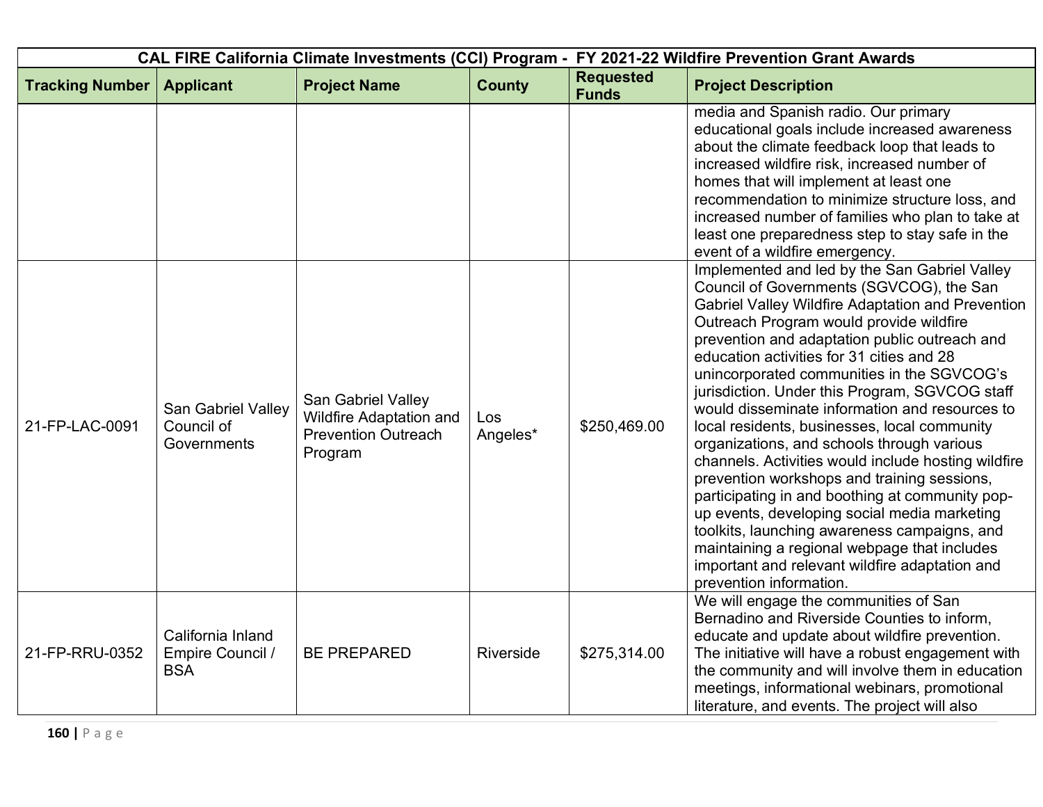| CAL FIRE California Climate Investments (CCI) Program - FY 2021-22 Wildfire Prevention Grant Awards | | | | | |
|---|---|---|---|---|---|
| **Tracking Number** | **Applicant** | **Project Name** | **County** | **Requested Funds** | **Project Description** |
| | | | | | media and Spanish radio. Our primary educational goals include increased awareness about the climate feedback loop that leads to increased wildfire risk, increased number of homes that will implement at least one recommendation to minimize structure loss, and increased number of families who plan to take at least one preparedness step to stay safe in the event of a wildfire emergency. |
| 21-FP-LAC-0091 | San Gabriel Valley Council of Governments | San Gabriel Valley Wildfire Adaptation and Prevention Outreach Program | Los Angeles* | $250,469.00 | Implemented and led by the San Gabriel Valley Council of Governments (SGVCOG), the San Gabriel Valley Wildfire Adaptation and Prevention Outreach Program would provide wildfire prevention and adaptation public outreach and education activities for 31 cities and 28 unincorporated communities in the SGVCOG's jurisdiction. Under this Program, SGVCOG staff would disseminate information and resources to local residents, businesses, local community organizations, and schools through various channels. Activities would include hosting wildfire prevention workshops and training sessions, participating in and boothing at community pop-up events, developing social media marketing toolkits, launching awareness campaigns, and maintaining a regional webpage that includes important and relevant wildfire adaptation and prevention information. |
| 21-FP-RRU-0352 | California Inland Empire Council / BSA | BE PREPARED | Riverside | $275,314.00 | We will engage the communities of San Bernadino and Riverside Counties to inform, educate and update about wildfire prevention. The initiative will have a robust engagement with the community and will involve them in education meetings, informational webinars, promotional literature, and events. The project will also |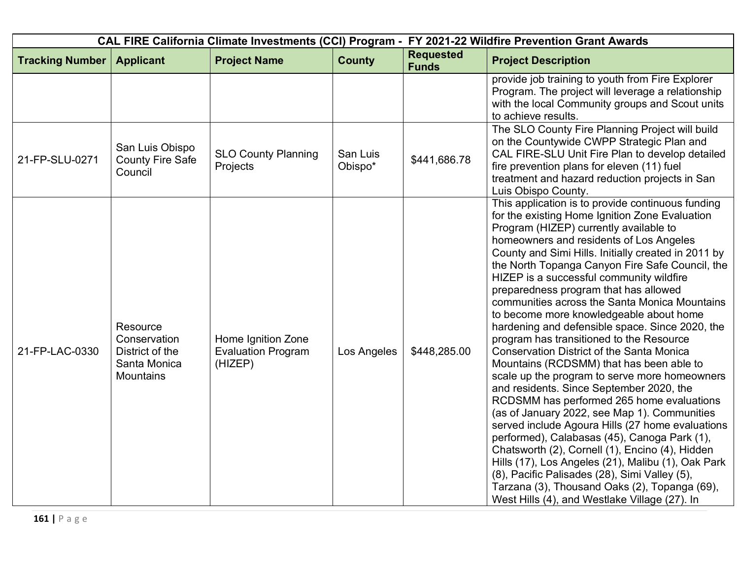| CAL FIRE California Climate Investments (CCI) Program - FY 2021-22 Wildfire Prevention Grant Awards | | | | | |
|---|---|---|---|---|---|
| **Tracking Number** | **Applicant** | **Project Name** | **County** | **Requested Funds** | **Project Description** |
| | | | | | provide job training to youth from Fire Explorer Program. The project will leverage a relationship with the local Community groups and Scout units to achieve results. |
| 21-FP-SLU-0271 | San Luis Obispo County Fire Safe Council | SLO County Planning Projects | San Luis Obispo* | $441,686.78 | The SLO County Fire Planning Project will build on the Countywide CWPP Strategic Plan and CAL FIRE-SLU Unit Fire Plan to develop detailed fire prevention plans for eleven (11) fuel treatment and hazard reduction projects in San Luis Obispo County. |
| 21-FP-LAC-0330 | Resource Conservation District of the Santa Monica Mountains | Home Ignition Zone Evaluation Program (HIZEP) | Los Angeles | $448,285.00 | This application is to provide continuous funding for the existing Home Ignition Zone Evaluation Program (HIZEP) currently available to homeowners and residents of Los Angeles County and Simi Hills. Initially created in 2011 by the North Topanga Canyon Fire Safe Council, the HIZEP is a successful community wildfire preparedness program that has allowed communities across the Santa Monica Mountains to become more knowledgeable about home hardening and defensible space. Since 2020, the program has transitioned to the Resource Conservation District of the Santa Monica Mountains (RCDSMM) that has been able to scale up the program to serve more homeowners and residents. Since September 2020, the RCDSMM has performed 265 home evaluations (as of January 2022, see Map 1). Communities served include Agoura Hills (27 home evaluations performed), Calabasas (45), Canoga Park (1), Chatsworth (2), Cornell (1), Encino (4), Hidden Hills (17), Los Angeles (21), Malibu (1), Oak Park (8), Pacific Palisades (28), Simi Valley (5), Tarzana (3), Thousand Oaks (2), Topanga (69), West Hills (4), and Westlake Village (27). In |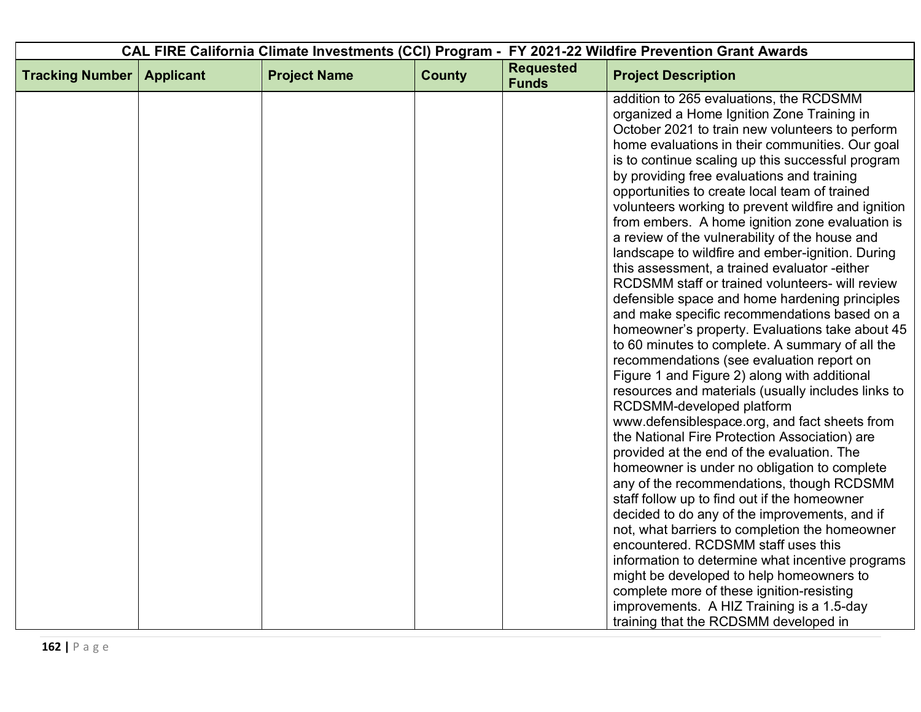| CAL FIRE California Climate Investments (CCI) Program - FY 2021-22 Wildfire Prevention Grant Awards | | | | | |
|---|---|---|---|---|---|
| **Tracking Number** | **Applicant** | **Project Name** | **County** | **Requested Funds** | **Project Description** |
| | | | | | addition to 265 evaluations, the RCDSMM organized a Home Ignition Zone Training in October 2021 to train new volunteers to perform home evaluations in their communities. Our goal is to continue scaling up this successful program by providing free evaluations and training opportunities to create local team of trained volunteers working to prevent wildfire and ignition from embers. A home ignition zone evaluation is a review of the vulnerability of the house and landscape to wildfire and ember-ignition. During this assessment, a trained evaluator -either RCDSMM staff or trained volunteers- will review defensible space and home hardening principles and make specific recommendations based on a homeowner's property. Evaluations take about 45 to 60 minutes to complete. A summary of all the recommendations (see evaluation report on Figure 1 and Figure 2) along with additional resources and materials (usually includes links to RCDSMM-developed platform www.defensiblespace.org, and fact sheets from the National Fire Protection Association) are provided at the end of the evaluation. The homeowner is under no obligation to complete any of the recommendations, though RCDSMM staff follow up to find out if the homeowner decided to do any of the improvements, and if not, what barriers to completion the homeowner encountered. RCDSMM staff uses this information to determine what incentive programs might be developed to help homeowners to complete more of these ignition-resisting improvements. A HIZ Training is a 1.5-day training that the RCDSMM developed in |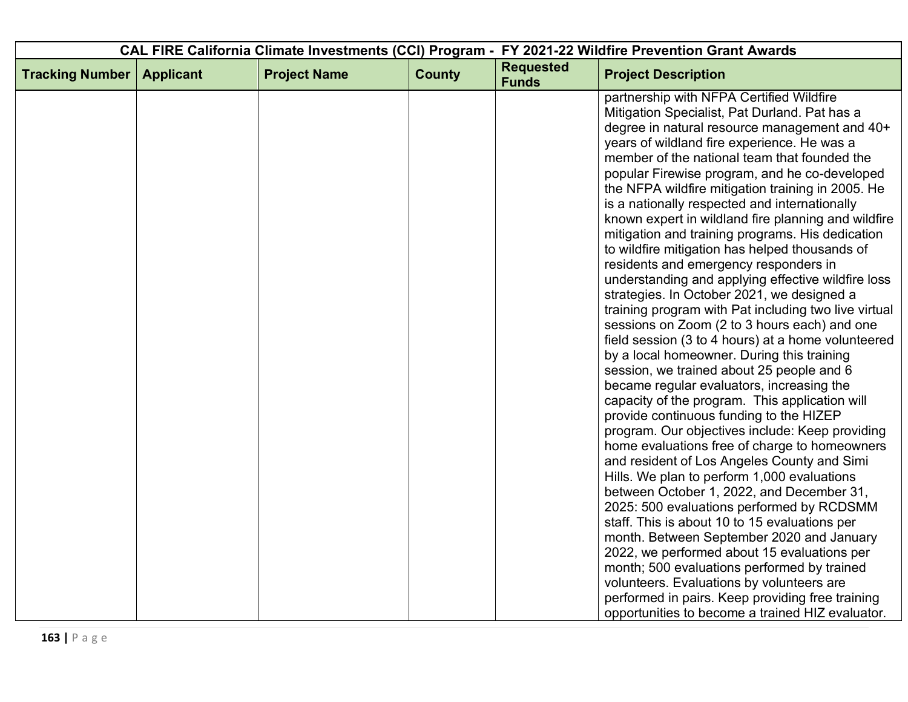| CAL FIRE California Climate Investments (CCI) Program - FY 2021-22 Wildfire Prevention Grant Awards | | | | | |
|---|---|---|---|---|---|
| **Tracking Number** | **Applicant** | **Project Name** | **County** | **Requested Funds** | **Project Description** |
| | | | | | partnership with NFPA Certified Wildfire Mitigation Specialist, Pat Durland. Pat has a degree in natural resource management and 40+ years of wildland fire experience. He was a member of the national team that founded the popular Firewise program, and he co-developed the NFPA wildfire mitigation training in 2005. He is a nationally respected and internationally known expert in wildland fire planning and wildfire mitigation and training programs. His dedication to wildfire mitigation has helped thousands of residents and emergency responders in understanding and applying effective wildfire loss strategies. In October 2021, we designed a training program with Pat including two live virtual sessions on Zoom (2 to 3 hours each) and one field session (3 to 4 hours) at a home volunteered by a local homeowner. During this training session, we trained about 25 people and 6 became regular evaluators, increasing the capacity of the program. This application will provide continuous funding to the HIZEP program. Our objectives include: Keep providing home evaluations free of charge to homeowners and resident of Los Angeles County and Simi Hills. We plan to perform 1,000 evaluations between October 1, 2022, and December 31, 2025: 500 evaluations performed by RCDSMM staff. This is about 10 to 15 evaluations per month. Between September 2020 and January 2022, we performed about 15 evaluations per month; 500 evaluations performed by trained volunteers. Evaluations by volunteers are performed in pairs. Keep providing free training opportunities to become a trained HIZ evaluator. |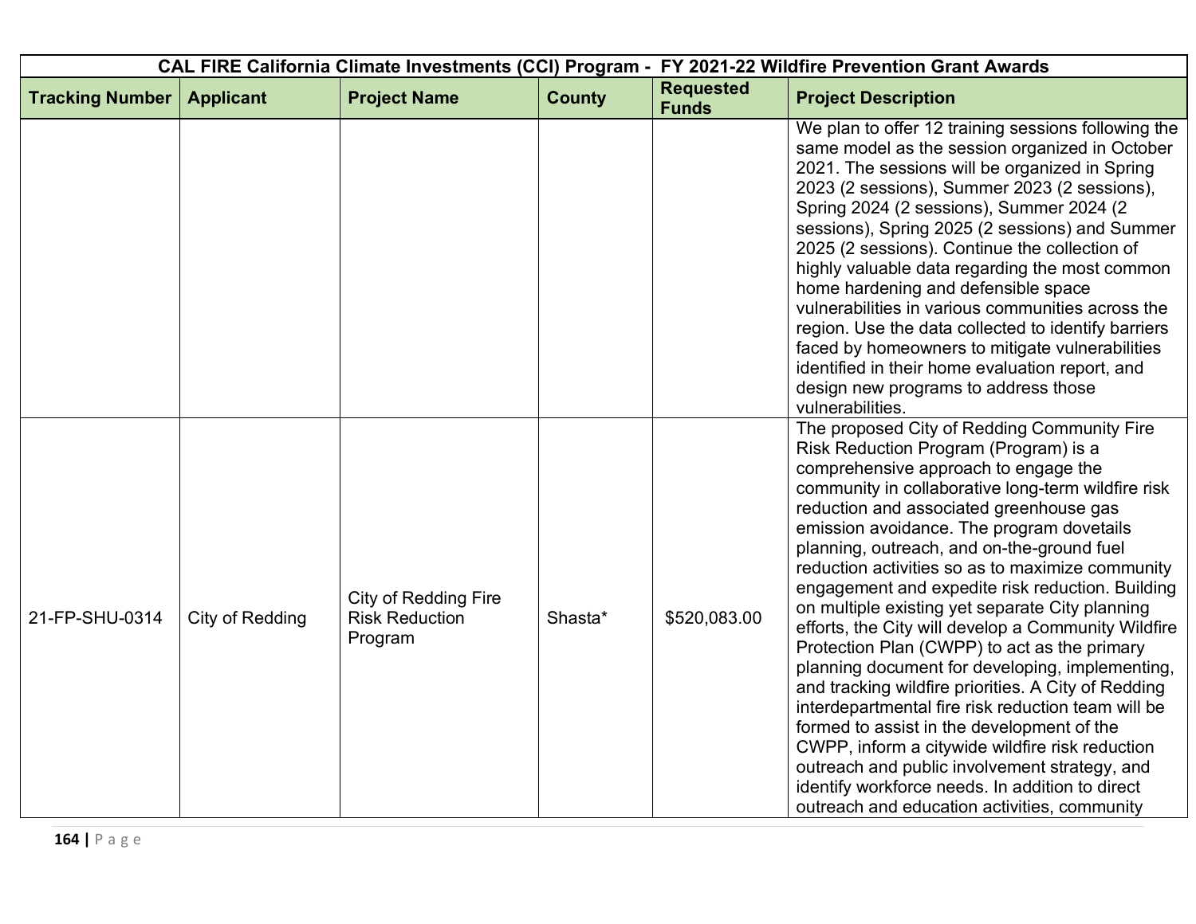| CAL FIRE California Climate Investments (CCI) Program - FY 2021-22 Wildfire Prevention Grant Awards | | | | | |
|---|---|---|---|---|---|
| **Tracking Number** | **Applicant** | **Project Name** | **County** | **Requested Funds** | **Project Description** |
| | | | | | We plan to offer 12 training sessions following the same model as the session organized in October 2021. The sessions will be organized in Spring 2023 (2 sessions), Summer 2023 (2 sessions), Spring 2024 (2 sessions), Summer 2024 (2 sessions), Spring 2025 (2 sessions) and Summer 2025 (2 sessions). Continue the collection of highly valuable data regarding the most common home hardening and defensible space vulnerabilities in various communities across the region. Use the data collected to identify barriers faced by homeowners to mitigate vulnerabilities identified in their home evaluation report, and design new programs to address those vulnerabilities. |
| 21-FP-SHU-0314 | City of Redding | City of Redding Fire Risk Reduction Program | Shasta* | $520,083.00 | The proposed City of Redding Community Fire Risk Reduction Program (Program) is a comprehensive approach to engage the community in collaborative long-term wildfire risk reduction and associated greenhouse gas emission avoidance. The program dovetails planning, outreach, and on-the-ground fuel reduction activities so as to maximize community engagement and expedite risk reduction. Building on multiple existing yet separate City planning efforts, the City will develop a Community Wildfire Protection Plan (CWPP) to act as the primary planning document for developing, implementing, and tracking wildfire priorities. A City of Redding interdepartmental fire risk reduction team will be formed to assist in the development of the CWPP, inform a citywide wildfire risk reduction outreach and public involvement strategy, and identify workforce needs. In addition to direct outreach and education activities, community |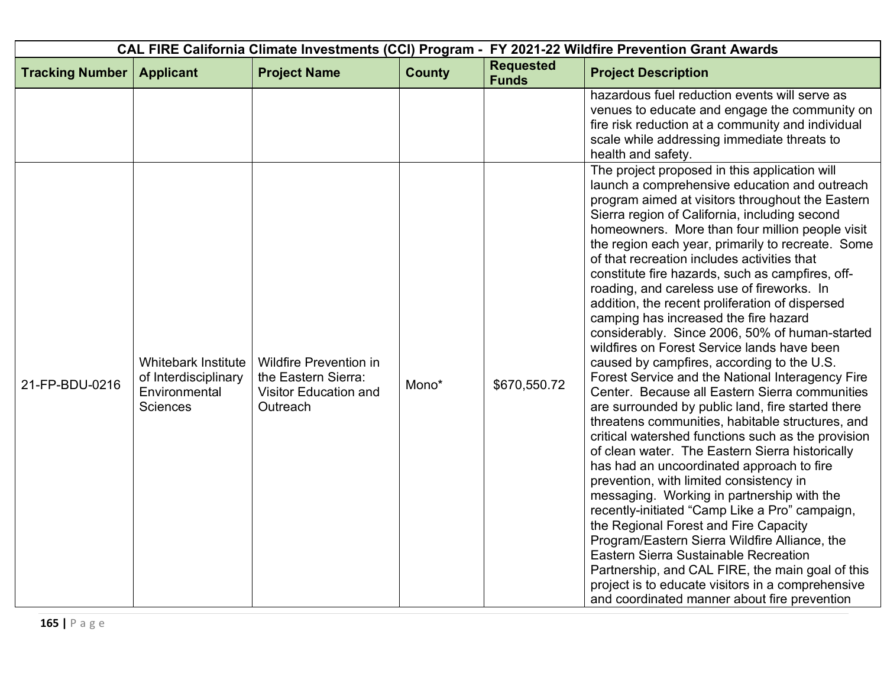| CAL FIRE California Climate Investments (CCI) Program - FY 2021-22 Wildfire Prevention Grant Awards | | | | | |
|---|---|---|---|---|---|
| **Tracking Number** | **Applicant** | **Project Name** | **County** | **Requested Funds** | **Project Description** |
| | | | | | hazardous fuel reduction events will serve as venues to educate and engage the community on fire risk reduction at a community and individual scale while addressing immediate threats to health and safety. |
| 21-FP-BDU-0216 | Whitebark Institute of Interdisciplinary Environmental Sciences | Wildfire Prevention in the Eastern Sierra: Visitor Education and Outreach | Mono* | $670,550.72 | The project proposed in this application will launch a comprehensive education and outreach program aimed at visitors throughout the Eastern Sierra region of California, including second homeowners. More than four million people visit the region each year, primarily to recreate. Some of that recreation includes activities that constitute fire hazards, such as campfires, off-roading, and careless use of fireworks. In addition, the recent proliferation of dispersed camping has increased the fire hazard considerably. Since 2006, 50% of human-started wildfires on Forest Service lands have been caused by campfires, according to the U.S. Forest Service and the National Interagency Fire Center. Because all Eastern Sierra communities are surrounded by public land, fire started there threatens communities, habitable structures, and critical watershed functions such as the provision of clean water. The Eastern Sierra historically has had an uncoordinated approach to fire prevention, with limited consistency in messaging. Working in partnership with the recently-initiated "Camp Like a Pro" campaign, the Regional Forest and Fire Capacity Program/Eastern Sierra Wildfire Alliance, the Eastern Sierra Sustainable Recreation Partnership, and CAL FIRE, the main goal of this project is to educate visitors in a comprehensive and coordinated manner about fire prevention |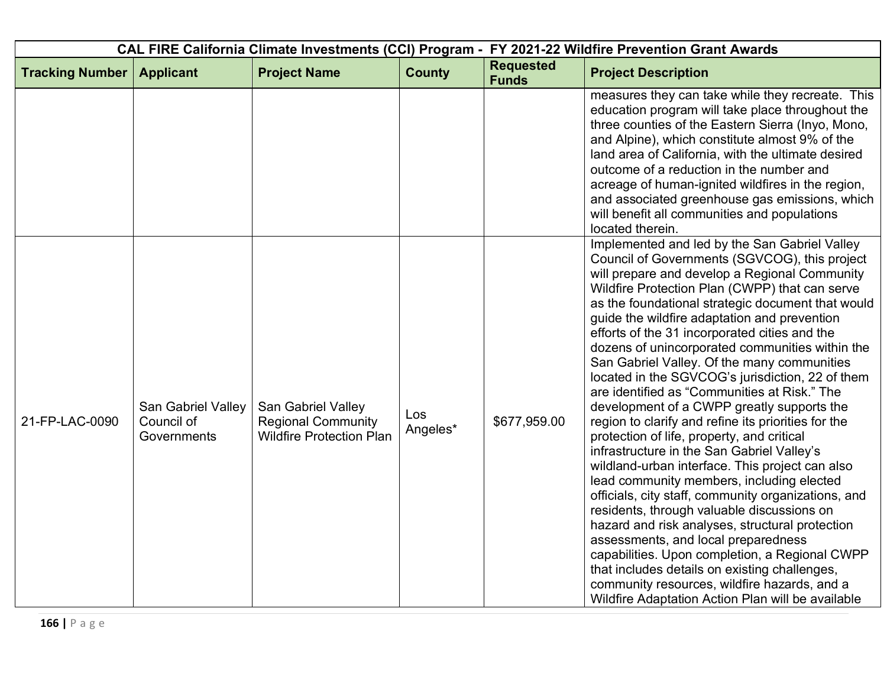| CAL FIRE California Climate Investments (CCI) Program - FY 2021-22 Wildfire Prevention Grant Awards | | | | | |
|---|---|---|---|---|---|
| **Tracking Number** | **Applicant** | **Project Name** | **County** | **Requested Funds** | **Project Description** |
| | | | | | measures they can take while they recreate. This education program will take place throughout the three counties of the Eastern Sierra (Inyo, Mono, and Alpine), which constitute almost 9% of the land area of California, with the ultimate desired outcome of a reduction in the number and acreage of human-ignited wildfires in the region, and associated greenhouse gas emissions, which will benefit all communities and populations located therein. |
| 21-FP-LAC-0090 | San Gabriel Valley Council of Governments | San Gabriel Valley Regional Community Wildfire Protection Plan | Los Angeles* | $677,959.00 | Implemented and led by the San Gabriel Valley Council of Governments (SGVCOG), this project will prepare and develop a Regional Community Wildfire Protection Plan (CWPP) that can serve as the foundational strategic document that would guide the wildfire adaptation and prevention efforts of the 31 incorporated cities and the dozens of unincorporated communities within the San Gabriel Valley. Of the many communities located in the SGVCOG's jurisdiction, 22 of them are identified as "Communities at Risk." The development of a CWPP greatly supports the region to clarify and refine its priorities for the protection of life, property, and critical infrastructure in the San Gabriel Valley's wildland-urban interface. This project can also lead community members, including elected officials, city staff, community organizations, and residents, through valuable discussions on hazard and risk analyses, structural protection assessments, and local preparedness capabilities. Upon completion, a Regional CWPP that includes details on existing challenges, community resources, wildfire hazards, and a Wildfire Adaptation Action Plan will be available |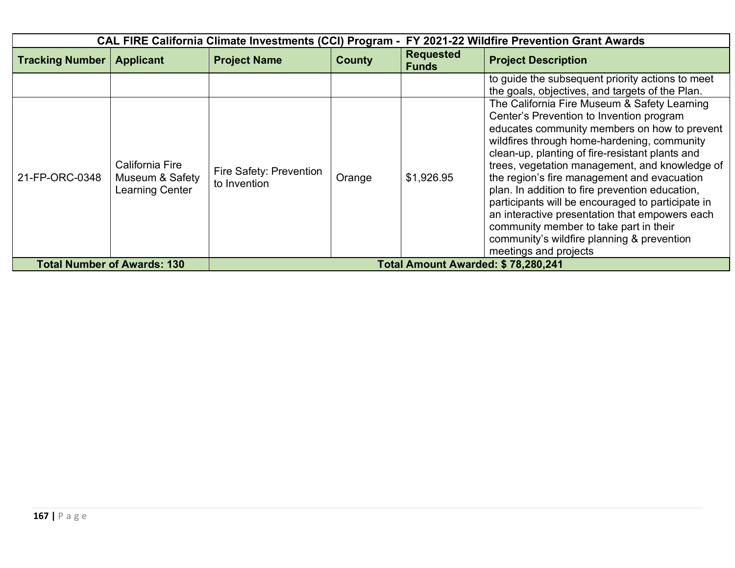| CAL FIRE California Climate Investments (CCI) Program - FY 2021-22 Wildfire Prevention Grant Awards | | | | | |
|---|---|---|---|---|---|
| **Tracking Number** | **Applicant** | **Project Name** | **County** | **Requested Funds** | **Project Description** |
| | | | | | to guide the subsequent priority actions to meet the goals, objectives, and targets of the Plan. |
| 21-FP-ORC-0348 | California Fire Museum & Safety Learning Center | Fire Safety: Prevention to Invention | Orange | $1,926.95 | The California Fire Museum & Safety Learning Center's Prevention to Invention program educates community members on how to prevent wildfires through home-hardening, community clean-up, planting of fire-resistant plants and trees, vegetation management, and knowledge of the region's fire management and evacuation plan. In addition to fire prevention education, participants will be encouraged to participate in an interactive presentation that empowers each community member to take part in their community's wildfire planning & prevention meetings and projects |
| **Total Number of Awards: 130** | | **Total Amount Awarded: $ 78,280,241** | | | |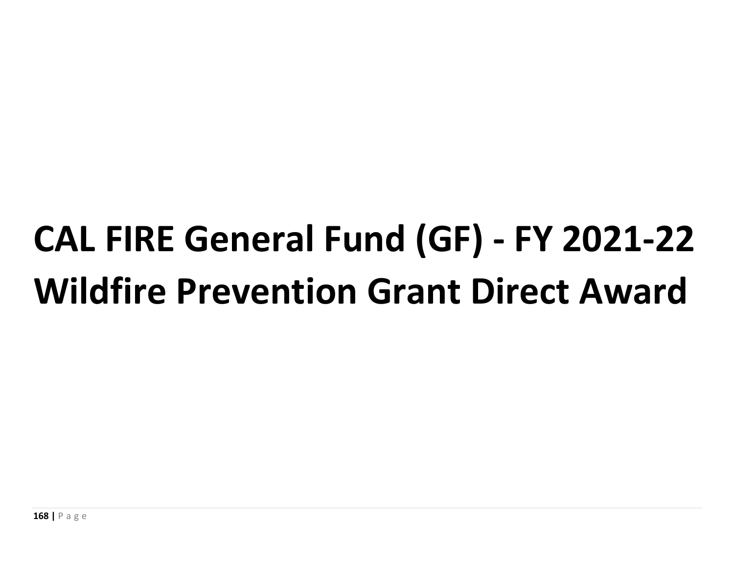# CAL FIRE General Fund (GF) - FY 2021-22 Wildfire Prevention Grant Direct Award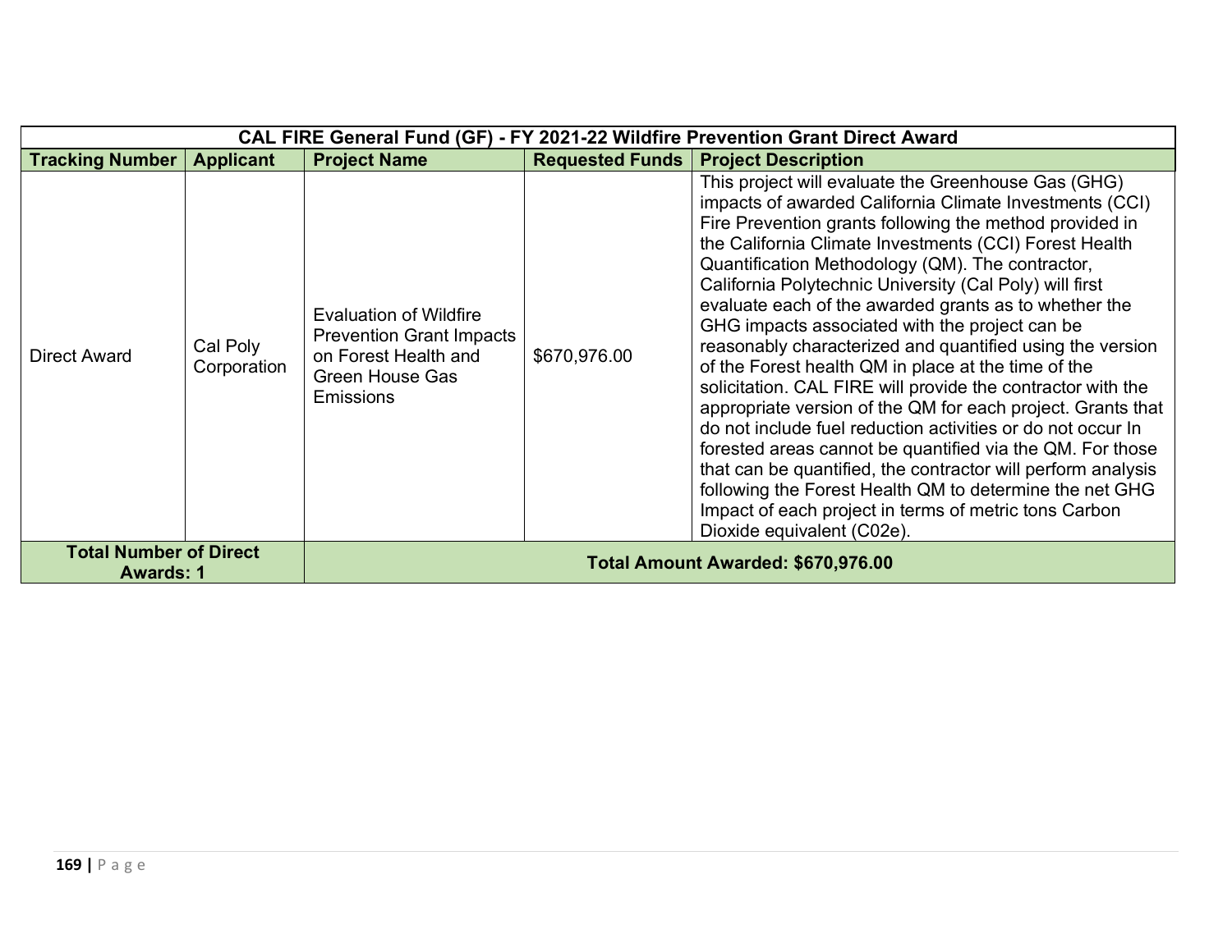| CAL FIRE General Fund (GF) - FY 2021-22 Wildfire Prevention Grant Direct Award | | | | |
|---|---|---|---|---|
| **Tracking Number** | **Applicant** | **Project Name** | **Requested Funds** | **Project Description** |
| Direct Award | Cal Poly Corporation | Evaluation of Wildfire Prevention Grant Impacts on Forest Health and Green House Gas Emissions | $670,976.00 | This project will evaluate the Greenhouse Gas (GHG) impacts of awarded California Climate Investments (CCI) Fire Prevention grants following the method provided in the California Climate Investments (CCI) Forest Health Quantification Methodology (QM). The contractor, California Polytechnic University (Cal Poly) will first evaluate each of the awarded grants as to whether the GHG impacts associated with the project can be reasonably characterized and quantified using the version of the Forest health QM in place at the time of the solicitation. CAL FIRE will provide the contractor with the appropriate version of the QM for each project. Grants that do not include fuel reduction activities or do not occur In forested areas cannot be quantified via the QM. For those that can be quantified, the contractor will perform analysis following the Forest Health QM to determine the net GHG Impact of each project in terms of metric tons Carbon Dioxide equivalent (C02e). |
| **Total Number of Direct Awards: 1** | | **Total Amount Awarded: $670,976.00** | | |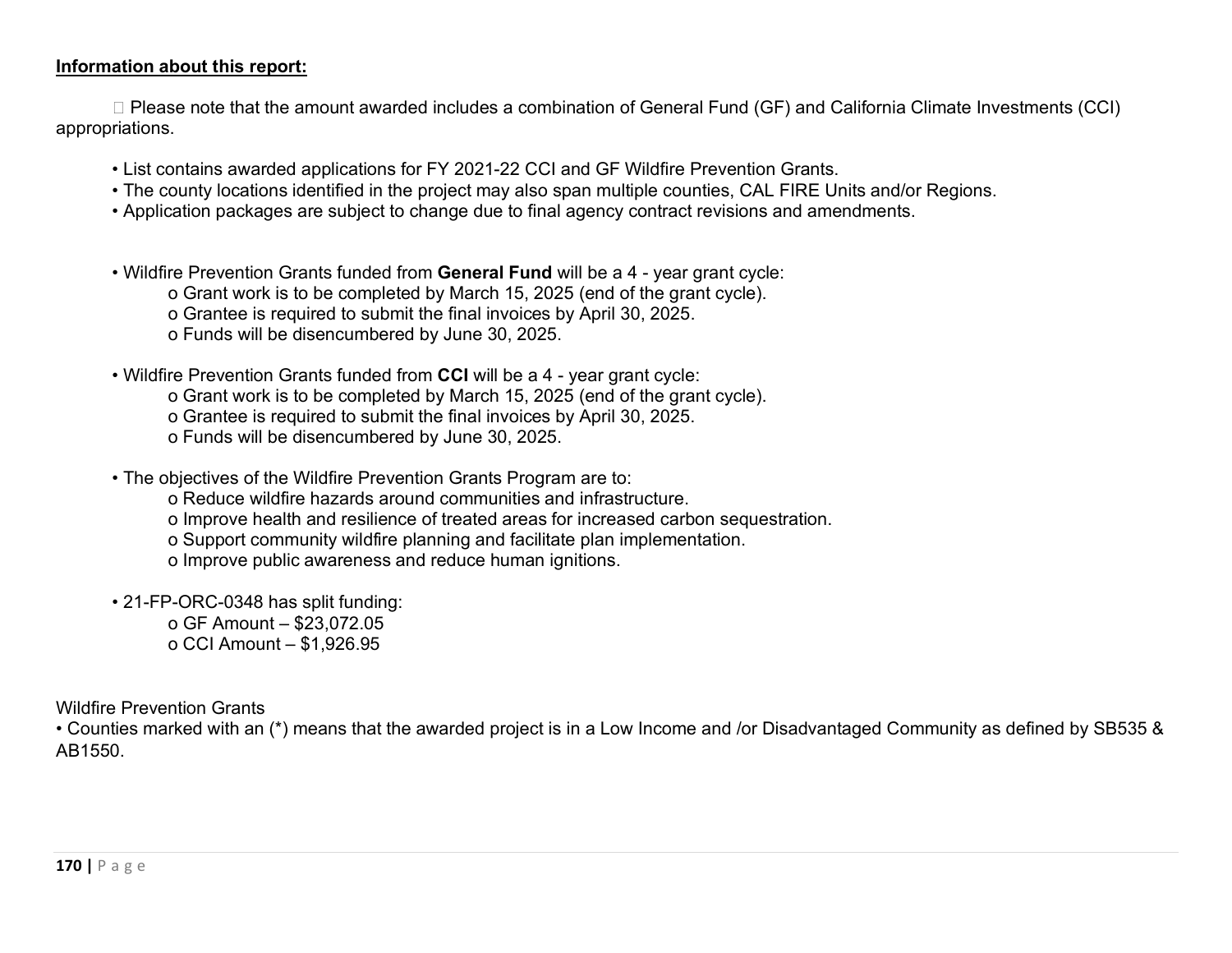**Information about this report:**

 Please note that the amount awarded includes a combination of General Fund (GF) and California Climate Investments (CCI) appropriations.

- List contains awarded applications for FY 2021-22 CCI and GF Wildfire Prevention Grants.
- The county locations identified in the project may also span multiple counties, CAL FIRE Units and/or Regions.
- Application packages are subject to change due to final agency contract revisions and amendments.

- Wildfire Prevention Grants funded from **General Fund** will be a 4 - year grant cycle:
  - Grant work is to be completed by March 15, 2025 (end of the grant cycle).
  - Grantee is required to submit the final invoices by April 30, 2025.
  - Funds will be disencumbered by June 30, 2025.

- Wildfire Prevention Grants funded from **CCI** will be a 4 - year grant cycle:
  - Grant work is to be completed by March 15, 2025 (end of the grant cycle).
  - Grantee is required to submit the final invoices by April 30, 2025.
  - Funds will be disencumbered by June 30, 2025.

- The objectives of the Wildfire Prevention Grants Program are to:
  - Reduce wildfire hazards around communities and infrastructure.
  - Improve health and resilience of treated areas for increased carbon sequestration.
  - Support community wildfire planning and facilitate plan implementation.
  - Improve public awareness and reduce human ignitions.

- 21-FP-ORC-0348 has split funding:
  - GF Amount – $23,072.05
  - CCI Amount – $1,926.95

Wildfire Prevention Grants

- Counties marked with an (*) means that the awarded project is in a Low Income and /or Disadvantaged Community as defined by SB535 & AB1550.